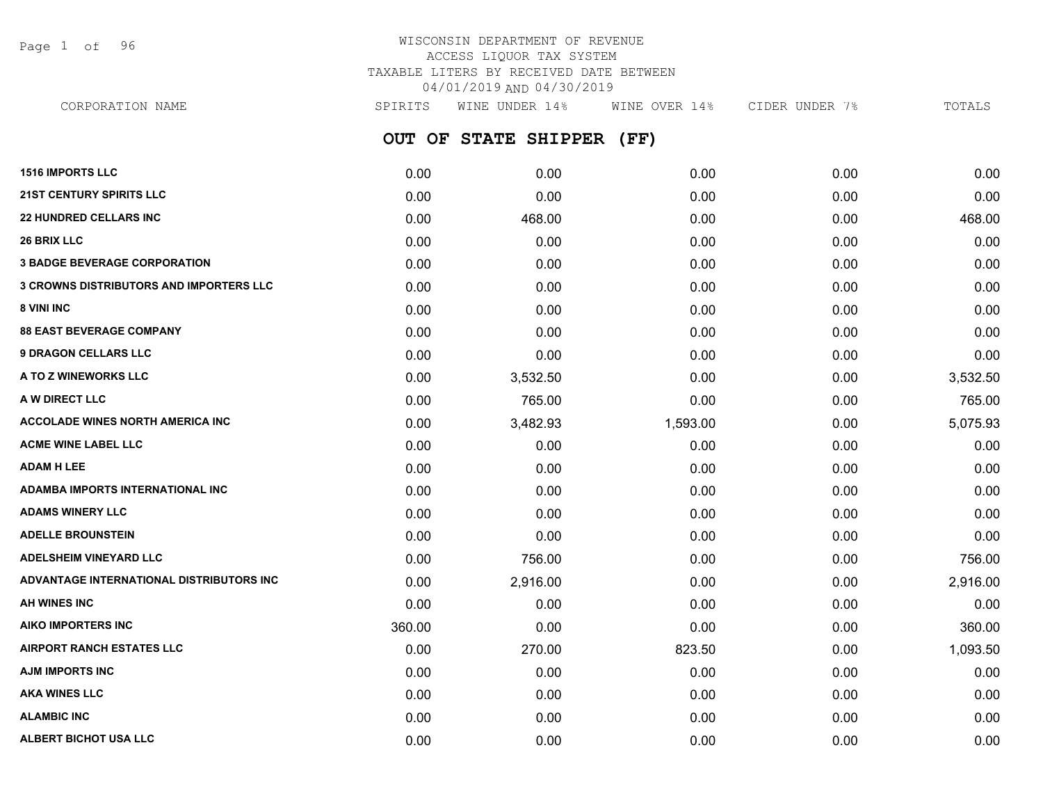# WISCONSIN DEPARTMENT OF REVENUE
ACCESS LIQUOR TAX SYSTEM
TAXABLE LITERS BY RECEIVED DATE BETWEEN
04/01/2019 AND 04/30/2019

## OUT OF STATE SHIPPER (FF)

| CORPORATION NAME | SPIRITS | WINE UNDER 14% | WINE OVER 14% | CIDER UNDER 7% | TOTALS |
|---|---|---|---|---|---|
| **1516 IMPORTS LLC** | 0.00 | 0.00 | 0.00 | 0.00 | 0.00 |
| **21ST CENTURY SPIRITS LLC** | 0.00 | 0.00 | 0.00 | 0.00 | 0.00 |
| **22 HUNDRED CELLARS INC** | 0.00 | 468.00 | 0.00 | 0.00 | 468.00 |
| **26 BRIX LLC** | 0.00 | 0.00 | 0.00 | 0.00 | 0.00 |
| **3 BADGE BEVERAGE CORPORATION** | 0.00 | 0.00 | 0.00 | 0.00 | 0.00 |
| **3 CROWNS DISTRIBUTORS AND IMPORTERS LLC** | 0.00 | 0.00 | 0.00 | 0.00 | 0.00 |
| **8 VINI INC** | 0.00 | 0.00 | 0.00 | 0.00 | 0.00 |
| **88 EAST BEVERAGE COMPANY** | 0.00 | 0.00 | 0.00 | 0.00 | 0.00 |
| **9 DRAGON CELLARS LLC** | 0.00 | 0.00 | 0.00 | 0.00 | 0.00 |
| **A TO Z WINEWORKS LLC** | 0.00 | 3,532.50 | 0.00 | 0.00 | 3,532.50 |
| **A W DIRECT LLC** | 0.00 | 765.00 | 0.00 | 0.00 | 765.00 |
| **ACCOLADE WINES NORTH AMERICA INC** | 0.00 | 3,482.93 | 1,593.00 | 0.00 | 5,075.93 |
| **ACME WINE LABEL LLC** | 0.00 | 0.00 | 0.00 | 0.00 | 0.00 |
| **ADAM H LEE** | 0.00 | 0.00 | 0.00 | 0.00 | 0.00 |
| **ADAMBA IMPORTS INTERNATIONAL INC** | 0.00 | 0.00 | 0.00 | 0.00 | 0.00 |
| **ADAMS WINERY LLC** | 0.00 | 0.00 | 0.00 | 0.00 | 0.00 |
| **ADELLE BROUNSTEIN** | 0.00 | 0.00 | 0.00 | 0.00 | 0.00 |
| **ADELSHEIM VINEYARD LLC** | 0.00 | 756.00 | 0.00 | 0.00 | 756.00 |
| **ADVANTAGE INTERNATIONAL DISTRIBUTORS INC** | 0.00 | 2,916.00 | 0.00 | 0.00 | 2,916.00 |
| **AH WINES INC** | 0.00 | 0.00 | 0.00 | 0.00 | 0.00 |
| **AIKO IMPORTERS INC** | 360.00 | 0.00 | 0.00 | 0.00 | 360.00 |
| **AIRPORT RANCH ESTATES LLC** | 0.00 | 270.00 | 823.50 | 0.00 | 1,093.50 |
| **AJM IMPORTS INC** | 0.00 | 0.00 | 0.00 | 0.00 | 0.00 |
| **AKA WINES LLC** | 0.00 | 0.00 | 0.00 | 0.00 | 0.00 |
| **ALAMBIC INC** | 0.00 | 0.00 | 0.00 | 0.00 | 0.00 |
| **ALBERT BICHOT USA LLC** | 0.00 | 0.00 | 0.00 | 0.00 | 0.00 |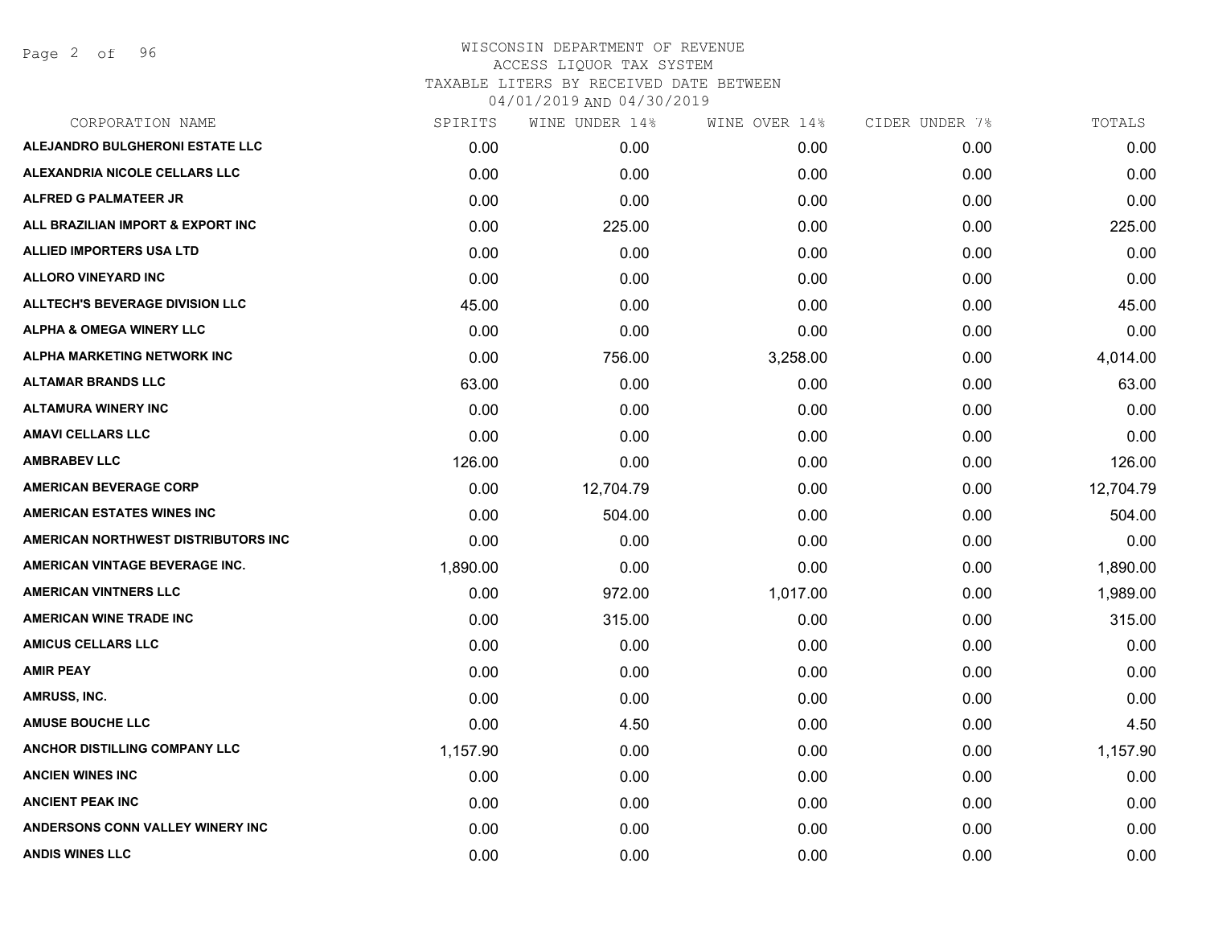# WISCONSIN DEPARTMENT OF REVENUE
## ACCESS LIQUOR TAX SYSTEM
### TAXABLE LITERS BY RECEIVED DATE BETWEEN 04/01/2019 AND 04/30/2019

| CORPORATION NAME | SPIRITS | WINE UNDER 14% | WINE OVER 14% | CIDER UNDER 7% | TOTALS |
|---|---|---|---|---|---|
| ALEJANDRO BULGHERONI ESTATE LLC | 0.00 | 0.00 | 0.00 | 0.00 | 0.00 |
| ALEXANDRIA NICOLE CELLARS LLC | 0.00 | 0.00 | 0.00 | 0.00 | 0.00 |
| ALFRED G PALMATEER JR | 0.00 | 0.00 | 0.00 | 0.00 | 0.00 |
| ALL BRAZILIAN IMPORT & EXPORT INC | 0.00 | 225.00 | 0.00 | 0.00 | 225.00 |
| ALLIED IMPORTERS USA LTD | 0.00 | 0.00 | 0.00 | 0.00 | 0.00 |
| ALLORO VINEYARD INC | 0.00 | 0.00 | 0.00 | 0.00 | 0.00 |
| ALLTECH'S BEVERAGE DIVISION LLC | 45.00 | 0.00 | 0.00 | 0.00 | 45.00 |
| ALPHA & OMEGA WINERY LLC | 0.00 | 0.00 | 0.00 | 0.00 | 0.00 |
| ALPHA MARKETING NETWORK INC | 0.00 | 756.00 | 3,258.00 | 0.00 | 4,014.00 |
| ALTAMAR BRANDS LLC | 63.00 | 0.00 | 0.00 | 0.00 | 63.00 |
| ALTAMURA WINERY INC | 0.00 | 0.00 | 0.00 | 0.00 | 0.00 |
| AMAVI CELLARS LLC | 0.00 | 0.00 | 0.00 | 0.00 | 0.00 |
| AMBRABEV LLC | 126.00 | 0.00 | 0.00 | 0.00 | 126.00 |
| AMERICAN BEVERAGE CORP | 0.00 | 12,704.79 | 0.00 | 0.00 | 12,704.79 |
| AMERICAN ESTATES WINES INC | 0.00 | 504.00 | 0.00 | 0.00 | 504.00 |
| AMERICAN NORTHWEST DISTRIBUTORS INC | 0.00 | 0.00 | 0.00 | 0.00 | 0.00 |
| AMERICAN VINTAGE BEVERAGE INC. | 1,890.00 | 0.00 | 0.00 | 0.00 | 1,890.00 |
| AMERICAN VINTNERS LLC | 0.00 | 972.00 | 1,017.00 | 0.00 | 1,989.00 |
| AMERICAN WINE TRADE INC | 0.00 | 315.00 | 0.00 | 0.00 | 315.00 |
| AMICUS CELLARS LLC | 0.00 | 0.00 | 0.00 | 0.00 | 0.00 |
| AMIR PEAY | 0.00 | 0.00 | 0.00 | 0.00 | 0.00 |
| AMRUSS, INC. | 0.00 | 0.00 | 0.00 | 0.00 | 0.00 |
| AMUSE BOUCHE LLC | 0.00 | 4.50 | 0.00 | 0.00 | 4.50 |
| ANCHOR DISTILLING COMPANY LLC | 1,157.90 | 0.00 | 0.00 | 0.00 | 1,157.90 |
| ANCIEN WINES INC | 0.00 | 0.00 | 0.00 | 0.00 | 0.00 |
| ANCIENT PEAK INC | 0.00 | 0.00 | 0.00 | 0.00 | 0.00 |
| ANDERSONS CONN VALLEY WINERY INC | 0.00 | 0.00 | 0.00 | 0.00 | 0.00 |
| ANDIS WINES LLC | 0.00 | 0.00 | 0.00 | 0.00 | 0.00 |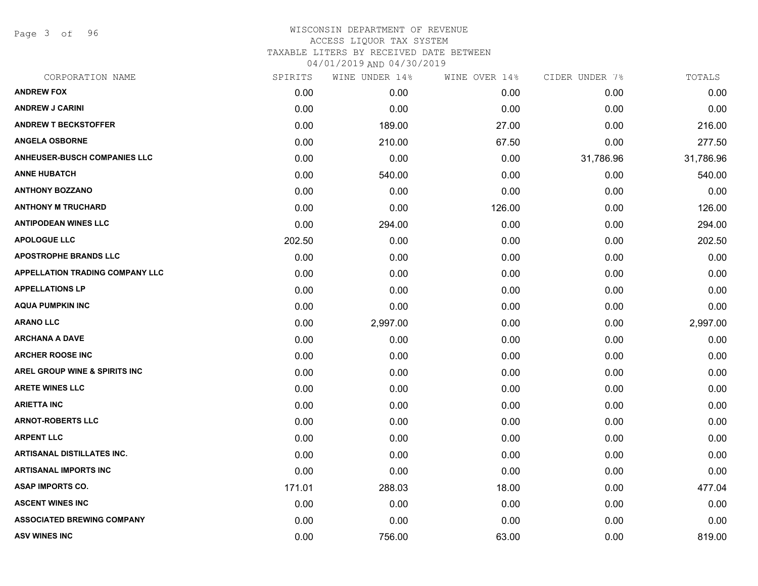# WISCONSIN DEPARTMENT OF REVENUE
## ACCESS LIQUOR TAX SYSTEM
### TAXABLE LITERS BY RECEIVED DATE BETWEEN 04/01/2019 AND 04/30/2019

| CORPORATION NAME | SPIRITS | WINE UNDER 14% | WINE OVER 14% | CIDER UNDER 7% | TOTALS |
|---|---|---|---|---|---|
| ANDREW FOX | 0.00 | 0.00 | 0.00 | 0.00 | 0.00 |
| ANDREW J CARINI | 0.00 | 0.00 | 0.00 | 0.00 | 0.00 |
| ANDREW T BECKSTOFFER | 0.00 | 189.00 | 27.00 | 0.00 | 216.00 |
| ANGELA OSBORNE | 0.00 | 210.00 | 67.50 | 0.00 | 277.50 |
| ANHEUSER-BUSCH COMPANIES LLC | 0.00 | 0.00 | 0.00 | 31,786.96 | 31,786.96 |
| ANNE HUBATCH | 0.00 | 540.00 | 0.00 | 0.00 | 540.00 |
| ANTHONY BOZZANO | 0.00 | 0.00 | 0.00 | 0.00 | 0.00 |
| ANTHONY M TRUCHARD | 0.00 | 0.00 | 126.00 | 0.00 | 126.00 |
| ANTIPODEAN WINES LLC | 0.00 | 294.00 | 0.00 | 0.00 | 294.00 |
| APOLOGUE LLC | 202.50 | 0.00 | 0.00 | 0.00 | 202.50 |
| APOSTROPHE BRANDS LLC | 0.00 | 0.00 | 0.00 | 0.00 | 0.00 |
| APPELLATION TRADING COMPANY LLC | 0.00 | 0.00 | 0.00 | 0.00 | 0.00 |
| APPELLATIONS LP | 0.00 | 0.00 | 0.00 | 0.00 | 0.00 |
| AQUA PUMPKIN INC | 0.00 | 0.00 | 0.00 | 0.00 | 0.00 |
| ARANO LLC | 0.00 | 2,997.00 | 0.00 | 0.00 | 2,997.00 |
| ARCHANA A DAVE | 0.00 | 0.00 | 0.00 | 0.00 | 0.00 |
| ARCHER ROOSE INC | 0.00 | 0.00 | 0.00 | 0.00 | 0.00 |
| AREL GROUP WINE & SPIRITS INC | 0.00 | 0.00 | 0.00 | 0.00 | 0.00 |
| ARETE WINES LLC | 0.00 | 0.00 | 0.00 | 0.00 | 0.00 |
| ARIETTA INC | 0.00 | 0.00 | 0.00 | 0.00 | 0.00 |
| ARNOT-ROBERTS LLC | 0.00 | 0.00 | 0.00 | 0.00 | 0.00 |
| ARPENT LLC | 0.00 | 0.00 | 0.00 | 0.00 | 0.00 |
| ARTISANAL DISTILLATES INC. | 0.00 | 0.00 | 0.00 | 0.00 | 0.00 |
| ARTISANAL IMPORTS INC | 0.00 | 0.00 | 0.00 | 0.00 | 0.00 |
| ASAP IMPORTS CO. | 171.01 | 288.03 | 18.00 | 0.00 | 477.04 |
| ASCENT WINES INC | 0.00 | 0.00 | 0.00 | 0.00 | 0.00 |
| ASSOCIATED BREWING COMPANY | 0.00 | 0.00 | 0.00 | 0.00 | 0.00 |
| ASV WINES INC | 0.00 | 756.00 | 63.00 | 0.00 | 819.00 |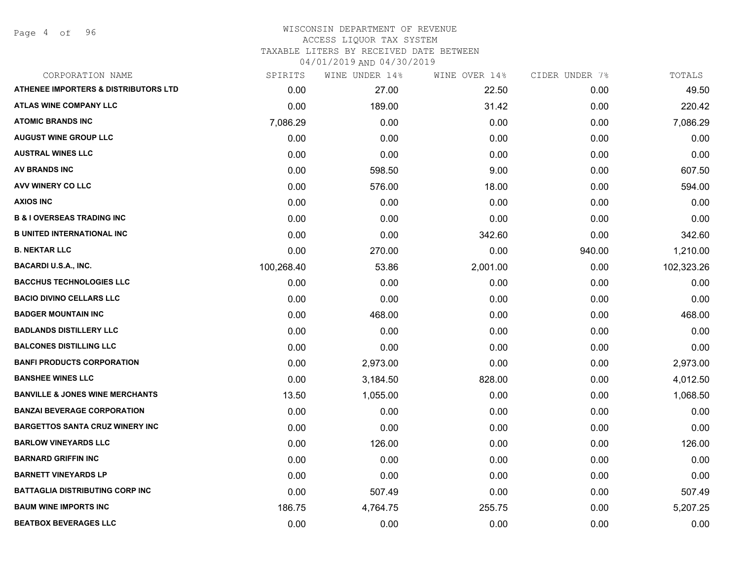# WISCONSIN DEPARTMENT OF REVENUE
## ACCESS LIQUOR TAX SYSTEM
### TAXABLE LITERS BY RECEIVED DATE BETWEEN 04/01/2019 AND 04/30/2019

| CORPORATION NAME | SPIRITS | WINE UNDER 14% | WINE OVER 14% | CIDER UNDER 7% | TOTALS |
|---|---|---|---|---|---|
| ATHENEE IMPORTERS & DISTRIBUTORS LTD | 0.00 | 27.00 | 22.50 | 0.00 | 49.50 |
| ATLAS WINE COMPANY LLC | 0.00 | 189.00 | 31.42 | 0.00 | 220.42 |
| ATOMIC BRANDS INC | 7,086.29 | 0.00 | 0.00 | 0.00 | 7,086.29 |
| AUGUST WINE GROUP LLC | 0.00 | 0.00 | 0.00 | 0.00 | 0.00 |
| AUSTRAL WINES LLC | 0.00 | 0.00 | 0.00 | 0.00 | 0.00 |
| AV BRANDS INC | 0.00 | 598.50 | 9.00 | 0.00 | 607.50 |
| AVV WINERY CO LLC | 0.00 | 576.00 | 18.00 | 0.00 | 594.00 |
| AXIOS INC | 0.00 | 0.00 | 0.00 | 0.00 | 0.00 |
| B & I OVERSEAS TRADING INC | 0.00 | 0.00 | 0.00 | 0.00 | 0.00 |
| B UNITED INTERNATIONAL INC | 0.00 | 0.00 | 342.60 | 0.00 | 342.60 |
| B. NEKTAR LLC | 0.00 | 270.00 | 0.00 | 940.00 | 1,210.00 |
| BACARDI U.S.A., INC. | 100,268.40 | 53.86 | 2,001.00 | 0.00 | 102,323.26 |
| BACCHUS TECHNOLOGIES LLC | 0.00 | 0.00 | 0.00 | 0.00 | 0.00 |
| BACIO DIVINO CELLARS LLC | 0.00 | 0.00 | 0.00 | 0.00 | 0.00 |
| BADGER MOUNTAIN INC | 0.00 | 468.00 | 0.00 | 0.00 | 468.00 |
| BADLANDS DISTILLERY LLC | 0.00 | 0.00 | 0.00 | 0.00 | 0.00 |
| BALCONES DISTILLING LLC | 0.00 | 0.00 | 0.00 | 0.00 | 0.00 |
| BANFI PRODUCTS CORPORATION | 0.00 | 2,973.00 | 0.00 | 0.00 | 2,973.00 |
| BANSHEE WINES LLC | 0.00 | 3,184.50 | 828.00 | 0.00 | 4,012.50 |
| BANVILLE & JONES WINE MERCHANTS | 13.50 | 1,055.00 | 0.00 | 0.00 | 1,068.50 |
| BANZAI BEVERAGE CORPORATION | 0.00 | 0.00 | 0.00 | 0.00 | 0.00 |
| BARGETTOS SANTA CRUZ WINERY INC | 0.00 | 0.00 | 0.00 | 0.00 | 0.00 |
| BARLOW VINEYARDS LLC | 0.00 | 126.00 | 0.00 | 0.00 | 126.00 |
| BARNARD GRIFFIN INC | 0.00 | 0.00 | 0.00 | 0.00 | 0.00 |
| BARNETT VINEYARDS LP | 0.00 | 0.00 | 0.00 | 0.00 | 0.00 |
| BATTAGLIA DISTRIBUTING CORP INC | 0.00 | 507.49 | 0.00 | 0.00 | 507.49 |
| BAUM WINE IMPORTS INC | 186.75 | 4,764.75 | 255.75 | 0.00 | 5,207.25 |
| BEATBOX BEVERAGES LLC | 0.00 | 0.00 | 0.00 | 0.00 | 0.00 |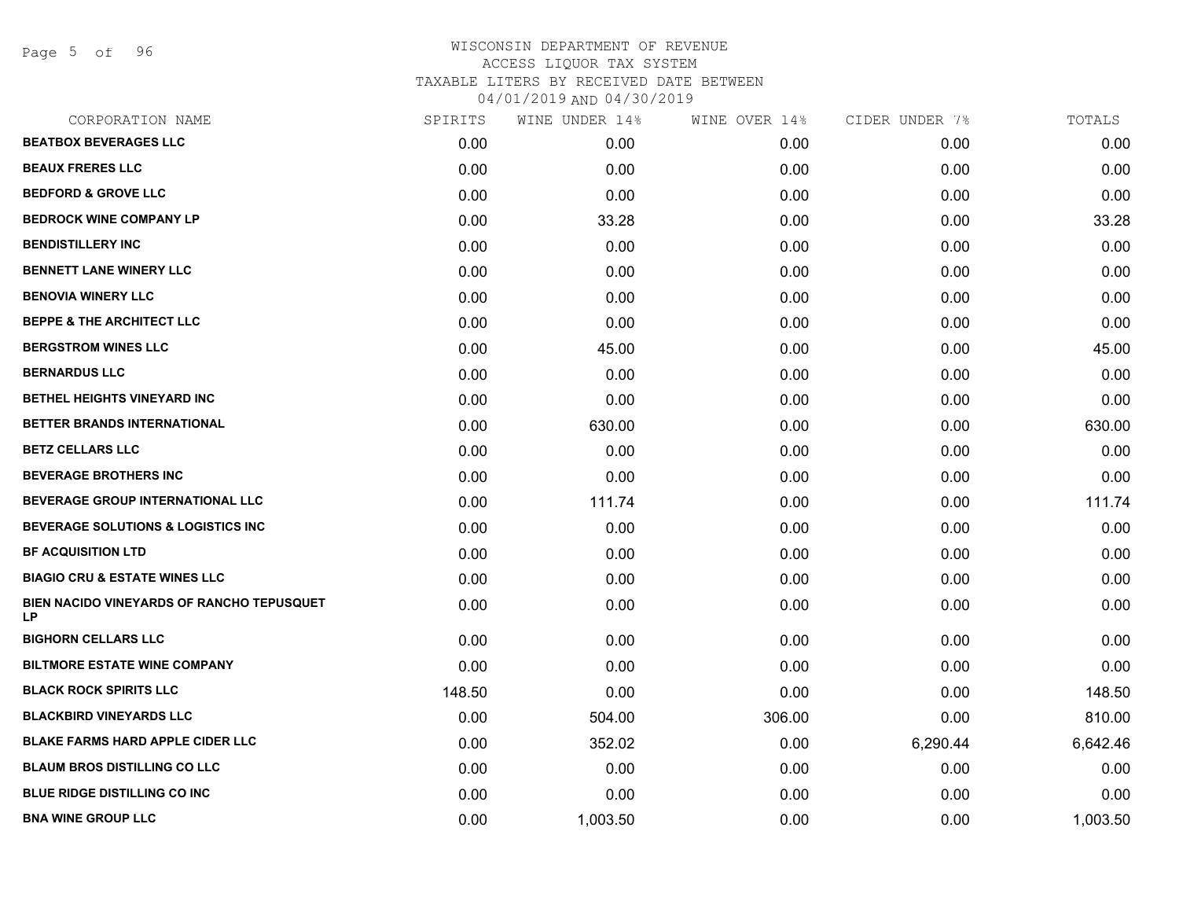# WISCONSIN DEPARTMENT OF REVENUE
## ACCESS LIQUOR TAX SYSTEM
### TAXABLE LITERS BY RECEIVED DATE BETWEEN 04/01/2019 AND 04/30/2019

| CORPORATION NAME | SPIRITS | WINE UNDER 14% | WINE OVER 14% | CIDER UNDER 7% | TOTALS |
|---|---|---|---|---|---|
| BEATBOX BEVERAGES LLC | 0.00 | 0.00 | 0.00 | 0.00 | 0.00 |
| BEAUX FRERES LLC | 0.00 | 0.00 | 0.00 | 0.00 | 0.00 |
| BEDFORD & GROVE LLC | 0.00 | 0.00 | 0.00 | 0.00 | 0.00 |
| BEDROCK WINE COMPANY LP | 0.00 | 33.28 | 0.00 | 0.00 | 33.28 |
| BENDISTILLERY INC | 0.00 | 0.00 | 0.00 | 0.00 | 0.00 |
| BENNETT LANE WINERY LLC | 0.00 | 0.00 | 0.00 | 0.00 | 0.00 |
| BENOVIA WINERY LLC | 0.00 | 0.00 | 0.00 | 0.00 | 0.00 |
| BEPPE & THE ARCHITECT LLC | 0.00 | 0.00 | 0.00 | 0.00 | 0.00 |
| BERGSTROM WINES LLC | 0.00 | 45.00 | 0.00 | 0.00 | 45.00 |
| BERNARDUS LLC | 0.00 | 0.00 | 0.00 | 0.00 | 0.00 |
| BETHEL HEIGHTS VINEYARD INC | 0.00 | 0.00 | 0.00 | 0.00 | 0.00 |
| BETTER BRANDS INTERNATIONAL | 0.00 | 630.00 | 0.00 | 0.00 | 630.00 |
| BETZ CELLARS LLC | 0.00 | 0.00 | 0.00 | 0.00 | 0.00 |
| BEVERAGE BROTHERS INC | 0.00 | 0.00 | 0.00 | 0.00 | 0.00 |
| BEVERAGE GROUP INTERNATIONAL LLC | 0.00 | 111.74 | 0.00 | 0.00 | 111.74 |
| BEVERAGE SOLUTIONS & LOGISTICS INC | 0.00 | 0.00 | 0.00 | 0.00 | 0.00 |
| BF ACQUISITION LTD | 0.00 | 0.00 | 0.00 | 0.00 | 0.00 |
| BIAGIO CRU & ESTATE WINES LLC | 0.00 | 0.00 | 0.00 | 0.00 | 0.00 |
| BIEN NACIDO VINEYARDS OF RANCHO TEPUSQUET LP | 0.00 | 0.00 | 0.00 | 0.00 | 0.00 |
| BIGHORN CELLARS LLC | 0.00 | 0.00 | 0.00 | 0.00 | 0.00 |
| BILTMORE ESTATE WINE COMPANY | 0.00 | 0.00 | 0.00 | 0.00 | 0.00 |
| BLACK ROCK SPIRITS LLC | 148.50 | 0.00 | 0.00 | 0.00 | 148.50 |
| BLACKBIRD VINEYARDS LLC | 0.00 | 504.00 | 306.00 | 0.00 | 810.00 |
| BLAKE FARMS HARD APPLE CIDER LLC | 0.00 | 352.02 | 0.00 | 6,290.44 | 6,642.46 |
| BLAUM BROS DISTILLING CO LLC | 0.00 | 0.00 | 0.00 | 0.00 | 0.00 |
| BLUE RIDGE DISTILLING CO INC | 0.00 | 0.00 | 0.00 | 0.00 | 0.00 |
| BNA WINE GROUP LLC | 0.00 | 1,003.50 | 0.00 | 0.00 | 1,003.50 |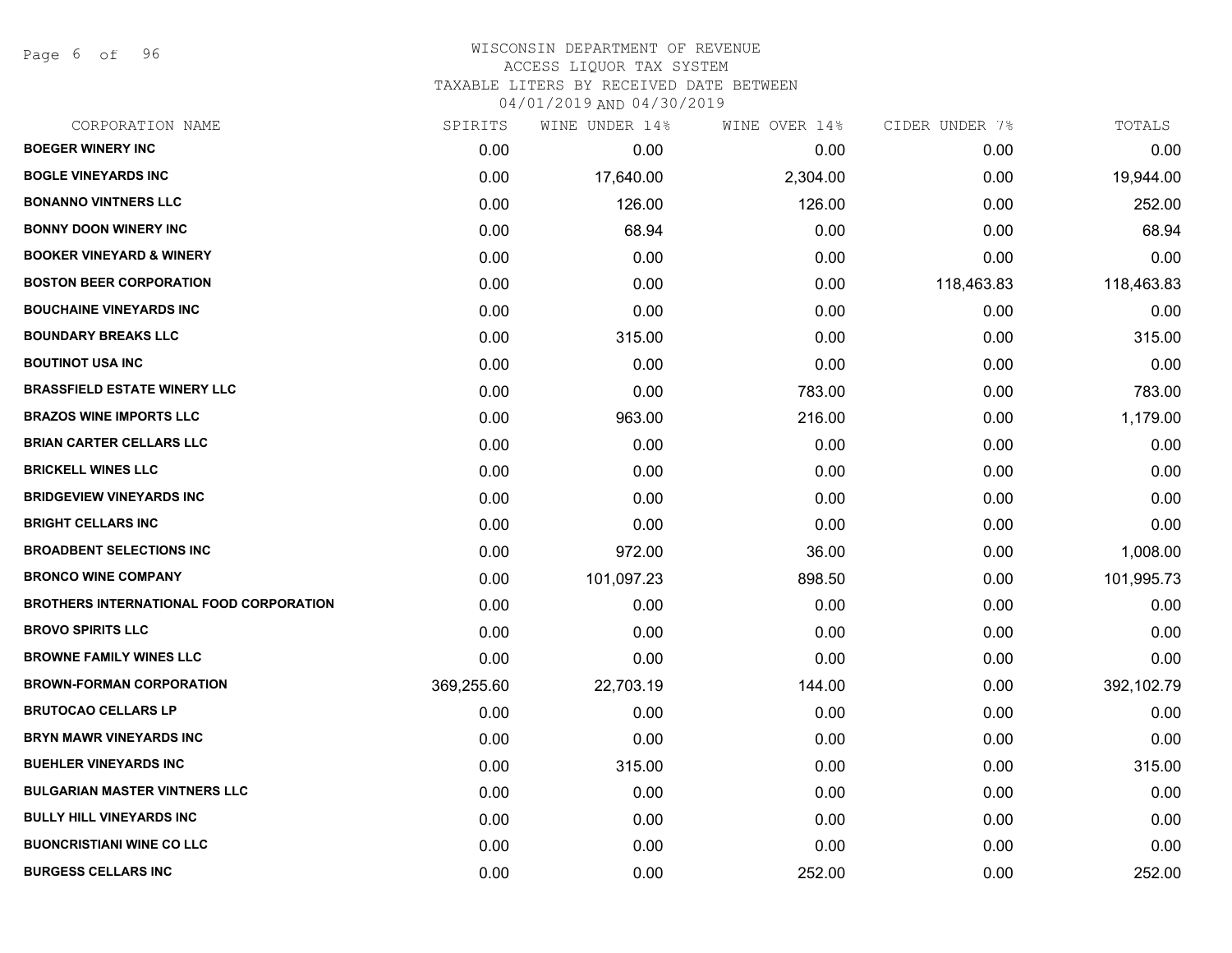WISCONSIN DEPARTMENT OF REVENUE
ACCESS LIQUOR TAX SYSTEM
TAXABLE LITERS BY RECEIVED DATE BETWEEN
04/01/2019 AND 04/30/2019

| CORPORATION NAME | SPIRITS | WINE UNDER 14% | WINE OVER 14% | CIDER UNDER 7% | TOTALS |
|---|---|---|---|---|---|
| BOEGER WINERY INC | 0.00 | 0.00 | 0.00 | 0.00 | 0.00 |
| BOGLE VINEYARDS INC | 0.00 | 17,640.00 | 2,304.00 | 0.00 | 19,944.00 |
| BONANNO VINTNERS LLC | 0.00 | 126.00 | 126.00 | 0.00 | 252.00 |
| BONNY DOON WINERY INC | 0.00 | 68.94 | 0.00 | 0.00 | 68.94 |
| BOOKER VINEYARD & WINERY | 0.00 | 0.00 | 0.00 | 0.00 | 0.00 |
| BOSTON BEER CORPORATION | 0.00 | 0.00 | 0.00 | 118,463.83 | 118,463.83 |
| BOUCHAINE VINEYARDS INC | 0.00 | 0.00 | 0.00 | 0.00 | 0.00 |
| BOUNDARY BREAKS LLC | 0.00 | 315.00 | 0.00 | 0.00 | 315.00 |
| BOUTINOT USA INC | 0.00 | 0.00 | 0.00 | 0.00 | 0.00 |
| BRASSFIELD ESTATE WINERY LLC | 0.00 | 0.00 | 783.00 | 0.00 | 783.00 |
| BRAZOS WINE IMPORTS LLC | 0.00 | 963.00 | 216.00 | 0.00 | 1,179.00 |
| BRIAN CARTER CELLARS LLC | 0.00 | 0.00 | 0.00 | 0.00 | 0.00 |
| BRICKELL WINES LLC | 0.00 | 0.00 | 0.00 | 0.00 | 0.00 |
| BRIDGEVIEW VINEYARDS INC | 0.00 | 0.00 | 0.00 | 0.00 | 0.00 |
| BRIGHT CELLARS INC | 0.00 | 0.00 | 0.00 | 0.00 | 0.00 |
| BROADBENT SELECTIONS INC | 0.00 | 972.00 | 36.00 | 0.00 | 1,008.00 |
| BRONCO WINE COMPANY | 0.00 | 101,097.23 | 898.50 | 0.00 | 101,995.73 |
| BROTHERS INTERNATIONAL FOOD CORPORATION | 0.00 | 0.00 | 0.00 | 0.00 | 0.00 |
| BROVO SPIRITS LLC | 0.00 | 0.00 | 0.00 | 0.00 | 0.00 |
| BROWNE FAMILY WINES LLC | 0.00 | 0.00 | 0.00 | 0.00 | 0.00 |
| BROWN-FORMAN CORPORATION | 369,255.60 | 22,703.19 | 144.00 | 0.00 | 392,102.79 |
| BRUTOCAO CELLARS LP | 0.00 | 0.00 | 0.00 | 0.00 | 0.00 |
| BRYN MAWR VINEYARDS INC | 0.00 | 0.00 | 0.00 | 0.00 | 0.00 |
| BUEHLER VINEYARDS INC | 0.00 | 315.00 | 0.00 | 0.00 | 315.00 |
| BULGARIAN MASTER VINTNERS LLC | 0.00 | 0.00 | 0.00 | 0.00 | 0.00 |
| BULLY HILL VINEYARDS INC | 0.00 | 0.00 | 0.00 | 0.00 | 0.00 |
| BUONCRISTIANI WINE CO LLC | 0.00 | 0.00 | 0.00 | 0.00 | 0.00 |
| BURGESS CELLARS INC | 0.00 | 0.00 | 252.00 | 0.00 | 252.00 |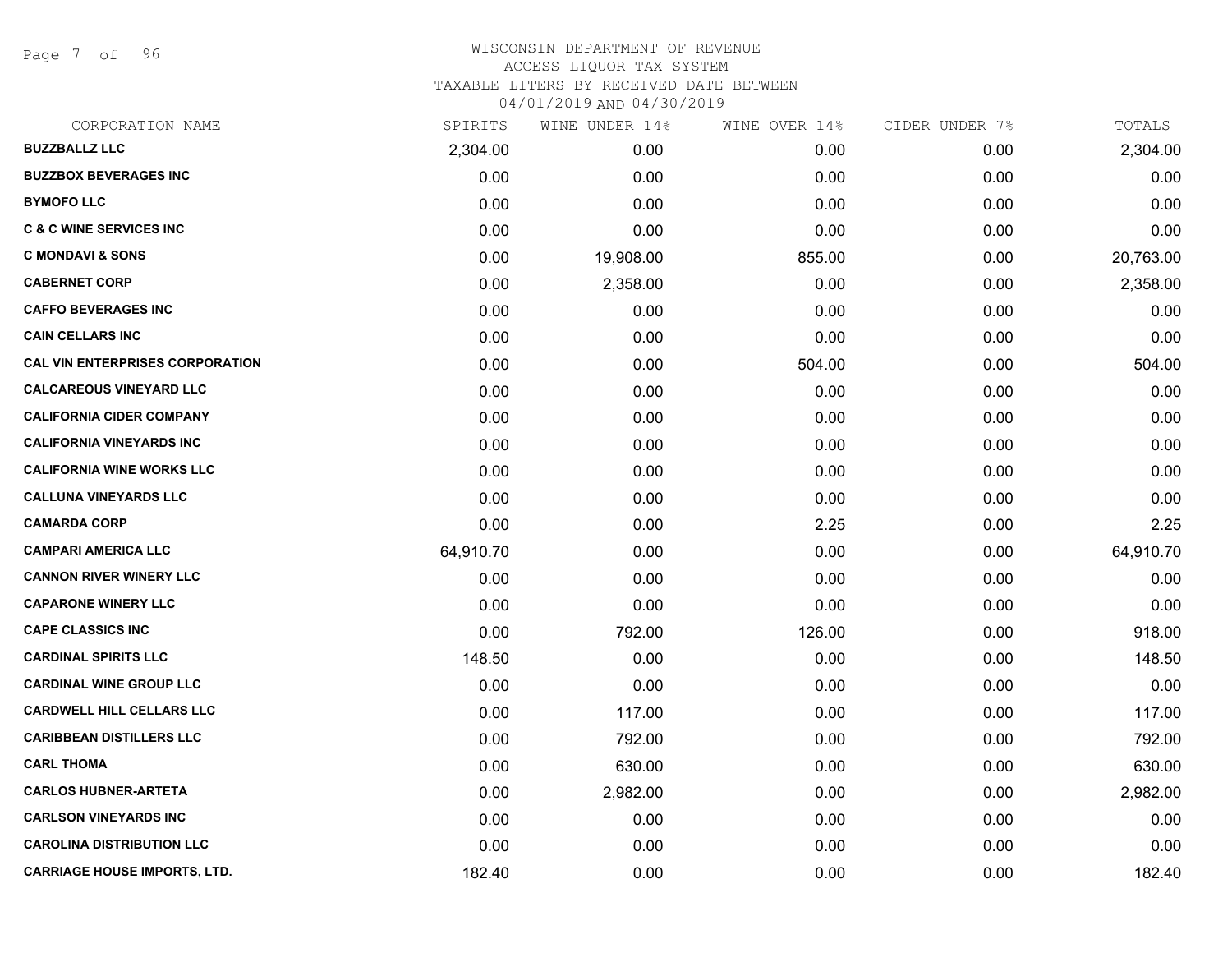WISCONSIN DEPARTMENT OF REVENUE
ACCESS LIQUOR TAX SYSTEM
TAXABLE LITERS BY RECEIVED DATE BETWEEN
04/01/2019 AND 04/30/2019

| CORPORATION NAME | SPIRITS | WINE UNDER 14% | WINE OVER 14% | CIDER UNDER 7% | TOTALS |
|---|---|---|---|---|---|
| **BUZZBALLZ LLC** | 2,304.00 | 0.00 | 0.00 | 0.00 | 2,304.00 |
| **BUZZBOX BEVERAGES INC** | 0.00 | 0.00 | 0.00 | 0.00 | 0.00 |
| **BYMOFO LLC** | 0.00 | 0.00 | 0.00 | 0.00 | 0.00 |
| **C & C WINE SERVICES INC** | 0.00 | 0.00 | 0.00 | 0.00 | 0.00 |
| **C MONDAVI & SONS** | 0.00 | 19,908.00 | 855.00 | 0.00 | 20,763.00 |
| **CABERNET CORP** | 0.00 | 2,358.00 | 0.00 | 0.00 | 2,358.00 |
| **CAFFO BEVERAGES INC** | 0.00 | 0.00 | 0.00 | 0.00 | 0.00 |
| **CAIN CELLARS INC** | 0.00 | 0.00 | 0.00 | 0.00 | 0.00 |
| **CAL VIN ENTERPRISES CORPORATION** | 0.00 | 0.00 | 504.00 | 0.00 | 504.00 |
| **CALCAREOUS VINEYARD LLC** | 0.00 | 0.00 | 0.00 | 0.00 | 0.00 |
| **CALIFORNIA CIDER COMPANY** | 0.00 | 0.00 | 0.00 | 0.00 | 0.00 |
| **CALIFORNIA VINEYARDS INC** | 0.00 | 0.00 | 0.00 | 0.00 | 0.00 |
| **CALIFORNIA WINE WORKS LLC** | 0.00 | 0.00 | 0.00 | 0.00 | 0.00 |
| **CALLUNA VINEYARDS LLC** | 0.00 | 0.00 | 0.00 | 0.00 | 0.00 |
| **CAMARDA CORP** | 0.00 | 0.00 | 2.25 | 0.00 | 2.25 |
| **CAMPARI AMERICA LLC** | 64,910.70 | 0.00 | 0.00 | 0.00 | 64,910.70 |
| **CANNON RIVER WINERY LLC** | 0.00 | 0.00 | 0.00 | 0.00 | 0.00 |
| **CAPARONE WINERY LLC** | 0.00 | 0.00 | 0.00 | 0.00 | 0.00 |
| **CAPE CLASSICS INC** | 0.00 | 792.00 | 126.00 | 0.00 | 918.00 |
| **CARDINAL SPIRITS LLC** | 148.50 | 0.00 | 0.00 | 0.00 | 148.50 |
| **CARDINAL WINE GROUP LLC** | 0.00 | 0.00 | 0.00 | 0.00 | 0.00 |
| **CARDWELL HILL CELLARS LLC** | 0.00 | 117.00 | 0.00 | 0.00 | 117.00 |
| **CARIBBEAN DISTILLERS LLC** | 0.00 | 792.00 | 0.00 | 0.00 | 792.00 |
| **CARL THOMA** | 0.00 | 630.00 | 0.00 | 0.00 | 630.00 |
| **CARLOS HUBNER-ARTETA** | 0.00 | 2,982.00 | 0.00 | 0.00 | 2,982.00 |
| **CARLSON VINEYARDS INC** | 0.00 | 0.00 | 0.00 | 0.00 | 0.00 |
| **CAROLINA DISTRIBUTION LLC** | 0.00 | 0.00 | 0.00 | 0.00 | 0.00 |
| **CARRIAGE HOUSE IMPORTS, LTD.** | 182.40 | 0.00 | 0.00 | 0.00 | 182.40 |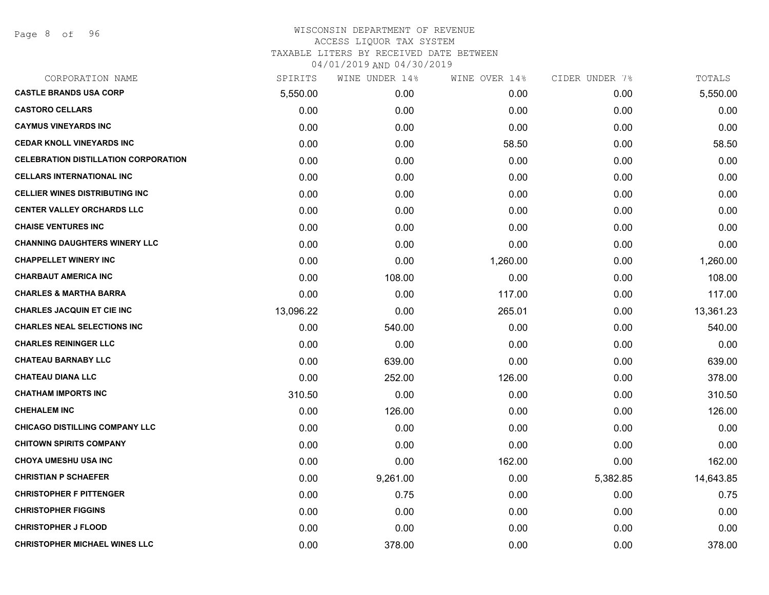# WISCONSIN DEPARTMENT OF REVENUE
## ACCESS LIQUOR TAX SYSTEM
### TAXABLE LITERS BY RECEIVED DATE BETWEEN 04/01/2019 AND 04/30/2019

| CORPORATION NAME | SPIRITS | WINE UNDER 14% | WINE OVER 14% | CIDER UNDER 7% | TOTALS |
|---|---|---|---|---|---|
| **CASTLE BRANDS USA CORP** | 5,550.00 | 0.00 | 0.00 | 0.00 | 5,550.00 |
| **CASTORO CELLARS** | 0.00 | 0.00 | 0.00 | 0.00 | 0.00 |
| **CAYMUS VINEYARDS INC** | 0.00 | 0.00 | 0.00 | 0.00 | 0.00 |
| **CEDAR KNOLL VINEYARDS INC** | 0.00 | 0.00 | 58.50 | 0.00 | 58.50 |
| **CELEBRATION DISTILLATION CORPORATION** | 0.00 | 0.00 | 0.00 | 0.00 | 0.00 |
| **CELLARS INTERNATIONAL INC** | 0.00 | 0.00 | 0.00 | 0.00 | 0.00 |
| **CELLIER WINES DISTRIBUTING INC** | 0.00 | 0.00 | 0.00 | 0.00 | 0.00 |
| **CENTER VALLEY ORCHARDS LLC** | 0.00 | 0.00 | 0.00 | 0.00 | 0.00 |
| **CHAISE VENTURES INC** | 0.00 | 0.00 | 0.00 | 0.00 | 0.00 |
| **CHANNING DAUGHTERS WINERY LLC** | 0.00 | 0.00 | 0.00 | 0.00 | 0.00 |
| **CHAPPELLET WINERY INC** | 0.00 | 0.00 | 1,260.00 | 0.00 | 1,260.00 |
| **CHARBAUT AMERICA INC** | 0.00 | 108.00 | 0.00 | 0.00 | 108.00 |
| **CHARLES & MARTHA BARRA** | 0.00 | 0.00 | 117.00 | 0.00 | 117.00 |
| **CHARLES JACQUIN ET CIE INC** | 13,096.22 | 0.00 | 265.01 | 0.00 | 13,361.23 |
| **CHARLES NEAL SELECTIONS INC** | 0.00 | 540.00 | 0.00 | 0.00 | 540.00 |
| **CHARLES REININGER LLC** | 0.00 | 0.00 | 0.00 | 0.00 | 0.00 |
| **CHATEAU BARNABY LLC** | 0.00 | 639.00 | 0.00 | 0.00 | 639.00 |
| **CHATEAU DIANA LLC** | 0.00 | 252.00 | 126.00 | 0.00 | 378.00 |
| **CHATHAM IMPORTS INC** | 310.50 | 0.00 | 0.00 | 0.00 | 310.50 |
| **CHEHALEM INC** | 0.00 | 126.00 | 0.00 | 0.00 | 126.00 |
| **CHICAGO DISTILLING COMPANY LLC** | 0.00 | 0.00 | 0.00 | 0.00 | 0.00 |
| **CHITOWN SPIRITS COMPANY** | 0.00 | 0.00 | 0.00 | 0.00 | 0.00 |
| **CHOYA UMESHU USA INC** | 0.00 | 0.00 | 162.00 | 0.00 | 162.00 |
| **CHRISTIAN P SCHAEFER** | 0.00 | 9,261.00 | 0.00 | 5,382.85 | 14,643.85 |
| **CHRISTOPHER F PITTENGER** | 0.00 | 0.75 | 0.00 | 0.00 | 0.75 |
| **CHRISTOPHER FIGGINS** | 0.00 | 0.00 | 0.00 | 0.00 | 0.00 |
| **CHRISTOPHER J FLOOD** | 0.00 | 0.00 | 0.00 | 0.00 | 0.00 |
| **CHRISTOPHER MICHAEL WINES LLC** | 0.00 | 378.00 | 0.00 | 0.00 | 378.00 |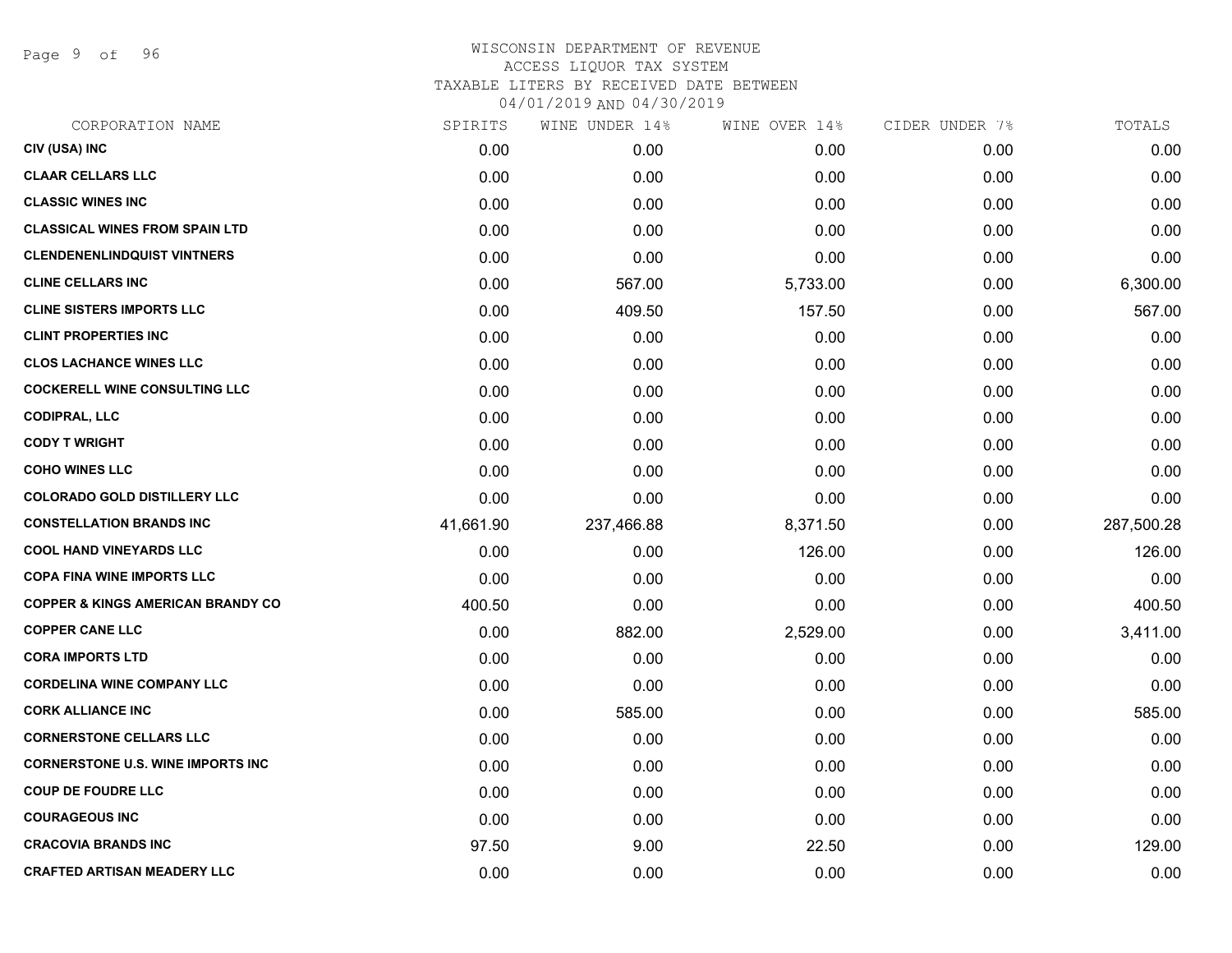# WISCONSIN DEPARTMENT OF REVENUE
## ACCESS LIQUOR TAX SYSTEM
### TAXABLE LITERS BY RECEIVED DATE BETWEEN 04/01/2019 AND 04/30/2019

| CORPORATION NAME | SPIRITS | WINE UNDER 14% | WINE OVER 14% | CIDER UNDER 7% | TOTALS |
|---|---|---|---|---|---|
| CIV (USA) INC | 0.00 | 0.00 | 0.00 | 0.00 | 0.00 |
| CLAAR CELLARS LLC | 0.00 | 0.00 | 0.00 | 0.00 | 0.00 |
| CLASSIC WINES INC | 0.00 | 0.00 | 0.00 | 0.00 | 0.00 |
| CLASSICAL WINES FROM SPAIN LTD | 0.00 | 0.00 | 0.00 | 0.00 | 0.00 |
| CLENDENENLINDQUIST VINTNERS | 0.00 | 0.00 | 0.00 | 0.00 | 0.00 |
| CLINE CELLARS INC | 0.00 | 567.00 | 5,733.00 | 0.00 | 6,300.00 |
| CLINE SISTERS IMPORTS LLC | 0.00 | 409.50 | 157.50 | 0.00 | 567.00 |
| CLINT PROPERTIES INC | 0.00 | 0.00 | 0.00 | 0.00 | 0.00 |
| CLOS LACHANCE WINES LLC | 0.00 | 0.00 | 0.00 | 0.00 | 0.00 |
| COCKERELL WINE CONSULTING LLC | 0.00 | 0.00 | 0.00 | 0.00 | 0.00 |
| CODIPRAL, LLC | 0.00 | 0.00 | 0.00 | 0.00 | 0.00 |
| CODY T WRIGHT | 0.00 | 0.00 | 0.00 | 0.00 | 0.00 |
| COHO WINES LLC | 0.00 | 0.00 | 0.00 | 0.00 | 0.00 |
| COLORADO GOLD DISTILLERY LLC | 0.00 | 0.00 | 0.00 | 0.00 | 0.00 |
| CONSTELLATION BRANDS INC | 41,661.90 | 237,466.88 | 8,371.50 | 0.00 | 287,500.28 |
| COOL HAND VINEYARDS LLC | 0.00 | 0.00 | 126.00 | 0.00 | 126.00 |
| COPA FINA WINE IMPORTS LLC | 0.00 | 0.00 | 0.00 | 0.00 | 0.00 |
| COPPER & KINGS AMERICAN BRANDY CO | 400.50 | 0.00 | 0.00 | 0.00 | 400.50 |
| COPPER CANE LLC | 0.00 | 882.00 | 2,529.00 | 0.00 | 3,411.00 |
| CORA IMPORTS LTD | 0.00 | 0.00 | 0.00 | 0.00 | 0.00 |
| CORDELINA WINE COMPANY LLC | 0.00 | 0.00 | 0.00 | 0.00 | 0.00 |
| CORK ALLIANCE INC | 0.00 | 585.00 | 0.00 | 0.00 | 585.00 |
| CORNERSTONE CELLARS LLC | 0.00 | 0.00 | 0.00 | 0.00 | 0.00 |
| CORNERSTONE U.S. WINE IMPORTS INC | 0.00 | 0.00 | 0.00 | 0.00 | 0.00 |
| COUP DE FOUDRE LLC | 0.00 | 0.00 | 0.00 | 0.00 | 0.00 |
| COURAGEOUS INC | 0.00 | 0.00 | 0.00 | 0.00 | 0.00 |
| CRACOVIA BRANDS INC | 97.50 | 9.00 | 22.50 | 0.00 | 129.00 |
| CRAFTED ARTISAN MEADERY LLC | 0.00 | 0.00 | 0.00 | 0.00 | 0.00 |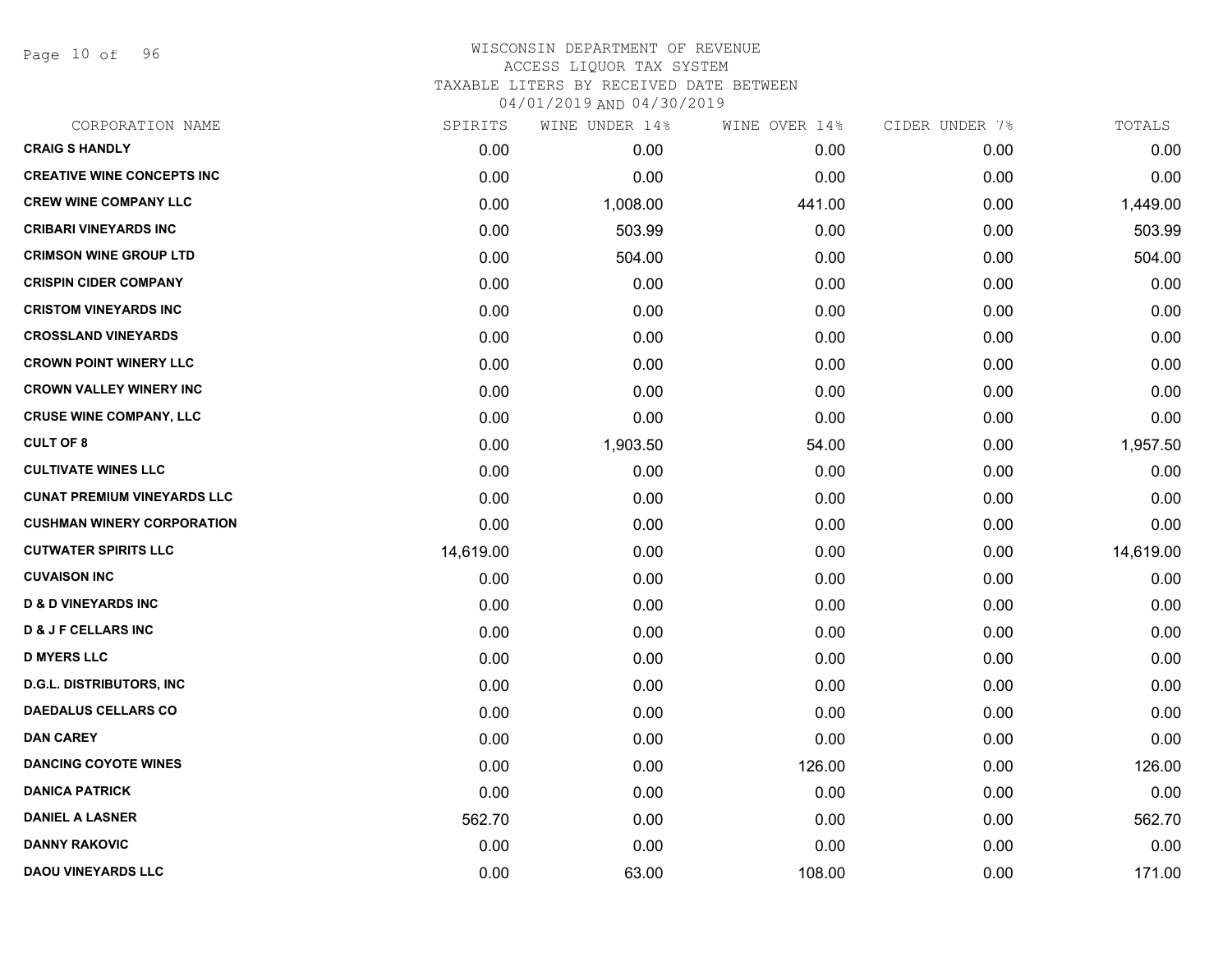# WISCONSIN DEPARTMENT OF REVENUE
## ACCESS LIQUOR TAX SYSTEM
### TAXABLE LITERS BY RECEIVED DATE BETWEEN 04/01/2019 AND 04/30/2019

| CORPORATION NAME | SPIRITS | WINE UNDER 14% | WINE OVER 14% | CIDER UNDER 7% | TOTALS |
|---|---|---|---|---|---|
| **CRAIG S HANDLY** | 0.00 | 0.00 | 0.00 | 0.00 | 0.00 |
| **CREATIVE WINE CONCEPTS INC** | 0.00 | 0.00 | 0.00 | 0.00 | 0.00 |
| **CREW WINE COMPANY LLC** | 0.00 | 1,008.00 | 441.00 | 0.00 | 1,449.00 |
| **CRIBARI VINEYARDS INC** | 0.00 | 503.99 | 0.00 | 0.00 | 503.99 |
| **CRIMSON WINE GROUP LTD** | 0.00 | 504.00 | 0.00 | 0.00 | 504.00 |
| **CRISPIN CIDER COMPANY** | 0.00 | 0.00 | 0.00 | 0.00 | 0.00 |
| **CRISTOM VINEYARDS INC** | 0.00 | 0.00 | 0.00 | 0.00 | 0.00 |
| **CROSSLAND VINEYARDS** | 0.00 | 0.00 | 0.00 | 0.00 | 0.00 |
| **CROWN POINT WINERY LLC** | 0.00 | 0.00 | 0.00 | 0.00 | 0.00 |
| **CROWN VALLEY WINERY INC** | 0.00 | 0.00 | 0.00 | 0.00 | 0.00 |
| **CRUSE WINE COMPANY, LLC** | 0.00 | 0.00 | 0.00 | 0.00 | 0.00 |
| **CULT OF 8** | 0.00 | 1,903.50 | 54.00 | 0.00 | 1,957.50 |
| **CULTIVATE WINES LLC** | 0.00 | 0.00 | 0.00 | 0.00 | 0.00 |
| **CUNAT PREMIUM VINEYARDS LLC** | 0.00 | 0.00 | 0.00 | 0.00 | 0.00 |
| **CUSHMAN WINERY CORPORATION** | 0.00 | 0.00 | 0.00 | 0.00 | 0.00 |
| **CUTWATER SPIRITS LLC** | 14,619.00 | 0.00 | 0.00 | 0.00 | 14,619.00 |
| **CUVAISON INC** | 0.00 | 0.00 | 0.00 | 0.00 | 0.00 |
| **D & D VINEYARDS INC** | 0.00 | 0.00 | 0.00 | 0.00 | 0.00 |
| **D & J F CELLARS INC** | 0.00 | 0.00 | 0.00 | 0.00 | 0.00 |
| **D MYERS LLC** | 0.00 | 0.00 | 0.00 | 0.00 | 0.00 |
| **D.G.L. DISTRIBUTORS, INC** | 0.00 | 0.00 | 0.00 | 0.00 | 0.00 |
| **DAEDALUS CELLARS CO** | 0.00 | 0.00 | 0.00 | 0.00 | 0.00 |
| **DAN CAREY** | 0.00 | 0.00 | 0.00 | 0.00 | 0.00 |
| **DANCING COYOTE WINES** | 0.00 | 0.00 | 126.00 | 0.00 | 126.00 |
| **DANICA PATRICK** | 0.00 | 0.00 | 0.00 | 0.00 | 0.00 |
| **DANIEL A LASNER** | 562.70 | 0.00 | 0.00 | 0.00 | 562.70 |
| **DANNY RAKOVIC** | 0.00 | 0.00 | 0.00 | 0.00 | 0.00 |
| **DAOU VINEYARDS LLC** | 0.00 | 63.00 | 108.00 | 0.00 | 171.00 |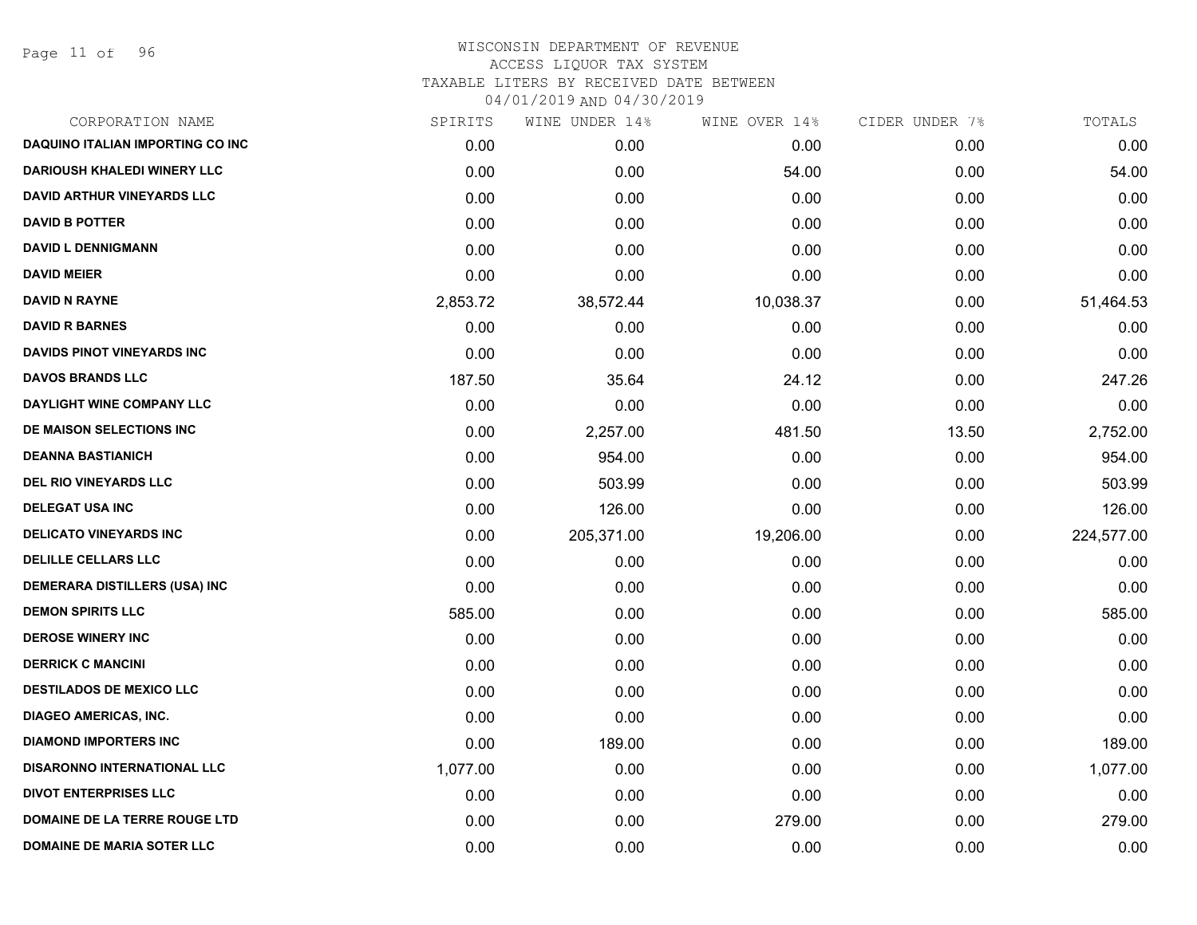# WISCONSIN DEPARTMENT OF REVENUE
## ACCESS LIQUOR TAX SYSTEM
### TAXABLE LITERS BY RECEIVED DATE BETWEEN 04/01/2019 AND 04/30/2019

| CORPORATION NAME | SPIRITS | WINE UNDER 14% | WINE OVER 14% | CIDER UNDER 7% | TOTALS |
|---|---|---|---|---|---|
| DAQUINO ITALIAN IMPORTING CO INC | 0.00 | 0.00 | 0.00 | 0.00 | 0.00 |
| DARIOUSH KHALEDI WINERY LLC | 0.00 | 0.00 | 54.00 | 0.00 | 54.00 |
| DAVID ARTHUR VINEYARDS LLC | 0.00 | 0.00 | 0.00 | 0.00 | 0.00 |
| DAVID B POTTER | 0.00 | 0.00 | 0.00 | 0.00 | 0.00 |
| DAVID L DENNIGMANN | 0.00 | 0.00 | 0.00 | 0.00 | 0.00 |
| DAVID MEIER | 0.00 | 0.00 | 0.00 | 0.00 | 0.00 |
| DAVID N RAYNE | 2,853.72 | 38,572.44 | 10,038.37 | 0.00 | 51,464.53 |
| DAVID R BARNES | 0.00 | 0.00 | 0.00 | 0.00 | 0.00 |
| DAVIDS PINOT VINEYARDS INC | 0.00 | 0.00 | 0.00 | 0.00 | 0.00 |
| DAVOS BRANDS LLC | 187.50 | 35.64 | 24.12 | 0.00 | 247.26 |
| DAYLIGHT WINE COMPANY LLC | 0.00 | 0.00 | 0.00 | 0.00 | 0.00 |
| DE MAISON SELECTIONS INC | 0.00 | 2,257.00 | 481.50 | 13.50 | 2,752.00 |
| DEANNA BASTIANICH | 0.00 | 954.00 | 0.00 | 0.00 | 954.00 |
| DEL RIO VINEYARDS LLC | 0.00 | 503.99 | 0.00 | 0.00 | 503.99 |
| DELEGAT USA INC | 0.00 | 126.00 | 0.00 | 0.00 | 126.00 |
| DELICATO VINEYARDS INC | 0.00 | 205,371.00 | 19,206.00 | 0.00 | 224,577.00 |
| DELILLE CELLARS LLC | 0.00 | 0.00 | 0.00 | 0.00 | 0.00 |
| DEMERARA DISTILLERS (USA) INC | 0.00 | 0.00 | 0.00 | 0.00 | 0.00 |
| DEMON SPIRITS LLC | 585.00 | 0.00 | 0.00 | 0.00 | 585.00 |
| DEROSE WINERY INC | 0.00 | 0.00 | 0.00 | 0.00 | 0.00 |
| DERRICK C MANCINI | 0.00 | 0.00 | 0.00 | 0.00 | 0.00 |
| DESTILADOS DE MEXICO LLC | 0.00 | 0.00 | 0.00 | 0.00 | 0.00 |
| DIAGEO AMERICAS, INC. | 0.00 | 0.00 | 0.00 | 0.00 | 0.00 |
| DIAMOND IMPORTERS INC | 0.00 | 189.00 | 0.00 | 0.00 | 189.00 |
| DISARONNO INTERNATIONAL LLC | 1,077.00 | 0.00 | 0.00 | 0.00 | 1,077.00 |
| DIVOT ENTERPRISES LLC | 0.00 | 0.00 | 0.00 | 0.00 | 0.00 |
| DOMAINE DE LA TERRE ROUGE LTD | 0.00 | 0.00 | 279.00 | 0.00 | 279.00 |
| DOMAINE DE MARIA SOTER LLC | 0.00 | 0.00 | 0.00 | 0.00 | 0.00 |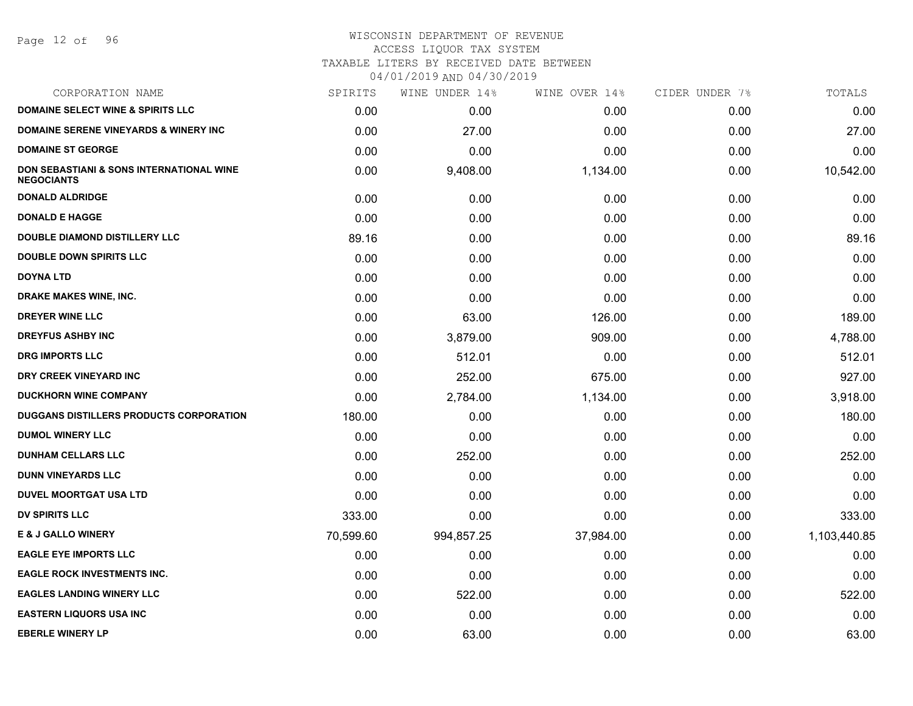WISCONSIN DEPARTMENT OF REVENUE
ACCESS LIQUOR TAX SYSTEM
TAXABLE LITERS BY RECEIVED DATE BETWEEN
04/01/2019 AND 04/30/2019

| CORPORATION NAME | SPIRITS | WINE UNDER 14% | WINE OVER 14% | CIDER UNDER 7% | TOTALS |
|---|---|---|---|---|---|
| DOMAINE SELECT WINE & SPIRITS LLC | 0.00 | 0.00 | 0.00 | 0.00 | 0.00 |
| DOMAINE SERENE VINEYARDS & WINERY INC | 0.00 | 27.00 | 0.00 | 0.00 | 27.00 |
| DOMAINE ST GEORGE | 0.00 | 0.00 | 0.00 | 0.00 | 0.00 |
| DON SEBASTIANI & SONS INTERNATIONAL WINE NEGOCIANTS | 0.00 | 9,408.00 | 1,134.00 | 0.00 | 10,542.00 |
| DONALD ALDRIDGE | 0.00 | 0.00 | 0.00 | 0.00 | 0.00 |
| DONALD E HAGGE | 0.00 | 0.00 | 0.00 | 0.00 | 0.00 |
| DOUBLE DIAMOND DISTILLERY LLC | 89.16 | 0.00 | 0.00 | 0.00 | 89.16 |
| DOUBLE DOWN SPIRITS LLC | 0.00 | 0.00 | 0.00 | 0.00 | 0.00 |
| DOYNA LTD | 0.00 | 0.00 | 0.00 | 0.00 | 0.00 |
| DRAKE MAKES WINE, INC. | 0.00 | 0.00 | 0.00 | 0.00 | 0.00 |
| DREYER WINE LLC | 0.00 | 63.00 | 126.00 | 0.00 | 189.00 |
| DREYFUS ASHBY INC | 0.00 | 3,879.00 | 909.00 | 0.00 | 4,788.00 |
| DRG IMPORTS LLC | 0.00 | 512.01 | 0.00 | 0.00 | 512.01 |
| DRY CREEK VINEYARD INC | 0.00 | 252.00 | 675.00 | 0.00 | 927.00 |
| DUCKHORN WINE COMPANY | 0.00 | 2,784.00 | 1,134.00 | 0.00 | 3,918.00 |
| DUGGANS DISTILLERS PRODUCTS CORPORATION | 180.00 | 0.00 | 0.00 | 0.00 | 180.00 |
| DUMOL WINERY LLC | 0.00 | 0.00 | 0.00 | 0.00 | 0.00 |
| DUNHAM CELLARS LLC | 0.00 | 252.00 | 0.00 | 0.00 | 252.00 |
| DUNN VINEYARDS LLC | 0.00 | 0.00 | 0.00 | 0.00 | 0.00 |
| DUVEL MOORTGAT USA LTD | 0.00 | 0.00 | 0.00 | 0.00 | 0.00 |
| DV SPIRITS LLC | 333.00 | 0.00 | 0.00 | 0.00 | 333.00 |
| E & J GALLO WINERY | 70,599.60 | 994,857.25 | 37,984.00 | 0.00 | 1,103,440.85 |
| EAGLE EYE IMPORTS LLC | 0.00 | 0.00 | 0.00 | 0.00 | 0.00 |
| EAGLE ROCK INVESTMENTS INC. | 0.00 | 0.00 | 0.00 | 0.00 | 0.00 |
| EAGLES LANDING WINERY LLC | 0.00 | 522.00 | 0.00 | 0.00 | 522.00 |
| EASTERN LIQUORS USA INC | 0.00 | 0.00 | 0.00 | 0.00 | 0.00 |
| EBERLE WINERY LP | 0.00 | 63.00 | 0.00 | 0.00 | 63.00 |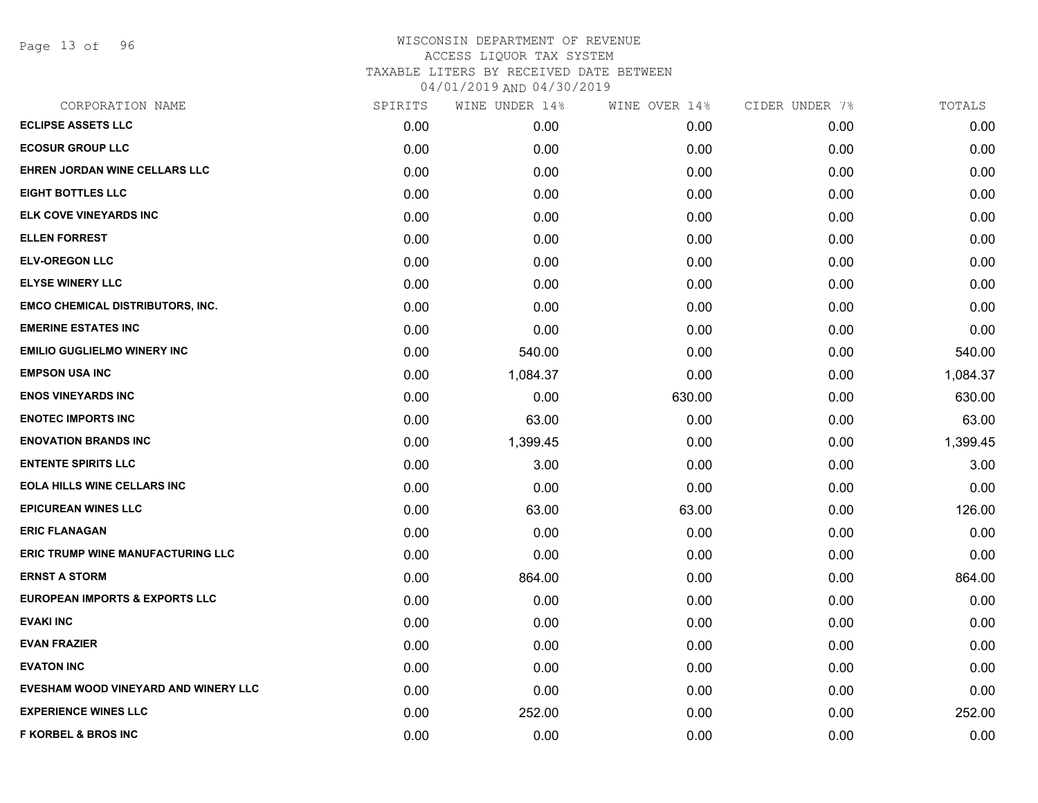# WISCONSIN DEPARTMENT OF REVENUE
## ACCESS LIQUOR TAX SYSTEM
## TAXABLE LITERS BY RECEIVED DATE BETWEEN 04/01/2019 AND 04/30/2019

| CORPORATION NAME | SPIRITS | WINE UNDER 14% | WINE OVER 14% | CIDER UNDER 7% | TOTALS |
|---|---|---|---|---|---|
| ECLIPSE ASSETS LLC | 0.00 | 0.00 | 0.00 | 0.00 | 0.00 |
| ECOSUR GROUP LLC | 0.00 | 0.00 | 0.00 | 0.00 | 0.00 |
| EHREN JORDAN WINE CELLARS LLC | 0.00 | 0.00 | 0.00 | 0.00 | 0.00 |
| EIGHT BOTTLES LLC | 0.00 | 0.00 | 0.00 | 0.00 | 0.00 |
| ELK COVE VINEYARDS INC | 0.00 | 0.00 | 0.00 | 0.00 | 0.00 |
| ELLEN FORREST | 0.00 | 0.00 | 0.00 | 0.00 | 0.00 |
| ELV-OREGON LLC | 0.00 | 0.00 | 0.00 | 0.00 | 0.00 |
| ELYSE WINERY LLC | 0.00 | 0.00 | 0.00 | 0.00 | 0.00 |
| EMCO CHEMICAL DISTRIBUTORS, INC. | 0.00 | 0.00 | 0.00 | 0.00 | 0.00 |
| EMERINE ESTATES INC | 0.00 | 0.00 | 0.00 | 0.00 | 0.00 |
| EMILIO GUGLIELMO WINERY INC | 0.00 | 540.00 | 0.00 | 0.00 | 540.00 |
| EMPSON USA INC | 0.00 | 1,084.37 | 0.00 | 0.00 | 1,084.37 |
| ENOS VINEYARDS INC | 0.00 | 0.00 | 630.00 | 0.00 | 630.00 |
| ENOTEC IMPORTS INC | 0.00 | 63.00 | 0.00 | 0.00 | 63.00 |
| ENOVATION BRANDS INC | 0.00 | 1,399.45 | 0.00 | 0.00 | 1,399.45 |
| ENTENTE SPIRITS LLC | 0.00 | 3.00 | 0.00 | 0.00 | 3.00 |
| EOLA HILLS WINE CELLARS INC | 0.00 | 0.00 | 0.00 | 0.00 | 0.00 |
| EPICUREAN WINES LLC | 0.00 | 63.00 | 63.00 | 0.00 | 126.00 |
| ERIC FLANAGAN | 0.00 | 0.00 | 0.00 | 0.00 | 0.00 |
| ERIC TRUMP WINE MANUFACTURING LLC | 0.00 | 0.00 | 0.00 | 0.00 | 0.00 |
| ERNST A STORM | 0.00 | 864.00 | 0.00 | 0.00 | 864.00 |
| EUROPEAN IMPORTS & EXPORTS LLC | 0.00 | 0.00 | 0.00 | 0.00 | 0.00 |
| EVAKI INC | 0.00 | 0.00 | 0.00 | 0.00 | 0.00 |
| EVAN FRAZIER | 0.00 | 0.00 | 0.00 | 0.00 | 0.00 |
| EVATON INC | 0.00 | 0.00 | 0.00 | 0.00 | 0.00 |
| EVESHAM WOOD VINEYARD AND WINERY LLC | 0.00 | 0.00 | 0.00 | 0.00 | 0.00 |
| EXPERIENCE WINES LLC | 0.00 | 252.00 | 0.00 | 0.00 | 252.00 |
| F KORBEL & BROS INC | 0.00 | 0.00 | 0.00 | 0.00 | 0.00 |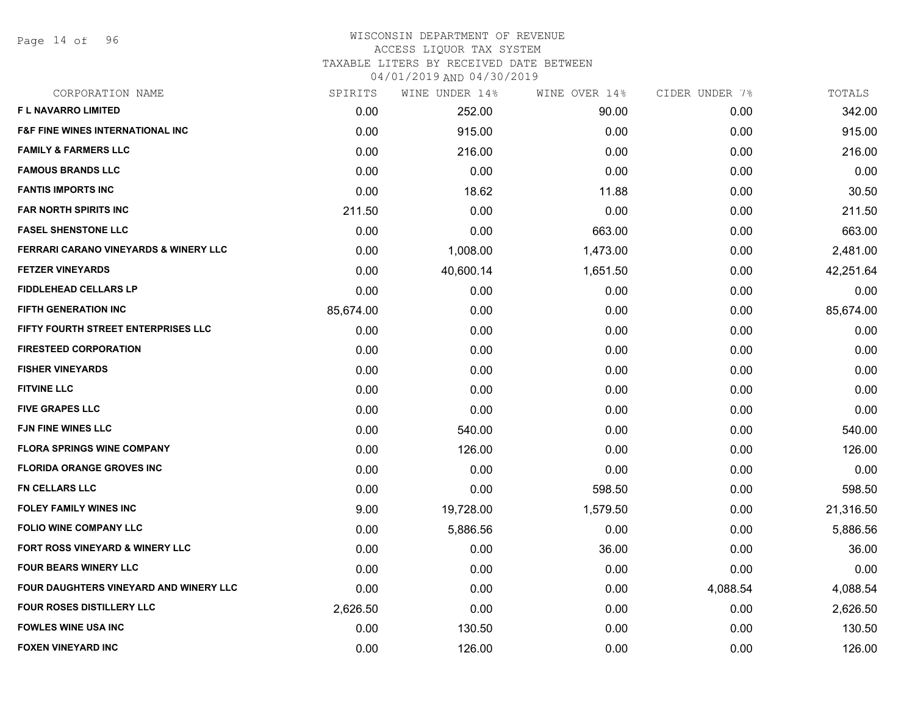# WISCONSIN DEPARTMENT OF REVENUE
## ACCESS LIQUOR TAX SYSTEM
### TAXABLE LITERS BY RECEIVED DATE BETWEEN 04/01/2019 AND 04/30/2019

| CORPORATION NAME | SPIRITS | WINE UNDER 14% | WINE OVER 14% | CIDER UNDER 7% | TOTALS |
|---|---|---|---|---|---|
| F L NAVARRO LIMITED | 0.00 | 252.00 | 90.00 | 0.00 | 342.00 |
| F&F FINE WINES INTERNATIONAL INC | 0.00 | 915.00 | 0.00 | 0.00 | 915.00 |
| FAMILY & FARMERS LLC | 0.00 | 216.00 | 0.00 | 0.00 | 216.00 |
| FAMOUS BRANDS LLC | 0.00 | 0.00 | 0.00 | 0.00 | 0.00 |
| FANTIS IMPORTS INC | 0.00 | 18.62 | 11.88 | 0.00 | 30.50 |
| FAR NORTH SPIRITS INC | 211.50 | 0.00 | 0.00 | 0.00 | 211.50 |
| FASEL SHENSTONE LLC | 0.00 | 0.00 | 663.00 | 0.00 | 663.00 |
| FERRARI CARANO VINEYARDS & WINERY LLC | 0.00 | 1,008.00 | 1,473.00 | 0.00 | 2,481.00 |
| FETZER VINEYARDS | 0.00 | 40,600.14 | 1,651.50 | 0.00 | 42,251.64 |
| FIDDLEHEAD CELLARS LP | 0.00 | 0.00 | 0.00 | 0.00 | 0.00 |
| FIFTH GENERATION INC | 85,674.00 | 0.00 | 0.00 | 0.00 | 85,674.00 |
| FIFTY FOURTH STREET ENTERPRISES LLC | 0.00 | 0.00 | 0.00 | 0.00 | 0.00 |
| FIRESTEED CORPORATION | 0.00 | 0.00 | 0.00 | 0.00 | 0.00 |
| FISHER VINEYARDS | 0.00 | 0.00 | 0.00 | 0.00 | 0.00 |
| FITVINE LLC | 0.00 | 0.00 | 0.00 | 0.00 | 0.00 |
| FIVE GRAPES LLC | 0.00 | 0.00 | 0.00 | 0.00 | 0.00 |
| FJN FINE WINES LLC | 0.00 | 540.00 | 0.00 | 0.00 | 540.00 |
| FLORA SPRINGS WINE COMPANY | 0.00 | 126.00 | 0.00 | 0.00 | 126.00 |
| FLORIDA ORANGE GROVES INC | 0.00 | 0.00 | 0.00 | 0.00 | 0.00 |
| FN CELLARS LLC | 0.00 | 0.00 | 598.50 | 0.00 | 598.50 |
| FOLEY FAMILY WINES INC | 9.00 | 19,728.00 | 1,579.50 | 0.00 | 21,316.50 |
| FOLIO WINE COMPANY LLC | 0.00 | 5,886.56 | 0.00 | 0.00 | 5,886.56 |
| FORT ROSS VINEYARD & WINERY LLC | 0.00 | 0.00 | 36.00 | 0.00 | 36.00 |
| FOUR BEARS WINERY LLC | 0.00 | 0.00 | 0.00 | 0.00 | 0.00 |
| FOUR DAUGHTERS VINEYARD AND WINERY LLC | 0.00 | 0.00 | 0.00 | 4,088.54 | 4,088.54 |
| FOUR ROSES DISTILLERY LLC | 2,626.50 | 0.00 | 0.00 | 0.00 | 2,626.50 |
| FOWLES WINE USA INC | 0.00 | 130.50 | 0.00 | 0.00 | 130.50 |
| FOXEN VINEYARD INC | 0.00 | 126.00 | 0.00 | 0.00 | 126.00 |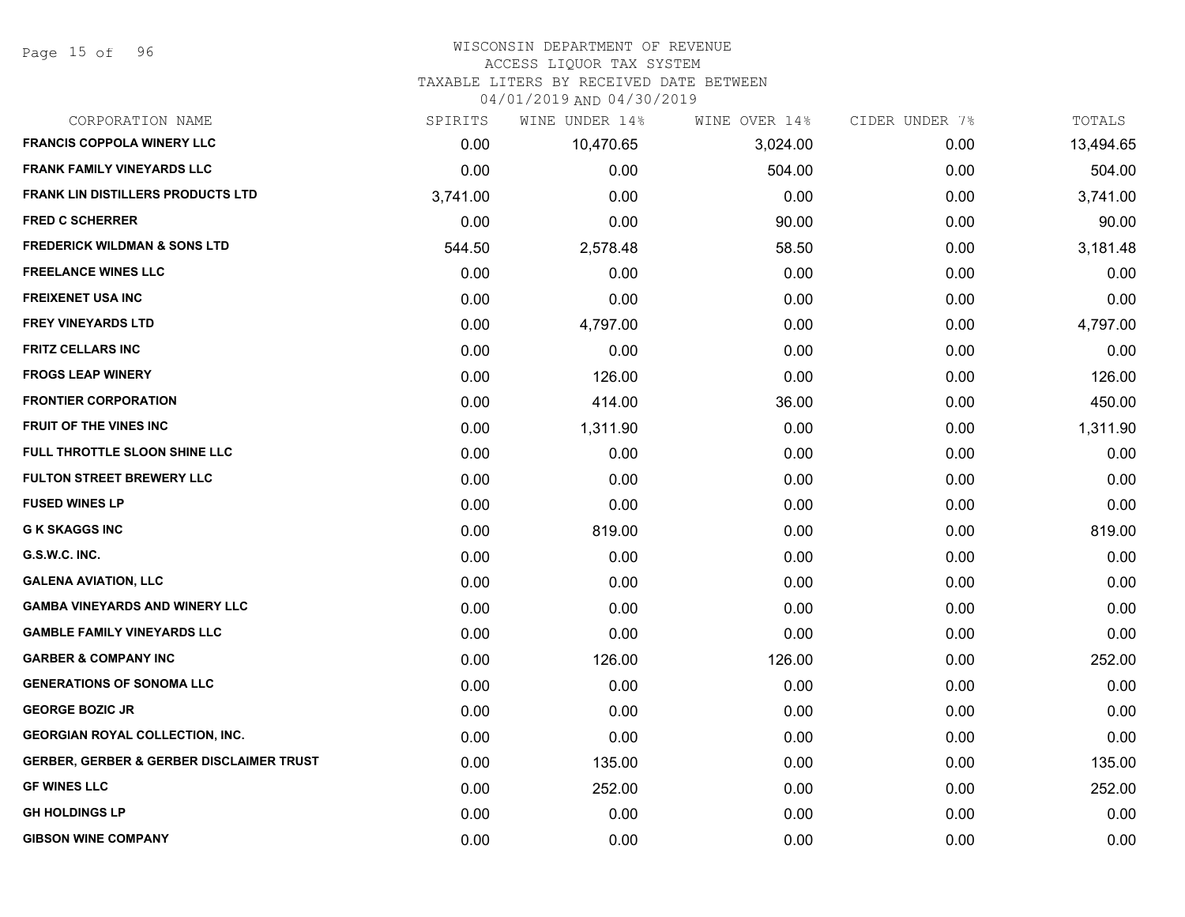# WISCONSIN DEPARTMENT OF REVENUE
ACCESS LIQUOR TAX SYSTEM
TAXABLE LITERS BY RECEIVED DATE BETWEEN
04/01/2019 AND 04/30/2019

| CORPORATION NAME | SPIRITS | WINE UNDER 14% | WINE OVER 14% | CIDER UNDER 7% | TOTALS |
|---|---|---|---|---|---|
| FRANCIS COPPOLA WINERY LLC | 0.00 | 10,470.65 | 3,024.00 | 0.00 | 13,494.65 |
| FRANK FAMILY VINEYARDS LLC | 0.00 | 0.00 | 504.00 | 0.00 | 504.00 |
| FRANK LIN DISTILLERS PRODUCTS LTD | 3,741.00 | 0.00 | 0.00 | 0.00 | 3,741.00 |
| FRED C SCHERRER | 0.00 | 0.00 | 90.00 | 0.00 | 90.00 |
| FREDERICK WILDMAN & SONS LTD | 544.50 | 2,578.48 | 58.50 | 0.00 | 3,181.48 |
| FREELANCE WINES LLC | 0.00 | 0.00 | 0.00 | 0.00 | 0.00 |
| FREIXENET USA INC | 0.00 | 0.00 | 0.00 | 0.00 | 0.00 |
| FREY VINEYARDS LTD | 0.00 | 4,797.00 | 0.00 | 0.00 | 4,797.00 |
| FRITZ CELLARS INC | 0.00 | 0.00 | 0.00 | 0.00 | 0.00 |
| FROGS LEAP WINERY | 0.00 | 126.00 | 0.00 | 0.00 | 126.00 |
| FRONTIER CORPORATION | 0.00 | 414.00 | 36.00 | 0.00 | 450.00 |
| FRUIT OF THE VINES INC | 0.00 | 1,311.90 | 0.00 | 0.00 | 1,311.90 |
| FULL THROTTLE SLOON SHINE LLC | 0.00 | 0.00 | 0.00 | 0.00 | 0.00 |
| FULTON STREET BREWERY LLC | 0.00 | 0.00 | 0.00 | 0.00 | 0.00 |
| FUSED WINES LP | 0.00 | 0.00 | 0.00 | 0.00 | 0.00 |
| G K SKAGGS INC | 0.00 | 819.00 | 0.00 | 0.00 | 819.00 |
| G.S.W.C. INC. | 0.00 | 0.00 | 0.00 | 0.00 | 0.00 |
| GALENA AVIATION, LLC | 0.00 | 0.00 | 0.00 | 0.00 | 0.00 |
| GAMBA VINEYARDS AND WINERY LLC | 0.00 | 0.00 | 0.00 | 0.00 | 0.00 |
| GAMBLE FAMILY VINEYARDS LLC | 0.00 | 0.00 | 0.00 | 0.00 | 0.00 |
| GARBER & COMPANY INC | 0.00 | 126.00 | 126.00 | 0.00 | 252.00 |
| GENERATIONS OF SONOMA LLC | 0.00 | 0.00 | 0.00 | 0.00 | 0.00 |
| GEORGE BOZIC JR | 0.00 | 0.00 | 0.00 | 0.00 | 0.00 |
| GEORGIAN ROYAL COLLECTION, INC. | 0.00 | 0.00 | 0.00 | 0.00 | 0.00 |
| GERBER, GERBER & GERBER DISCLAIMER TRUST | 0.00 | 135.00 | 0.00 | 0.00 | 135.00 |
| GF WINES LLC | 0.00 | 252.00 | 0.00 | 0.00 | 252.00 |
| GH HOLDINGS LP | 0.00 | 0.00 | 0.00 | 0.00 | 0.00 |
| GIBSON WINE COMPANY | 0.00 | 0.00 | 0.00 | 0.00 | 0.00 |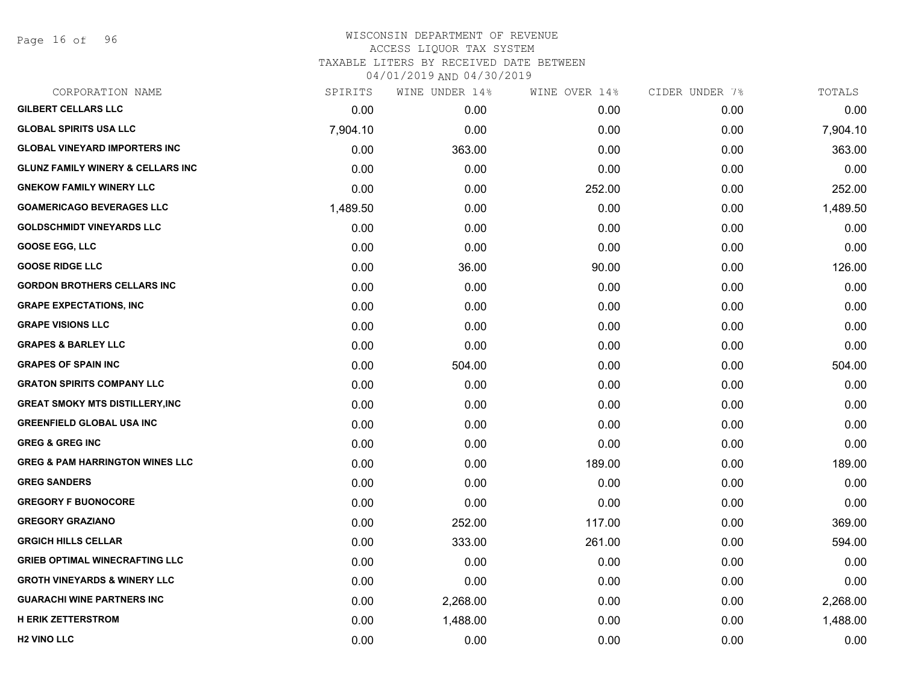# WISCONSIN DEPARTMENT OF REVENUE
## ACCESS LIQUOR TAX SYSTEM
## TAXABLE LITERS BY RECEIVED DATE BETWEEN 04/01/2019 AND 04/30/2019

| CORPORATION NAME | SPIRITS | WINE UNDER 14% | WINE OVER 14% | CIDER UNDER 7% | TOTALS |
|---|---|---|---|---|---|
| GILBERT CELLARS LLC | 0.00 | 0.00 | 0.00 | 0.00 | 0.00 |
| GLOBAL SPIRITS USA LLC | 7,904.10 | 0.00 | 0.00 | 0.00 | 7,904.10 |
| GLOBAL VINEYARD IMPORTERS INC | 0.00 | 363.00 | 0.00 | 0.00 | 363.00 |
| GLUNZ FAMILY WINERY & CELLARS INC | 0.00 | 0.00 | 0.00 | 0.00 | 0.00 |
| GNEKOW FAMILY WINERY LLC | 0.00 | 0.00 | 252.00 | 0.00 | 252.00 |
| GOAMERICAGO BEVERAGES LLC | 1,489.50 | 0.00 | 0.00 | 0.00 | 1,489.50 |
| GOLDSCHMIDT VINEYARDS LLC | 0.00 | 0.00 | 0.00 | 0.00 | 0.00 |
| GOOSE EGG, LLC | 0.00 | 0.00 | 0.00 | 0.00 | 0.00 |
| GOOSE RIDGE LLC | 0.00 | 36.00 | 90.00 | 0.00 | 126.00 |
| GORDON BROTHERS CELLARS INC | 0.00 | 0.00 | 0.00 | 0.00 | 0.00 |
| GRAPE EXPECTATIONS, INC | 0.00 | 0.00 | 0.00 | 0.00 | 0.00 |
| GRAPE VISIONS LLC | 0.00 | 0.00 | 0.00 | 0.00 | 0.00 |
| GRAPES & BARLEY LLC | 0.00 | 0.00 | 0.00 | 0.00 | 0.00 |
| GRAPES OF SPAIN INC | 0.00 | 504.00 | 0.00 | 0.00 | 504.00 |
| GRATON SPIRITS COMPANY LLC | 0.00 | 0.00 | 0.00 | 0.00 | 0.00 |
| GREAT SMOKY MTS DISTILLERY,INC | 0.00 | 0.00 | 0.00 | 0.00 | 0.00 |
| GREENFIELD GLOBAL USA INC | 0.00 | 0.00 | 0.00 | 0.00 | 0.00 |
| GREG & GREG INC | 0.00 | 0.00 | 0.00 | 0.00 | 0.00 |
| GREG & PAM HARRINGTON WINES LLC | 0.00 | 0.00 | 189.00 | 0.00 | 189.00 |
| GREG SANDERS | 0.00 | 0.00 | 0.00 | 0.00 | 0.00 |
| GREGORY F BUONOCORE | 0.00 | 0.00 | 0.00 | 0.00 | 0.00 |
| GREGORY GRAZIANO | 0.00 | 252.00 | 117.00 | 0.00 | 369.00 |
| GRGICH HILLS CELLAR | 0.00 | 333.00 | 261.00 | 0.00 | 594.00 |
| GRIEB OPTIMAL WINECRAFTING LLC | 0.00 | 0.00 | 0.00 | 0.00 | 0.00 |
| GROTH VINEYARDS & WINERY LLC | 0.00 | 0.00 | 0.00 | 0.00 | 0.00 |
| GUARACHI WINE PARTNERS INC | 0.00 | 2,268.00 | 0.00 | 0.00 | 2,268.00 |
| H ERIK ZETTERSTROM | 0.00 | 1,488.00 | 0.00 | 0.00 | 1,488.00 |
| H2 VINO LLC | 0.00 | 0.00 | 0.00 | 0.00 | 0.00 |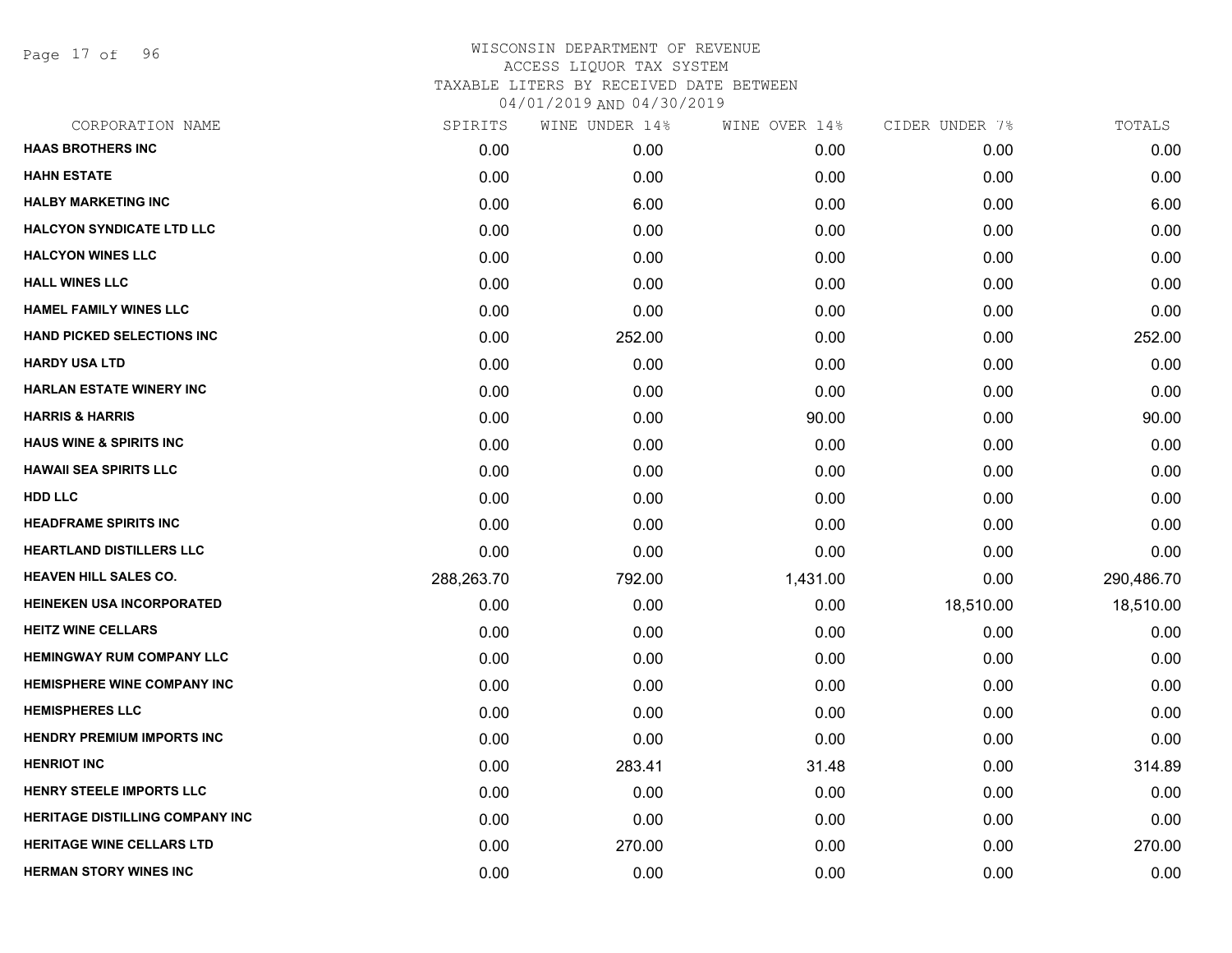WISCONSIN DEPARTMENT OF REVENUE
ACCESS LIQUOR TAX SYSTEM
TAXABLE LITERS BY RECEIVED DATE BETWEEN
04/01/2019 AND 04/30/2019

| CORPORATION NAME | SPIRITS | WINE UNDER 14% | WINE OVER 14% | CIDER UNDER 7% | TOTALS |
|---|---|---|---|---|---|
| **HAAS BROTHERS INC** | 0.00 | 0.00 | 0.00 | 0.00 | 0.00 |
| **HAHN ESTATE** | 0.00 | 0.00 | 0.00 | 0.00 | 0.00 |
| **HALBY MARKETING INC** | 0.00 | 6.00 | 0.00 | 0.00 | 6.00 |
| **HALCYON SYNDICATE LTD LLC** | 0.00 | 0.00 | 0.00 | 0.00 | 0.00 |
| **HALCYON WINES LLC** | 0.00 | 0.00 | 0.00 | 0.00 | 0.00 |
| **HALL WINES LLC** | 0.00 | 0.00 | 0.00 | 0.00 | 0.00 |
| **HAMEL FAMILY WINES LLC** | 0.00 | 0.00 | 0.00 | 0.00 | 0.00 |
| **HAND PICKED SELECTIONS INC** | 0.00 | 252.00 | 0.00 | 0.00 | 252.00 |
| **HARDY USA LTD** | 0.00 | 0.00 | 0.00 | 0.00 | 0.00 |
| **HARLAN ESTATE WINERY INC** | 0.00 | 0.00 | 0.00 | 0.00 | 0.00 |
| **HARRIS & HARRIS** | 0.00 | 0.00 | 90.00 | 0.00 | 90.00 |
| **HAUS WINE & SPIRITS INC** | 0.00 | 0.00 | 0.00 | 0.00 | 0.00 |
| **HAWAII SEA SPIRITS LLC** | 0.00 | 0.00 | 0.00 | 0.00 | 0.00 |
| **HDD LLC** | 0.00 | 0.00 | 0.00 | 0.00 | 0.00 |
| **HEADFRAME SPIRITS INC** | 0.00 | 0.00 | 0.00 | 0.00 | 0.00 |
| **HEARTLAND DISTILLERS LLC** | 0.00 | 0.00 | 0.00 | 0.00 | 0.00 |
| **HEAVEN HILL SALES CO.** | 288,263.70 | 792.00 | 1,431.00 | 0.00 | 290,486.70 |
| **HEINEKEN USA INCORPORATED** | 0.00 | 0.00 | 0.00 | 18,510.00 | 18,510.00 |
| **HEITZ WINE CELLARS** | 0.00 | 0.00 | 0.00 | 0.00 | 0.00 |
| **HEMINGWAY RUM COMPANY LLC** | 0.00 | 0.00 | 0.00 | 0.00 | 0.00 |
| **HEMISPHERE WINE COMPANY INC** | 0.00 | 0.00 | 0.00 | 0.00 | 0.00 |
| **HEMISPHERES LLC** | 0.00 | 0.00 | 0.00 | 0.00 | 0.00 |
| **HENDRY PREMIUM IMPORTS INC** | 0.00 | 0.00 | 0.00 | 0.00 | 0.00 |
| **HENRIOT INC** | 0.00 | 283.41 | 31.48 | 0.00 | 314.89 |
| **HENRY STEELE IMPORTS LLC** | 0.00 | 0.00 | 0.00 | 0.00 | 0.00 |
| **HERITAGE DISTILLING COMPANY INC** | 0.00 | 0.00 | 0.00 | 0.00 | 0.00 |
| **HERITAGE WINE CELLARS LTD** | 0.00 | 270.00 | 0.00 | 0.00 | 270.00 |
| **HERMAN STORY WINES INC** | 0.00 | 0.00 | 0.00 | 0.00 | 0.00 |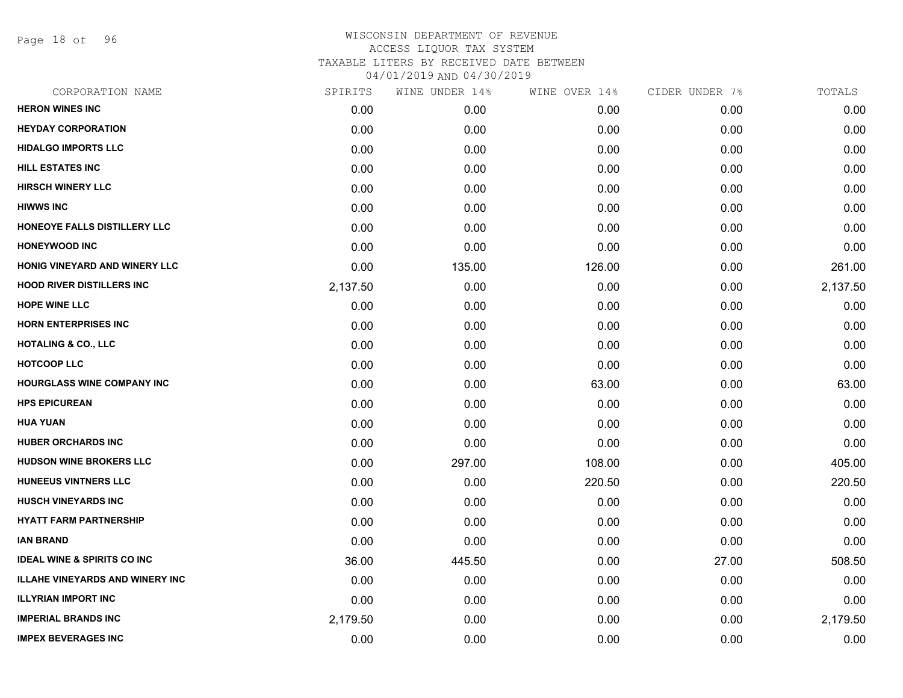# WISCONSIN DEPARTMENT OF REVENUE
## ACCESS LIQUOR TAX SYSTEM
### TAXABLE LITERS BY RECEIVED DATE BETWEEN 04/01/2019 AND 04/30/2019

| CORPORATION NAME | SPIRITS | WINE UNDER 14% | WINE OVER 14% | CIDER UNDER 7% | TOTALS |
|---|---|---|---|---|---|
| HERON WINES INC | 0.00 | 0.00 | 0.00 | 0.00 | 0.00 |
| HEYDAY CORPORATION | 0.00 | 0.00 | 0.00 | 0.00 | 0.00 |
| HIDALGO IMPORTS LLC | 0.00 | 0.00 | 0.00 | 0.00 | 0.00 |
| HILL ESTATES INC | 0.00 | 0.00 | 0.00 | 0.00 | 0.00 |
| HIRSCH WINERY LLC | 0.00 | 0.00 | 0.00 | 0.00 | 0.00 |
| HIWWS INC | 0.00 | 0.00 | 0.00 | 0.00 | 0.00 |
| HONEOYE FALLS DISTILLERY LLC | 0.00 | 0.00 | 0.00 | 0.00 | 0.00 |
| HONEYWOOD INC | 0.00 | 0.00 | 0.00 | 0.00 | 0.00 |
| HONIG VINEYARD AND WINERY LLC | 0.00 | 135.00 | 126.00 | 0.00 | 261.00 |
| HOOD RIVER DISTILLERS INC | 2,137.50 | 0.00 | 0.00 | 0.00 | 2,137.50 |
| HOPE WINE LLC | 0.00 | 0.00 | 0.00 | 0.00 | 0.00 |
| HORN ENTERPRISES INC | 0.00 | 0.00 | 0.00 | 0.00 | 0.00 |
| HOTALING & CO., LLC | 0.00 | 0.00 | 0.00 | 0.00 | 0.00 |
| HOTCOOP LLC | 0.00 | 0.00 | 0.00 | 0.00 | 0.00 |
| HOURGLASS WINE COMPANY INC | 0.00 | 0.00 | 63.00 | 0.00 | 63.00 |
| HPS EPICUREAN | 0.00 | 0.00 | 0.00 | 0.00 | 0.00 |
| HUA YUAN | 0.00 | 0.00 | 0.00 | 0.00 | 0.00 |
| HUBER ORCHARDS INC | 0.00 | 0.00 | 0.00 | 0.00 | 0.00 |
| HUDSON WINE BROKERS LLC | 0.00 | 297.00 | 108.00 | 0.00 | 405.00 |
| HUNEEUS VINTNERS LLC | 0.00 | 0.00 | 220.50 | 0.00 | 220.50 |
| HUSCH VINEYARDS INC | 0.00 | 0.00 | 0.00 | 0.00 | 0.00 |
| HYATT FARM PARTNERSHIP | 0.00 | 0.00 | 0.00 | 0.00 | 0.00 |
| IAN BRAND | 0.00 | 0.00 | 0.00 | 0.00 | 0.00 |
| IDEAL WINE & SPIRITS CO INC | 36.00 | 445.50 | 0.00 | 27.00 | 508.50 |
| ILLAHE VINEYARDS AND WINERY INC | 0.00 | 0.00 | 0.00 | 0.00 | 0.00 |
| ILLYRIAN IMPORT INC | 0.00 | 0.00 | 0.00 | 0.00 | 0.00 |
| IMPERIAL BRANDS INC | 2,179.50 | 0.00 | 0.00 | 0.00 | 2,179.50 |
| IMPEX BEVERAGES INC | 0.00 | 0.00 | 0.00 | 0.00 | 0.00 |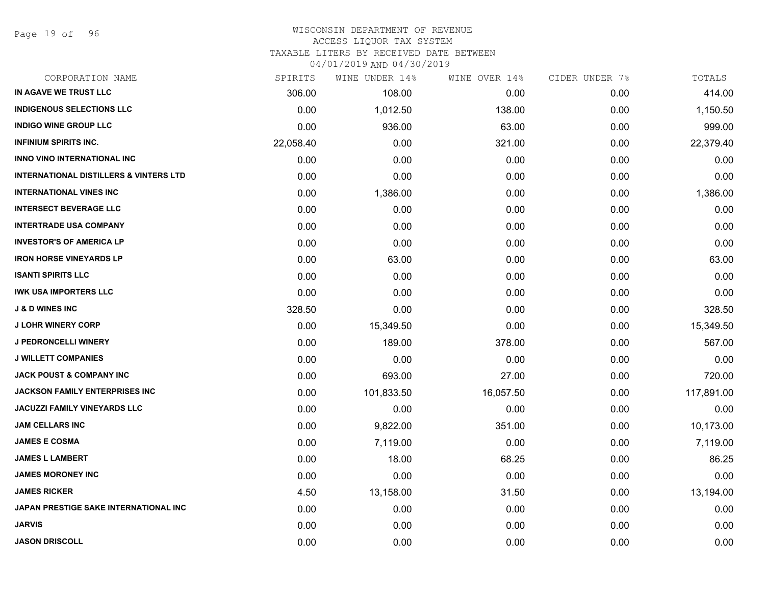# WISCONSIN DEPARTMENT OF REVENUE
## ACCESS LIQUOR TAX SYSTEM
### TAXABLE LITERS BY RECEIVED DATE BETWEEN 04/01/2019 AND 04/30/2019

| CORPORATION NAME | SPIRITS | WINE UNDER 14% | WINE OVER 14% | CIDER UNDER 7% | TOTALS |
|---|---|---|---|---|---|
| IN AGAVE WE TRUST LLC | 306.00 | 108.00 | 0.00 | 0.00 | 414.00 |
| INDIGENOUS SELECTIONS LLC | 0.00 | 1,012.50 | 138.00 | 0.00 | 1,150.50 |
| INDIGO WINE GROUP LLC | 0.00 | 936.00 | 63.00 | 0.00 | 999.00 |
| INFINIUM SPIRITS INC. | 22,058.40 | 0.00 | 321.00 | 0.00 | 22,379.40 |
| INNO VINO INTERNATIONAL INC | 0.00 | 0.00 | 0.00 | 0.00 | 0.00 |
| INTERNATIONAL DISTILLERS & VINTERS LTD | 0.00 | 0.00 | 0.00 | 0.00 | 0.00 |
| INTERNATIONAL VINES INC | 0.00 | 1,386.00 | 0.00 | 0.00 | 1,386.00 |
| INTERSECT BEVERAGE LLC | 0.00 | 0.00 | 0.00 | 0.00 | 0.00 |
| INTERTRADE USA COMPANY | 0.00 | 0.00 | 0.00 | 0.00 | 0.00 |
| INVESTOR'S OF AMERICA LP | 0.00 | 0.00 | 0.00 | 0.00 | 0.00 |
| IRON HORSE VINEYARDS LP | 0.00 | 63.00 | 0.00 | 0.00 | 63.00 |
| ISANTI SPIRITS LLC | 0.00 | 0.00 | 0.00 | 0.00 | 0.00 |
| IWK USA IMPORTERS LLC | 0.00 | 0.00 | 0.00 | 0.00 | 0.00 |
| J & D WINES INC | 328.50 | 0.00 | 0.00 | 0.00 | 328.50 |
| J LOHR WINERY CORP | 0.00 | 15,349.50 | 0.00 | 0.00 | 15,349.50 |
| J PEDRONCELLI WINERY | 0.00 | 189.00 | 378.00 | 0.00 | 567.00 |
| J WILLETT COMPANIES | 0.00 | 0.00 | 0.00 | 0.00 | 0.00 |
| JACK POUST & COMPANY INC | 0.00 | 693.00 | 27.00 | 0.00 | 720.00 |
| JACKSON FAMILY ENTERPRISES INC | 0.00 | 101,833.50 | 16,057.50 | 0.00 | 117,891.00 |
| JACUZZI FAMILY VINEYARDS LLC | 0.00 | 0.00 | 0.00 | 0.00 | 0.00 |
| JAM CELLARS INC | 0.00 | 9,822.00 | 351.00 | 0.00 | 10,173.00 |
| JAMES E COSMA | 0.00 | 7,119.00 | 0.00 | 0.00 | 7,119.00 |
| JAMES L LAMBERT | 0.00 | 18.00 | 68.25 | 0.00 | 86.25 |
| JAMES MORONEY INC | 0.00 | 0.00 | 0.00 | 0.00 | 0.00 |
| JAMES RICKER | 4.50 | 13,158.00 | 31.50 | 0.00 | 13,194.00 |
| JAPAN PRESTIGE SAKE INTERNATIONAL INC | 0.00 | 0.00 | 0.00 | 0.00 | 0.00 |
| JARVIS | 0.00 | 0.00 | 0.00 | 0.00 | 0.00 |
| JASON DRISCOLL | 0.00 | 0.00 | 0.00 | 0.00 | 0.00 |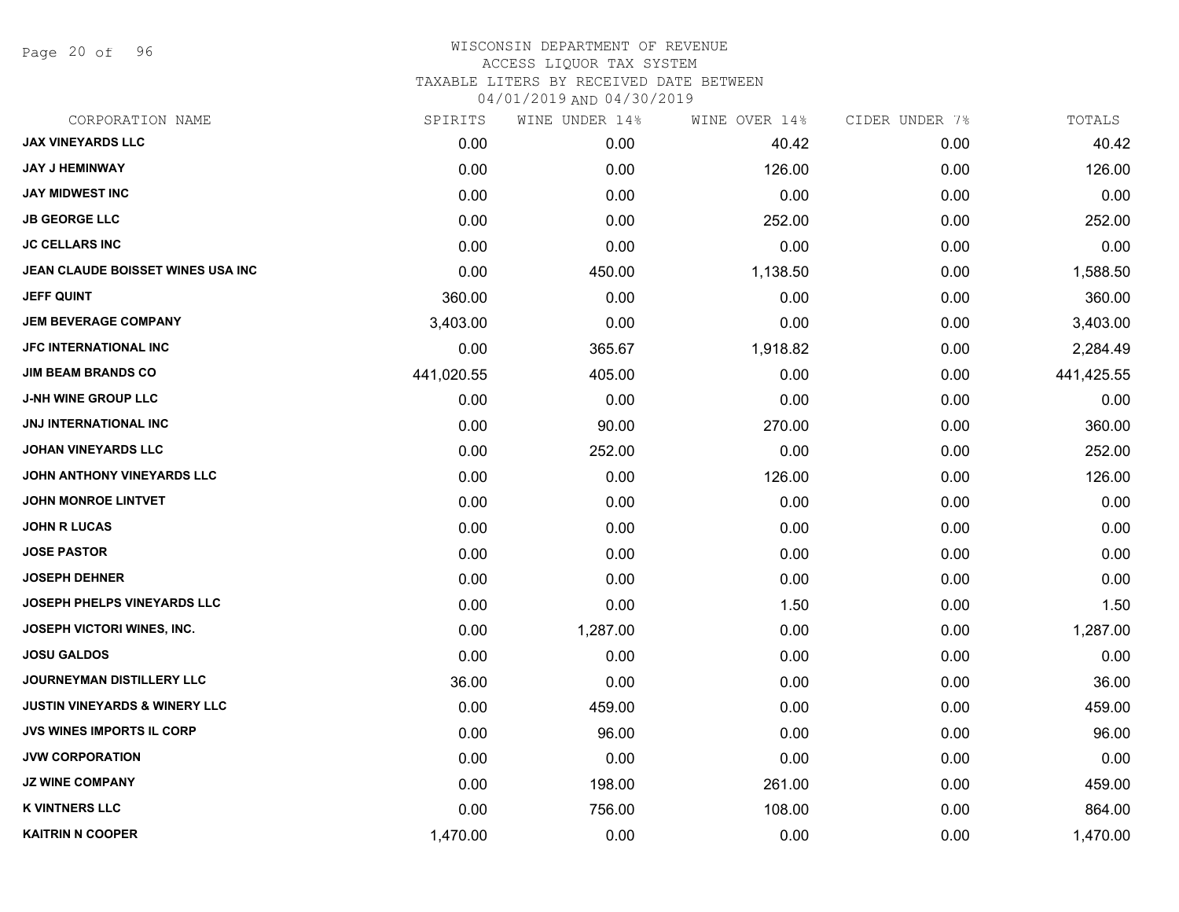# WISCONSIN DEPARTMENT OF REVENUE
ACCESS LIQUOR TAX SYSTEM
TAXABLE LITERS BY RECEIVED DATE BETWEEN
04/01/2019 AND 04/30/2019

| CORPORATION NAME | SPIRITS | WINE UNDER 14% | WINE OVER 14% | CIDER UNDER 7% | TOTALS |
|---|---|---|---|---|---|
| JAX VINEYARDS LLC | 0.00 | 0.00 | 40.42 | 0.00 | 40.42 |
| JAY J HEMINWAY | 0.00 | 0.00 | 126.00 | 0.00 | 126.00 |
| JAY MIDWEST INC | 0.00 | 0.00 | 0.00 | 0.00 | 0.00 |
| JB GEORGE LLC | 0.00 | 0.00 | 252.00 | 0.00 | 252.00 |
| JC CELLARS INC | 0.00 | 0.00 | 0.00 | 0.00 | 0.00 |
| JEAN CLAUDE BOISSET WINES USA INC | 0.00 | 450.00 | 1,138.50 | 0.00 | 1,588.50 |
| JEFF QUINT | 360.00 | 0.00 | 0.00 | 0.00 | 360.00 |
| JEM BEVERAGE COMPANY | 3,403.00 | 0.00 | 0.00 | 0.00 | 3,403.00 |
| JFC INTERNATIONAL INC | 0.00 | 365.67 | 1,918.82 | 0.00 | 2,284.49 |
| JIM BEAM BRANDS CO | 441,020.55 | 405.00 | 0.00 | 0.00 | 441,425.55 |
| J-NH WINE GROUP LLC | 0.00 | 0.00 | 0.00 | 0.00 | 0.00 |
| JNJ INTERNATIONAL INC | 0.00 | 90.00 | 270.00 | 0.00 | 360.00 |
| JOHAN VINEYARDS LLC | 0.00 | 252.00 | 0.00 | 0.00 | 252.00 |
| JOHN ANTHONY VINEYARDS LLC | 0.00 | 0.00 | 126.00 | 0.00 | 126.00 |
| JOHN MONROE LINTVET | 0.00 | 0.00 | 0.00 | 0.00 | 0.00 |
| JOHN R LUCAS | 0.00 | 0.00 | 0.00 | 0.00 | 0.00 |
| JOSE PASTOR | 0.00 | 0.00 | 0.00 | 0.00 | 0.00 |
| JOSEPH DEHNER | 0.00 | 0.00 | 0.00 | 0.00 | 0.00 |
| JOSEPH PHELPS VINEYARDS LLC | 0.00 | 0.00 | 1.50 | 0.00 | 1.50 |
| JOSEPH VICTORI WINES, INC. | 0.00 | 1,287.00 | 0.00 | 0.00 | 1,287.00 |
| JOSU GALDOS | 0.00 | 0.00 | 0.00 | 0.00 | 0.00 |
| JOURNEYMAN DISTILLERY LLC | 36.00 | 0.00 | 0.00 | 0.00 | 36.00 |
| JUSTIN VINEYARDS & WINERY LLC | 0.00 | 459.00 | 0.00 | 0.00 | 459.00 |
| JVS WINES IMPORTS IL CORP | 0.00 | 96.00 | 0.00 | 0.00 | 96.00 |
| JVW CORPORATION | 0.00 | 0.00 | 0.00 | 0.00 | 0.00 |
| JZ WINE COMPANY | 0.00 | 198.00 | 261.00 | 0.00 | 459.00 |
| K VINTNERS LLC | 0.00 | 756.00 | 108.00 | 0.00 | 864.00 |
| KAITRIN N COOPER | 1,470.00 | 0.00 | 0.00 | 0.00 | 1,470.00 |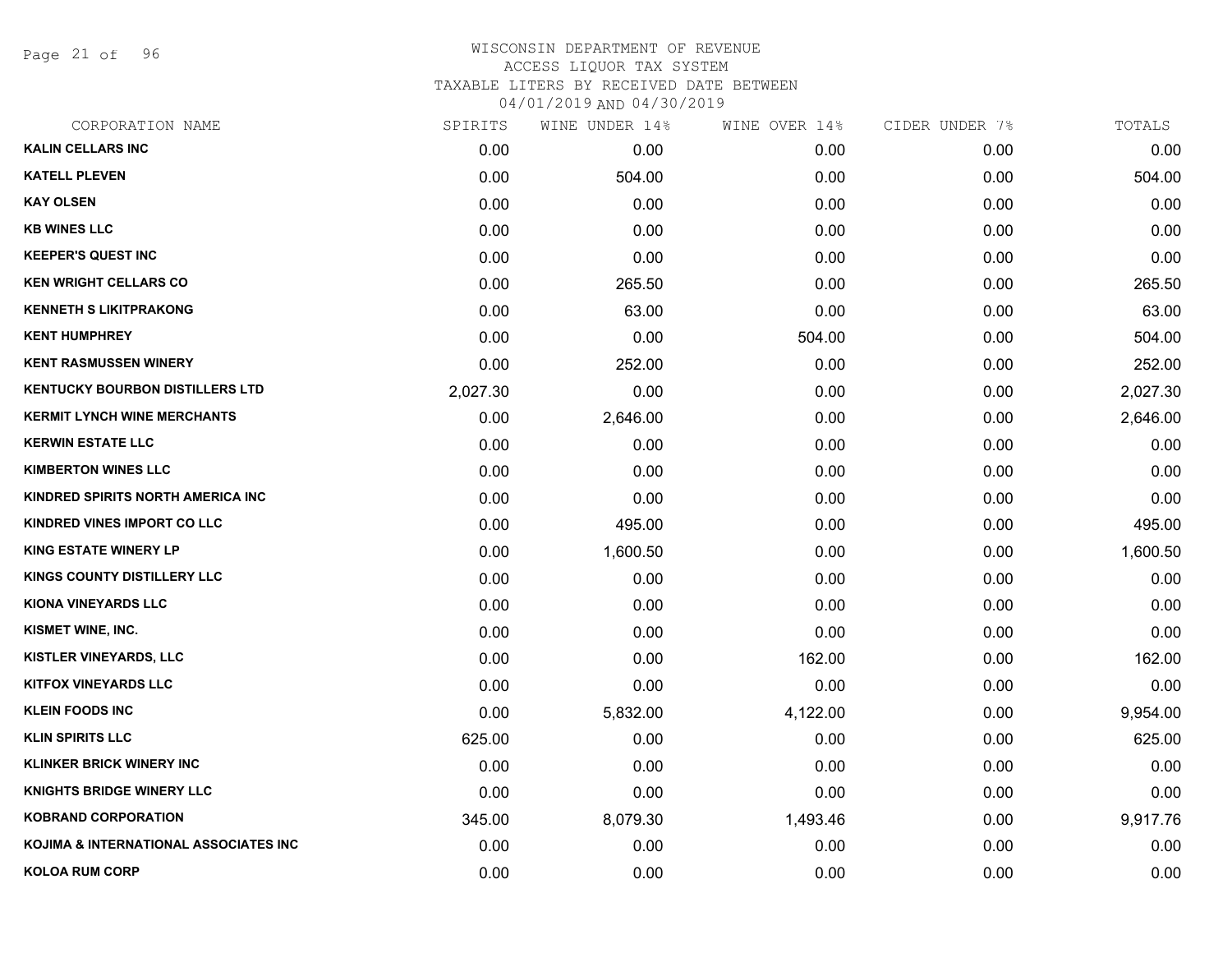# WISCONSIN DEPARTMENT OF REVENUE
## ACCESS LIQUOR TAX SYSTEM
### TAXABLE LITERS BY RECEIVED DATE BETWEEN 04/01/2019 AND 04/30/2019

| CORPORATION NAME | SPIRITS | WINE UNDER 14% | WINE OVER 14% | CIDER UNDER 7% | TOTALS |
|---|---|---|---|---|---|
| KALIN CELLARS INC | 0.00 | 0.00 | 0.00 | 0.00 | 0.00 |
| KATELL PLEVEN | 0.00 | 504.00 | 0.00 | 0.00 | 504.00 |
| KAY OLSEN | 0.00 | 0.00 | 0.00 | 0.00 | 0.00 |
| KB WINES LLC | 0.00 | 0.00 | 0.00 | 0.00 | 0.00 |
| KEEPER'S QUEST INC | 0.00 | 0.00 | 0.00 | 0.00 | 0.00 |
| KEN WRIGHT CELLARS CO | 0.00 | 265.50 | 0.00 | 0.00 | 265.50 |
| KENNETH S LIKITPRAKONG | 0.00 | 63.00 | 0.00 | 0.00 | 63.00 |
| KENT HUMPHREY | 0.00 | 0.00 | 504.00 | 0.00 | 504.00 |
| KENT RASMUSSEN WINERY | 0.00 | 252.00 | 0.00 | 0.00 | 252.00 |
| KENTUCKY BOURBON DISTILLERS LTD | 2,027.30 | 0.00 | 0.00 | 0.00 | 2,027.30 |
| KERMIT LYNCH WINE MERCHANTS | 0.00 | 2,646.00 | 0.00 | 0.00 | 2,646.00 |
| KERWIN ESTATE LLC | 0.00 | 0.00 | 0.00 | 0.00 | 0.00 |
| KIMBERTON WINES LLC | 0.00 | 0.00 | 0.00 | 0.00 | 0.00 |
| KINDRED SPIRITS NORTH AMERICA INC | 0.00 | 0.00 | 0.00 | 0.00 | 0.00 |
| KINDRED VINES IMPORT CO LLC | 0.00 | 495.00 | 0.00 | 0.00 | 495.00 |
| KING ESTATE WINERY LP | 0.00 | 1,600.50 | 0.00 | 0.00 | 1,600.50 |
| KINGS COUNTY DISTILLERY LLC | 0.00 | 0.00 | 0.00 | 0.00 | 0.00 |
| KIONA VINEYARDS LLC | 0.00 | 0.00 | 0.00 | 0.00 | 0.00 |
| KISMET WINE, INC. | 0.00 | 0.00 | 0.00 | 0.00 | 0.00 |
| KISTLER VINEYARDS, LLC | 0.00 | 0.00 | 162.00 | 0.00 | 162.00 |
| KITFOX VINEYARDS LLC | 0.00 | 0.00 | 0.00 | 0.00 | 0.00 |
| KLEIN FOODS INC | 0.00 | 5,832.00 | 4,122.00 | 0.00 | 9,954.00 |
| KLIN SPIRITS LLC | 625.00 | 0.00 | 0.00 | 0.00 | 625.00 |
| KLINKER BRICK WINERY INC | 0.00 | 0.00 | 0.00 | 0.00 | 0.00 |
| KNIGHTS BRIDGE WINERY LLC | 0.00 | 0.00 | 0.00 | 0.00 | 0.00 |
| KOBRAND CORPORATION | 345.00 | 8,079.30 | 1,493.46 | 0.00 | 9,917.76 |
| KOJIMA & INTERNATIONAL ASSOCIATES INC | 0.00 | 0.00 | 0.00 | 0.00 | 0.00 |
| KOLOA RUM CORP | 0.00 | 0.00 | 0.00 | 0.00 | 0.00 |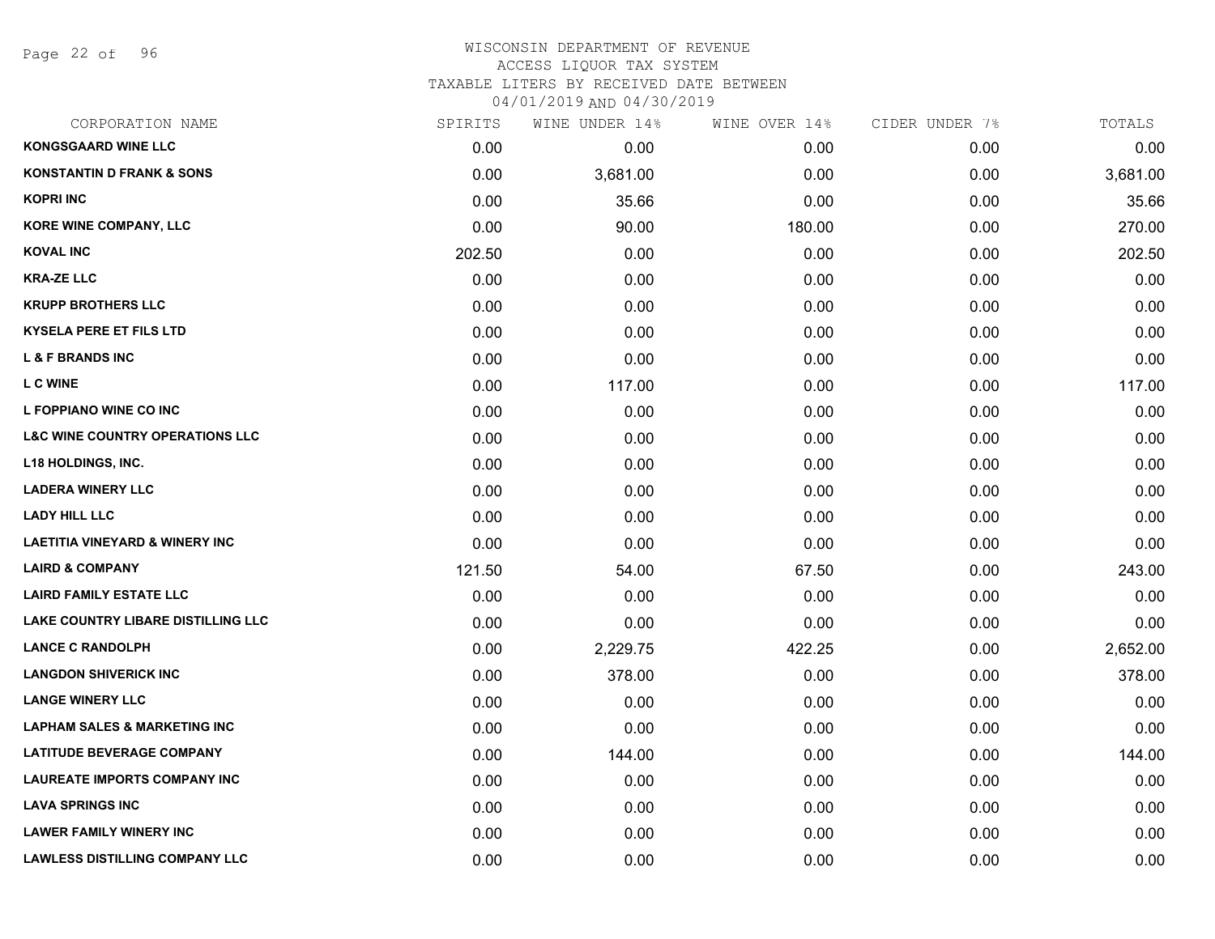# WISCONSIN DEPARTMENT OF REVENUE
## ACCESS LIQUOR TAX SYSTEM
### TAXABLE LITERS BY RECEIVED DATE BETWEEN 04/01/2019 AND 04/30/2019

| CORPORATION NAME | SPIRITS | WINE UNDER 14% | WINE OVER 14% | CIDER UNDER 7% | TOTALS |
|---|---|---|---|---|---|
| KONGSGAARD WINE LLC | 0.00 | 0.00 | 0.00 | 0.00 | 0.00 |
| KONSTANTIN D FRANK & SONS | 0.00 | 3,681.00 | 0.00 | 0.00 | 3,681.00 |
| KOPRI INC | 0.00 | 35.66 | 0.00 | 0.00 | 35.66 |
| KORE WINE COMPANY, LLC | 0.00 | 90.00 | 180.00 | 0.00 | 270.00 |
| KOVAL INC | 202.50 | 0.00 | 0.00 | 0.00 | 202.50 |
| KRA-ZE LLC | 0.00 | 0.00 | 0.00 | 0.00 | 0.00 |
| KRUPP BROTHERS LLC | 0.00 | 0.00 | 0.00 | 0.00 | 0.00 |
| KYSELA PERE ET FILS LTD | 0.00 | 0.00 | 0.00 | 0.00 | 0.00 |
| L & F BRANDS INC | 0.00 | 0.00 | 0.00 | 0.00 | 0.00 |
| L C WINE | 0.00 | 117.00 | 0.00 | 0.00 | 117.00 |
| L FOPPIANO WINE CO INC | 0.00 | 0.00 | 0.00 | 0.00 | 0.00 |
| L&C WINE COUNTRY OPERATIONS LLC | 0.00 | 0.00 | 0.00 | 0.00 | 0.00 |
| L18 HOLDINGS, INC. | 0.00 | 0.00 | 0.00 | 0.00 | 0.00 |
| LADERA WINERY LLC | 0.00 | 0.00 | 0.00 | 0.00 | 0.00 |
| LADY HILL LLC | 0.00 | 0.00 | 0.00 | 0.00 | 0.00 |
| LAETITIA VINEYARD & WINERY INC | 0.00 | 0.00 | 0.00 | 0.00 | 0.00 |
| LAIRD & COMPANY | 121.50 | 54.00 | 67.50 | 0.00 | 243.00 |
| LAIRD FAMILY ESTATE LLC | 0.00 | 0.00 | 0.00 | 0.00 | 0.00 |
| LAKE COUNTRY LIBARE DISTILLING LLC | 0.00 | 0.00 | 0.00 | 0.00 | 0.00 |
| LANCE C RANDOLPH | 0.00 | 2,229.75 | 422.25 | 0.00 | 2,652.00 |
| LANGDON SHIVERICK INC | 0.00 | 378.00 | 0.00 | 0.00 | 378.00 |
| LANGE WINERY LLC | 0.00 | 0.00 | 0.00 | 0.00 | 0.00 |
| LAPHAM SALES & MARKETING INC | 0.00 | 0.00 | 0.00 | 0.00 | 0.00 |
| LATITUDE BEVERAGE COMPANY | 0.00 | 144.00 | 0.00 | 0.00 | 144.00 |
| LAUREATE IMPORTS COMPANY INC | 0.00 | 0.00 | 0.00 | 0.00 | 0.00 |
| LAVA SPRINGS INC | 0.00 | 0.00 | 0.00 | 0.00 | 0.00 |
| LAWER FAMILY WINERY INC | 0.00 | 0.00 | 0.00 | 0.00 | 0.00 |
| LAWLESS DISTILLING COMPANY LLC | 0.00 | 0.00 | 0.00 | 0.00 | 0.00 |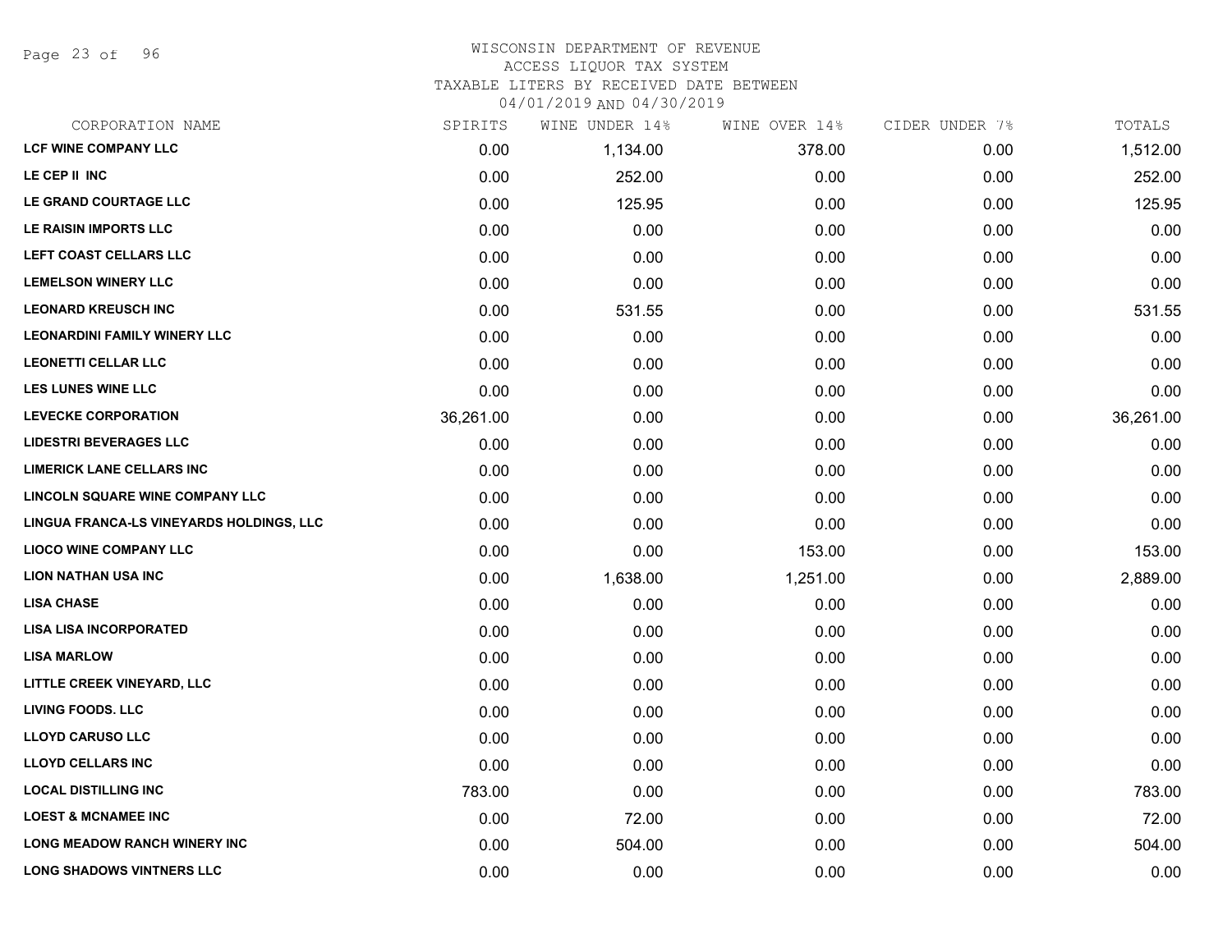# WISCONSIN DEPARTMENT OF REVENUE

ACCESS LIQUOR TAX SYSTEM

TAXABLE LITERS BY RECEIVED DATE BETWEEN

04/01/2019 AND 04/30/2019

| CORPORATION NAME | SPIRITS | WINE UNDER 14% | WINE OVER 14% | CIDER UNDER 7% | TOTALS |
|---|---|---|---|---|---|
| LCF WINE COMPANY LLC | 0.00 | 1,134.00 | 378.00 | 0.00 | 1,512.00 |
| LE CEP II INC | 0.00 | 252.00 | 0.00 | 0.00 | 252.00 |
| LE GRAND COURTAGE LLC | 0.00 | 125.95 | 0.00 | 0.00 | 125.95 |
| LE RAISIN IMPORTS LLC | 0.00 | 0.00 | 0.00 | 0.00 | 0.00 |
| LEFT COAST CELLARS LLC | 0.00 | 0.00 | 0.00 | 0.00 | 0.00 |
| LEMELSON WINERY LLC | 0.00 | 0.00 | 0.00 | 0.00 | 0.00 |
| LEONARD KREUSCH INC | 0.00 | 531.55 | 0.00 | 0.00 | 531.55 |
| LEONARDINI FAMILY WINERY LLC | 0.00 | 0.00 | 0.00 | 0.00 | 0.00 |
| LEONETTI CELLAR LLC | 0.00 | 0.00 | 0.00 | 0.00 | 0.00 |
| LES LUNES WINE LLC | 0.00 | 0.00 | 0.00 | 0.00 | 0.00 |
| LEVECKE CORPORATION | 36,261.00 | 0.00 | 0.00 | 0.00 | 36,261.00 |
| LIDESTRI BEVERAGES LLC | 0.00 | 0.00 | 0.00 | 0.00 | 0.00 |
| LIMERICK LANE CELLARS INC | 0.00 | 0.00 | 0.00 | 0.00 | 0.00 |
| LINCOLN SQUARE WINE COMPANY LLC | 0.00 | 0.00 | 0.00 | 0.00 | 0.00 |
| LINGUA FRANCA-LS VINEYARDS HOLDINGS, LLC | 0.00 | 0.00 | 0.00 | 0.00 | 0.00 |
| LIOCO WINE COMPANY LLC | 0.00 | 0.00 | 153.00 | 0.00 | 153.00 |
| LION NATHAN USA INC | 0.00 | 1,638.00 | 1,251.00 | 0.00 | 2,889.00 |
| LISA CHASE | 0.00 | 0.00 | 0.00 | 0.00 | 0.00 |
| LISA LISA INCORPORATED | 0.00 | 0.00 | 0.00 | 0.00 | 0.00 |
| LISA MARLOW | 0.00 | 0.00 | 0.00 | 0.00 | 0.00 |
| LITTLE CREEK VINEYARD, LLC | 0.00 | 0.00 | 0.00 | 0.00 | 0.00 |
| LIVING FOODS. LLC | 0.00 | 0.00 | 0.00 | 0.00 | 0.00 |
| LLOYD CARUSO LLC | 0.00 | 0.00 | 0.00 | 0.00 | 0.00 |
| LLOYD CELLARS INC | 0.00 | 0.00 | 0.00 | 0.00 | 0.00 |
| LOCAL DISTILLING INC | 783.00 | 0.00 | 0.00 | 0.00 | 783.00 |
| LOEST & MCNAMEE INC | 0.00 | 72.00 | 0.00 | 0.00 | 72.00 |
| LONG MEADOW RANCH WINERY INC | 0.00 | 504.00 | 0.00 | 0.00 | 504.00 |
| LONG SHADOWS VINTNERS LLC | 0.00 | 0.00 | 0.00 | 0.00 | 0.00 |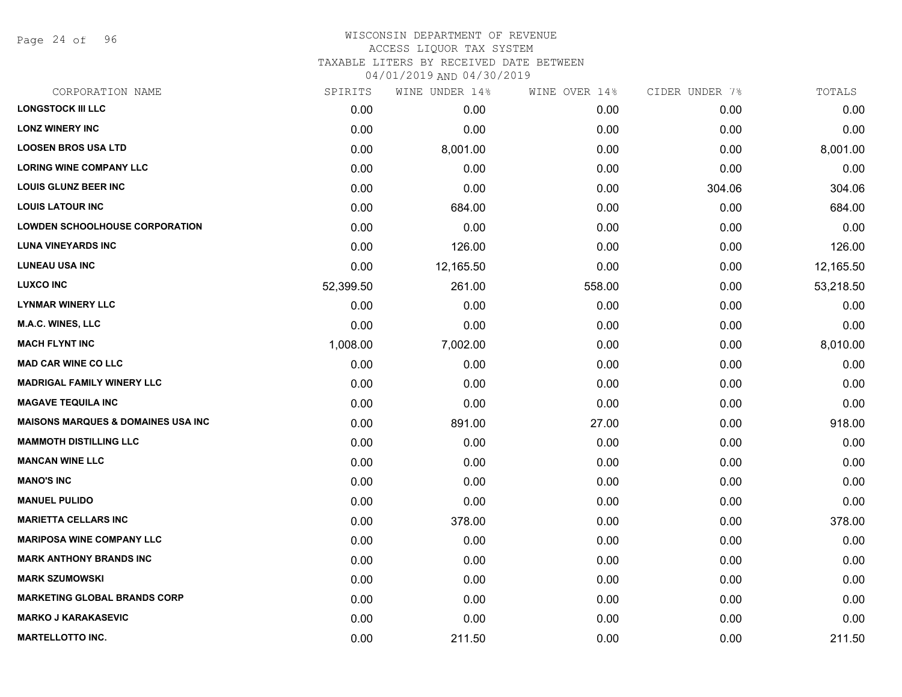# WISCONSIN DEPARTMENT OF REVENUE
ACCESS LIQUOR TAX SYSTEM
TAXABLE LITERS BY RECEIVED DATE BETWEEN
04/01/2019 AND 04/30/2019

| CORPORATION NAME | SPIRITS | WINE UNDER 14% | WINE OVER 14% | CIDER UNDER 7% | TOTALS |
|---|---|---|---|---|---|
| LONGSTOCK III LLC | 0.00 | 0.00 | 0.00 | 0.00 | 0.00 |
| LONZ WINERY INC | 0.00 | 0.00 | 0.00 | 0.00 | 0.00 |
| LOOSEN BROS USA LTD | 0.00 | 8,001.00 | 0.00 | 0.00 | 8,001.00 |
| LORING WINE COMPANY LLC | 0.00 | 0.00 | 0.00 | 0.00 | 0.00 |
| LOUIS GLUNZ BEER INC | 0.00 | 0.00 | 0.00 | 304.06 | 304.06 |
| LOUIS LATOUR INC | 0.00 | 684.00 | 0.00 | 0.00 | 684.00 |
| LOWDEN SCHOOLHOUSE CORPORATION | 0.00 | 0.00 | 0.00 | 0.00 | 0.00 |
| LUNA VINEYARDS INC | 0.00 | 126.00 | 0.00 | 0.00 | 126.00 |
| LUNEAU USA INC | 0.00 | 12,165.50 | 0.00 | 0.00 | 12,165.50 |
| LUXCO INC | 52,399.50 | 261.00 | 558.00 | 0.00 | 53,218.50 |
| LYNMAR WINERY LLC | 0.00 | 0.00 | 0.00 | 0.00 | 0.00 |
| M.A.C. WINES, LLC | 0.00 | 0.00 | 0.00 | 0.00 | 0.00 |
| MACH FLYNT INC | 1,008.00 | 7,002.00 | 0.00 | 0.00 | 8,010.00 |
| MAD CAR WINE CO LLC | 0.00 | 0.00 | 0.00 | 0.00 | 0.00 |
| MADRIGAL FAMILY WINERY LLC | 0.00 | 0.00 | 0.00 | 0.00 | 0.00 |
| MAGAVE TEQUILA INC | 0.00 | 0.00 | 0.00 | 0.00 | 0.00 |
| MAISONS MARQUES & DOMAINES USA INC | 0.00 | 891.00 | 27.00 | 0.00 | 918.00 |
| MAMMOTH DISTILLING LLC | 0.00 | 0.00 | 0.00 | 0.00 | 0.00 |
| MANCAN WINE LLC | 0.00 | 0.00 | 0.00 | 0.00 | 0.00 |
| MANO'S INC | 0.00 | 0.00 | 0.00 | 0.00 | 0.00 |
| MANUEL PULIDO | 0.00 | 0.00 | 0.00 | 0.00 | 0.00 |
| MARIETTA CELLARS INC | 0.00 | 378.00 | 0.00 | 0.00 | 378.00 |
| MARIPOSA WINE COMPANY LLC | 0.00 | 0.00 | 0.00 | 0.00 | 0.00 |
| MARK ANTHONY BRANDS INC | 0.00 | 0.00 | 0.00 | 0.00 | 0.00 |
| MARK SZUMOWSKI | 0.00 | 0.00 | 0.00 | 0.00 | 0.00 |
| MARKETING GLOBAL BRANDS CORP | 0.00 | 0.00 | 0.00 | 0.00 | 0.00 |
| MARKO J KARAKASEVIC | 0.00 | 0.00 | 0.00 | 0.00 | 0.00 |
| MARTELLOTTO INC. | 0.00 | 211.50 | 0.00 | 0.00 | 211.50 |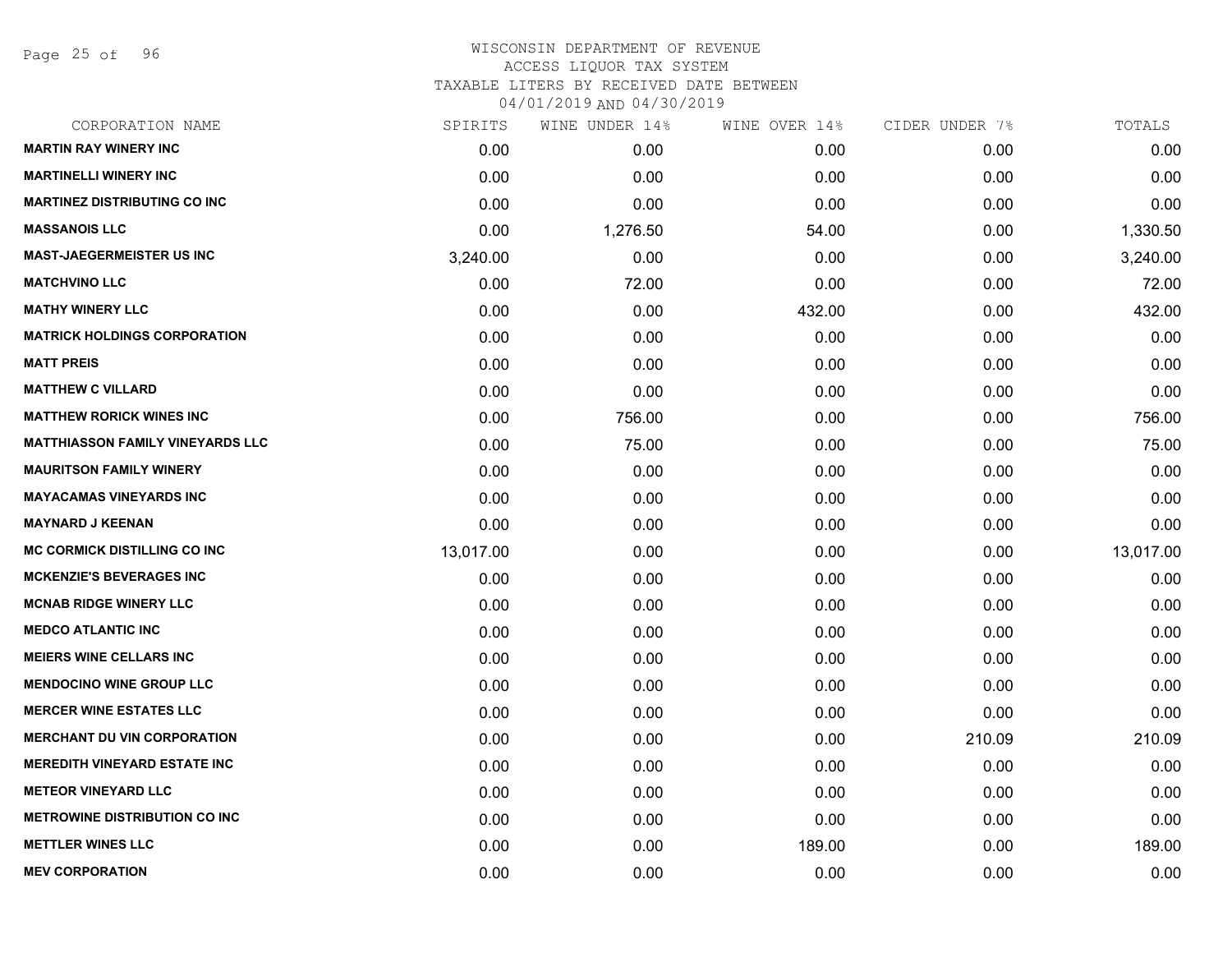# WISCONSIN DEPARTMENT OF REVENUE
## ACCESS LIQUOR TAX SYSTEM
### TAXABLE LITERS BY RECEIVED DATE BETWEEN 04/01/2019 AND 04/30/2019

| CORPORATION NAME | SPIRITS | WINE UNDER 14% | WINE OVER 14% | CIDER UNDER 7% | TOTALS |
|---|---|---|---|---|---|
| MARTIN RAY WINERY INC | 0.00 | 0.00 | 0.00 | 0.00 | 0.00 |
| MARTINELLI WINERY INC | 0.00 | 0.00 | 0.00 | 0.00 | 0.00 |
| MARTINEZ DISTRIBUTING CO INC | 0.00 | 0.00 | 0.00 | 0.00 | 0.00 |
| MASSANOIS LLC | 0.00 | 1,276.50 | 54.00 | 0.00 | 1,330.50 |
| MAST-JAEGERMEISTER US INC | 3,240.00 | 0.00 | 0.00 | 0.00 | 3,240.00 |
| MATCHVINO LLC | 0.00 | 72.00 | 0.00 | 0.00 | 72.00 |
| MATHY WINERY LLC | 0.00 | 0.00 | 432.00 | 0.00 | 432.00 |
| MATRICK HOLDINGS CORPORATION | 0.00 | 0.00 | 0.00 | 0.00 | 0.00 |
| MATT PREIS | 0.00 | 0.00 | 0.00 | 0.00 | 0.00 |
| MATTHEW C VILLARD | 0.00 | 0.00 | 0.00 | 0.00 | 0.00 |
| MATTHEW RORICK WINES INC | 0.00 | 756.00 | 0.00 | 0.00 | 756.00 |
| MATTHIASSON FAMILY VINEYARDS LLC | 0.00 | 75.00 | 0.00 | 0.00 | 75.00 |
| MAURITSON FAMILY WINERY | 0.00 | 0.00 | 0.00 | 0.00 | 0.00 |
| MAYACAMAS VINEYARDS INC | 0.00 | 0.00 | 0.00 | 0.00 | 0.00 |
| MAYNARD J KEENAN | 0.00 | 0.00 | 0.00 | 0.00 | 0.00 |
| MC CORMICK DISTILLING CO INC | 13,017.00 | 0.00 | 0.00 | 0.00 | 13,017.00 |
| MCKENZIE'S BEVERAGES INC | 0.00 | 0.00 | 0.00 | 0.00 | 0.00 |
| MCNAB RIDGE WINERY LLC | 0.00 | 0.00 | 0.00 | 0.00 | 0.00 |
| MEDCO ATLANTIC INC | 0.00 | 0.00 | 0.00 | 0.00 | 0.00 |
| MEIERS WINE CELLARS INC | 0.00 | 0.00 | 0.00 | 0.00 | 0.00 |
| MENDOCINO WINE GROUP LLC | 0.00 | 0.00 | 0.00 | 0.00 | 0.00 |
| MERCER WINE ESTATES LLC | 0.00 | 0.00 | 0.00 | 0.00 | 0.00 |
| MERCHANT DU VIN CORPORATION | 0.00 | 0.00 | 0.00 | 210.09 | 210.09 |
| MEREDITH VINEYARD ESTATE INC | 0.00 | 0.00 | 0.00 | 0.00 | 0.00 |
| METEOR VINEYARD LLC | 0.00 | 0.00 | 0.00 | 0.00 | 0.00 |
| METROWINE DISTRIBUTION CO INC | 0.00 | 0.00 | 0.00 | 0.00 | 0.00 |
| METTLER WINES LLC | 0.00 | 0.00 | 189.00 | 0.00 | 189.00 |
| MEV CORPORATION | 0.00 | 0.00 | 0.00 | 0.00 | 0.00 |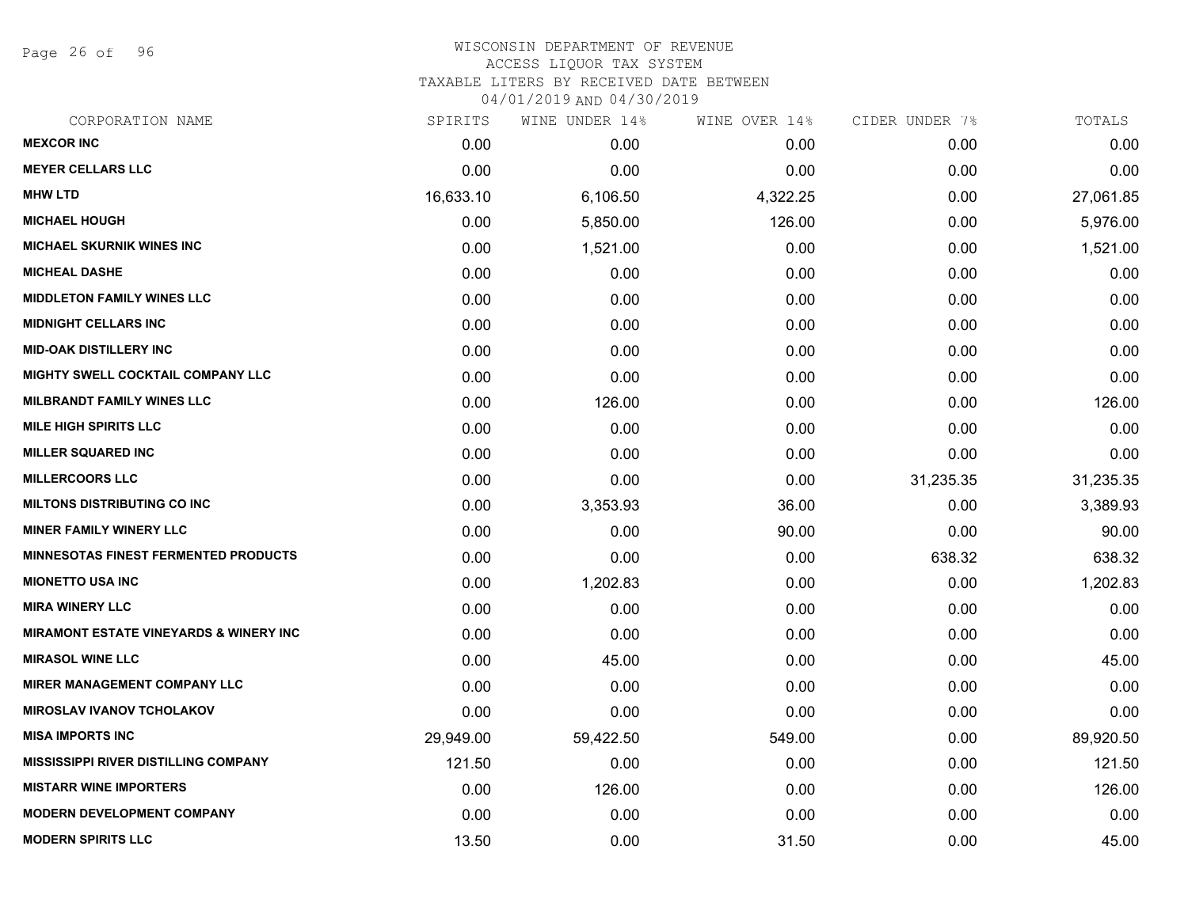# WISCONSIN DEPARTMENT OF REVENUE
## ACCESS LIQUOR TAX SYSTEM
## TAXABLE LITERS BY RECEIVED DATE BETWEEN
## 04/01/2019 AND 04/30/2019

| CORPORATION NAME | SPIRITS | WINE UNDER 14% | WINE OVER 14% | CIDER UNDER 7% | TOTALS |
|---|---|---|---|---|---|
| MEXCOR INC | 0.00 | 0.00 | 0.00 | 0.00 | 0.00 |
| MEYER CELLARS LLC | 0.00 | 0.00 | 0.00 | 0.00 | 0.00 |
| MHW LTD | 16,633.10 | 6,106.50 | 4,322.25 | 0.00 | 27,061.85 |
| MICHAEL HOUGH | 0.00 | 5,850.00 | 126.00 | 0.00 | 5,976.00 |
| MICHAEL SKURNIK WINES INC | 0.00 | 1,521.00 | 0.00 | 0.00 | 1,521.00 |
| MICHEAL DASHE | 0.00 | 0.00 | 0.00 | 0.00 | 0.00 |
| MIDDLETON FAMILY WINES LLC | 0.00 | 0.00 | 0.00 | 0.00 | 0.00 |
| MIDNIGHT CELLARS INC | 0.00 | 0.00 | 0.00 | 0.00 | 0.00 |
| MID-OAK DISTILLERY INC | 0.00 | 0.00 | 0.00 | 0.00 | 0.00 |
| MIGHTY SWELL COCKTAIL COMPANY LLC | 0.00 | 0.00 | 0.00 | 0.00 | 0.00 |
| MILBRANDT FAMILY WINES LLC | 0.00 | 126.00 | 0.00 | 0.00 | 126.00 |
| MILE HIGH SPIRITS LLC | 0.00 | 0.00 | 0.00 | 0.00 | 0.00 |
| MILLER SQUARED INC | 0.00 | 0.00 | 0.00 | 0.00 | 0.00 |
| MILLERCOORS LLC | 0.00 | 0.00 | 0.00 | 31,235.35 | 31,235.35 |
| MILTONS DISTRIBUTING CO INC | 0.00 | 3,353.93 | 36.00 | 0.00 | 3,389.93 |
| MINER FAMILY WINERY LLC | 0.00 | 0.00 | 90.00 | 0.00 | 90.00 |
| MINNESOTAS FINEST FERMENTED PRODUCTS | 0.00 | 0.00 | 0.00 | 638.32 | 638.32 |
| MIONETTO USA INC | 0.00 | 1,202.83 | 0.00 | 0.00 | 1,202.83 |
| MIRA WINERY LLC | 0.00 | 0.00 | 0.00 | 0.00 | 0.00 |
| MIRAMONT ESTATE VINEYARDS & WINERY INC | 0.00 | 0.00 | 0.00 | 0.00 | 0.00 |
| MIRASOL WINE LLC | 0.00 | 45.00 | 0.00 | 0.00 | 45.00 |
| MIRER MANAGEMENT COMPANY LLC | 0.00 | 0.00 | 0.00 | 0.00 | 0.00 |
| MIROSLAV IVANOV TCHOLAKOV | 0.00 | 0.00 | 0.00 | 0.00 | 0.00 |
| MISA IMPORTS INC | 29,949.00 | 59,422.50 | 549.00 | 0.00 | 89,920.50 |
| MISSISSIPPI RIVER DISTILLING COMPANY | 121.50 | 0.00 | 0.00 | 0.00 | 121.50 |
| MISTARR WINE IMPORTERS | 0.00 | 126.00 | 0.00 | 0.00 | 126.00 |
| MODERN DEVELOPMENT COMPANY | 0.00 | 0.00 | 0.00 | 0.00 | 0.00 |
| MODERN SPIRITS LLC | 13.50 | 0.00 | 31.50 | 0.00 | 45.00 |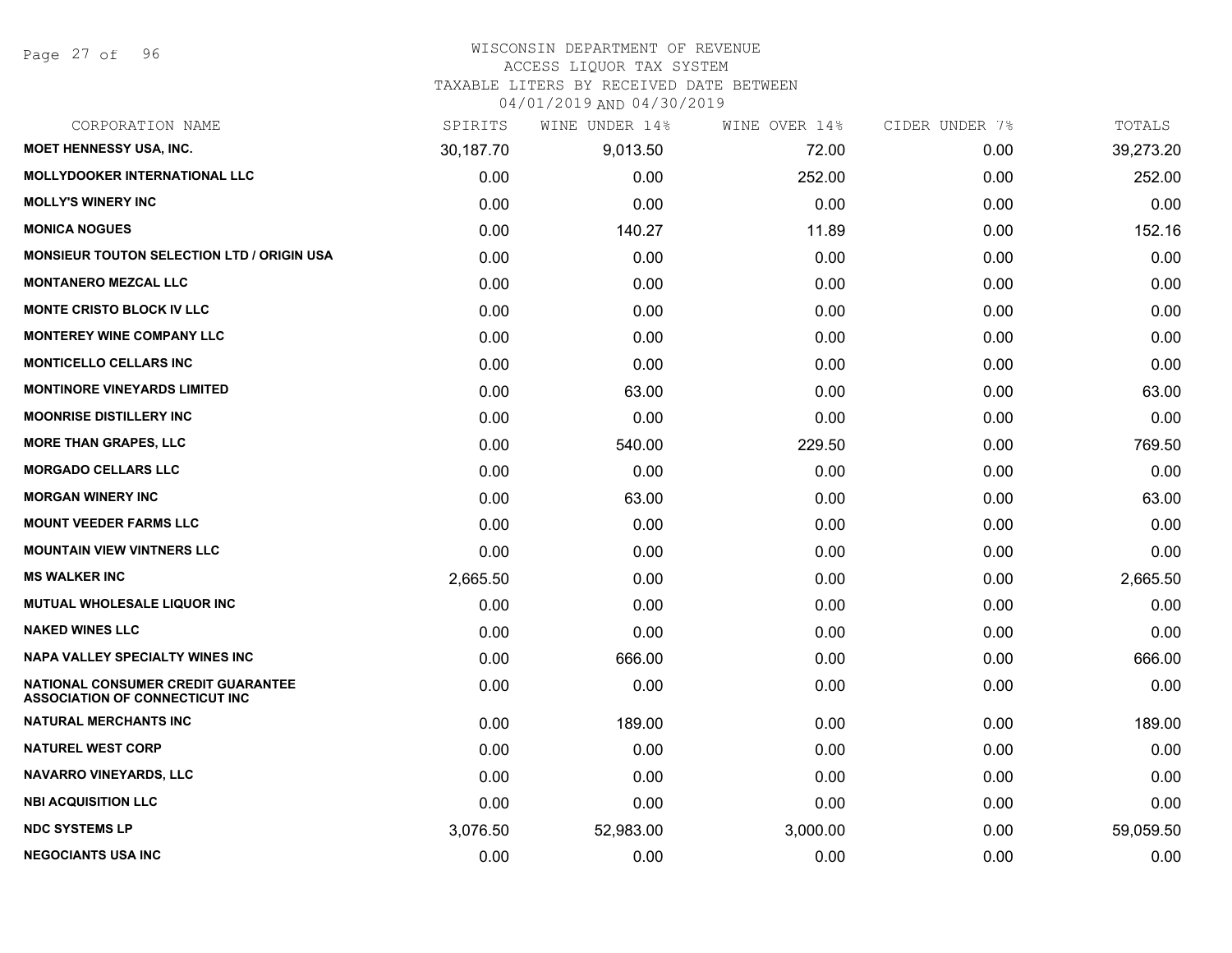WISCONSIN DEPARTMENT OF REVENUE
ACCESS LIQUOR TAX SYSTEM
TAXABLE LITERS BY RECEIVED DATE BETWEEN
04/01/2019 AND 04/30/2019

| CORPORATION NAME | SPIRITS | WINE UNDER 14% | WINE OVER 14% | CIDER UNDER 7% | TOTALS |
|---|---|---|---|---|---|
| **MOET HENNESSY USA, INC.** | 30,187.70 | 9,013.50 | 72.00 | 0.00 | 39,273.20 |
| **MOLLYDOOKER INTERNATIONAL LLC** | 0.00 | 0.00 | 252.00 | 0.00 | 252.00 |
| **MOLLY'S WINERY INC** | 0.00 | 0.00 | 0.00 | 0.00 | 0.00 |
| **MONICA NOGUES** | 0.00 | 140.27 | 11.89 | 0.00 | 152.16 |
| **MONSIEUR TOUTON SELECTION LTD / ORIGIN USA** | 0.00 | 0.00 | 0.00 | 0.00 | 0.00 |
| **MONTANERO MEZCAL LLC** | 0.00 | 0.00 | 0.00 | 0.00 | 0.00 |
| **MONTE CRISTO BLOCK IV LLC** | 0.00 | 0.00 | 0.00 | 0.00 | 0.00 |
| **MONTEREY WINE COMPANY LLC** | 0.00 | 0.00 | 0.00 | 0.00 | 0.00 |
| **MONTICELLO CELLARS INC** | 0.00 | 0.00 | 0.00 | 0.00 | 0.00 |
| **MONTINORE VINEYARDS LIMITED** | 0.00 | 63.00 | 0.00 | 0.00 | 63.00 |
| **MOONRISE DISTILLERY INC** | 0.00 | 0.00 | 0.00 | 0.00 | 0.00 |
| **MORE THAN GRAPES, LLC** | 0.00 | 540.00 | 229.50 | 0.00 | 769.50 |
| **MORGADO CELLARS LLC** | 0.00 | 0.00 | 0.00 | 0.00 | 0.00 |
| **MORGAN WINERY INC** | 0.00 | 63.00 | 0.00 | 0.00 | 63.00 |
| **MOUNT VEEDER FARMS LLC** | 0.00 | 0.00 | 0.00 | 0.00 | 0.00 |
| **MOUNTAIN VIEW VINTNERS LLC** | 0.00 | 0.00 | 0.00 | 0.00 | 0.00 |
| **MS WALKER INC** | 2,665.50 | 0.00 | 0.00 | 0.00 | 2,665.50 |
| **MUTUAL WHOLESALE LIQUOR INC** | 0.00 | 0.00 | 0.00 | 0.00 | 0.00 |
| **NAKED WINES LLC** | 0.00 | 0.00 | 0.00 | 0.00 | 0.00 |
| **NAPA VALLEY SPECIALTY WINES INC** | 0.00 | 666.00 | 0.00 | 0.00 | 666.00 |
| **NATIONAL CONSUMER CREDIT GUARANTEE ASSOCIATION OF CONNECTICUT INC** | 0.00 | 0.00 | 0.00 | 0.00 | 0.00 |
| **NATURAL MERCHANTS INC** | 0.00 | 189.00 | 0.00 | 0.00 | 189.00 |
| **NATUREL WEST CORP** | 0.00 | 0.00 | 0.00 | 0.00 | 0.00 |
| **NAVARRO VINEYARDS, LLC** | 0.00 | 0.00 | 0.00 | 0.00 | 0.00 |
| **NBI ACQUISITION LLC** | 0.00 | 0.00 | 0.00 | 0.00 | 0.00 |
| **NDC SYSTEMS LP** | 3,076.50 | 52,983.00 | 3,000.00 | 0.00 | 59,059.50 |
| **NEGOCIANTS USA INC** | 0.00 | 0.00 | 0.00 | 0.00 | 0.00 |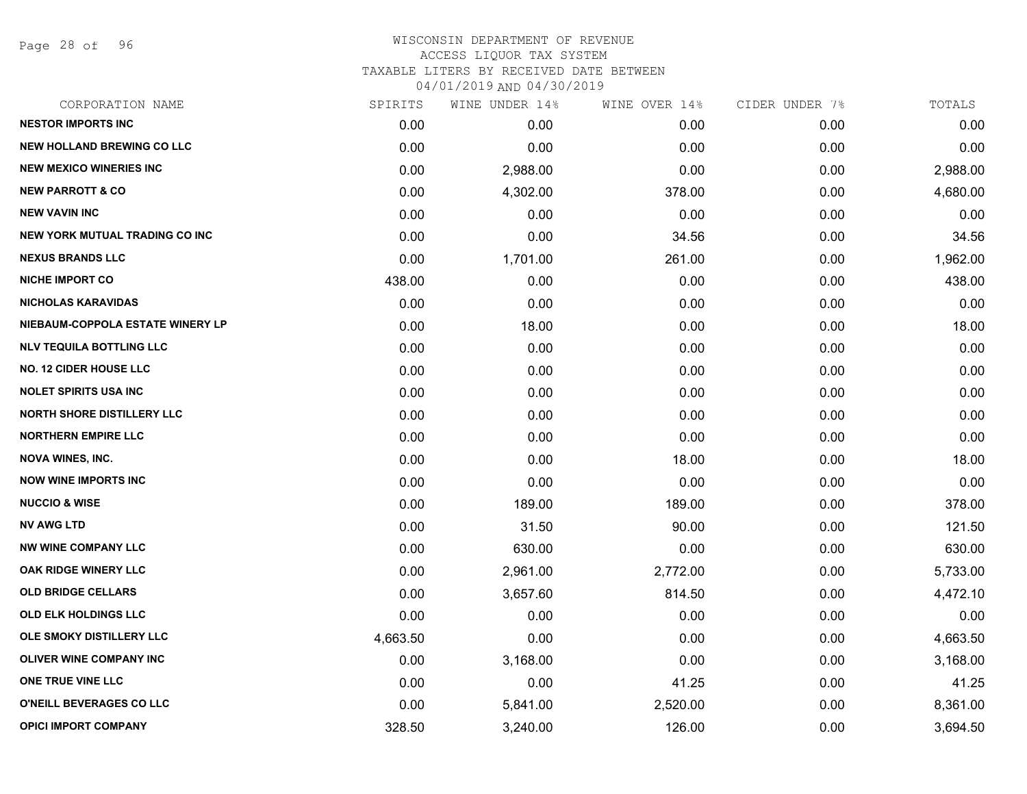# WISCONSIN DEPARTMENT OF REVENUE
## ACCESS LIQUOR TAX SYSTEM
### TAXABLE LITERS BY RECEIVED DATE BETWEEN 04/01/2019 AND 04/30/2019

| CORPORATION NAME | SPIRITS | WINE UNDER 14% | WINE OVER 14% | CIDER UNDER 7% | TOTALS |
|---|---|---|---|---|---|
| NESTOR IMPORTS INC | 0.00 | 0.00 | 0.00 | 0.00 | 0.00 |
| NEW HOLLAND BREWING CO LLC | 0.00 | 0.00 | 0.00 | 0.00 | 0.00 |
| NEW MEXICO WINERIES INC | 0.00 | 2,988.00 | 0.00 | 0.00 | 2,988.00 |
| NEW PARROTT & CO | 0.00 | 4,302.00 | 378.00 | 0.00 | 4,680.00 |
| NEW VAVIN INC | 0.00 | 0.00 | 0.00 | 0.00 | 0.00 |
| NEW YORK MUTUAL TRADING CO INC | 0.00 | 0.00 | 34.56 | 0.00 | 34.56 |
| NEXUS BRANDS LLC | 0.00 | 1,701.00 | 261.00 | 0.00 | 1,962.00 |
| NICHE IMPORT CO | 438.00 | 0.00 | 0.00 | 0.00 | 438.00 |
| NICHOLAS KARAVIDAS | 0.00 | 0.00 | 0.00 | 0.00 | 0.00 |
| NIEBAUM-COPPOLA ESTATE WINERY LP | 0.00 | 18.00 | 0.00 | 0.00 | 18.00 |
| NLV TEQUILA BOTTLING LLC | 0.00 | 0.00 | 0.00 | 0.00 | 0.00 |
| NO. 12 CIDER HOUSE LLC | 0.00 | 0.00 | 0.00 | 0.00 | 0.00 |
| NOLET SPIRITS USA INC | 0.00 | 0.00 | 0.00 | 0.00 | 0.00 |
| NORTH SHORE DISTILLERY LLC | 0.00 | 0.00 | 0.00 | 0.00 | 0.00 |
| NORTHERN EMPIRE LLC | 0.00 | 0.00 | 0.00 | 0.00 | 0.00 |
| NOVA WINES, INC. | 0.00 | 0.00 | 18.00 | 0.00 | 18.00 |
| NOW WINE IMPORTS INC | 0.00 | 0.00 | 0.00 | 0.00 | 0.00 |
| NUCCIO & WISE | 0.00 | 189.00 | 189.00 | 0.00 | 378.00 |
| NV AWG LTD | 0.00 | 31.50 | 90.00 | 0.00 | 121.50 |
| NW WINE COMPANY LLC | 0.00 | 630.00 | 0.00 | 0.00 | 630.00 |
| OAK RIDGE WINERY LLC | 0.00 | 2,961.00 | 2,772.00 | 0.00 | 5,733.00 |
| OLD BRIDGE CELLARS | 0.00 | 3,657.60 | 814.50 | 0.00 | 4,472.10 |
| OLD ELK HOLDINGS LLC | 0.00 | 0.00 | 0.00 | 0.00 | 0.00 |
| OLE SMOKY DISTILLERY LLC | 4,663.50 | 0.00 | 0.00 | 0.00 | 4,663.50 |
| OLIVER WINE COMPANY INC | 0.00 | 3,168.00 | 0.00 | 0.00 | 3,168.00 |
| ONE TRUE VINE LLC | 0.00 | 0.00 | 41.25 | 0.00 | 41.25 |
| O'NEILL BEVERAGES CO LLC | 0.00 | 5,841.00 | 2,520.00 | 0.00 | 8,361.00 |
| OPICI IMPORT COMPANY | 328.50 | 3,240.00 | 126.00 | 0.00 | 3,694.50 |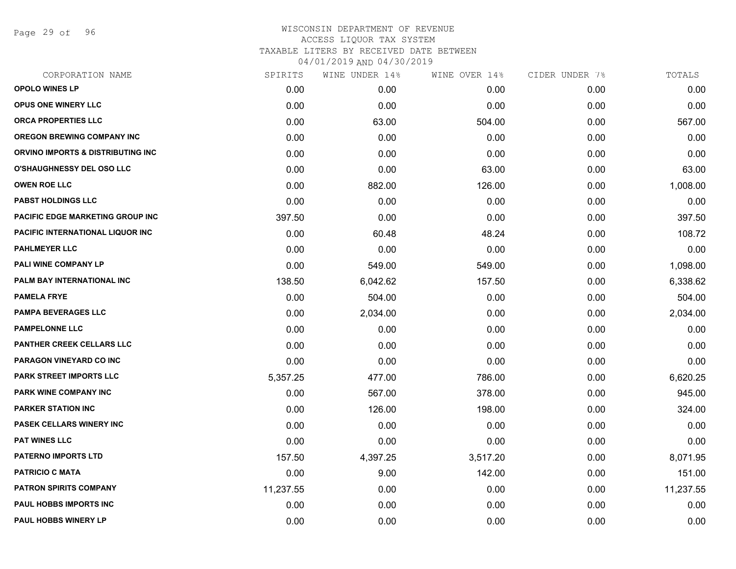# WISCONSIN DEPARTMENT OF REVENUE
## ACCESS LIQUOR TAX SYSTEM
### TAXABLE LITERS BY RECEIVED DATE BETWEEN 04/01/2019 AND 04/30/2019

| CORPORATION NAME | SPIRITS | WINE UNDER 14% | WINE OVER 14% | CIDER UNDER 7% | TOTALS |
|---|---|---|---|---|---|
| OPOLO WINES LP | 0.00 | 0.00 | 0.00 | 0.00 | 0.00 |
| OPUS ONE WINERY LLC | 0.00 | 0.00 | 0.00 | 0.00 | 0.00 |
| ORCA PROPERTIES LLC | 0.00 | 63.00 | 504.00 | 0.00 | 567.00 |
| OREGON BREWING COMPANY INC | 0.00 | 0.00 | 0.00 | 0.00 | 0.00 |
| ORVINO IMPORTS & DISTRIBUTING INC | 0.00 | 0.00 | 0.00 | 0.00 | 0.00 |
| O'SHAUGHNESSY DEL OSO LLC | 0.00 | 0.00 | 63.00 | 0.00 | 63.00 |
| OWEN ROE LLC | 0.00 | 882.00 | 126.00 | 0.00 | 1,008.00 |
| PABST HOLDINGS LLC | 0.00 | 0.00 | 0.00 | 0.00 | 0.00 |
| PACIFIC EDGE MARKETING GROUP INC | 397.50 | 0.00 | 0.00 | 0.00 | 397.50 |
| PACIFIC INTERNATIONAL LIQUOR INC | 0.00 | 60.48 | 48.24 | 0.00 | 108.72 |
| PAHLMEYER LLC | 0.00 | 0.00 | 0.00 | 0.00 | 0.00 |
| PALI WINE COMPANY LP | 0.00 | 549.00 | 549.00 | 0.00 | 1,098.00 |
| PALM BAY INTERNATIONAL INC | 138.50 | 6,042.62 | 157.50 | 0.00 | 6,338.62 |
| PAMELA FRYE | 0.00 | 504.00 | 0.00 | 0.00 | 504.00 |
| PAMPA BEVERAGES LLC | 0.00 | 2,034.00 | 0.00 | 0.00 | 2,034.00 |
| PAMPELONNE LLC | 0.00 | 0.00 | 0.00 | 0.00 | 0.00 |
| PANTHER CREEK CELLARS LLC | 0.00 | 0.00 | 0.00 | 0.00 | 0.00 |
| PARAGON VINEYARD CO INC | 0.00 | 0.00 | 0.00 | 0.00 | 0.00 |
| PARK STREET IMPORTS LLC | 5,357.25 | 477.00 | 786.00 | 0.00 | 6,620.25 |
| PARK WINE COMPANY INC | 0.00 | 567.00 | 378.00 | 0.00 | 945.00 |
| PARKER STATION INC | 0.00 | 126.00 | 198.00 | 0.00 | 324.00 |
| PASEK CELLARS WINERY INC | 0.00 | 0.00 | 0.00 | 0.00 | 0.00 |
| PAT WINES LLC | 0.00 | 0.00 | 0.00 | 0.00 | 0.00 |
| PATERNO IMPORTS LTD | 157.50 | 4,397.25 | 3,517.20 | 0.00 | 8,071.95 |
| PATRICIO C MATA | 0.00 | 9.00 | 142.00 | 0.00 | 151.00 |
| PATRON SPIRITS COMPANY | 11,237.55 | 0.00 | 0.00 | 0.00 | 11,237.55 |
| PAUL HOBBS IMPORTS INC | 0.00 | 0.00 | 0.00 | 0.00 | 0.00 |
| PAUL HOBBS WINERY LP | 0.00 | 0.00 | 0.00 | 0.00 | 0.00 |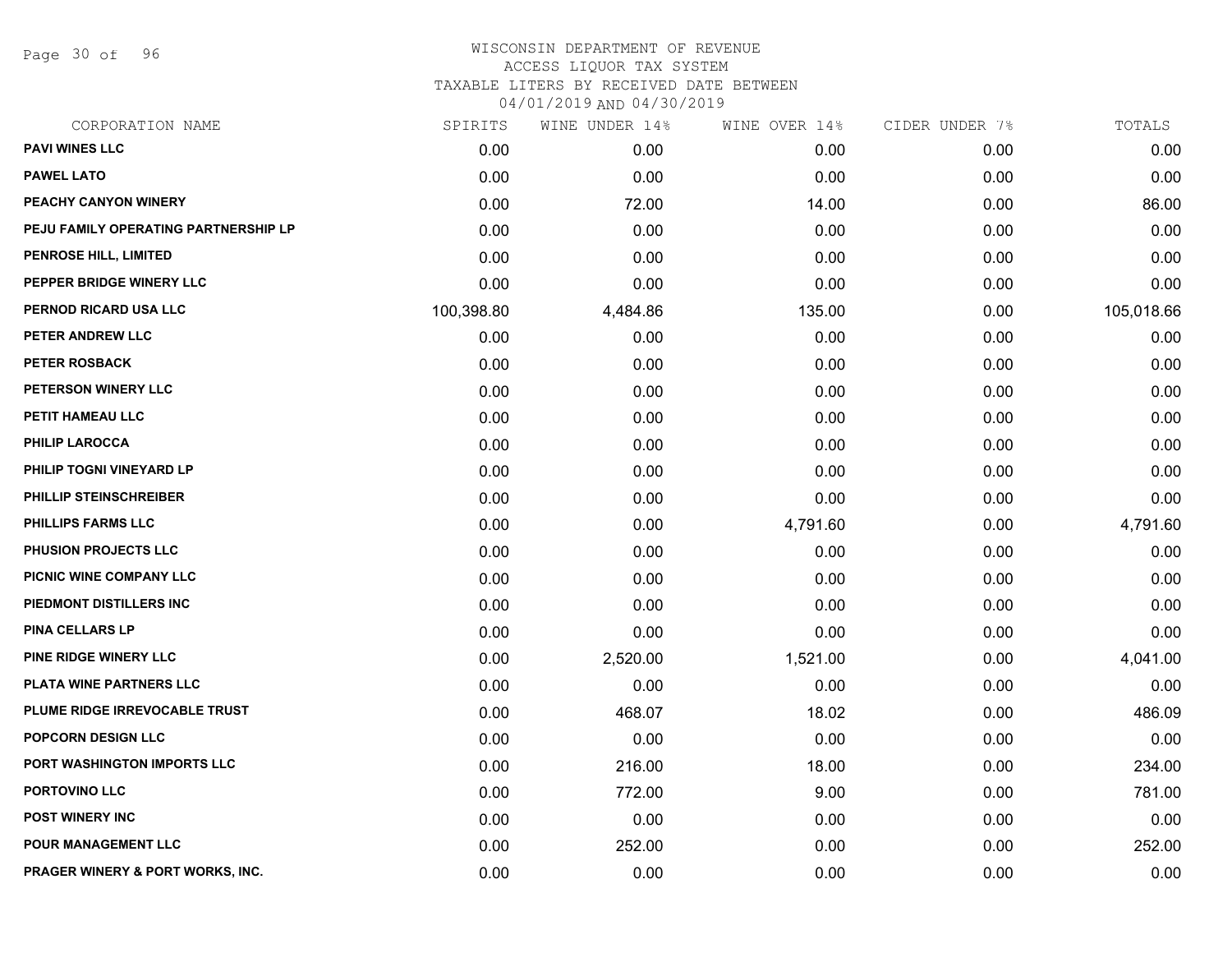# WISCONSIN DEPARTMENT OF REVENUE
## ACCESS LIQUOR TAX SYSTEM
### TAXABLE LITERS BY RECEIVED DATE BETWEEN 04/01/2019 AND 04/30/2019

| CORPORATION NAME | SPIRITS | WINE UNDER 14% | WINE OVER 14% | CIDER UNDER 7% | TOTALS |
|---|---|---|---|---|---|
| PAVI WINES LLC | 0.00 | 0.00 | 0.00 | 0.00 | 0.00 |
| PAWEL LATO | 0.00 | 0.00 | 0.00 | 0.00 | 0.00 |
| PEACHY CANYON WINERY | 0.00 | 72.00 | 14.00 | 0.00 | 86.00 |
| PEJU FAMILY OPERATING PARTNERSHIP LP | 0.00 | 0.00 | 0.00 | 0.00 | 0.00 |
| PENROSE HILL, LIMITED | 0.00 | 0.00 | 0.00 | 0.00 | 0.00 |
| PEPPER BRIDGE WINERY LLC | 0.00 | 0.00 | 0.00 | 0.00 | 0.00 |
| PERNOD RICARD USA LLC | 100,398.80 | 4,484.86 | 135.00 | 0.00 | 105,018.66 |
| PETER ANDREW LLC | 0.00 | 0.00 | 0.00 | 0.00 | 0.00 |
| PETER ROSBACK | 0.00 | 0.00 | 0.00 | 0.00 | 0.00 |
| PETERSON WINERY LLC | 0.00 | 0.00 | 0.00 | 0.00 | 0.00 |
| PETIT HAMEAU LLC | 0.00 | 0.00 | 0.00 | 0.00 | 0.00 |
| PHILIP LAROCCA | 0.00 | 0.00 | 0.00 | 0.00 | 0.00 |
| PHILIP TOGNI VINEYARD LP | 0.00 | 0.00 | 0.00 | 0.00 | 0.00 |
| PHILLIP STEINSCHREIBER | 0.00 | 0.00 | 0.00 | 0.00 | 0.00 |
| PHILLIPS FARMS LLC | 0.00 | 0.00 | 4,791.60 | 0.00 | 4,791.60 |
| PHUSION PROJECTS LLC | 0.00 | 0.00 | 0.00 | 0.00 | 0.00 |
| PICNIC WINE COMPANY LLC | 0.00 | 0.00 | 0.00 | 0.00 | 0.00 |
| PIEDMONT DISTILLERS INC | 0.00 | 0.00 | 0.00 | 0.00 | 0.00 |
| PINA CELLARS LP | 0.00 | 0.00 | 0.00 | 0.00 | 0.00 |
| PINE RIDGE WINERY LLC | 0.00 | 2,520.00 | 1,521.00 | 0.00 | 4,041.00 |
| PLATA WINE PARTNERS LLC | 0.00 | 0.00 | 0.00 | 0.00 | 0.00 |
| PLUME RIDGE IRREVOCABLE TRUST | 0.00 | 468.07 | 18.02 | 0.00 | 486.09 |
| POPCORN DESIGN LLC | 0.00 | 0.00 | 0.00 | 0.00 | 0.00 |
| PORT WASHINGTON IMPORTS LLC | 0.00 | 216.00 | 18.00 | 0.00 | 234.00 |
| PORTOVINO LLC | 0.00 | 772.00 | 9.00 | 0.00 | 781.00 |
| POST WINERY INC | 0.00 | 0.00 | 0.00 | 0.00 | 0.00 |
| POUR MANAGEMENT LLC | 0.00 | 252.00 | 0.00 | 0.00 | 252.00 |
| PRAGER WINERY & PORT WORKS, INC. | 0.00 | 0.00 | 0.00 | 0.00 | 0.00 |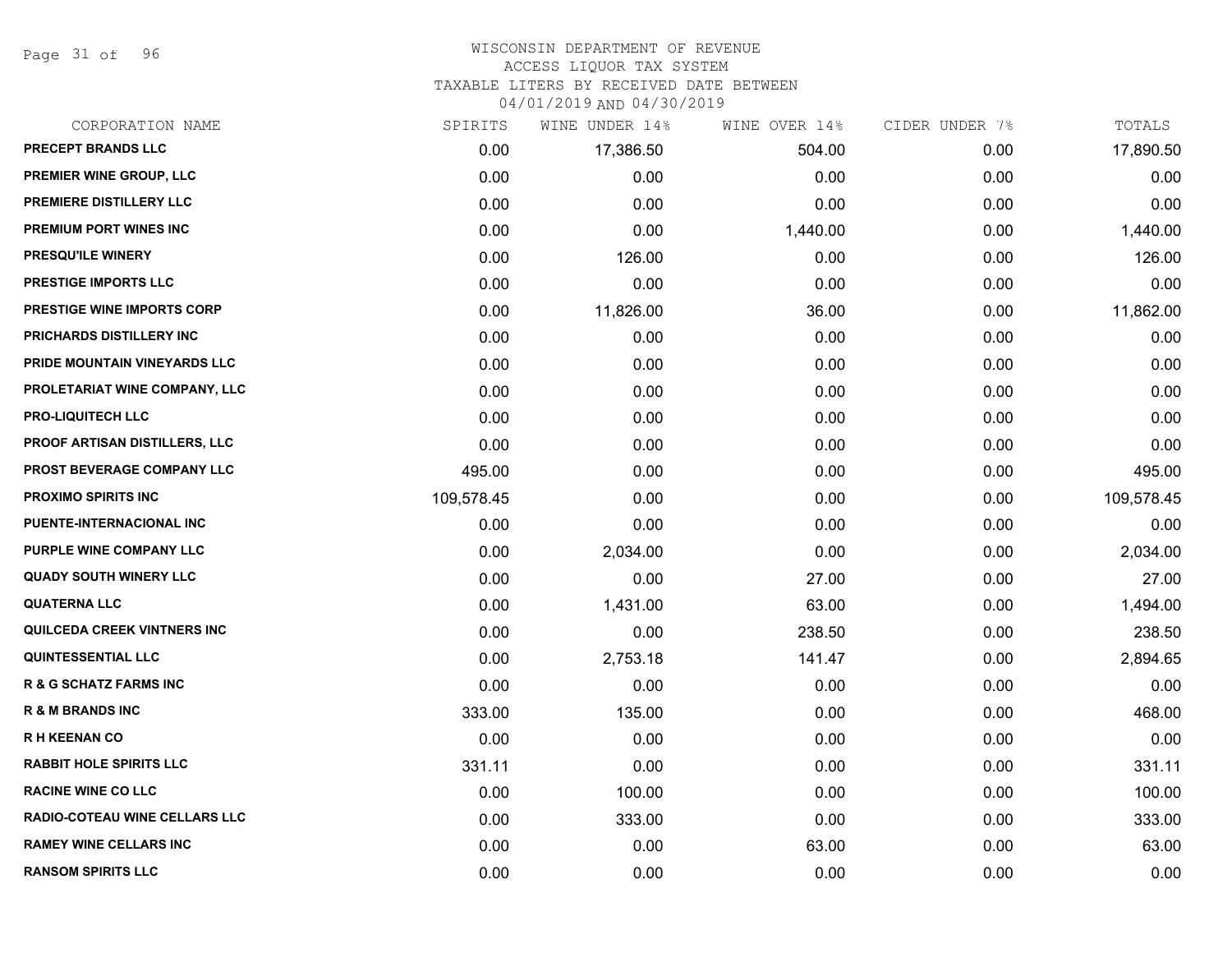# WISCONSIN DEPARTMENT OF REVENUE
## ACCESS LIQUOR TAX SYSTEM
### TAXABLE LITERS BY RECEIVED DATE BETWEEN 04/01/2019 AND 04/30/2019

| CORPORATION NAME | SPIRITS | WINE UNDER 14% | WINE OVER 14% | CIDER UNDER 7% | TOTALS |
|---|---|---|---|---|---|
| PRECEPT BRANDS LLC | 0.00 | 17,386.50 | 504.00 | 0.00 | 17,890.50 |
| PREMIER WINE GROUP, LLC | 0.00 | 0.00 | 0.00 | 0.00 | 0.00 |
| PREMIERE DISTILLERY LLC | 0.00 | 0.00 | 0.00 | 0.00 | 0.00 |
| PREMIUM PORT WINES INC | 0.00 | 0.00 | 1,440.00 | 0.00 | 1,440.00 |
| PRESQU'ILE WINERY | 0.00 | 126.00 | 0.00 | 0.00 | 126.00 |
| PRESTIGE IMPORTS LLC | 0.00 | 0.00 | 0.00 | 0.00 | 0.00 |
| PRESTIGE WINE IMPORTS CORP | 0.00 | 11,826.00 | 36.00 | 0.00 | 11,862.00 |
| PRICHARDS DISTILLERY INC | 0.00 | 0.00 | 0.00 | 0.00 | 0.00 |
| PRIDE MOUNTAIN VINEYARDS LLC | 0.00 | 0.00 | 0.00 | 0.00 | 0.00 |
| PROLETARIAT WINE COMPANY, LLC | 0.00 | 0.00 | 0.00 | 0.00 | 0.00 |
| PRO-LIQUITECH LLC | 0.00 | 0.00 | 0.00 | 0.00 | 0.00 |
| PROOF ARTISAN DISTILLERS, LLC | 0.00 | 0.00 | 0.00 | 0.00 | 0.00 |
| PROST BEVERAGE COMPANY LLC | 495.00 | 0.00 | 0.00 | 0.00 | 495.00 |
| PROXIMO SPIRITS INC | 109,578.45 | 0.00 | 0.00 | 0.00 | 109,578.45 |
| PUENTE-INTERNACIONAL INC | 0.00 | 0.00 | 0.00 | 0.00 | 0.00 |
| PURPLE WINE COMPANY LLC | 0.00 | 2,034.00 | 0.00 | 0.00 | 2,034.00 |
| QUADY SOUTH WINERY LLC | 0.00 | 0.00 | 27.00 | 0.00 | 27.00 |
| QUATERNA LLC | 0.00 | 1,431.00 | 63.00 | 0.00 | 1,494.00 |
| QUILCEDA CREEK VINTNERS INC | 0.00 | 0.00 | 238.50 | 0.00 | 238.50 |
| QUINTESSENTIAL LLC | 0.00 | 2,753.18 | 141.47 | 0.00 | 2,894.65 |
| R & G SCHATZ FARMS INC | 0.00 | 0.00 | 0.00 | 0.00 | 0.00 |
| R & M BRANDS INC | 333.00 | 135.00 | 0.00 | 0.00 | 468.00 |
| R H KEENAN CO | 0.00 | 0.00 | 0.00 | 0.00 | 0.00 |
| RABBIT HOLE SPIRITS LLC | 331.11 | 0.00 | 0.00 | 0.00 | 331.11 |
| RACINE WINE CO LLC | 0.00 | 100.00 | 0.00 | 0.00 | 100.00 |
| RADIO-COTEAU WINE CELLARS LLC | 0.00 | 333.00 | 0.00 | 0.00 | 333.00 |
| RAMEY WINE CELLARS INC | 0.00 | 0.00 | 63.00 | 0.00 | 63.00 |
| RANSOM SPIRITS LLC | 0.00 | 0.00 | 0.00 | 0.00 | 0.00 |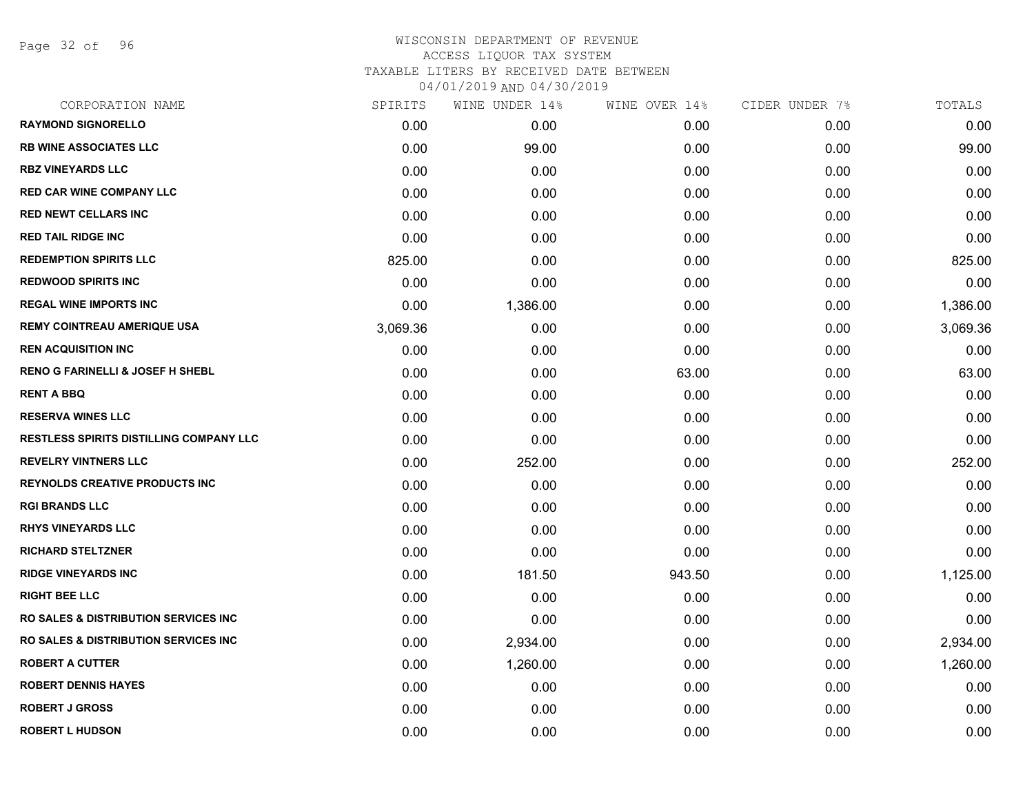# WISCONSIN DEPARTMENT OF REVENUE
## ACCESS LIQUOR TAX SYSTEM
## TAXABLE LITERS BY RECEIVED DATE BETWEEN
## 04/01/2019 AND 04/30/2019

| CORPORATION NAME | SPIRITS | WINE UNDER 14% | WINE OVER 14% | CIDER UNDER 7% | TOTALS |
|---|---|---|---|---|---|
| RAYMOND SIGNORELLO | 0.00 | 0.00 | 0.00 | 0.00 | 0.00 |
| RB WINE ASSOCIATES LLC | 0.00 | 99.00 | 0.00 | 0.00 | 99.00 |
| RBZ VINEYARDS LLC | 0.00 | 0.00 | 0.00 | 0.00 | 0.00 |
| RED CAR WINE COMPANY LLC | 0.00 | 0.00 | 0.00 | 0.00 | 0.00 |
| RED NEWT CELLARS INC | 0.00 | 0.00 | 0.00 | 0.00 | 0.00 |
| RED TAIL RIDGE INC | 0.00 | 0.00 | 0.00 | 0.00 | 0.00 |
| REDEMPTION SPIRITS LLC | 825.00 | 0.00 | 0.00 | 0.00 | 825.00 |
| REDWOOD SPIRITS INC | 0.00 | 0.00 | 0.00 | 0.00 | 0.00 |
| REGAL WINE IMPORTS INC | 0.00 | 1,386.00 | 0.00 | 0.00 | 1,386.00 |
| REMY COINTREAU AMERIQUE USA | 3,069.36 | 0.00 | 0.00 | 0.00 | 3,069.36 |
| REN ACQUISITION INC | 0.00 | 0.00 | 0.00 | 0.00 | 0.00 |
| RENO G FARINELLI & JOSEF H SHEBL | 0.00 | 0.00 | 63.00 | 0.00 | 63.00 |
| RENT A BBQ | 0.00 | 0.00 | 0.00 | 0.00 | 0.00 |
| RESERVA WINES LLC | 0.00 | 0.00 | 0.00 | 0.00 | 0.00 |
| RESTLESS SPIRITS DISTILLING COMPANY LLC | 0.00 | 0.00 | 0.00 | 0.00 | 0.00 |
| REVELRY VINTNERS LLC | 0.00 | 252.00 | 0.00 | 0.00 | 252.00 |
| REYNOLDS CREATIVE PRODUCTS INC | 0.00 | 0.00 | 0.00 | 0.00 | 0.00 |
| RGI BRANDS LLC | 0.00 | 0.00 | 0.00 | 0.00 | 0.00 |
| RHYS VINEYARDS LLC | 0.00 | 0.00 | 0.00 | 0.00 | 0.00 |
| RICHARD STELTZNER | 0.00 | 0.00 | 0.00 | 0.00 | 0.00 |
| RIDGE VINEYARDS INC | 0.00 | 181.50 | 943.50 | 0.00 | 1,125.00 |
| RIGHT BEE LLC | 0.00 | 0.00 | 0.00 | 0.00 | 0.00 |
| RO SALES & DISTRIBUTION SERVICES INC | 0.00 | 0.00 | 0.00 | 0.00 | 0.00 |
| RO SALES & DISTRIBUTION SERVICES INC | 0.00 | 2,934.00 | 0.00 | 0.00 | 2,934.00 |
| ROBERT A CUTTER | 0.00 | 1,260.00 | 0.00 | 0.00 | 1,260.00 |
| ROBERT DENNIS HAYES | 0.00 | 0.00 | 0.00 | 0.00 | 0.00 |
| ROBERT J GROSS | 0.00 | 0.00 | 0.00 | 0.00 | 0.00 |
| ROBERT L HUDSON | 0.00 | 0.00 | 0.00 | 0.00 | 0.00 |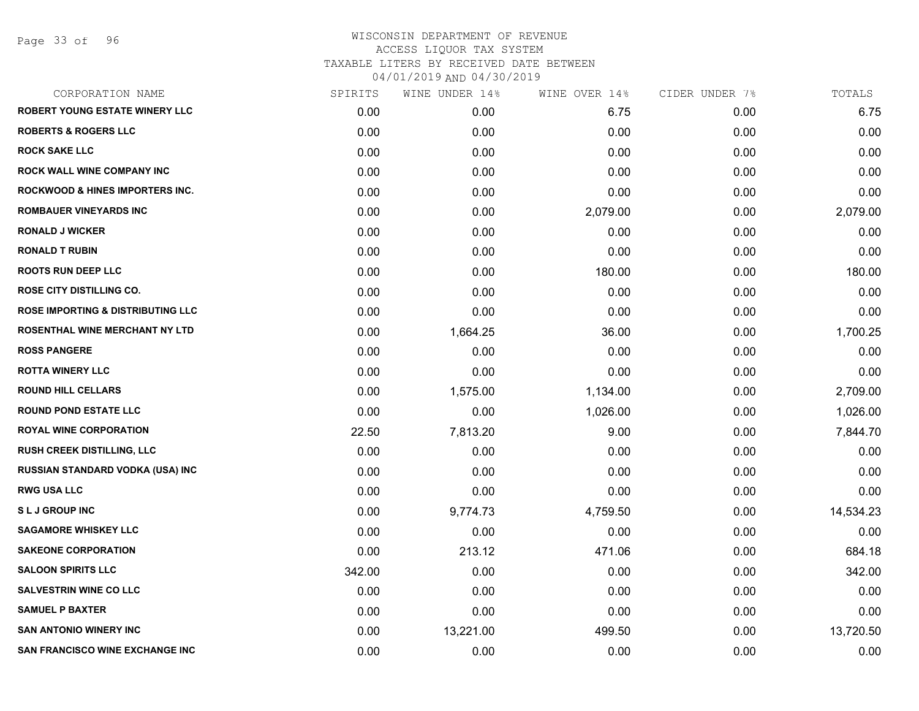WISCONSIN DEPARTMENT OF REVENUE
ACCESS LIQUOR TAX SYSTEM
TAXABLE LITERS BY RECEIVED DATE BETWEEN
04/01/2019 AND 04/30/2019

| CORPORATION NAME | SPIRITS | WINE UNDER 14% | WINE OVER 14% | CIDER UNDER 7% | TOTALS |
|---|---|---|---|---|---|
| ROBERT YOUNG ESTATE WINERY LLC | 0.00 | 0.00 | 6.75 | 0.00 | 6.75 |
| ROBERTS & ROGERS LLC | 0.00 | 0.00 | 0.00 | 0.00 | 0.00 |
| ROCK SAKE LLC | 0.00 | 0.00 | 0.00 | 0.00 | 0.00 |
| ROCK WALL WINE COMPANY INC | 0.00 | 0.00 | 0.00 | 0.00 | 0.00 |
| ROCKWOOD & HINES IMPORTERS INC. | 0.00 | 0.00 | 0.00 | 0.00 | 0.00 |
| ROMBAUER VINEYARDS INC | 0.00 | 0.00 | 2,079.00 | 0.00 | 2,079.00 |
| RONALD J WICKER | 0.00 | 0.00 | 0.00 | 0.00 | 0.00 |
| RONALD T RUBIN | 0.00 | 0.00 | 0.00 | 0.00 | 0.00 |
| ROOTS RUN DEEP LLC | 0.00 | 0.00 | 180.00 | 0.00 | 180.00 |
| ROSE CITY DISTILLING CO. | 0.00 | 0.00 | 0.00 | 0.00 | 0.00 |
| ROSE IMPORTING & DISTRIBUTING LLC | 0.00 | 0.00 | 0.00 | 0.00 | 0.00 |
| ROSENTHAL WINE MERCHANT NY LTD | 0.00 | 1,664.25 | 36.00 | 0.00 | 1,700.25 |
| ROSS PANGERE | 0.00 | 0.00 | 0.00 | 0.00 | 0.00 |
| ROTTA WINERY LLC | 0.00 | 0.00 | 0.00 | 0.00 | 0.00 |
| ROUND HILL CELLARS | 0.00 | 1,575.00 | 1,134.00 | 0.00 | 2,709.00 |
| ROUND POND ESTATE LLC | 0.00 | 0.00 | 1,026.00 | 0.00 | 1,026.00 |
| ROYAL WINE CORPORATION | 22.50 | 7,813.20 | 9.00 | 0.00 | 7,844.70 |
| RUSH CREEK DISTILLING, LLC | 0.00 | 0.00 | 0.00 | 0.00 | 0.00 |
| RUSSIAN STANDARD VODKA (USA) INC | 0.00 | 0.00 | 0.00 | 0.00 | 0.00 |
| RWG USA LLC | 0.00 | 0.00 | 0.00 | 0.00 | 0.00 |
| S L J GROUP INC | 0.00 | 9,774.73 | 4,759.50 | 0.00 | 14,534.23 |
| SAGAMORE WHISKEY LLC | 0.00 | 0.00 | 0.00 | 0.00 | 0.00 |
| SAKEONE CORPORATION | 0.00 | 213.12 | 471.06 | 0.00 | 684.18 |
| SALOON SPIRITS LLC | 342.00 | 0.00 | 0.00 | 0.00 | 342.00 |
| SALVESTRIN WINE CO LLC | 0.00 | 0.00 | 0.00 | 0.00 | 0.00 |
| SAMUEL P BAXTER | 0.00 | 0.00 | 0.00 | 0.00 | 0.00 |
| SAN ANTONIO WINERY INC | 0.00 | 13,221.00 | 499.50 | 0.00 | 13,720.50 |
| SAN FRANCISCO WINE EXCHANGE INC | 0.00 | 0.00 | 0.00 | 0.00 | 0.00 |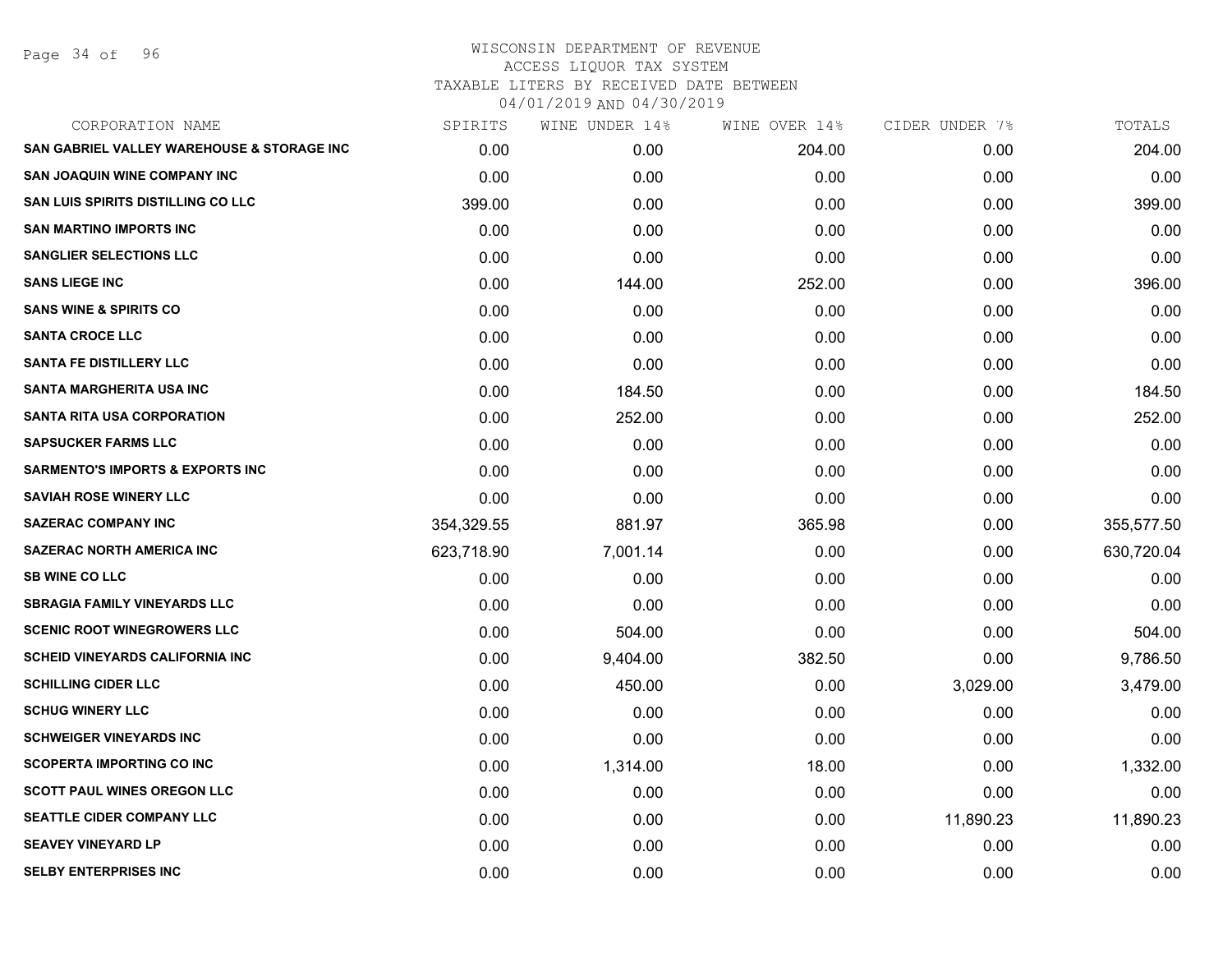WISCONSIN DEPARTMENT OF REVENUE
ACCESS LIQUOR TAX SYSTEM
TAXABLE LITERS BY RECEIVED DATE BETWEEN
04/01/2019 AND 04/30/2019

| CORPORATION NAME | SPIRITS | WINE UNDER 14% | WINE OVER 14% | CIDER UNDER 7% | TOTALS |
|---|---|---|---|---|---|
| SAN GABRIEL VALLEY WAREHOUSE & STORAGE INC | 0.00 | 0.00 | 204.00 | 0.00 | 204.00 |
| SAN JOAQUIN WINE COMPANY INC | 0.00 | 0.00 | 0.00 | 0.00 | 0.00 |
| SAN LUIS SPIRITS DISTILLING CO LLC | 399.00 | 0.00 | 0.00 | 0.00 | 399.00 |
| SAN MARTINO IMPORTS INC | 0.00 | 0.00 | 0.00 | 0.00 | 0.00 |
| SANGLIER SELECTIONS LLC | 0.00 | 0.00 | 0.00 | 0.00 | 0.00 |
| SANS LIEGE INC | 0.00 | 144.00 | 252.00 | 0.00 | 396.00 |
| SANS WINE & SPIRITS CO | 0.00 | 0.00 | 0.00 | 0.00 | 0.00 |
| SANTA CROCE LLC | 0.00 | 0.00 | 0.00 | 0.00 | 0.00 |
| SANTA FE DISTILLERY LLC | 0.00 | 0.00 | 0.00 | 0.00 | 0.00 |
| SANTA MARGHERITA USA INC | 0.00 | 184.50 | 0.00 | 0.00 | 184.50 |
| SANTA RITA USA CORPORATION | 0.00 | 252.00 | 0.00 | 0.00 | 252.00 |
| SAPSUCKER FARMS LLC | 0.00 | 0.00 | 0.00 | 0.00 | 0.00 |
| SARMENTO'S IMPORTS & EXPORTS INC | 0.00 | 0.00 | 0.00 | 0.00 | 0.00 |
| SAVIAH ROSE WINERY LLC | 0.00 | 0.00 | 0.00 | 0.00 | 0.00 |
| SAZERAC COMPANY INC | 354,329.55 | 881.97 | 365.98 | 0.00 | 355,577.50 |
| SAZERAC NORTH AMERICA INC | 623,718.90 | 7,001.14 | 0.00 | 0.00 | 630,720.04 |
| SB WINE CO LLC | 0.00 | 0.00 | 0.00 | 0.00 | 0.00 |
| SBRAGIA FAMILY VINEYARDS LLC | 0.00 | 0.00 | 0.00 | 0.00 | 0.00 |
| SCENIC ROOT WINEGROWERS LLC | 0.00 | 504.00 | 0.00 | 0.00 | 504.00 |
| SCHEID VINEYARDS CALIFORNIA INC | 0.00 | 9,404.00 | 382.50 | 0.00 | 9,786.50 |
| SCHILLING CIDER LLC | 0.00 | 450.00 | 0.00 | 3,029.00 | 3,479.00 |
| SCHUG WINERY LLC | 0.00 | 0.00 | 0.00 | 0.00 | 0.00 |
| SCHWEIGER VINEYARDS INC | 0.00 | 0.00 | 0.00 | 0.00 | 0.00 |
| SCOPERTA IMPORTING CO INC | 0.00 | 1,314.00 | 18.00 | 0.00 | 1,332.00 |
| SCOTT PAUL WINES OREGON LLC | 0.00 | 0.00 | 0.00 | 0.00 | 0.00 |
| SEATTLE CIDER COMPANY LLC | 0.00 | 0.00 | 0.00 | 11,890.23 | 11,890.23 |
| SEAVEY VINEYARD LP | 0.00 | 0.00 | 0.00 | 0.00 | 0.00 |
| SELBY ENTERPRISES INC | 0.00 | 0.00 | 0.00 | 0.00 | 0.00 |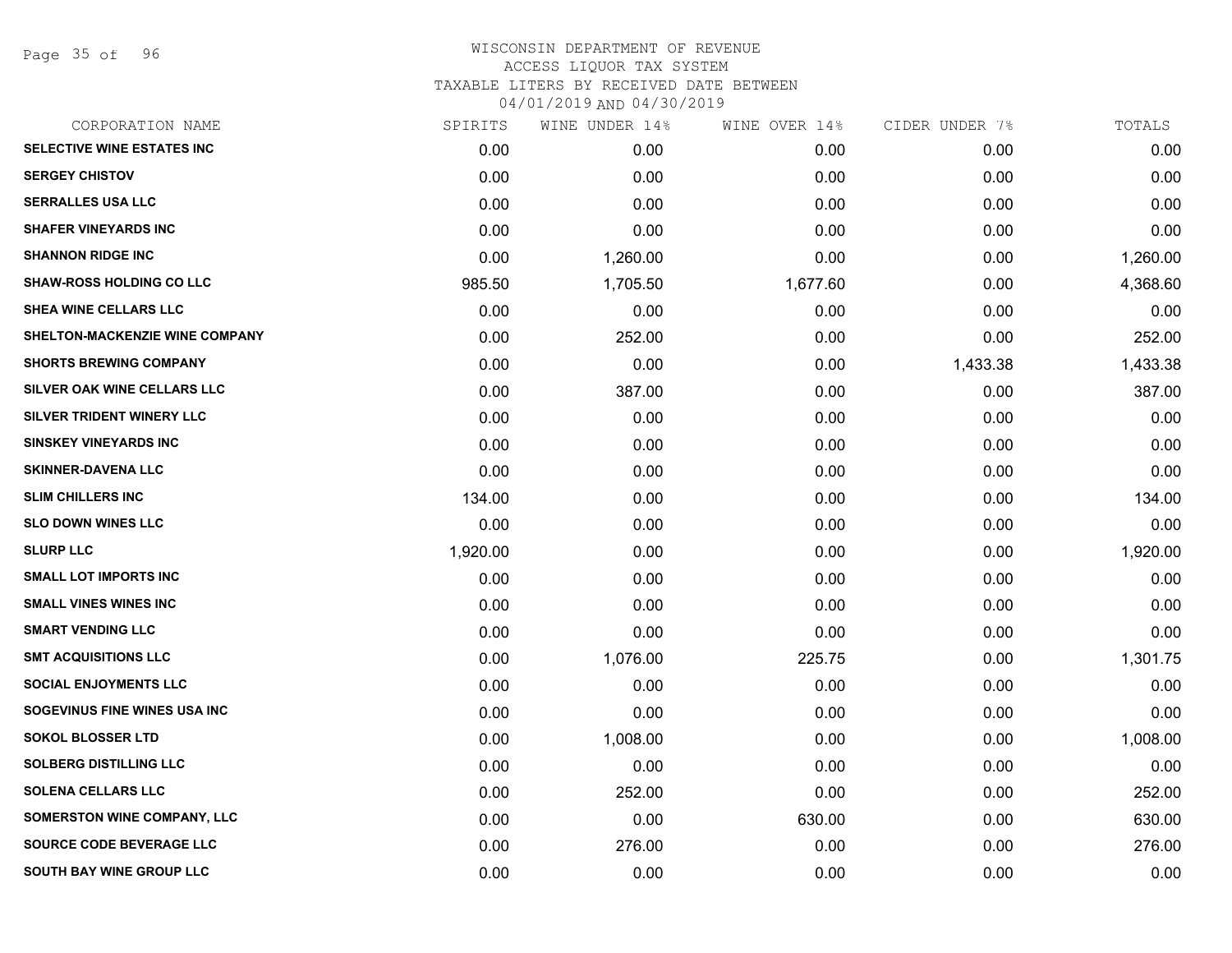# WISCONSIN DEPARTMENT OF REVENUE
## ACCESS LIQUOR TAX SYSTEM
### TAXABLE LITERS BY RECEIVED DATE BETWEEN 04/01/2019 AND 04/30/2019

| CORPORATION NAME | SPIRITS | WINE UNDER 14% | WINE OVER 14% | CIDER UNDER 7% | TOTALS |
|---|---|---|---|---|---|
| SELECTIVE WINE ESTATES INC | 0.00 | 0.00 | 0.00 | 0.00 | 0.00 |
| SERGEY CHISTOV | 0.00 | 0.00 | 0.00 | 0.00 | 0.00 |
| SERRALLES USA LLC | 0.00 | 0.00 | 0.00 | 0.00 | 0.00 |
| SHAFER VINEYARDS INC | 0.00 | 0.00 | 0.00 | 0.00 | 0.00 |
| SHANNON RIDGE INC | 0.00 | 1,260.00 | 0.00 | 0.00 | 1,260.00 |
| SHAW-ROSS HOLDING CO LLC | 985.50 | 1,705.50 | 1,677.60 | 0.00 | 4,368.60 |
| SHEA WINE CELLARS LLC | 0.00 | 0.00 | 0.00 | 0.00 | 0.00 |
| SHELTON-MACKENZIE WINE COMPANY | 0.00 | 252.00 | 0.00 | 0.00 | 252.00 |
| SHORTS BREWING COMPANY | 0.00 | 0.00 | 0.00 | 1,433.38 | 1,433.38 |
| SILVER OAK WINE CELLARS LLC | 0.00 | 387.00 | 0.00 | 0.00 | 387.00 |
| SILVER TRIDENT WINERY LLC | 0.00 | 0.00 | 0.00 | 0.00 | 0.00 |
| SINSKEY VINEYARDS INC | 0.00 | 0.00 | 0.00 | 0.00 | 0.00 |
| SKINNER-DAVENA LLC | 0.00 | 0.00 | 0.00 | 0.00 | 0.00 |
| SLIM CHILLERS INC | 134.00 | 0.00 | 0.00 | 0.00 | 134.00 |
| SLO DOWN WINES LLC | 0.00 | 0.00 | 0.00 | 0.00 | 0.00 |
| SLURP LLC | 1,920.00 | 0.00 | 0.00 | 0.00 | 1,920.00 |
| SMALL LOT IMPORTS INC | 0.00 | 0.00 | 0.00 | 0.00 | 0.00 |
| SMALL VINES WINES INC | 0.00 | 0.00 | 0.00 | 0.00 | 0.00 |
| SMART VENDING LLC | 0.00 | 0.00 | 0.00 | 0.00 | 0.00 |
| SMT ACQUISITIONS LLC | 0.00 | 1,076.00 | 225.75 | 0.00 | 1,301.75 |
| SOCIAL ENJOYMENTS LLC | 0.00 | 0.00 | 0.00 | 0.00 | 0.00 |
| SOGEVINUS FINE WINES USA INC | 0.00 | 0.00 | 0.00 | 0.00 | 0.00 |
| SOKOL BLOSSER LTD | 0.00 | 1,008.00 | 0.00 | 0.00 | 1,008.00 |
| SOLBERG DISTILLING LLC | 0.00 | 0.00 | 0.00 | 0.00 | 0.00 |
| SOLENA CELLARS LLC | 0.00 | 252.00 | 0.00 | 0.00 | 252.00 |
| SOMERSTON WINE COMPANY, LLC | 0.00 | 0.00 | 630.00 | 0.00 | 630.00 |
| SOURCE CODE BEVERAGE LLC | 0.00 | 276.00 | 0.00 | 0.00 | 276.00 |
| SOUTH BAY WINE GROUP LLC | 0.00 | 0.00 | 0.00 | 0.00 | 0.00 |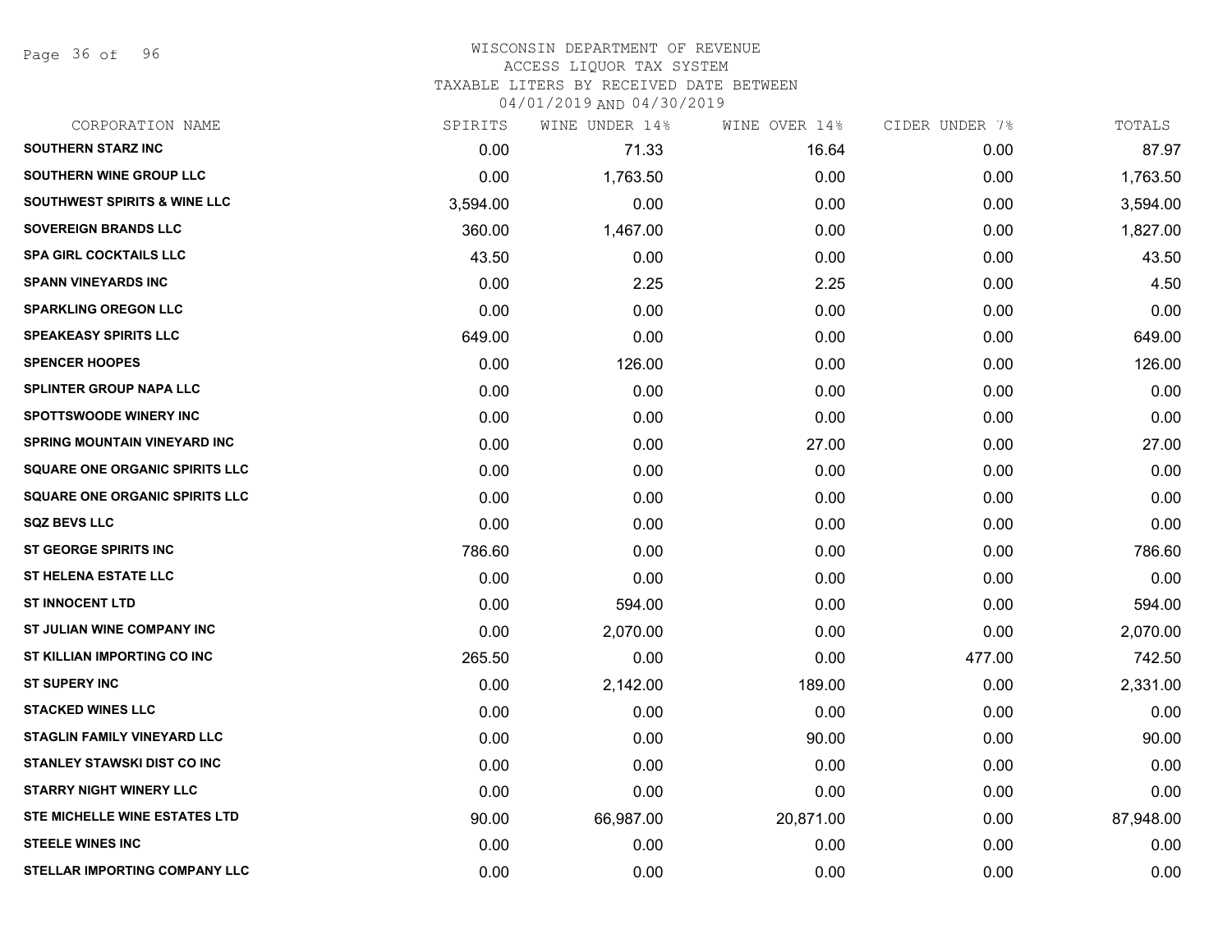# WISCONSIN DEPARTMENT OF REVENUE
## ACCESS LIQUOR TAX SYSTEM
### TAXABLE LITERS BY RECEIVED DATE BETWEEN 04/01/2019 AND 04/30/2019

| CORPORATION NAME | SPIRITS | WINE UNDER 14% | WINE OVER 14% | CIDER UNDER 7% | TOTALS |
|---|---|---|---|---|---|
| SOUTHERN STARZ INC | 0.00 | 71.33 | 16.64 | 0.00 | 87.97 |
| SOUTHERN WINE GROUP LLC | 0.00 | 1,763.50 | 0.00 | 0.00 | 1,763.50 |
| SOUTHWEST SPIRITS & WINE LLC | 3,594.00 | 0.00 | 0.00 | 0.00 | 3,594.00 |
| SOVEREIGN BRANDS LLC | 360.00 | 1,467.00 | 0.00 | 0.00 | 1,827.00 |
| SPA GIRL COCKTAILS LLC | 43.50 | 0.00 | 0.00 | 0.00 | 43.50 |
| SPANN VINEYARDS INC | 0.00 | 2.25 | 2.25 | 0.00 | 4.50 |
| SPARKLING OREGON LLC | 0.00 | 0.00 | 0.00 | 0.00 | 0.00 |
| SPEAKEASY SPIRITS LLC | 649.00 | 0.00 | 0.00 | 0.00 | 649.00 |
| SPENCER HOOPES | 0.00 | 126.00 | 0.00 | 0.00 | 126.00 |
| SPLINTER GROUP NAPA LLC | 0.00 | 0.00 | 0.00 | 0.00 | 0.00 |
| SPOTTSWOODE WINERY INC | 0.00 | 0.00 | 0.00 | 0.00 | 0.00 |
| SPRING MOUNTAIN VINEYARD INC | 0.00 | 0.00 | 27.00 | 0.00 | 27.00 |
| SQUARE ONE ORGANIC SPIRITS LLC | 0.00 | 0.00 | 0.00 | 0.00 | 0.00 |
| SQUARE ONE ORGANIC SPIRITS LLC | 0.00 | 0.00 | 0.00 | 0.00 | 0.00 |
| SQZ BEVS LLC | 0.00 | 0.00 | 0.00 | 0.00 | 0.00 |
| ST GEORGE SPIRITS INC | 786.60 | 0.00 | 0.00 | 0.00 | 786.60 |
| ST HELENA ESTATE LLC | 0.00 | 0.00 | 0.00 | 0.00 | 0.00 |
| ST INNOCENT LTD | 0.00 | 594.00 | 0.00 | 0.00 | 594.00 |
| ST JULIAN WINE COMPANY INC | 0.00 | 2,070.00 | 0.00 | 0.00 | 2,070.00 |
| ST KILLIAN IMPORTING CO INC | 265.50 | 0.00 | 0.00 | 477.00 | 742.50 |
| ST SUPERY INC | 0.00 | 2,142.00 | 189.00 | 0.00 | 2,331.00 |
| STACKED WINES LLC | 0.00 | 0.00 | 0.00 | 0.00 | 0.00 |
| STAGLIN FAMILY VINEYARD LLC | 0.00 | 0.00 | 90.00 | 0.00 | 90.00 |
| STANLEY STAWSKI DIST CO INC | 0.00 | 0.00 | 0.00 | 0.00 | 0.00 |
| STARRY NIGHT WINERY LLC | 0.00 | 0.00 | 0.00 | 0.00 | 0.00 |
| STE MICHELLE WINE ESTATES LTD | 90.00 | 66,987.00 | 20,871.00 | 0.00 | 87,948.00 |
| STEELE WINES INC | 0.00 | 0.00 | 0.00 | 0.00 | 0.00 |
| STELLAR IMPORTING COMPANY LLC | 0.00 | 0.00 | 0.00 | 0.00 | 0.00 |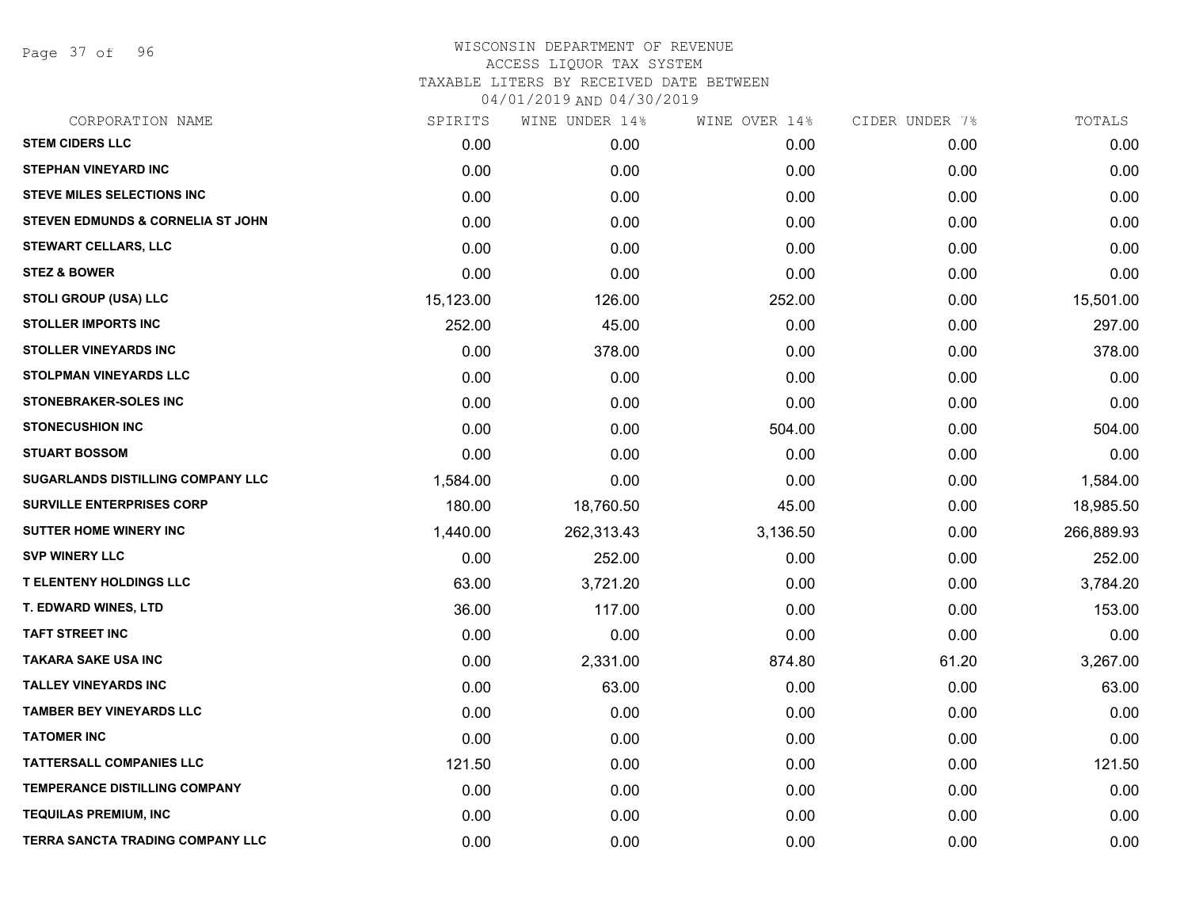WISCONSIN DEPARTMENT OF REVENUE
ACCESS LIQUOR TAX SYSTEM
TAXABLE LITERS BY RECEIVED DATE BETWEEN
04/01/2019 AND 04/30/2019

| CORPORATION NAME | SPIRITS | WINE UNDER 14% | WINE OVER 14% | CIDER UNDER 7% | TOTALS |
|---|---|---|---|---|---|
| STEM CIDERS LLC | 0.00 | 0.00 | 0.00 | 0.00 | 0.00 |
| STEPHAN VINEYARD INC | 0.00 | 0.00 | 0.00 | 0.00 | 0.00 |
| STEVE MILES SELECTIONS INC | 0.00 | 0.00 | 0.00 | 0.00 | 0.00 |
| STEVEN EDMUNDS & CORNELIA ST JOHN | 0.00 | 0.00 | 0.00 | 0.00 | 0.00 |
| STEWART CELLARS, LLC | 0.00 | 0.00 | 0.00 | 0.00 | 0.00 |
| STEZ & BOWER | 0.00 | 0.00 | 0.00 | 0.00 | 0.00 |
| STOLI GROUP (USA) LLC | 15,123.00 | 126.00 | 252.00 | 0.00 | 15,501.00 |
| STOLLER IMPORTS INC | 252.00 | 45.00 | 0.00 | 0.00 | 297.00 |
| STOLLER VINEYARDS INC | 0.00 | 378.00 | 0.00 | 0.00 | 378.00 |
| STOLPMAN VINEYARDS LLC | 0.00 | 0.00 | 0.00 | 0.00 | 0.00 |
| STONEBRAKER-SOLES INC | 0.00 | 0.00 | 0.00 | 0.00 | 0.00 |
| STONECUSHION INC | 0.00 | 0.00 | 504.00 | 0.00 | 504.00 |
| STUART BOSSOM | 0.00 | 0.00 | 0.00 | 0.00 | 0.00 |
| SUGARLANDS DISTILLING COMPANY LLC | 1,584.00 | 0.00 | 0.00 | 0.00 | 1,584.00 |
| SURVILLE ENTERPRISES CORP | 180.00 | 18,760.50 | 45.00 | 0.00 | 18,985.50 |
| SUTTER HOME WINERY INC | 1,440.00 | 262,313.43 | 3,136.50 | 0.00 | 266,889.93 |
| SVP WINERY LLC | 0.00 | 252.00 | 0.00 | 0.00 | 252.00 |
| T ELENTENY HOLDINGS LLC | 63.00 | 3,721.20 | 0.00 | 0.00 | 3,784.20 |
| T. EDWARD WINES, LTD | 36.00 | 117.00 | 0.00 | 0.00 | 153.00 |
| TAFT STREET INC | 0.00 | 0.00 | 0.00 | 0.00 | 0.00 |
| TAKARA SAKE USA INC | 0.00 | 2,331.00 | 874.80 | 61.20 | 3,267.00 |
| TALLEY VINEYARDS INC | 0.00 | 63.00 | 0.00 | 0.00 | 63.00 |
| TAMBER BEY VINEYARDS LLC | 0.00 | 0.00 | 0.00 | 0.00 | 0.00 |
| TATOMER INC | 0.00 | 0.00 | 0.00 | 0.00 | 0.00 |
| TATTERSALL COMPANIES LLC | 121.50 | 0.00 | 0.00 | 0.00 | 121.50 |
| TEMPERANCE DISTILLING COMPANY | 0.00 | 0.00 | 0.00 | 0.00 | 0.00 |
| TEQUILAS PREMIUM, INC | 0.00 | 0.00 | 0.00 | 0.00 | 0.00 |
| TERRA SANCTA TRADING COMPANY LLC | 0.00 | 0.00 | 0.00 | 0.00 | 0.00 |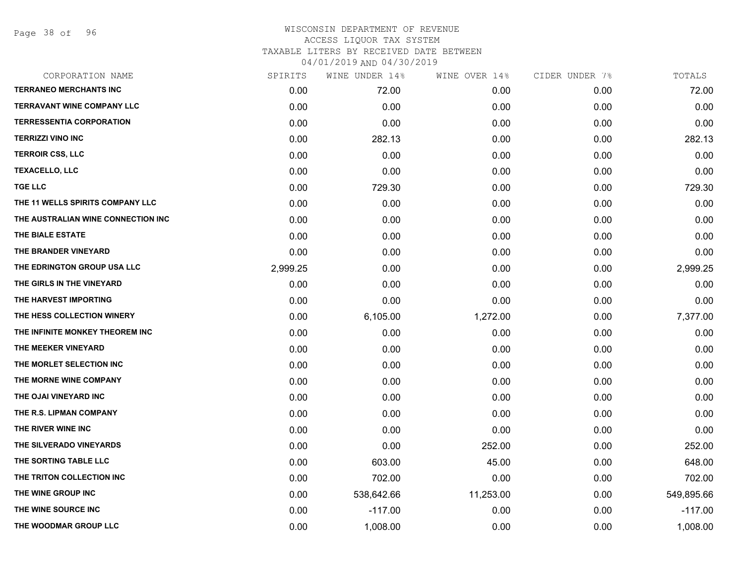# WISCONSIN DEPARTMENT OF REVENUE
## ACCESS LIQUOR TAX SYSTEM
### TAXABLE LITERS BY RECEIVED DATE BETWEEN 04/01/2019 AND 04/30/2019

| CORPORATION NAME | SPIRITS | WINE UNDER 14% | WINE OVER 14% | CIDER UNDER 7% | TOTALS |
|---|---|---|---|---|---|
| TERRANEO MERCHANTS INC | 0.00 | 72.00 | 0.00 | 0.00 | 72.00 |
| TERRAVANT WINE COMPANY LLC | 0.00 | 0.00 | 0.00 | 0.00 | 0.00 |
| TERRESSENTIA CORPORATION | 0.00 | 0.00 | 0.00 | 0.00 | 0.00 |
| TERRIZZI VINO INC | 0.00 | 282.13 | 0.00 | 0.00 | 282.13 |
| TERROIR CSS, LLC | 0.00 | 0.00 | 0.00 | 0.00 | 0.00 |
| TEXACELLO, LLC | 0.00 | 0.00 | 0.00 | 0.00 | 0.00 |
| TGE LLC | 0.00 | 729.30 | 0.00 | 0.00 | 729.30 |
| THE 11 WELLS SPIRITS COMPANY LLC | 0.00 | 0.00 | 0.00 | 0.00 | 0.00 |
| THE AUSTRALIAN WINE CONNECTION INC | 0.00 | 0.00 | 0.00 | 0.00 | 0.00 |
| THE BIALE ESTATE | 0.00 | 0.00 | 0.00 | 0.00 | 0.00 |
| THE BRANDER VINEYARD | 0.00 | 0.00 | 0.00 | 0.00 | 0.00 |
| THE EDRINGTON GROUP USA LLC | 2,999.25 | 0.00 | 0.00 | 0.00 | 2,999.25 |
| THE GIRLS IN THE VINEYARD | 0.00 | 0.00 | 0.00 | 0.00 | 0.00 |
| THE HARVEST IMPORTING | 0.00 | 0.00 | 0.00 | 0.00 | 0.00 |
| THE HESS COLLECTION WINERY | 0.00 | 6,105.00 | 1,272.00 | 0.00 | 7,377.00 |
| THE INFINITE MONKEY THEOREM INC | 0.00 | 0.00 | 0.00 | 0.00 | 0.00 |
| THE MEEKER VINEYARD | 0.00 | 0.00 | 0.00 | 0.00 | 0.00 |
| THE MORLET SELECTION INC | 0.00 | 0.00 | 0.00 | 0.00 | 0.00 |
| THE MORNE WINE COMPANY | 0.00 | 0.00 | 0.00 | 0.00 | 0.00 |
| THE OJAI VINEYARD INC | 0.00 | 0.00 | 0.00 | 0.00 | 0.00 |
| THE R.S. LIPMAN COMPANY | 0.00 | 0.00 | 0.00 | 0.00 | 0.00 |
| THE RIVER WINE INC | 0.00 | 0.00 | 0.00 | 0.00 | 0.00 |
| THE SILVERADO VINEYARDS | 0.00 | 0.00 | 252.00 | 0.00 | 252.00 |
| THE SORTING TABLE LLC | 0.00 | 603.00 | 45.00 | 0.00 | 648.00 |
| THE TRITON COLLECTION INC | 0.00 | 702.00 | 0.00 | 0.00 | 702.00 |
| THE WINE GROUP INC | 0.00 | 538,642.66 | 11,253.00 | 0.00 | 549,895.66 |
| THE WINE SOURCE INC | 0.00 | -117.00 | 0.00 | 0.00 | -117.00 |
| THE WOODMAR GROUP LLC | 0.00 | 1,008.00 | 0.00 | 0.00 | 1,008.00 |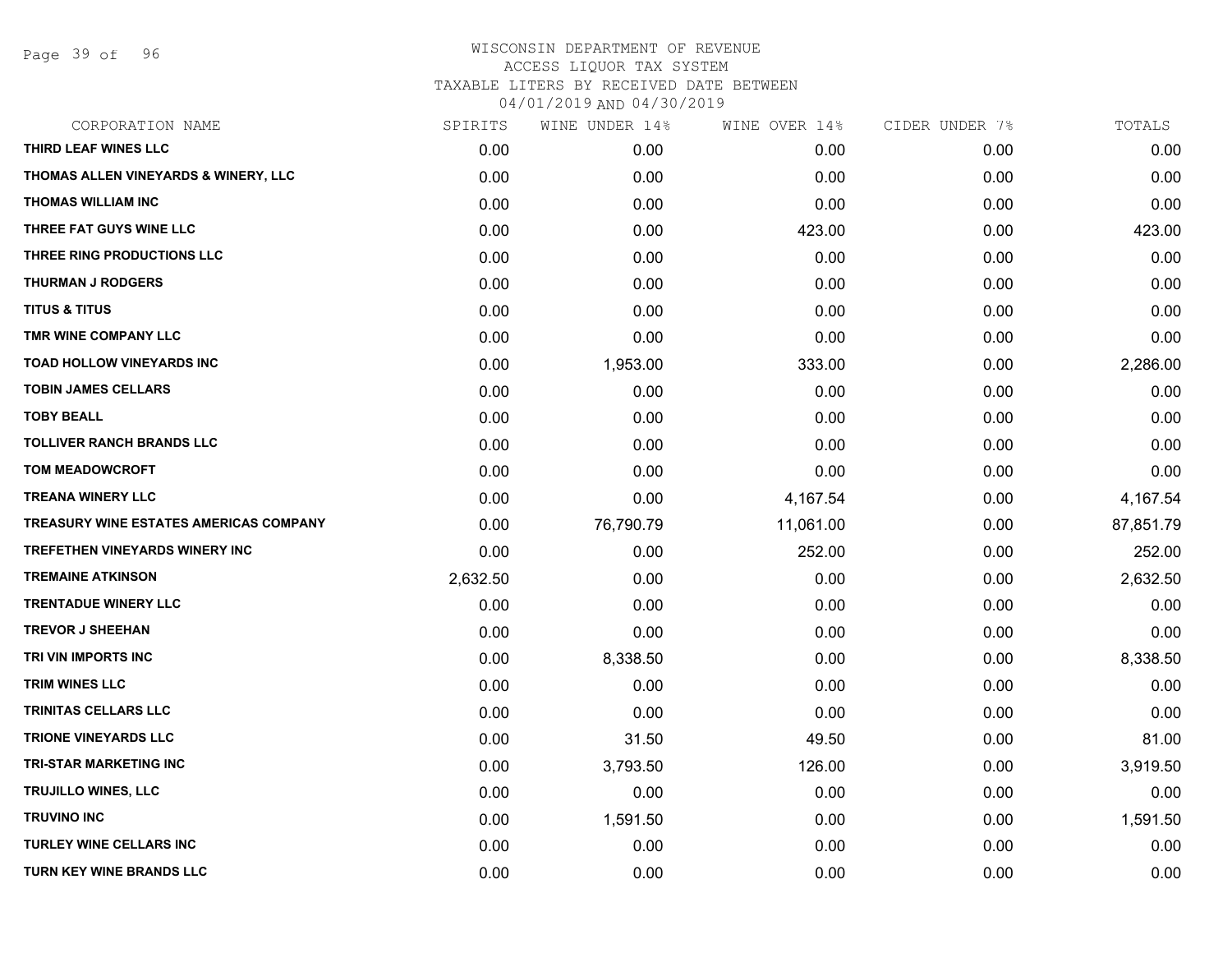# WISCONSIN DEPARTMENT OF REVENUE
## ACCESS LIQUOR TAX SYSTEM
### TAXABLE LITERS BY RECEIVED DATE BETWEEN 04/01/2019 AND 04/30/2019

| CORPORATION NAME | SPIRITS | WINE UNDER 14% | WINE OVER 14% | CIDER UNDER 7% | TOTALS |
|---|---|---|---|---|---|
| THIRD LEAF WINES LLC | 0.00 | 0.00 | 0.00 | 0.00 | 0.00 |
| THOMAS ALLEN VINEYARDS & WINERY, LLC | 0.00 | 0.00 | 0.00 | 0.00 | 0.00 |
| THOMAS WILLIAM INC | 0.00 | 0.00 | 0.00 | 0.00 | 0.00 |
| THREE FAT GUYS WINE LLC | 0.00 | 0.00 | 423.00 | 0.00 | 423.00 |
| THREE RING PRODUCTIONS LLC | 0.00 | 0.00 | 0.00 | 0.00 | 0.00 |
| THURMAN J RODGERS | 0.00 | 0.00 | 0.00 | 0.00 | 0.00 |
| TITUS & TITUS | 0.00 | 0.00 | 0.00 | 0.00 | 0.00 |
| TMR WINE COMPANY LLC | 0.00 | 0.00 | 0.00 | 0.00 | 0.00 |
| TOAD HOLLOW VINEYARDS INC | 0.00 | 1,953.00 | 333.00 | 0.00 | 2,286.00 |
| TOBIN JAMES CELLARS | 0.00 | 0.00 | 0.00 | 0.00 | 0.00 |
| TOBY BEALL | 0.00 | 0.00 | 0.00 | 0.00 | 0.00 |
| TOLLIVER RANCH BRANDS LLC | 0.00 | 0.00 | 0.00 | 0.00 | 0.00 |
| TOM MEADOWCROFT | 0.00 | 0.00 | 0.00 | 0.00 | 0.00 |
| TREANA WINERY LLC | 0.00 | 0.00 | 4,167.54 | 0.00 | 4,167.54 |
| TREASURY WINE ESTATES AMERICAS COMPANY | 0.00 | 76,790.79 | 11,061.00 | 0.00 | 87,851.79 |
| TREFETHEN VINEYARDS WINERY INC | 0.00 | 0.00 | 252.00 | 0.00 | 252.00 |
| TREMAINE ATKINSON | 2,632.50 | 0.00 | 0.00 | 0.00 | 2,632.50 |
| TRENTADUE WINERY LLC | 0.00 | 0.00 | 0.00 | 0.00 | 0.00 |
| TREVOR J SHEEHAN | 0.00 | 0.00 | 0.00 | 0.00 | 0.00 |
| TRI VIN IMPORTS INC | 0.00 | 8,338.50 | 0.00 | 0.00 | 8,338.50 |
| TRIM WINES LLC | 0.00 | 0.00 | 0.00 | 0.00 | 0.00 |
| TRINITAS CELLARS LLC | 0.00 | 0.00 | 0.00 | 0.00 | 0.00 |
| TRIONE VINEYARDS LLC | 0.00 | 31.50 | 49.50 | 0.00 | 81.00 |
| TRI-STAR MARKETING INC | 0.00 | 3,793.50 | 126.00 | 0.00 | 3,919.50 |
| TRUJILLO WINES, LLC | 0.00 | 0.00 | 0.00 | 0.00 | 0.00 |
| TRUVINO INC | 0.00 | 1,591.50 | 0.00 | 0.00 | 1,591.50 |
| TURLEY WINE CELLARS INC | 0.00 | 0.00 | 0.00 | 0.00 | 0.00 |
| TURN KEY WINE BRANDS LLC | 0.00 | 0.00 | 0.00 | 0.00 | 0.00 |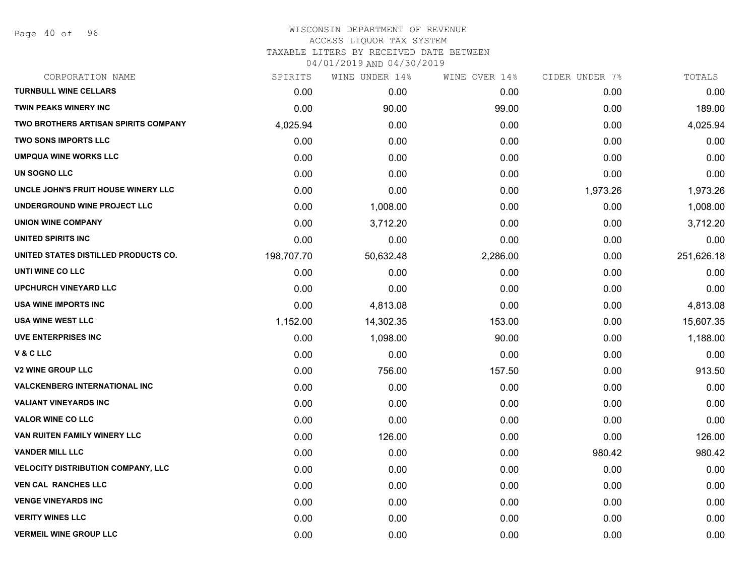WISCONSIN DEPARTMENT OF REVENUE
ACCESS LIQUOR TAX SYSTEM
TAXABLE LITERS BY RECEIVED DATE BETWEEN
04/01/2019 AND 04/30/2019

| CORPORATION NAME | SPIRITS | WINE UNDER 14% | WINE OVER 14% | CIDER UNDER 7% | TOTALS |
|---|---|---|---|---|---|
| TURNBULL WINE CELLARS | 0.00 | 0.00 | 0.00 | 0.00 | 0.00 |
| TWIN PEAKS WINERY INC | 0.00 | 90.00 | 99.00 | 0.00 | 189.00 |
| TWO BROTHERS ARTISAN SPIRITS COMPANY | 4,025.94 | 0.00 | 0.00 | 0.00 | 4,025.94 |
| TWO SONS IMPORTS LLC | 0.00 | 0.00 | 0.00 | 0.00 | 0.00 |
| UMPQUA WINE WORKS LLC | 0.00 | 0.00 | 0.00 | 0.00 | 0.00 |
| UN SOGNO LLC | 0.00 | 0.00 | 0.00 | 0.00 | 0.00 |
| UNCLE JOHN'S FRUIT HOUSE WINERY LLC | 0.00 | 0.00 | 0.00 | 1,973.26 | 1,973.26 |
| UNDERGROUND WINE PROJECT LLC | 0.00 | 1,008.00 | 0.00 | 0.00 | 1,008.00 |
| UNION WINE COMPANY | 0.00 | 3,712.20 | 0.00 | 0.00 | 3,712.20 |
| UNITED SPIRITS INC | 0.00 | 0.00 | 0.00 | 0.00 | 0.00 |
| UNITED STATES DISTILLED PRODUCTS CO. | 198,707.70 | 50,632.48 | 2,286.00 | 0.00 | 251,626.18 |
| UNTI WINE CO LLC | 0.00 | 0.00 | 0.00 | 0.00 | 0.00 |
| UPCHURCH VINEYARD LLC | 0.00 | 0.00 | 0.00 | 0.00 | 0.00 |
| USA WINE IMPORTS INC | 0.00 | 4,813.08 | 0.00 | 0.00 | 4,813.08 |
| USA WINE WEST LLC | 1,152.00 | 14,302.35 | 153.00 | 0.00 | 15,607.35 |
| UVE ENTERPRISES INC | 0.00 | 1,098.00 | 90.00 | 0.00 | 1,188.00 |
| V & C LLC | 0.00 | 0.00 | 0.00 | 0.00 | 0.00 |
| V2 WINE GROUP LLC | 0.00 | 756.00 | 157.50 | 0.00 | 913.50 |
| VALCKENBERG INTERNATIONAL INC | 0.00 | 0.00 | 0.00 | 0.00 | 0.00 |
| VALIANT VINEYARDS INC | 0.00 | 0.00 | 0.00 | 0.00 | 0.00 |
| VALOR WINE CO LLC | 0.00 | 0.00 | 0.00 | 0.00 | 0.00 |
| VAN RUITEN FAMILY WINERY LLC | 0.00 | 126.00 | 0.00 | 0.00 | 126.00 |
| VANDER MILL LLC | 0.00 | 0.00 | 0.00 | 980.42 | 980.42 |
| VELOCITY DISTRIBUTION COMPANY, LLC | 0.00 | 0.00 | 0.00 | 0.00 | 0.00 |
| VEN CAL RANCHES LLC | 0.00 | 0.00 | 0.00 | 0.00 | 0.00 |
| VENGE VINEYARDS INC | 0.00 | 0.00 | 0.00 | 0.00 | 0.00 |
| VERITY WINES LLC | 0.00 | 0.00 | 0.00 | 0.00 | 0.00 |
| VERMEIL WINE GROUP LLC | 0.00 | 0.00 | 0.00 | 0.00 | 0.00 |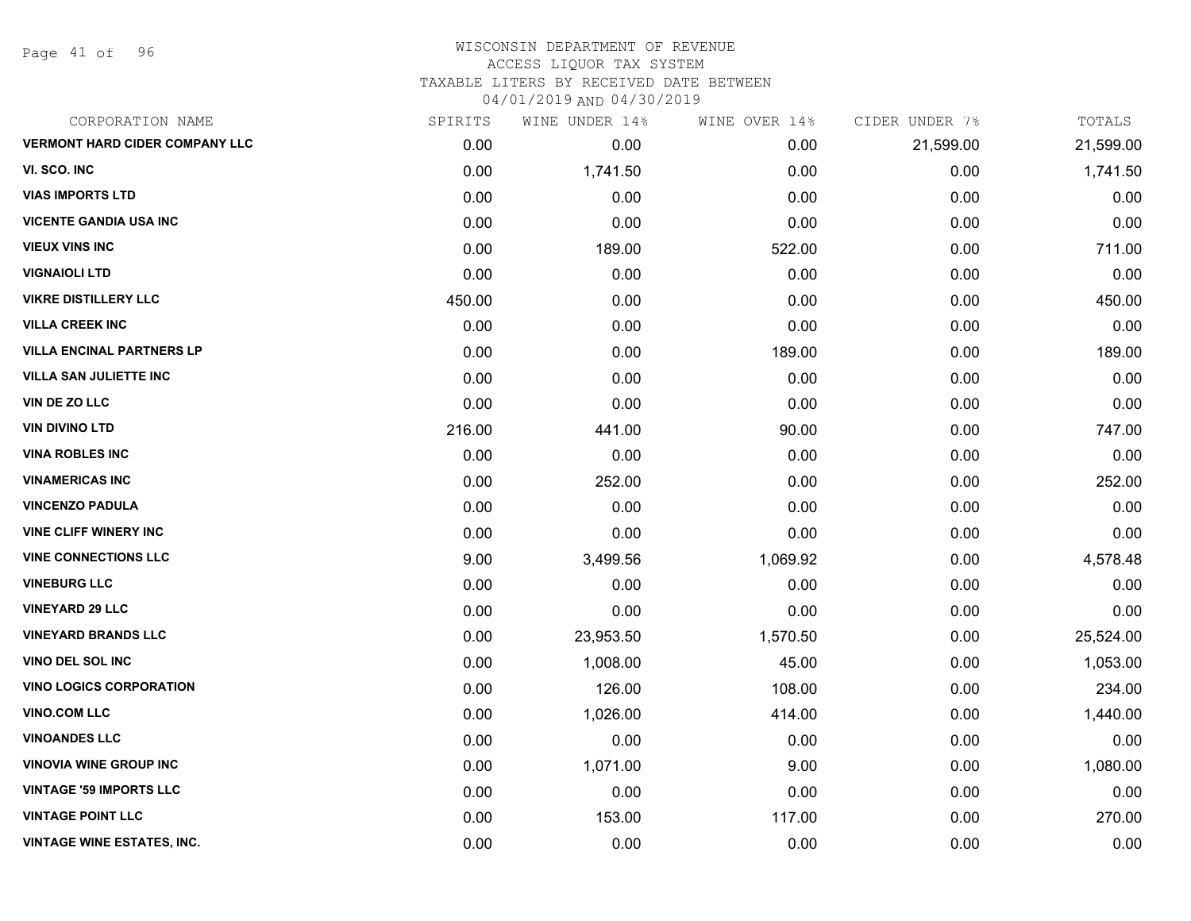# WISCONSIN DEPARTMENT OF REVENUE
## ACCESS LIQUOR TAX SYSTEM
### TAXABLE LITERS BY RECEIVED DATE BETWEEN 04/01/2019 AND 04/30/2019

| CORPORATION NAME | SPIRITS | WINE UNDER 14% | WINE OVER 14% | CIDER UNDER 7% | TOTALS |
|---|---|---|---|---|---|
| VERMONT HARD CIDER COMPANY LLC | 0.00 | 0.00 | 0.00 | 21,599.00 | 21,599.00 |
| VI. SCO. INC | 0.00 | 1,741.50 | 0.00 | 0.00 | 1,741.50 |
| VIAS IMPORTS LTD | 0.00 | 0.00 | 0.00 | 0.00 | 0.00 |
| VICENTE GANDIA USA INC | 0.00 | 0.00 | 0.00 | 0.00 | 0.00 |
| VIEUX VINS INC | 0.00 | 189.00 | 522.00 | 0.00 | 711.00 |
| VIGNAIOLI LTD | 0.00 | 0.00 | 0.00 | 0.00 | 0.00 |
| VIKRE DISTILLERY LLC | 450.00 | 0.00 | 0.00 | 0.00 | 450.00 |
| VILLA CREEK INC | 0.00 | 0.00 | 0.00 | 0.00 | 0.00 |
| VILLA ENCINAL PARTNERS LP | 0.00 | 0.00 | 189.00 | 0.00 | 189.00 |
| VILLA SAN JULIETTE INC | 0.00 | 0.00 | 0.00 | 0.00 | 0.00 |
| VIN DE ZO LLC | 0.00 | 0.00 | 0.00 | 0.00 | 0.00 |
| VIN DIVINO LTD | 216.00 | 441.00 | 90.00 | 0.00 | 747.00 |
| VINA ROBLES INC | 0.00 | 0.00 | 0.00 | 0.00 | 0.00 |
| VINAMERICAS INC | 0.00 | 252.00 | 0.00 | 0.00 | 252.00 |
| VINCENZO PADULA | 0.00 | 0.00 | 0.00 | 0.00 | 0.00 |
| VINE CLIFF WINERY INC | 0.00 | 0.00 | 0.00 | 0.00 | 0.00 |
| VINE CONNECTIONS LLC | 9.00 | 3,499.56 | 1,069.92 | 0.00 | 4,578.48 |
| VINEBURG LLC | 0.00 | 0.00 | 0.00 | 0.00 | 0.00 |
| VINEYARD 29 LLC | 0.00 | 0.00 | 0.00 | 0.00 | 0.00 |
| VINEYARD BRANDS LLC | 0.00 | 23,953.50 | 1,570.50 | 0.00 | 25,524.00 |
| VINO DEL SOL INC | 0.00 | 1,008.00 | 45.00 | 0.00 | 1,053.00 |
| VINO LOGICS CORPORATION | 0.00 | 126.00 | 108.00 | 0.00 | 234.00 |
| VINO.COM LLC | 0.00 | 1,026.00 | 414.00 | 0.00 | 1,440.00 |
| VINOANDES LLC | 0.00 | 0.00 | 0.00 | 0.00 | 0.00 |
| VINOVIA WINE GROUP INC | 0.00 | 1,071.00 | 9.00 | 0.00 | 1,080.00 |
| VINTAGE '59 IMPORTS LLC | 0.00 | 0.00 | 0.00 | 0.00 | 0.00 |
| VINTAGE POINT LLC | 0.00 | 153.00 | 117.00 | 0.00 | 270.00 |
| VINTAGE WINE ESTATES, INC. | 0.00 | 0.00 | 0.00 | 0.00 | 0.00 |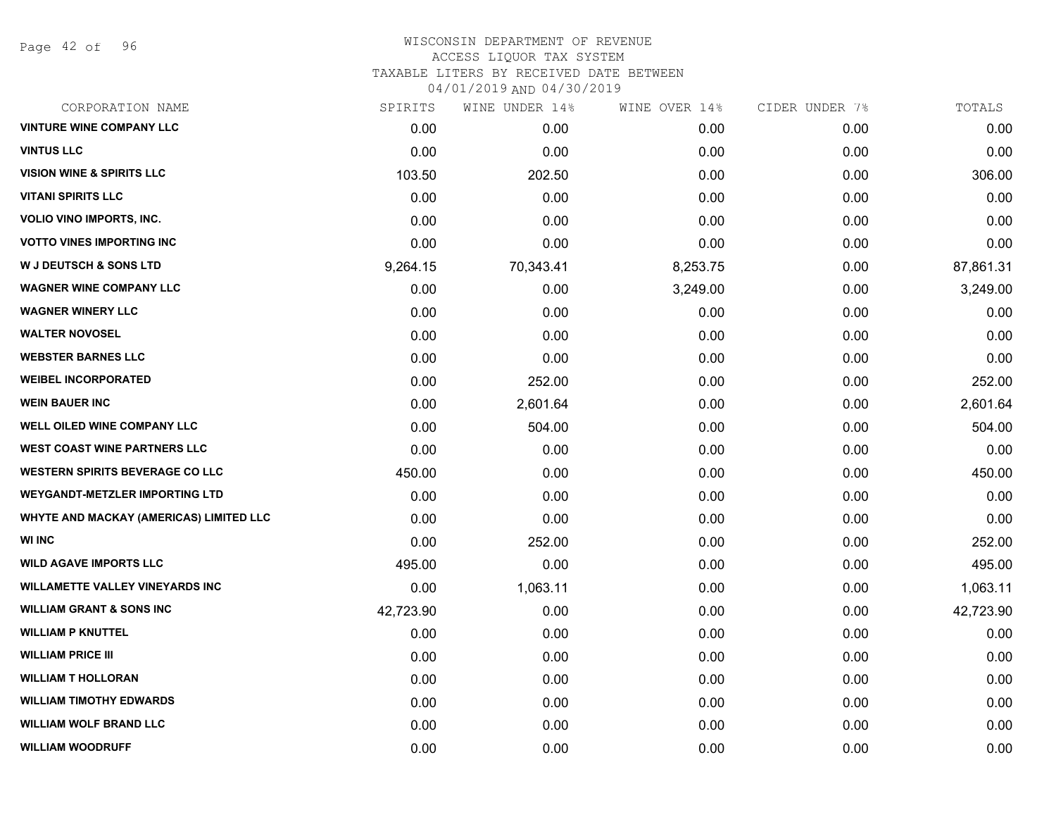# WISCONSIN DEPARTMENT OF REVENUE
ACCESS LIQUOR TAX SYSTEM
TAXABLE LITERS BY RECEIVED DATE BETWEEN
04/01/2019 AND 04/30/2019

| CORPORATION NAME | SPIRITS | WINE UNDER 14% | WINE OVER 14% | CIDER UNDER 7% | TOTALS |
|---|---|---|---|---|---|
| VINTURE WINE COMPANY LLC | 0.00 | 0.00 | 0.00 | 0.00 | 0.00 |
| VINTUS LLC | 0.00 | 0.00 | 0.00 | 0.00 | 0.00 |
| VISION WINE & SPIRITS LLC | 103.50 | 202.50 | 0.00 | 0.00 | 306.00 |
| VITANI SPIRITS LLC | 0.00 | 0.00 | 0.00 | 0.00 | 0.00 |
| VOLIO VINO IMPORTS, INC. | 0.00 | 0.00 | 0.00 | 0.00 | 0.00 |
| VOTTO VINES IMPORTING INC | 0.00 | 0.00 | 0.00 | 0.00 | 0.00 |
| W J DEUTSCH & SONS LTD | 9,264.15 | 70,343.41 | 8,253.75 | 0.00 | 87,861.31 |
| WAGNER WINE COMPANY LLC | 0.00 | 0.00 | 3,249.00 | 0.00 | 3,249.00 |
| WAGNER WINERY LLC | 0.00 | 0.00 | 0.00 | 0.00 | 0.00 |
| WALTER NOVOSEL | 0.00 | 0.00 | 0.00 | 0.00 | 0.00 |
| WEBSTER BARNES LLC | 0.00 | 0.00 | 0.00 | 0.00 | 0.00 |
| WEIBEL INCORPORATED | 0.00 | 252.00 | 0.00 | 0.00 | 252.00 |
| WEIN BAUER INC | 0.00 | 2,601.64 | 0.00 | 0.00 | 2,601.64 |
| WELL OILED WINE COMPANY LLC | 0.00 | 504.00 | 0.00 | 0.00 | 504.00 |
| WEST COAST WINE PARTNERS LLC | 0.00 | 0.00 | 0.00 | 0.00 | 0.00 |
| WESTERN SPIRITS BEVERAGE CO LLC | 450.00 | 0.00 | 0.00 | 0.00 | 450.00 |
| WEYGANDT-METZLER IMPORTING LTD | 0.00 | 0.00 | 0.00 | 0.00 | 0.00 |
| WHYTE AND MACKAY (AMERICAS) LIMITED LLC | 0.00 | 0.00 | 0.00 | 0.00 | 0.00 |
| WI INC | 0.00 | 252.00 | 0.00 | 0.00 | 252.00 |
| WILD AGAVE IMPORTS LLC | 495.00 | 0.00 | 0.00 | 0.00 | 495.00 |
| WILLAMETTE VALLEY VINEYARDS INC | 0.00 | 1,063.11 | 0.00 | 0.00 | 1,063.11 |
| WILLIAM GRANT & SONS INC | 42,723.90 | 0.00 | 0.00 | 0.00 | 42,723.90 |
| WILLIAM P KNUTTEL | 0.00 | 0.00 | 0.00 | 0.00 | 0.00 |
| WILLIAM PRICE III | 0.00 | 0.00 | 0.00 | 0.00 | 0.00 |
| WILLIAM T HOLLORAN | 0.00 | 0.00 | 0.00 | 0.00 | 0.00 |
| WILLIAM TIMOTHY EDWARDS | 0.00 | 0.00 | 0.00 | 0.00 | 0.00 |
| WILLIAM WOLF BRAND LLC | 0.00 | 0.00 | 0.00 | 0.00 | 0.00 |
| WILLIAM WOODRUFF | 0.00 | 0.00 | 0.00 | 0.00 | 0.00 |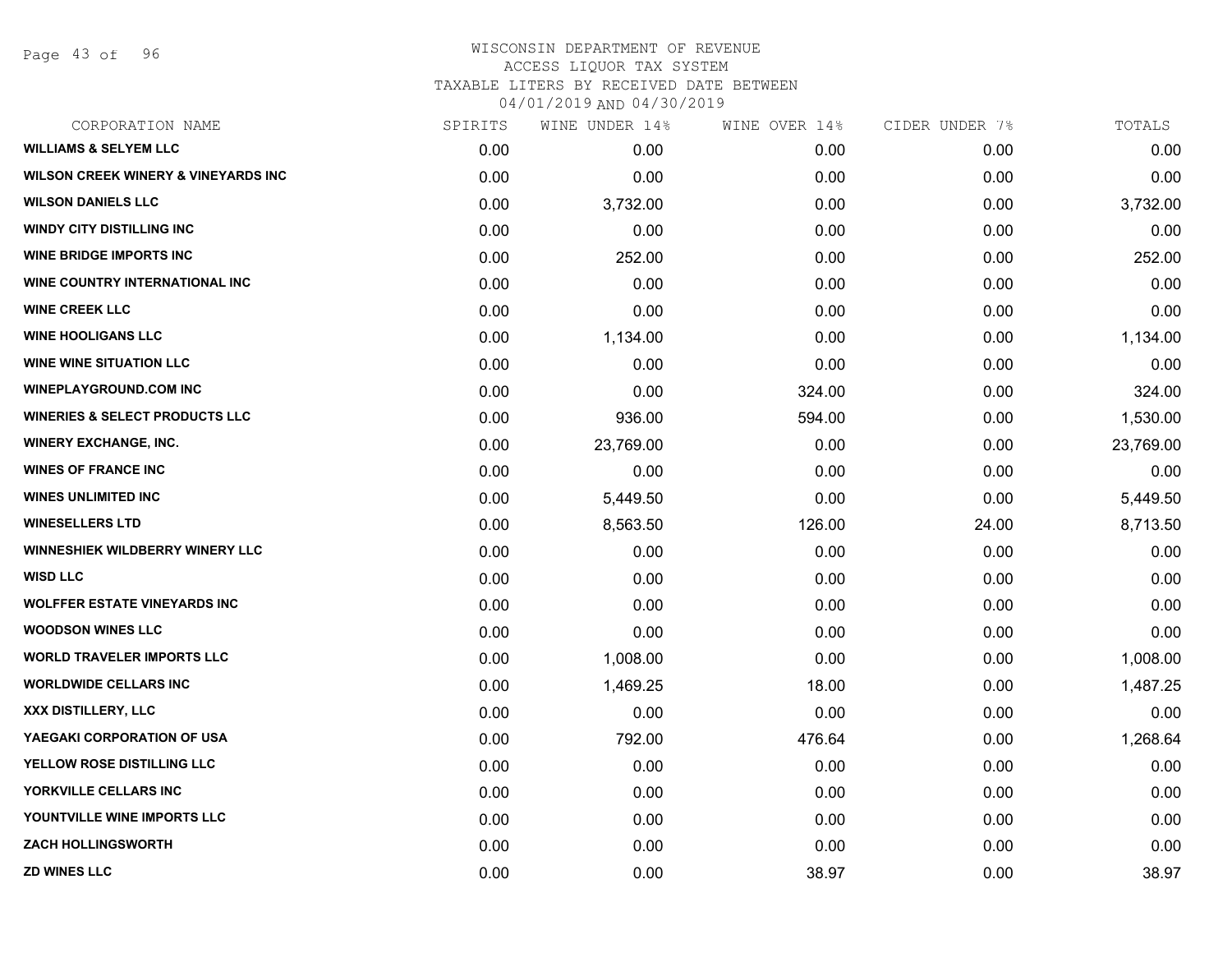# WISCONSIN DEPARTMENT OF REVENUE
ACCESS LIQUOR TAX SYSTEM
TAXABLE LITERS BY RECEIVED DATE BETWEEN
04/01/2019 AND 04/30/2019

| CORPORATION NAME | SPIRITS | WINE UNDER 14% | WINE OVER 14% | CIDER UNDER 7% | TOTALS |
|---|---|---|---|---|---|
| WILLIAMS & SELYEM LLC | 0.00 | 0.00 | 0.00 | 0.00 | 0.00 |
| WILSON CREEK WINERY & VINEYARDS INC | 0.00 | 0.00 | 0.00 | 0.00 | 0.00 |
| WILSON DANIELS LLC | 0.00 | 3,732.00 | 0.00 | 0.00 | 3,732.00 |
| WINDY CITY DISTILLING INC | 0.00 | 0.00 | 0.00 | 0.00 | 0.00 |
| WINE BRIDGE IMPORTS INC | 0.00 | 252.00 | 0.00 | 0.00 | 252.00 |
| WINE COUNTRY INTERNATIONAL INC | 0.00 | 0.00 | 0.00 | 0.00 | 0.00 |
| WINE CREEK LLC | 0.00 | 0.00 | 0.00 | 0.00 | 0.00 |
| WINE HOOLIGANS LLC | 0.00 | 1,134.00 | 0.00 | 0.00 | 1,134.00 |
| WINE WINE SITUATION LLC | 0.00 | 0.00 | 0.00 | 0.00 | 0.00 |
| WINEPLAYGROUND.COM INC | 0.00 | 0.00 | 324.00 | 0.00 | 324.00 |
| WINERIES & SELECT PRODUCTS LLC | 0.00 | 936.00 | 594.00 | 0.00 | 1,530.00 |
| WINERY EXCHANGE, INC. | 0.00 | 23,769.00 | 0.00 | 0.00 | 23,769.00 |
| WINES OF FRANCE INC | 0.00 | 0.00 | 0.00 | 0.00 | 0.00 |
| WINES UNLIMITED INC | 0.00 | 5,449.50 | 0.00 | 0.00 | 5,449.50 |
| WINESELLERS LTD | 0.00 | 8,563.50 | 126.00 | 24.00 | 8,713.50 |
| WINNESHIEK WILDBERRY WINERY LLC | 0.00 | 0.00 | 0.00 | 0.00 | 0.00 |
| WISD LLC | 0.00 | 0.00 | 0.00 | 0.00 | 0.00 |
| WOLFFER ESTATE VINEYARDS INC | 0.00 | 0.00 | 0.00 | 0.00 | 0.00 |
| WOODSON WINES LLC | 0.00 | 0.00 | 0.00 | 0.00 | 0.00 |
| WORLD TRAVELER IMPORTS LLC | 0.00 | 1,008.00 | 0.00 | 0.00 | 1,008.00 |
| WORLDWIDE CELLARS INC | 0.00 | 1,469.25 | 18.00 | 0.00 | 1,487.25 |
| XXX DISTILLERY, LLC | 0.00 | 0.00 | 0.00 | 0.00 | 0.00 |
| YAEGAKI CORPORATION OF USA | 0.00 | 792.00 | 476.64 | 0.00 | 1,268.64 |
| YELLOW ROSE DISTILLING LLC | 0.00 | 0.00 | 0.00 | 0.00 | 0.00 |
| YORKVILLE CELLARS INC | 0.00 | 0.00 | 0.00 | 0.00 | 0.00 |
| YOUNTVILLE WINE IMPORTS LLC | 0.00 | 0.00 | 0.00 | 0.00 | 0.00 |
| ZACH HOLLINGSWORTH | 0.00 | 0.00 | 0.00 | 0.00 | 0.00 |
| ZD WINES LLC | 0.00 | 0.00 | 38.97 | 0.00 | 38.97 |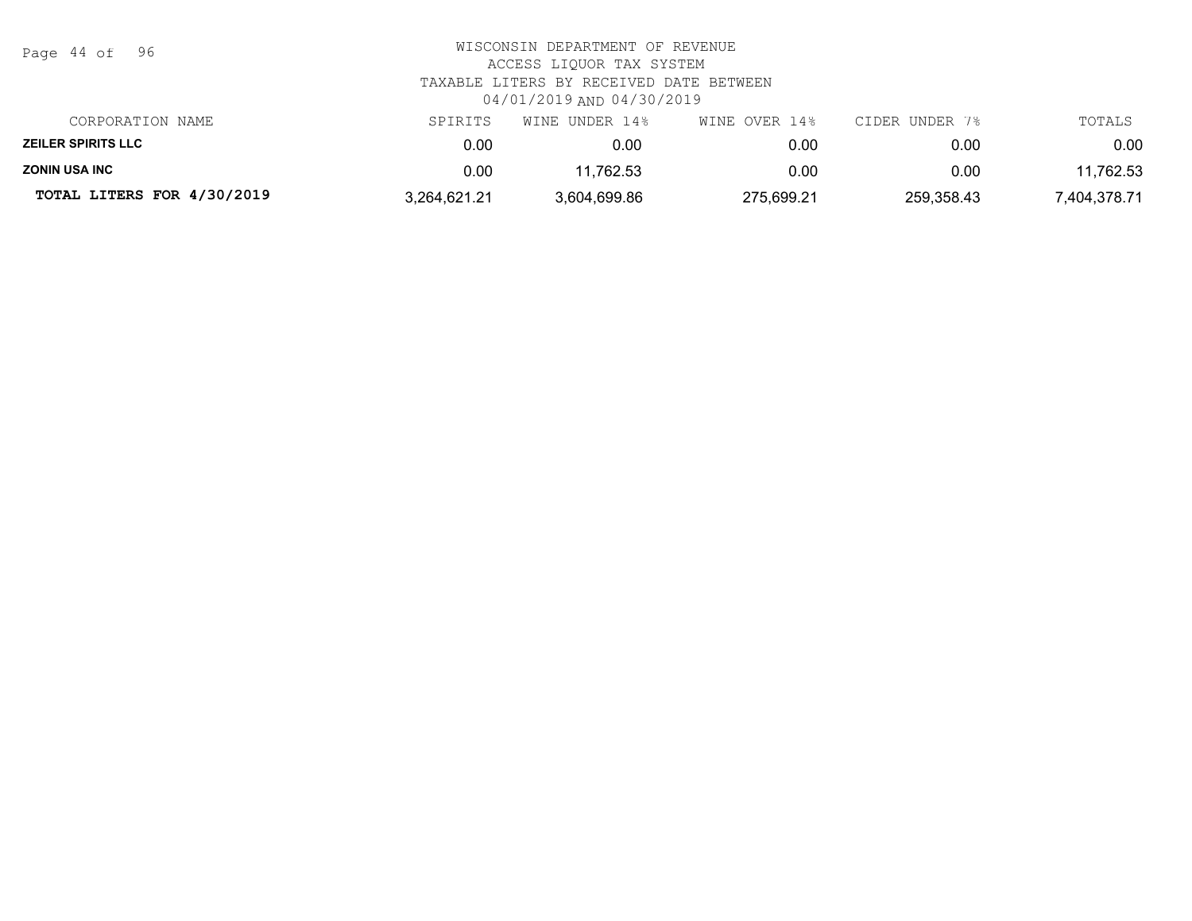WISCONSIN DEPARTMENT OF REVENUE
ACCESS LIQUOR TAX SYSTEM
TAXABLE LITERS BY RECEIVED DATE BETWEEN
04/01/2019 AND 04/30/2019

| CORPORATION NAME | SPIRITS | WINE UNDER 14% | WINE OVER 14% | CIDER UNDER 7% | TOTALS |
|---|---|---|---|---|---|
| **ZEILER SPIRITS LLC** | 0.00 | 0.00 | 0.00 | 0.00 | 0.00 |
| **ZONIN USA INC** | 0.00 | 11,762.53 | 0.00 | 0.00 | 11,762.53 |
| **TOTAL LITERS FOR 4/30/2019** | 3,264,621.21 | 3,604,699.86 | 275,699.21 | 259,358.43 | 7,404,378.71 |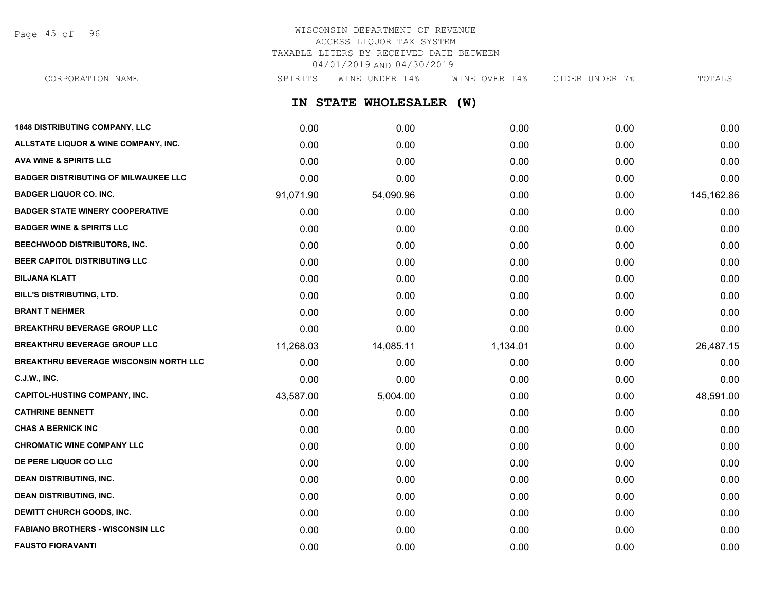WISCONSIN DEPARTMENT OF REVENUE
ACCESS LIQUOR TAX SYSTEM
TAXABLE LITERS BY RECEIVED DATE BETWEEN
04/01/2019 AND 04/30/2019

## IN STATE WHOLESALER (W)

| CORPORATION NAME | SPIRITS | WINE UNDER 14% | WINE OVER 14% | CIDER UNDER 7% | TOTALS |
|---|---|---|---|---|---|
| 1848 DISTRIBUTING COMPANY, LLC | 0.00 | 0.00 | 0.00 | 0.00 | 0.00 |
| ALLSTATE LIQUOR & WINE COMPANY, INC. | 0.00 | 0.00 | 0.00 | 0.00 | 0.00 |
| AVA WINE & SPIRITS LLC | 0.00 | 0.00 | 0.00 | 0.00 | 0.00 |
| BADGER DISTRIBUTING OF MILWAUKEE LLC | 0.00 | 0.00 | 0.00 | 0.00 | 0.00 |
| BADGER LIQUOR CO. INC. | 91,071.90 | 54,090.96 | 0.00 | 0.00 | 145,162.86 |
| BADGER STATE WINERY COOPERATIVE | 0.00 | 0.00 | 0.00 | 0.00 | 0.00 |
| BADGER WINE & SPIRITS LLC | 0.00 | 0.00 | 0.00 | 0.00 | 0.00 |
| BEECHWOOD DISTRIBUTORS, INC. | 0.00 | 0.00 | 0.00 | 0.00 | 0.00 |
| BEER CAPITOL DISTRIBUTING LLC | 0.00 | 0.00 | 0.00 | 0.00 | 0.00 |
| BILJANA KLATT | 0.00 | 0.00 | 0.00 | 0.00 | 0.00 |
| BILL'S DISTRIBUTING, LTD. | 0.00 | 0.00 | 0.00 | 0.00 | 0.00 |
| BRANT T NEHMER | 0.00 | 0.00 | 0.00 | 0.00 | 0.00 |
| BREAKTHRU BEVERAGE GROUP LLC | 0.00 | 0.00 | 0.00 | 0.00 | 0.00 |
| BREAKTHRU BEVERAGE GROUP LLC | 11,268.03 | 14,085.11 | 1,134.01 | 0.00 | 26,487.15 |
| BREAKTHRU BEVERAGE WISCONSIN NORTH LLC | 0.00 | 0.00 | 0.00 | 0.00 | 0.00 |
| C.J.W., INC. | 0.00 | 0.00 | 0.00 | 0.00 | 0.00 |
| CAPITOL-HUSTING COMPANY, INC. | 43,587.00 | 5,004.00 | 0.00 | 0.00 | 48,591.00 |
| CATHRINE BENNETT | 0.00 | 0.00 | 0.00 | 0.00 | 0.00 |
| CHAS A BERNICK INC | 0.00 | 0.00 | 0.00 | 0.00 | 0.00 |
| CHROMATIC WINE COMPANY LLC | 0.00 | 0.00 | 0.00 | 0.00 | 0.00 |
| DE PERE LIQUOR CO LLC | 0.00 | 0.00 | 0.00 | 0.00 | 0.00 |
| DEAN DISTRIBUTING, INC. | 0.00 | 0.00 | 0.00 | 0.00 | 0.00 |
| DEAN DISTRIBUTING, INC. | 0.00 | 0.00 | 0.00 | 0.00 | 0.00 |
| DEWITT CHURCH GOODS, INC. | 0.00 | 0.00 | 0.00 | 0.00 | 0.00 |
| FABIANO BROTHERS - WISCONSIN LLC | 0.00 | 0.00 | 0.00 | 0.00 | 0.00 |
| FAUSTO FIORAVANTI | 0.00 | 0.00 | 0.00 | 0.00 | 0.00 |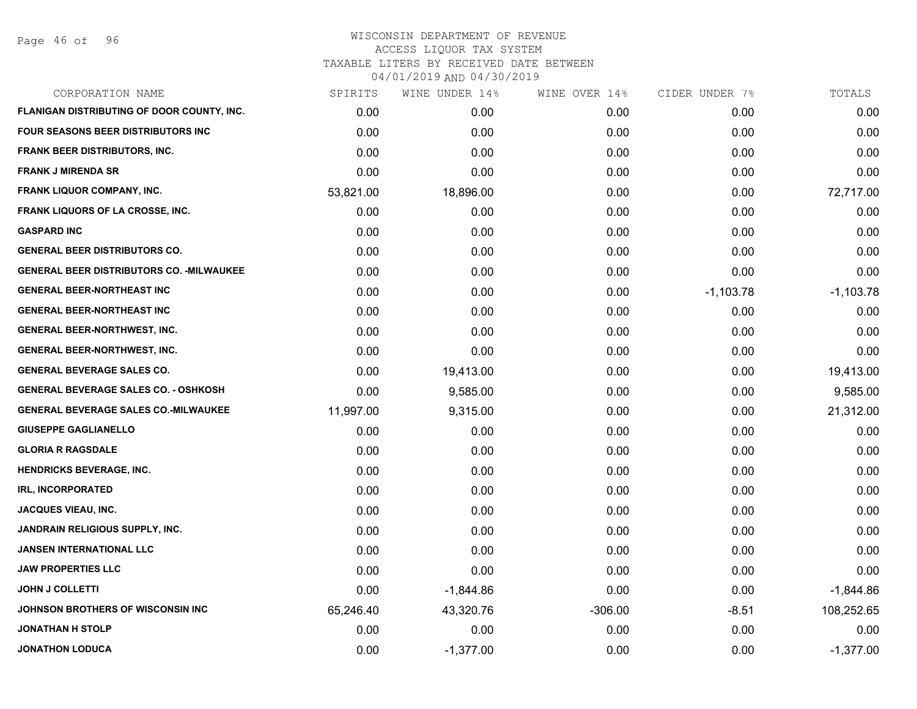# WISCONSIN DEPARTMENT OF REVENUE
ACCESS LIQUOR TAX SYSTEM
TAXABLE LITERS BY RECEIVED DATE BETWEEN
04/01/2019 AND 04/30/2019

| CORPORATION NAME | SPIRITS | WINE UNDER 14% | WINE OVER 14% | CIDER UNDER 7% | TOTALS |
|---|---|---|---|---|---|
| FLANIGAN DISTRIBUTING OF DOOR COUNTY, INC. | 0.00 | 0.00 | 0.00 | 0.00 | 0.00 |
| FOUR SEASONS BEER DISTRIBUTORS INC | 0.00 | 0.00 | 0.00 | 0.00 | 0.00 |
| FRANK BEER DISTRIBUTORS, INC. | 0.00 | 0.00 | 0.00 | 0.00 | 0.00 |
| FRANK J MIRENDA SR | 0.00 | 0.00 | 0.00 | 0.00 | 0.00 |
| FRANK LIQUOR COMPANY, INC. | 53,821.00 | 18,896.00 | 0.00 | 0.00 | 72,717.00 |
| FRANK LIQUORS OF LA CROSSE, INC. | 0.00 | 0.00 | 0.00 | 0.00 | 0.00 |
| GASPARD INC | 0.00 | 0.00 | 0.00 | 0.00 | 0.00 |
| GENERAL BEER DISTRIBUTORS CO. | 0.00 | 0.00 | 0.00 | 0.00 | 0.00 |
| GENERAL BEER DISTRIBUTORS CO. -MILWAUKEE | 0.00 | 0.00 | 0.00 | 0.00 | 0.00 |
| GENERAL BEER-NORTHEAST INC | 0.00 | 0.00 | 0.00 | -1,103.78 | -1,103.78 |
| GENERAL BEER-NORTHEAST INC | 0.00 | 0.00 | 0.00 | 0.00 | 0.00 |
| GENERAL BEER-NORTHWEST, INC. | 0.00 | 0.00 | 0.00 | 0.00 | 0.00 |
| GENERAL BEER-NORTHWEST, INC. | 0.00 | 0.00 | 0.00 | 0.00 | 0.00 |
| GENERAL BEVERAGE SALES CO. | 0.00 | 19,413.00 | 0.00 | 0.00 | 19,413.00 |
| GENERAL BEVERAGE SALES CO. - OSHKOSH | 0.00 | 9,585.00 | 0.00 | 0.00 | 9,585.00 |
| GENERAL BEVERAGE SALES CO.-MILWAUKEE | 11,997.00 | 9,315.00 | 0.00 | 0.00 | 21,312.00 |
| GIUSEPPE GAGLIANELLO | 0.00 | 0.00 | 0.00 | 0.00 | 0.00 |
| GLORIA R RAGSDALE | 0.00 | 0.00 | 0.00 | 0.00 | 0.00 |
| HENDRICKS BEVERAGE, INC. | 0.00 | 0.00 | 0.00 | 0.00 | 0.00 |
| IRL, INCORPORATED | 0.00 | 0.00 | 0.00 | 0.00 | 0.00 |
| JACQUES VIEAU, INC. | 0.00 | 0.00 | 0.00 | 0.00 | 0.00 |
| JANDRAIN RELIGIOUS SUPPLY, INC. | 0.00 | 0.00 | 0.00 | 0.00 | 0.00 |
| JANSEN INTERNATIONAL LLC | 0.00 | 0.00 | 0.00 | 0.00 | 0.00 |
| JAW PROPERTIES LLC | 0.00 | 0.00 | 0.00 | 0.00 | 0.00 |
| JOHN J COLLETTI | 0.00 | -1,844.86 | 0.00 | 0.00 | -1,844.86 |
| JOHNSON BROTHERS OF WISCONSIN INC | 65,246.40 | 43,320.76 | -306.00 | -8.51 | 108,252.65 |
| JONATHAN H STOLP | 0.00 | 0.00 | 0.00 | 0.00 | 0.00 |
| JONATHON LODUCA | 0.00 | -1,377.00 | 0.00 | 0.00 | -1,377.00 |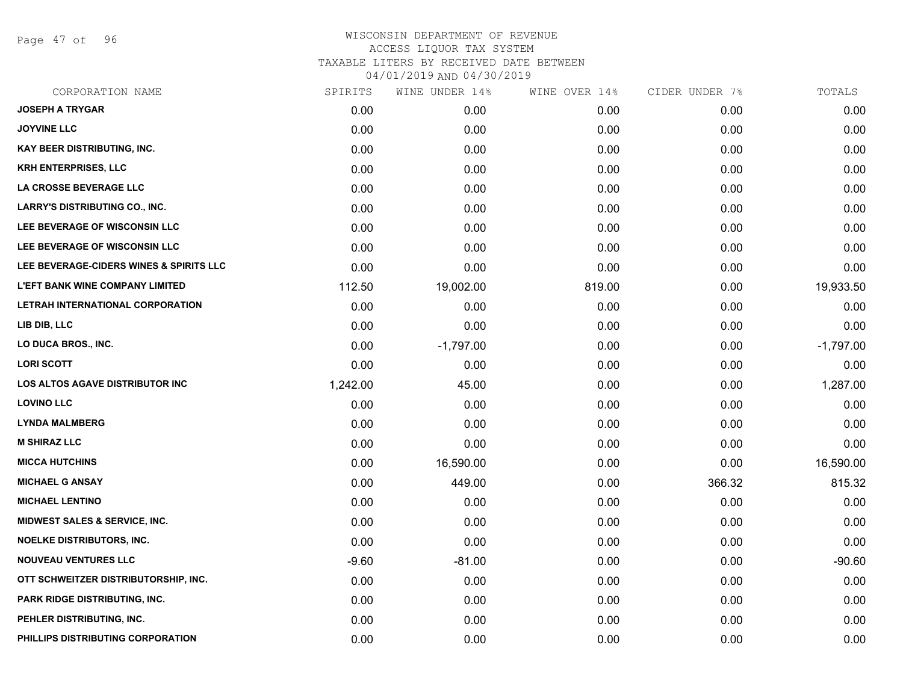# WISCONSIN DEPARTMENT OF REVENUE

ACCESS LIQUOR TAX SYSTEM

TAXABLE LITERS BY RECEIVED DATE BETWEEN

04/01/2019 AND 04/30/2019

| CORPORATION NAME | SPIRITS | WINE UNDER 14% | WINE OVER 14% | CIDER UNDER 7% | TOTALS |
|---|---|---|---|---|---|
| JOSEPH A TRYGAR | 0.00 | 0.00 | 0.00 | 0.00 | 0.00 |
| JOYVINE LLC | 0.00 | 0.00 | 0.00 | 0.00 | 0.00 |
| KAY BEER DISTRIBUTING, INC. | 0.00 | 0.00 | 0.00 | 0.00 | 0.00 |
| KRH ENTERPRISES, LLC | 0.00 | 0.00 | 0.00 | 0.00 | 0.00 |
| LA CROSSE BEVERAGE LLC | 0.00 | 0.00 | 0.00 | 0.00 | 0.00 |
| LARRY'S DISTRIBUTING CO., INC. | 0.00 | 0.00 | 0.00 | 0.00 | 0.00 |
| LEE BEVERAGE OF WISCONSIN LLC | 0.00 | 0.00 | 0.00 | 0.00 | 0.00 |
| LEE BEVERAGE OF WISCONSIN LLC | 0.00 | 0.00 | 0.00 | 0.00 | 0.00 |
| LEE BEVERAGE-CIDERS WINES & SPIRITS LLC | 0.00 | 0.00 | 0.00 | 0.00 | 0.00 |
| L'EFT BANK WINE COMPANY LIMITED | 112.50 | 19,002.00 | 819.00 | 0.00 | 19,933.50 |
| LETRAH INTERNATIONAL CORPORATION | 0.00 | 0.00 | 0.00 | 0.00 | 0.00 |
| LIB DIB, LLC | 0.00 | 0.00 | 0.00 | 0.00 | 0.00 |
| LO DUCA BROS., INC. | 0.00 | -1,797.00 | 0.00 | 0.00 | -1,797.00 |
| LORI SCOTT | 0.00 | 0.00 | 0.00 | 0.00 | 0.00 |
| LOS ALTOS AGAVE DISTRIBUTOR INC | 1,242.00 | 45.00 | 0.00 | 0.00 | 1,287.00 |
| LOVINO LLC | 0.00 | 0.00 | 0.00 | 0.00 | 0.00 |
| LYNDA MALMBERG | 0.00 | 0.00 | 0.00 | 0.00 | 0.00 |
| M SHIRAZ LLC | 0.00 | 0.00 | 0.00 | 0.00 | 0.00 |
| MICCA HUTCHINS | 0.00 | 16,590.00 | 0.00 | 0.00 | 16,590.00 |
| MICHAEL G ANSAY | 0.00 | 449.00 | 0.00 | 366.32 | 815.32 |
| MICHAEL LENTINO | 0.00 | 0.00 | 0.00 | 0.00 | 0.00 |
| MIDWEST SALES & SERVICE, INC. | 0.00 | 0.00 | 0.00 | 0.00 | 0.00 |
| NOELKE DISTRIBUTORS, INC. | 0.00 | 0.00 | 0.00 | 0.00 | 0.00 |
| NOUVEAU VENTURES LLC | -9.60 | -81.00 | 0.00 | 0.00 | -90.60 |
| OTT SCHWEITZER DISTRIBUTORSHIP, INC. | 0.00 | 0.00 | 0.00 | 0.00 | 0.00 |
| PARK RIDGE DISTRIBUTING, INC. | 0.00 | 0.00 | 0.00 | 0.00 | 0.00 |
| PEHLER DISTRIBUTING, INC. | 0.00 | 0.00 | 0.00 | 0.00 | 0.00 |
| PHILLIPS DISTRIBUTING CORPORATION | 0.00 | 0.00 | 0.00 | 0.00 | 0.00 |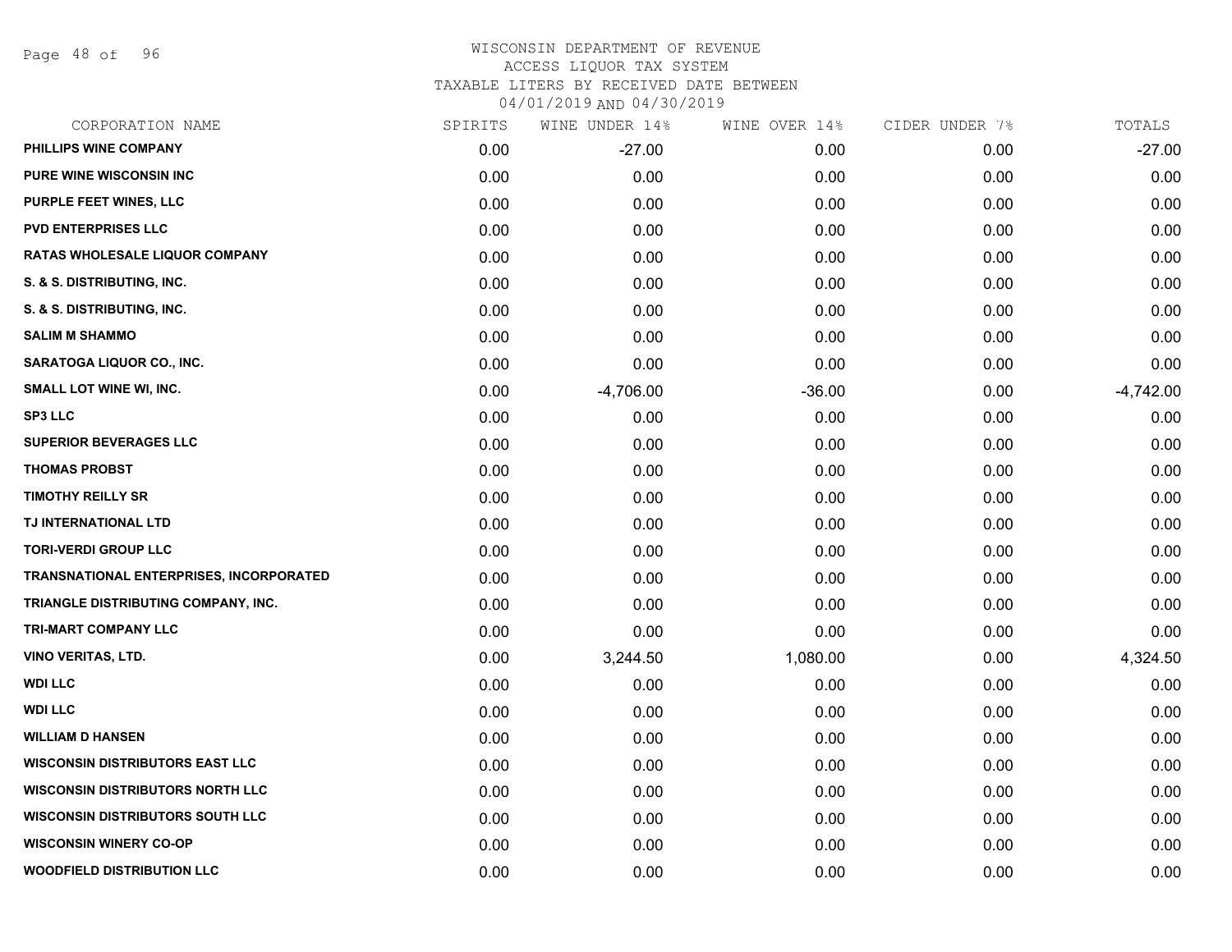# WISCONSIN DEPARTMENT OF REVENUE
## ACCESS LIQUOR TAX SYSTEM
### TAXABLE LITERS BY RECEIVED DATE BETWEEN 04/01/2019 AND 04/30/2019

| CORPORATION NAME | SPIRITS | WINE UNDER 14% | WINE OVER 14% | CIDER UNDER 7% | TOTALS |
|---|---|---|---|---|---|
| PHILLIPS WINE COMPANY | 0.00 | -27.00 | 0.00 | 0.00 | -27.00 |
| PURE WINE WISCONSIN INC | 0.00 | 0.00 | 0.00 | 0.00 | 0.00 |
| PURPLE FEET WINES, LLC | 0.00 | 0.00 | 0.00 | 0.00 | 0.00 |
| PVD ENTERPRISES LLC | 0.00 | 0.00 | 0.00 | 0.00 | 0.00 |
| RATAS WHOLESALE LIQUOR COMPANY | 0.00 | 0.00 | 0.00 | 0.00 | 0.00 |
| S. & S. DISTRIBUTING, INC. | 0.00 | 0.00 | 0.00 | 0.00 | 0.00 |
| S. & S. DISTRIBUTING, INC. | 0.00 | 0.00 | 0.00 | 0.00 | 0.00 |
| SALIM M SHAMMO | 0.00 | 0.00 | 0.00 | 0.00 | 0.00 |
| SARATOGA LIQUOR CO., INC. | 0.00 | 0.00 | 0.00 | 0.00 | 0.00 |
| SMALL LOT WINE WI, INC. | 0.00 | -4,706.00 | -36.00 | 0.00 | -4,742.00 |
| SP3 LLC | 0.00 | 0.00 | 0.00 | 0.00 | 0.00 |
| SUPERIOR BEVERAGES LLC | 0.00 | 0.00 | 0.00 | 0.00 | 0.00 |
| THOMAS PROBST | 0.00 | 0.00 | 0.00 | 0.00 | 0.00 |
| TIMOTHY REILLY SR | 0.00 | 0.00 | 0.00 | 0.00 | 0.00 |
| TJ INTERNATIONAL LTD | 0.00 | 0.00 | 0.00 | 0.00 | 0.00 |
| TORI-VERDI GROUP LLC | 0.00 | 0.00 | 0.00 | 0.00 | 0.00 |
| TRANSNATIONAL ENTERPRISES, INCORPORATED | 0.00 | 0.00 | 0.00 | 0.00 | 0.00 |
| TRIANGLE DISTRIBUTING COMPANY, INC. | 0.00 | 0.00 | 0.00 | 0.00 | 0.00 |
| TRI-MART COMPANY LLC | 0.00 | 0.00 | 0.00 | 0.00 | 0.00 |
| VINO VERITAS, LTD. | 0.00 | 3,244.50 | 1,080.00 | 0.00 | 4,324.50 |
| WDI LLC | 0.00 | 0.00 | 0.00 | 0.00 | 0.00 |
| WDI LLC | 0.00 | 0.00 | 0.00 | 0.00 | 0.00 |
| WILLIAM D HANSEN | 0.00 | 0.00 | 0.00 | 0.00 | 0.00 |
| WISCONSIN DISTRIBUTORS EAST LLC | 0.00 | 0.00 | 0.00 | 0.00 | 0.00 |
| WISCONSIN DISTRIBUTORS NORTH LLC | 0.00 | 0.00 | 0.00 | 0.00 | 0.00 |
| WISCONSIN DISTRIBUTORS SOUTH LLC | 0.00 | 0.00 | 0.00 | 0.00 | 0.00 |
| WISCONSIN WINERY CO-OP | 0.00 | 0.00 | 0.00 | 0.00 | 0.00 |
| WOODFIELD DISTRIBUTION LLC | 0.00 | 0.00 | 0.00 | 0.00 | 0.00 |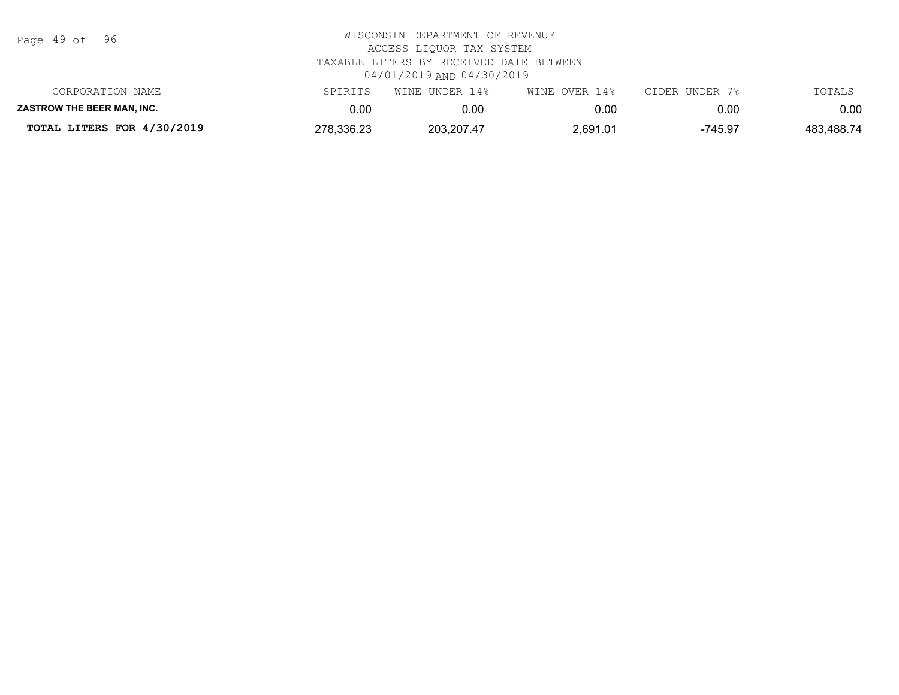WISCONSIN DEPARTMENT OF REVENUE
ACCESS LIQUOR TAX SYSTEM
TAXABLE LITERS BY RECEIVED DATE BETWEEN
04/01/2019 AND 04/30/2019

| CORPORATION NAME | SPIRITS | WINE UNDER 14% | WINE OVER 14% | CIDER UNDER 7% | TOTALS |
|---|---|---|---|---|---|
| **ZASTROW THE BEER MAN, INC.** | 0.00 | 0.00 | 0.00 | 0.00 | 0.00 |
| **TOTAL LITERS FOR 4/30/2019** | 278,336.23 | 203,207.47 | 2,691.01 | -745.97 | 483,488.74 |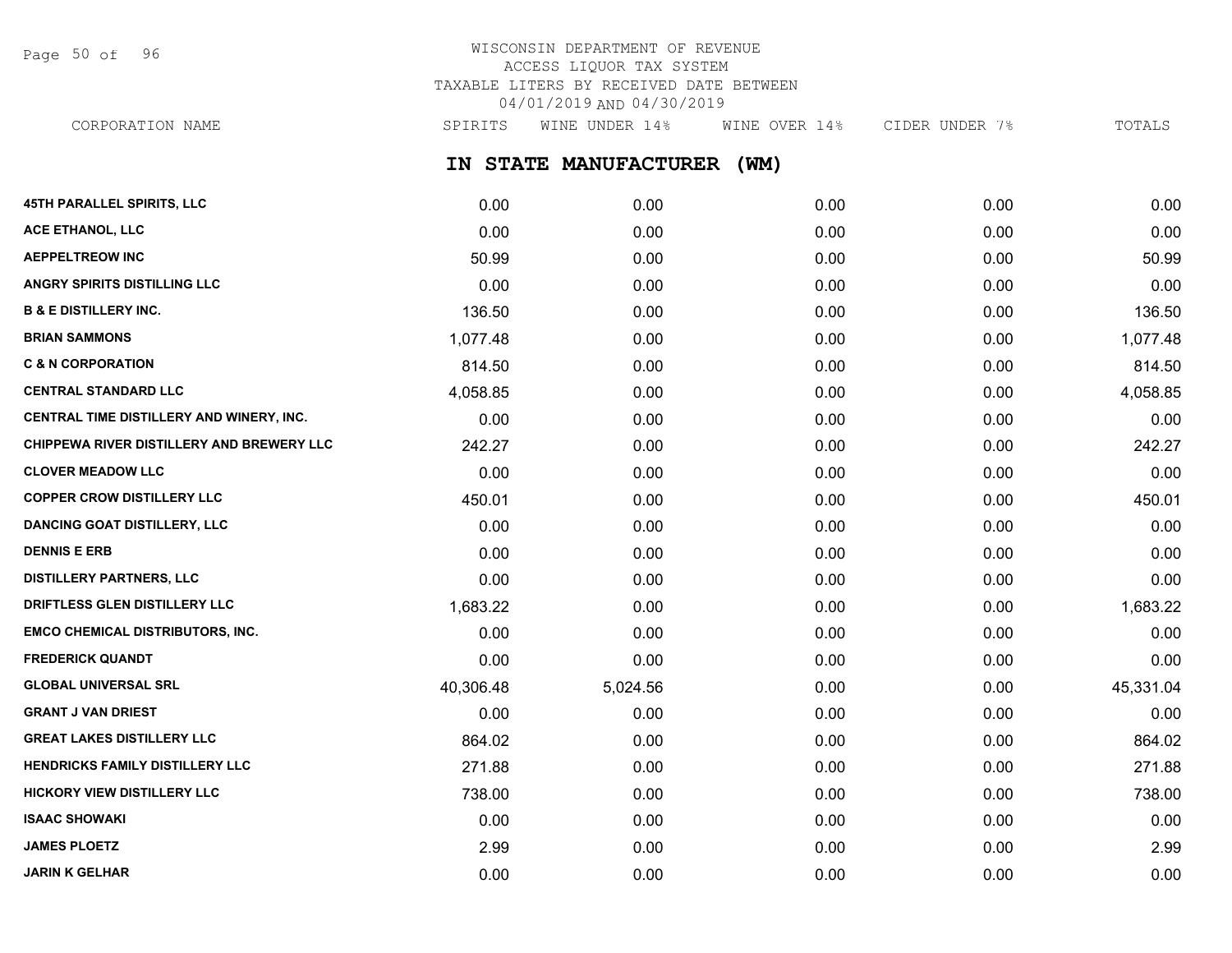# WISCONSIN DEPARTMENT OF REVENUE
## ACCESS LIQUOR TAX SYSTEM
## TAXABLE LITERS BY RECEIVED DATE BETWEEN 04/01/2019 AND 04/30/2019

## IN STATE MANUFACTURER (WM)

| CORPORATION NAME | SPIRITS | WINE UNDER 14% | WINE OVER 14% | CIDER UNDER 7% | TOTALS |
|---|---|---|---|---|---|
| 45TH PARALLEL SPIRITS, LLC | 0.00 | 0.00 | 0.00 | 0.00 | 0.00 |
| ACE ETHANOL, LLC | 0.00 | 0.00 | 0.00 | 0.00 | 0.00 |
| AEPPELTREOW INC | 50.99 | 0.00 | 0.00 | 0.00 | 50.99 |
| ANGRY SPIRITS DISTILLING LLC | 0.00 | 0.00 | 0.00 | 0.00 | 0.00 |
| B & E DISTILLERY INC. | 136.50 | 0.00 | 0.00 | 0.00 | 136.50 |
| BRIAN SAMMONS | 1,077.48 | 0.00 | 0.00 | 0.00 | 1,077.48 |
| C & N CORPORATION | 814.50 | 0.00 | 0.00 | 0.00 | 814.50 |
| CENTRAL STANDARD LLC | 4,058.85 | 0.00 | 0.00 | 0.00 | 4,058.85 |
| CENTRAL TIME DISTILLERY AND WINERY, INC. | 0.00 | 0.00 | 0.00 | 0.00 | 0.00 |
| CHIPPEWA RIVER DISTILLERY AND BREWERY LLC | 242.27 | 0.00 | 0.00 | 0.00 | 242.27 |
| CLOVER MEADOW LLC | 0.00 | 0.00 | 0.00 | 0.00 | 0.00 |
| COPPER CROW DISTILLERY LLC | 450.01 | 0.00 | 0.00 | 0.00 | 450.01 |
| DANCING GOAT DISTILLERY, LLC | 0.00 | 0.00 | 0.00 | 0.00 | 0.00 |
| DENNIS E ERB | 0.00 | 0.00 | 0.00 | 0.00 | 0.00 |
| DISTILLERY PARTNERS, LLC | 0.00 | 0.00 | 0.00 | 0.00 | 0.00 |
| DRIFTLESS GLEN DISTILLERY LLC | 1,683.22 | 0.00 | 0.00 | 0.00 | 1,683.22 |
| EMCO CHEMICAL DISTRIBUTORS, INC. | 0.00 | 0.00 | 0.00 | 0.00 | 0.00 |
| FREDERICK QUANDT | 0.00 | 0.00 | 0.00 | 0.00 | 0.00 |
| GLOBAL UNIVERSAL SRL | 40,306.48 | 5,024.56 | 0.00 | 0.00 | 45,331.04 |
| GRANT J VAN DRIEST | 0.00 | 0.00 | 0.00 | 0.00 | 0.00 |
| GREAT LAKES DISTILLERY LLC | 864.02 | 0.00 | 0.00 | 0.00 | 864.02 |
| HENDRICKS FAMILY DISTILLERY LLC | 271.88 | 0.00 | 0.00 | 0.00 | 271.88 |
| HICKORY VIEW DISTILLERY LLC | 738.00 | 0.00 | 0.00 | 0.00 | 738.00 |
| ISAAC SHOWAKI | 0.00 | 0.00 | 0.00 | 0.00 | 0.00 |
| JAMES PLOETZ | 2.99 | 0.00 | 0.00 | 0.00 | 2.99 |
| JARIN K GELHAR | 0.00 | 0.00 | 0.00 | 0.00 | 0.00 |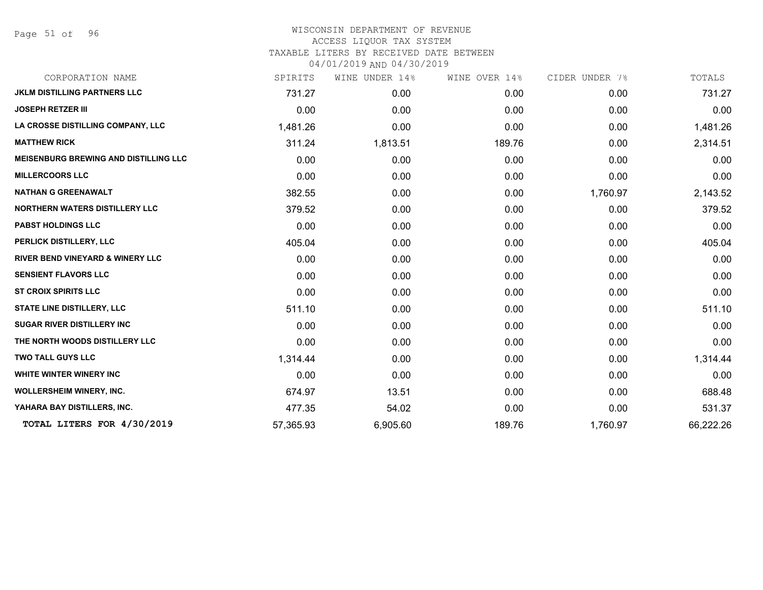# WISCONSIN DEPARTMENT OF REVENUE
ACCESS LIQUOR TAX SYSTEM
TAXABLE LITERS BY RECEIVED DATE BETWEEN
04/01/2019 AND 04/30/2019

| CORPORATION NAME | SPIRITS | WINE UNDER 14% | WINE OVER 14% | CIDER UNDER 7% | TOTALS |
|---|---|---|---|---|---|
| **JKLM DISTILLING PARTNERS LLC** | 731.27 | 0.00 | 0.00 | 0.00 | 731.27 |
| **JOSEPH RETZER III** | 0.00 | 0.00 | 0.00 | 0.00 | 0.00 |
| **LA CROSSE DISTILLING COMPANY, LLC** | 1,481.26 | 0.00 | 0.00 | 0.00 | 1,481.26 |
| **MATTHEW RICK** | 311.24 | 1,813.51 | 189.76 | 0.00 | 2,314.51 |
| **MEISENBURG BREWING AND DISTILLING LLC** | 0.00 | 0.00 | 0.00 | 0.00 | 0.00 |
| **MILLERCOORS LLC** | 0.00 | 0.00 | 0.00 | 0.00 | 0.00 |
| **NATHAN G GREENAWALT** | 382.55 | 0.00 | 0.00 | 1,760.97 | 2,143.52 |
| **NORTHERN WATERS DISTILLERY LLC** | 379.52 | 0.00 | 0.00 | 0.00 | 379.52 |
| **PABST HOLDINGS LLC** | 0.00 | 0.00 | 0.00 | 0.00 | 0.00 |
| **PERLICK DISTILLERY, LLC** | 405.04 | 0.00 | 0.00 | 0.00 | 405.04 |
| **RIVER BEND VINEYARD & WINERY LLC** | 0.00 | 0.00 | 0.00 | 0.00 | 0.00 |
| **SENSIENT FLAVORS LLC** | 0.00 | 0.00 | 0.00 | 0.00 | 0.00 |
| **ST CROIX SPIRITS LLC** | 0.00 | 0.00 | 0.00 | 0.00 | 0.00 |
| **STATE LINE DISTILLERY, LLC** | 511.10 | 0.00 | 0.00 | 0.00 | 511.10 |
| **SUGAR RIVER DISTILLERY INC** | 0.00 | 0.00 | 0.00 | 0.00 | 0.00 |
| **THE NORTH WOODS DISTILLERY LLC** | 0.00 | 0.00 | 0.00 | 0.00 | 0.00 |
| **TWO TALL GUYS LLC** | 1,314.44 | 0.00 | 0.00 | 0.00 | 1,314.44 |
| **WHITE WINTER WINERY INC** | 0.00 | 0.00 | 0.00 | 0.00 | 0.00 |
| **WOLLERSHEIM WINERY, INC.** | 674.97 | 13.51 | 0.00 | 0.00 | 688.48 |
| **YAHARA BAY DISTILLERS, INC.** | 477.35 | 54.02 | 0.00 | 0.00 | 531.37 |
| **TOTAL LITERS FOR 4/30/2019** | 57,365.93 | 6,905.60 | 189.76 | 1,760.97 | 66,222.26 |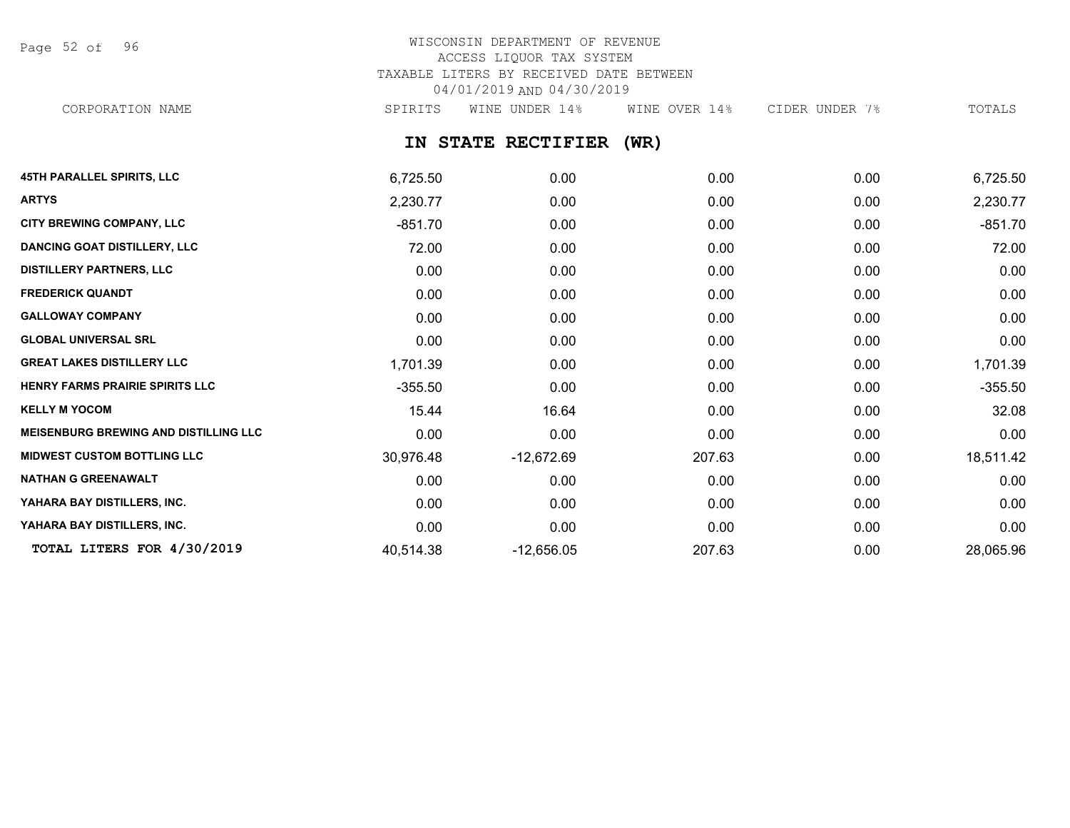WISCONSIN DEPARTMENT OF REVENUE
ACCESS LIQUOR TAX SYSTEM
TAXABLE LITERS BY RECEIVED DATE BETWEEN
04/01/2019 AND 04/30/2019

## IN STATE RECTIFIER (WR)

| CORPORATION NAME | SPIRITS | WINE UNDER 14% | WINE OVER 14% | CIDER UNDER 7% | TOTALS |
|---|---|---|---|---|---|
| **45TH PARALLEL SPIRITS, LLC** | 6,725.50 | 0.00 | 0.00 | 0.00 | 6,725.50 |
| **ARTYS** | 2,230.77 | 0.00 | 0.00 | 0.00 | 2,230.77 |
| **CITY BREWING COMPANY, LLC** | -851.70 | 0.00 | 0.00 | 0.00 | -851.70 |
| **DANCING GOAT DISTILLERY, LLC** | 72.00 | 0.00 | 0.00 | 0.00 | 72.00 |
| **DISTILLERY PARTNERS, LLC** | 0.00 | 0.00 | 0.00 | 0.00 | 0.00 |
| **FREDERICK QUANDT** | 0.00 | 0.00 | 0.00 | 0.00 | 0.00 |
| **GALLOWAY COMPANY** | 0.00 | 0.00 | 0.00 | 0.00 | 0.00 |
| **GLOBAL UNIVERSAL SRL** | 0.00 | 0.00 | 0.00 | 0.00 | 0.00 |
| **GREAT LAKES DISTILLERY LLC** | 1,701.39 | 0.00 | 0.00 | 0.00 | 1,701.39 |
| **HENRY FARMS PRAIRIE SPIRITS LLC** | -355.50 | 0.00 | 0.00 | 0.00 | -355.50 |
| **KELLY M YOCOM** | 15.44 | 16.64 | 0.00 | 0.00 | 32.08 |
| **MEISENBURG BREWING AND DISTILLING LLC** | 0.00 | 0.00 | 0.00 | 0.00 | 0.00 |
| **MIDWEST CUSTOM BOTTLING LLC** | 30,976.48 | -12,672.69 | 207.63 | 0.00 | 18,511.42 |
| **NATHAN G GREENAWALT** | 0.00 | 0.00 | 0.00 | 0.00 | 0.00 |
| **YAHARA BAY DISTILLERS, INC.** | 0.00 | 0.00 | 0.00 | 0.00 | 0.00 |
| **YAHARA BAY DISTILLERS, INC.** | 0.00 | 0.00 | 0.00 | 0.00 | 0.00 |
| **TOTAL LITERS FOR 4/30/2019** | 40,514.38 | -12,656.05 | 207.63 | 0.00 | 28,065.96 |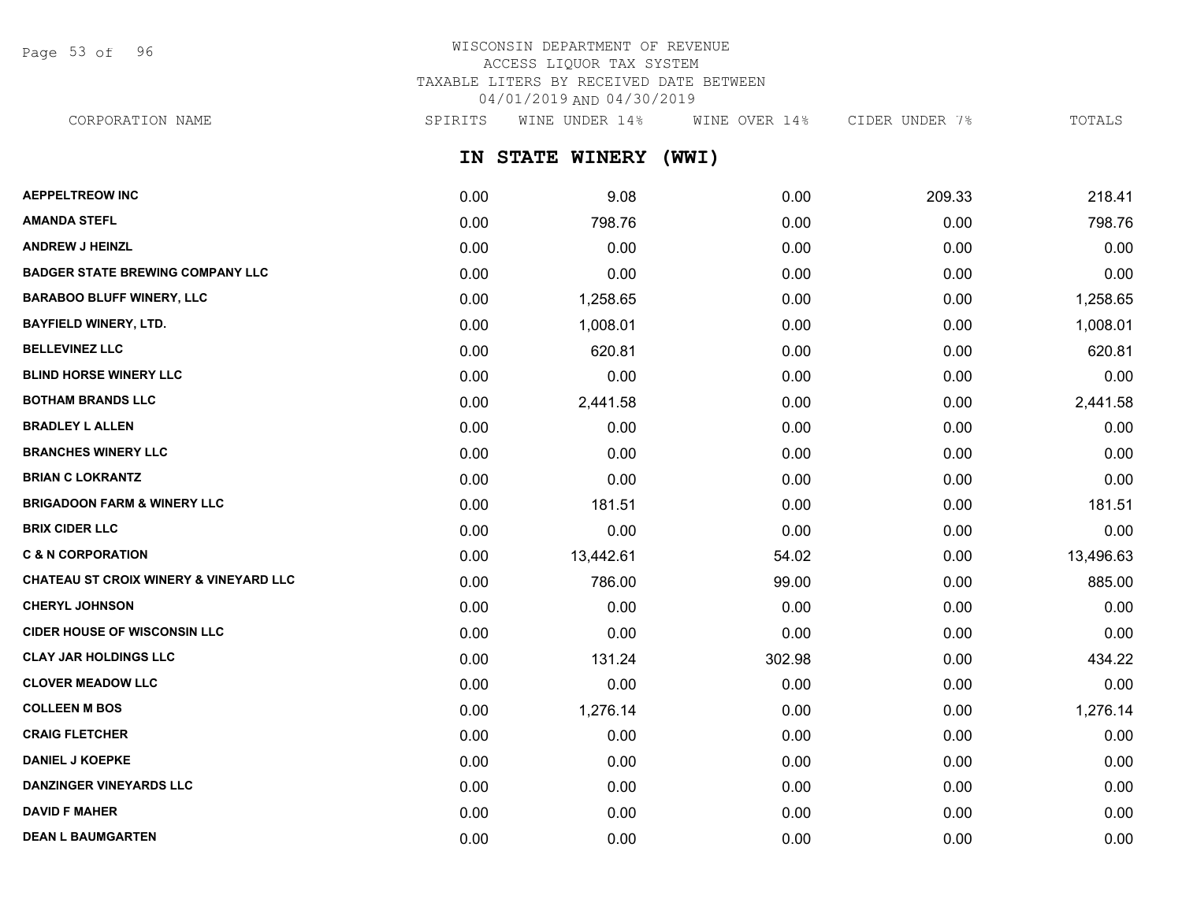WISCONSIN DEPARTMENT OF REVENUE
ACCESS LIQUOR TAX SYSTEM
TAXABLE LITERS BY RECEIVED DATE BETWEEN
04/01/2019 AND 04/30/2019

## IN STATE WINERY (WWI)

| CORPORATION NAME | SPIRITS | WINE UNDER 14% | WINE OVER 14% | CIDER UNDER 7% | TOTALS |
|---|---|---|---|---|---|
| **AEPPELTREOW INC** | 0.00 | 9.08 | 0.00 | 209.33 | 218.41 |
| **AMANDA STEFL** | 0.00 | 798.76 | 0.00 | 0.00 | 798.76 |
| **ANDREW J HEINZL** | 0.00 | 0.00 | 0.00 | 0.00 | 0.00 |
| **BADGER STATE BREWING COMPANY LLC** | 0.00 | 0.00 | 0.00 | 0.00 | 0.00 |
| **BARABOO BLUFF WINERY, LLC** | 0.00 | 1,258.65 | 0.00 | 0.00 | 1,258.65 |
| **BAYFIELD WINERY, LTD.** | 0.00 | 1,008.01 | 0.00 | 0.00 | 1,008.01 |
| **BELLEVINEZ LLC** | 0.00 | 620.81 | 0.00 | 0.00 | 620.81 |
| **BLIND HORSE WINERY LLC** | 0.00 | 0.00 | 0.00 | 0.00 | 0.00 |
| **BOTHAM BRANDS LLC** | 0.00 | 2,441.58 | 0.00 | 0.00 | 2,441.58 |
| **BRADLEY L ALLEN** | 0.00 | 0.00 | 0.00 | 0.00 | 0.00 |
| **BRANCHES WINERY LLC** | 0.00 | 0.00 | 0.00 | 0.00 | 0.00 |
| **BRIAN C LOKRANTZ** | 0.00 | 0.00 | 0.00 | 0.00 | 0.00 |
| **BRIGADOON FARM & WINERY LLC** | 0.00 | 181.51 | 0.00 | 0.00 | 181.51 |
| **BRIX CIDER LLC** | 0.00 | 0.00 | 0.00 | 0.00 | 0.00 |
| **C & N CORPORATION** | 0.00 | 13,442.61 | 54.02 | 0.00 | 13,496.63 |
| **CHATEAU ST CROIX WINERY & VINEYARD LLC** | 0.00 | 786.00 | 99.00 | 0.00 | 885.00 |
| **CHERYL JOHNSON** | 0.00 | 0.00 | 0.00 | 0.00 | 0.00 |
| **CIDER HOUSE OF WISCONSIN LLC** | 0.00 | 0.00 | 0.00 | 0.00 | 0.00 |
| **CLAY JAR HOLDINGS LLC** | 0.00 | 131.24 | 302.98 | 0.00 | 434.22 |
| **CLOVER MEADOW LLC** | 0.00 | 0.00 | 0.00 | 0.00 | 0.00 |
| **COLLEEN M BOS** | 0.00 | 1,276.14 | 0.00 | 0.00 | 1,276.14 |
| **CRAIG FLETCHER** | 0.00 | 0.00 | 0.00 | 0.00 | 0.00 |
| **DANIEL J KOEPKE** | 0.00 | 0.00 | 0.00 | 0.00 | 0.00 |
| **DANZINGER VINEYARDS LLC** | 0.00 | 0.00 | 0.00 | 0.00 | 0.00 |
| **DAVID F MAHER** | 0.00 | 0.00 | 0.00 | 0.00 | 0.00 |
| **DEAN L BAUMGARTEN** | 0.00 | 0.00 | 0.00 | 0.00 | 0.00 |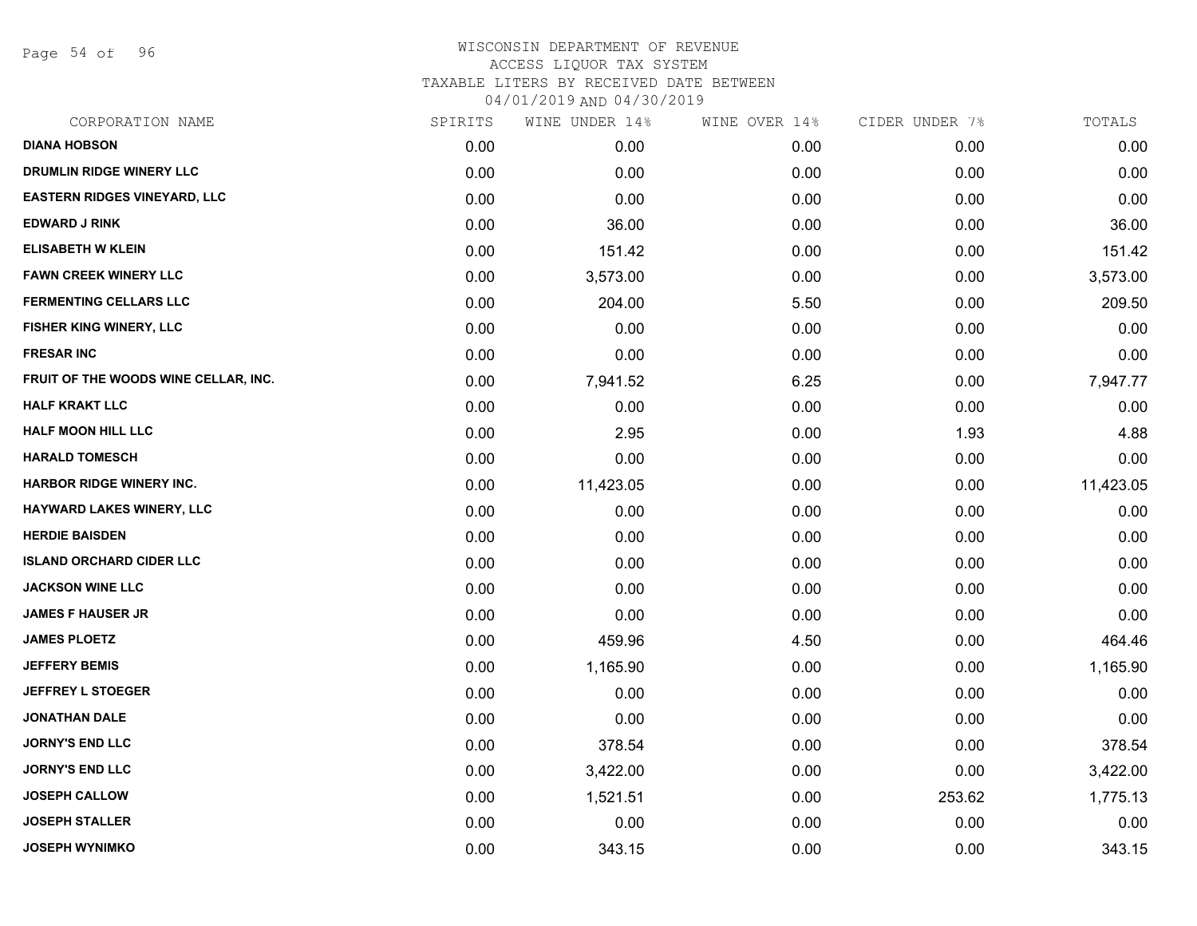# WISCONSIN DEPARTMENT OF REVENUE
## ACCESS LIQUOR TAX SYSTEM
### TAXABLE LITERS BY RECEIVED DATE BETWEEN 04/01/2019 AND 04/30/2019

| CORPORATION NAME | SPIRITS | WINE UNDER 14% | WINE OVER 14% | CIDER UNDER 7% | TOTALS |
|---|---|---|---|---|---|
| DIANA HOBSON | 0.00 | 0.00 | 0.00 | 0.00 | 0.00 |
| DRUMLIN RIDGE WINERY LLC | 0.00 | 0.00 | 0.00 | 0.00 | 0.00 |
| EASTERN RIDGES VINEYARD, LLC | 0.00 | 0.00 | 0.00 | 0.00 | 0.00 |
| EDWARD J RINK | 0.00 | 36.00 | 0.00 | 0.00 | 36.00 |
| ELISABETH W KLEIN | 0.00 | 151.42 | 0.00 | 0.00 | 151.42 |
| FAWN CREEK WINERY LLC | 0.00 | 3,573.00 | 0.00 | 0.00 | 3,573.00 |
| FERMENTING CELLARS LLC | 0.00 | 204.00 | 5.50 | 0.00 | 209.50 |
| FISHER KING WINERY, LLC | 0.00 | 0.00 | 0.00 | 0.00 | 0.00 |
| FRESAR INC | 0.00 | 0.00 | 0.00 | 0.00 | 0.00 |
| FRUIT OF THE WOODS WINE CELLAR, INC. | 0.00 | 7,941.52 | 6.25 | 0.00 | 7,947.77 |
| HALF KRAKT LLC | 0.00 | 0.00 | 0.00 | 0.00 | 0.00 |
| HALF MOON HILL LLC | 0.00 | 2.95 | 0.00 | 1.93 | 4.88 |
| HARALD TOMESCH | 0.00 | 0.00 | 0.00 | 0.00 | 0.00 |
| HARBOR RIDGE WINERY INC. | 0.00 | 11,423.05 | 0.00 | 0.00 | 11,423.05 |
| HAYWARD LAKES WINERY, LLC | 0.00 | 0.00 | 0.00 | 0.00 | 0.00 |
| HERDIE BAISDEN | 0.00 | 0.00 | 0.00 | 0.00 | 0.00 |
| ISLAND ORCHARD CIDER LLC | 0.00 | 0.00 | 0.00 | 0.00 | 0.00 |
| JACKSON WINE LLC | 0.00 | 0.00 | 0.00 | 0.00 | 0.00 |
| JAMES F HAUSER JR | 0.00 | 0.00 | 0.00 | 0.00 | 0.00 |
| JAMES PLOETZ | 0.00 | 459.96 | 4.50 | 0.00 | 464.46 |
| JEFFERY BEMIS | 0.00 | 1,165.90 | 0.00 | 0.00 | 1,165.90 |
| JEFFREY L STOEGER | 0.00 | 0.00 | 0.00 | 0.00 | 0.00 |
| JONATHAN DALE | 0.00 | 0.00 | 0.00 | 0.00 | 0.00 |
| JORNY'S END LLC | 0.00 | 378.54 | 0.00 | 0.00 | 378.54 |
| JORNY'S END LLC | 0.00 | 3,422.00 | 0.00 | 0.00 | 3,422.00 |
| JOSEPH CALLOW | 0.00 | 1,521.51 | 0.00 | 253.62 | 1,775.13 |
| JOSEPH STALLER | 0.00 | 0.00 | 0.00 | 0.00 | 0.00 |
| JOSEPH WYNIMKO | 0.00 | 343.15 | 0.00 | 0.00 | 343.15 |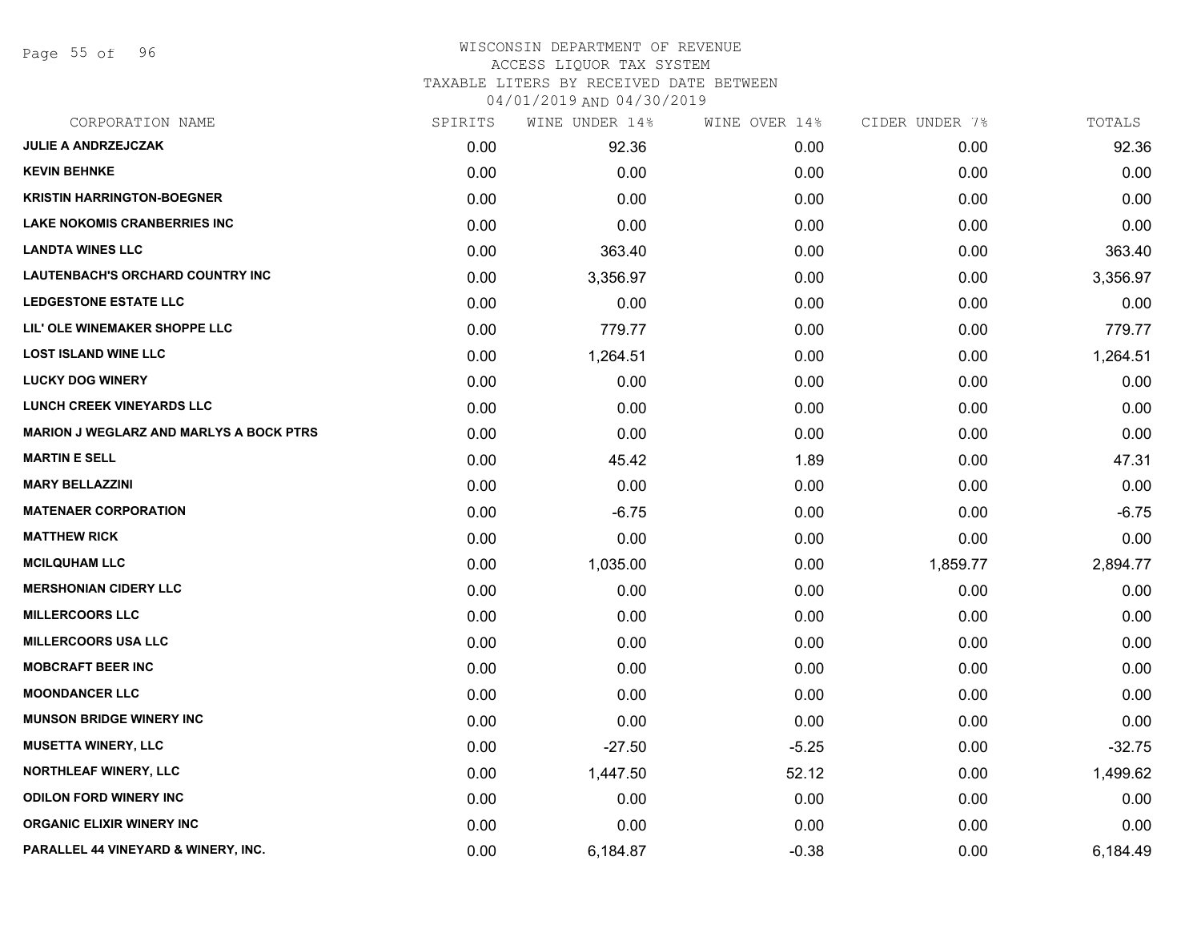# WISCONSIN DEPARTMENT OF REVENUE
## ACCESS LIQUOR TAX SYSTEM
### TAXABLE LITERS BY RECEIVED DATE BETWEEN 04/01/2019 AND 04/30/2019

| CORPORATION NAME | SPIRITS | WINE UNDER 14% | WINE OVER 14% | CIDER UNDER 7% | TOTALS |
|---|---|---|---|---|---|
| JULIE A ANDRZEJCZAK | 0.00 | 92.36 | 0.00 | 0.00 | 92.36 |
| KEVIN BEHNKE | 0.00 | 0.00 | 0.00 | 0.00 | 0.00 |
| KRISTIN HARRINGTON-BOEGNER | 0.00 | 0.00 | 0.00 | 0.00 | 0.00 |
| LAKE NOKOMIS CRANBERRIES INC | 0.00 | 0.00 | 0.00 | 0.00 | 0.00 |
| LANDTA WINES LLC | 0.00 | 363.40 | 0.00 | 0.00 | 363.40 |
| LAUTENBACH'S ORCHARD COUNTRY INC | 0.00 | 3,356.97 | 0.00 | 0.00 | 3,356.97 |
| LEDGESTONE ESTATE LLC | 0.00 | 0.00 | 0.00 | 0.00 | 0.00 |
| LIL' OLE WINEMAKER SHOPPE LLC | 0.00 | 779.77 | 0.00 | 0.00 | 779.77 |
| LOST ISLAND WINE LLC | 0.00 | 1,264.51 | 0.00 | 0.00 | 1,264.51 |
| LUCKY DOG WINERY | 0.00 | 0.00 | 0.00 | 0.00 | 0.00 |
| LUNCH CREEK VINEYARDS LLC | 0.00 | 0.00 | 0.00 | 0.00 | 0.00 |
| MARION J WEGLARZ AND MARLYS A BOCK PTRS | 0.00 | 0.00 | 0.00 | 0.00 | 0.00 |
| MARTIN E SELL | 0.00 | 45.42 | 1.89 | 0.00 | 47.31 |
| MARY BELLAZZINI | 0.00 | 0.00 | 0.00 | 0.00 | 0.00 |
| MATENAER CORPORATION | 0.00 | -6.75 | 0.00 | 0.00 | -6.75 |
| MATTHEW RICK | 0.00 | 0.00 | 0.00 | 0.00 | 0.00 |
| MCILQUHAM LLC | 0.00 | 1,035.00 | 0.00 | 1,859.77 | 2,894.77 |
| MERSHONIAN CIDERY LLC | 0.00 | 0.00 | 0.00 | 0.00 | 0.00 |
| MILLERCOORS LLC | 0.00 | 0.00 | 0.00 | 0.00 | 0.00 |
| MILLERCOORS USA LLC | 0.00 | 0.00 | 0.00 | 0.00 | 0.00 |
| MOBCRAFT BEER INC | 0.00 | 0.00 | 0.00 | 0.00 | 0.00 |
| MOONDANCER LLC | 0.00 | 0.00 | 0.00 | 0.00 | 0.00 |
| MUNSON BRIDGE WINERY INC | 0.00 | 0.00 | 0.00 | 0.00 | 0.00 |
| MUSETTA WINERY, LLC | 0.00 | -27.50 | -5.25 | 0.00 | -32.75 |
| NORTHLEAF WINERY, LLC | 0.00 | 1,447.50 | 52.12 | 0.00 | 1,499.62 |
| ODILON FORD WINERY INC | 0.00 | 0.00 | 0.00 | 0.00 | 0.00 |
| ORGANIC ELIXIR WINERY INC | 0.00 | 0.00 | 0.00 | 0.00 | 0.00 |
| PARALLEL 44 VINEYARD & WINERY, INC. | 0.00 | 6,184.87 | -0.38 | 0.00 | 6,184.49 |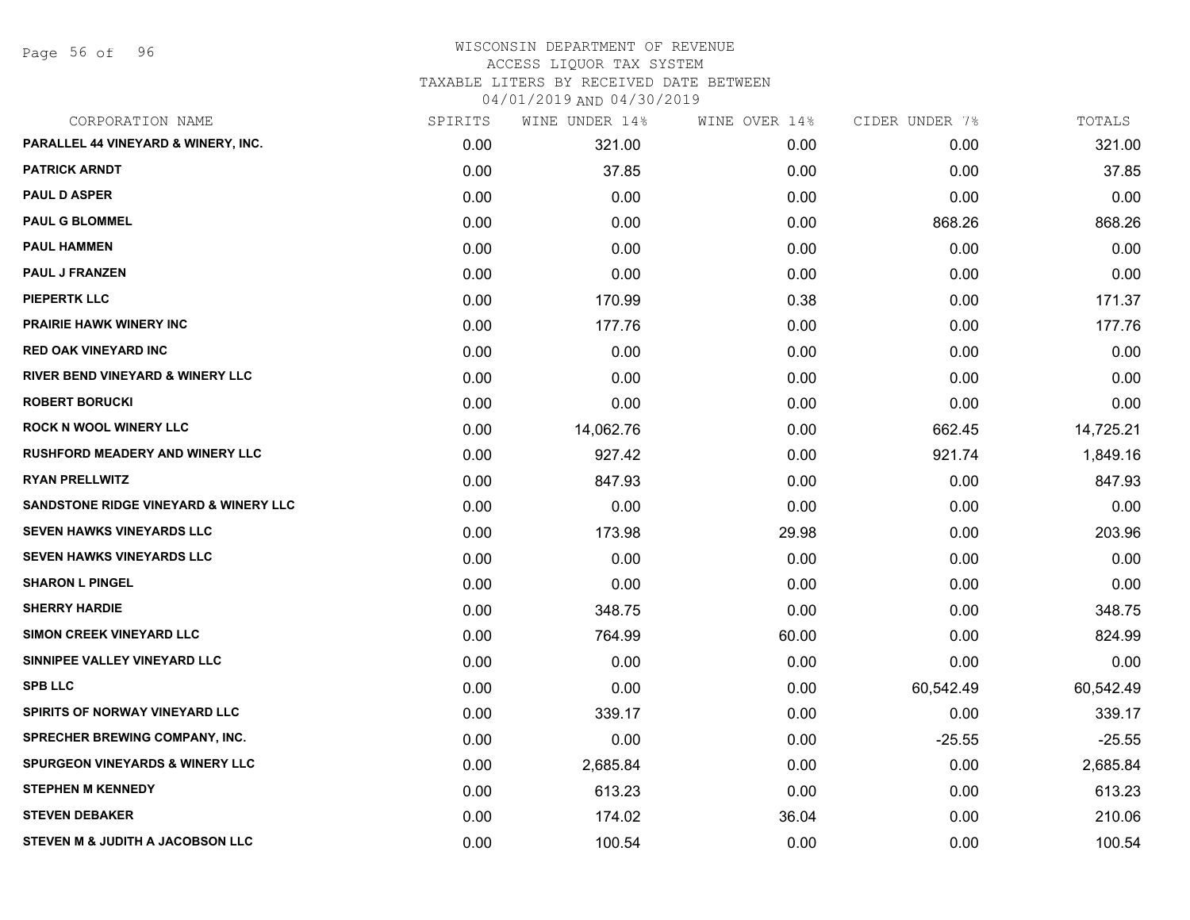# WISCONSIN DEPARTMENT OF REVENUE
## ACCESS LIQUOR TAX SYSTEM
### TAXABLE LITERS BY RECEIVED DATE BETWEEN 04/01/2019 AND 04/30/2019

| CORPORATION NAME | SPIRITS | WINE UNDER 14% | WINE OVER 14% | CIDER UNDER 7% | TOTALS |
|---|---|---|---|---|---|
| PARALLEL 44 VINEYARD & WINERY, INC. | 0.00 | 321.00 | 0.00 | 0.00 | 321.00 |
| PATRICK ARNDT | 0.00 | 37.85 | 0.00 | 0.00 | 37.85 |
| PAUL D ASPER | 0.00 | 0.00 | 0.00 | 0.00 | 0.00 |
| PAUL G BLOMMEL | 0.00 | 0.00 | 0.00 | 868.26 | 868.26 |
| PAUL HAMMEN | 0.00 | 0.00 | 0.00 | 0.00 | 0.00 |
| PAUL J FRANZEN | 0.00 | 0.00 | 0.00 | 0.00 | 0.00 |
| PIEPERTK LLC | 0.00 | 170.99 | 0.38 | 0.00 | 171.37 |
| PRAIRIE HAWK WINERY INC | 0.00 | 177.76 | 0.00 | 0.00 | 177.76 |
| RED OAK VINEYARD INC | 0.00 | 0.00 | 0.00 | 0.00 | 0.00 |
| RIVER BEND VINEYARD & WINERY LLC | 0.00 | 0.00 | 0.00 | 0.00 | 0.00 |
| ROBERT BORUCKI | 0.00 | 0.00 | 0.00 | 0.00 | 0.00 |
| ROCK N WOOL WINERY LLC | 0.00 | 14,062.76 | 0.00 | 662.45 | 14,725.21 |
| RUSHFORD MEADERY AND WINERY LLC | 0.00 | 927.42 | 0.00 | 921.74 | 1,849.16 |
| RYAN PRELLWITZ | 0.00 | 847.93 | 0.00 | 0.00 | 847.93 |
| SANDSTONE RIDGE VINEYARD & WINERY LLC | 0.00 | 0.00 | 0.00 | 0.00 | 0.00 |
| SEVEN HAWKS VINEYARDS LLC | 0.00 | 173.98 | 29.98 | 0.00 | 203.96 |
| SEVEN HAWKS VINEYARDS LLC | 0.00 | 0.00 | 0.00 | 0.00 | 0.00 |
| SHARON L PINGEL | 0.00 | 0.00 | 0.00 | 0.00 | 0.00 |
| SHERRY HARDIE | 0.00 | 348.75 | 0.00 | 0.00 | 348.75 |
| SIMON CREEK VINEYARD LLC | 0.00 | 764.99 | 60.00 | 0.00 | 824.99 |
| SINNIPEE VALLEY VINEYARD LLC | 0.00 | 0.00 | 0.00 | 0.00 | 0.00 |
| SPB LLC | 0.00 | 0.00 | 0.00 | 60,542.49 | 60,542.49 |
| SPIRITS OF NORWAY VINEYARD LLC | 0.00 | 339.17 | 0.00 | 0.00 | 339.17 |
| SPRECHER BREWING COMPANY, INC. | 0.00 | 0.00 | 0.00 | -25.55 | -25.55 |
| SPURGEON VINEYARDS & WINERY LLC | 0.00 | 2,685.84 | 0.00 | 0.00 | 2,685.84 |
| STEPHEN M KENNEDY | 0.00 | 613.23 | 0.00 | 0.00 | 613.23 |
| STEVEN DEBAKER | 0.00 | 174.02 | 36.04 | 0.00 | 210.06 |
| STEVEN M & JUDITH A JACOBSON LLC | 0.00 | 100.54 | 0.00 | 0.00 | 100.54 |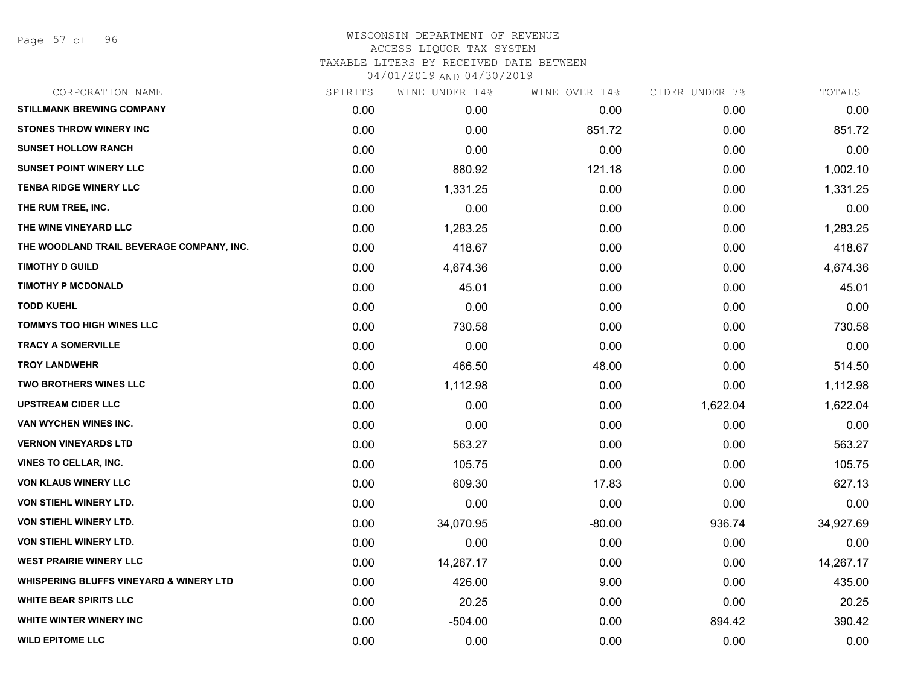# WISCONSIN DEPARTMENT OF REVENUE
ACCESS LIQUOR TAX SYSTEM
TAXABLE LITERS BY RECEIVED DATE BETWEEN
04/01/2019 AND 04/30/2019

| CORPORATION NAME | SPIRITS | WINE UNDER 14% | WINE OVER 14% | CIDER UNDER 7% | TOTALS |
|---|---|---|---|---|---|
| STILLMANK BREWING COMPANY | 0.00 | 0.00 | 0.00 | 0.00 | 0.00 |
| STONES THROW WINERY INC | 0.00 | 0.00 | 851.72 | 0.00 | 851.72 |
| SUNSET HOLLOW RANCH | 0.00 | 0.00 | 0.00 | 0.00 | 0.00 |
| SUNSET POINT WINERY LLC | 0.00 | 880.92 | 121.18 | 0.00 | 1,002.10 |
| TENBA RIDGE WINERY LLC | 0.00 | 1,331.25 | 0.00 | 0.00 | 1,331.25 |
| THE RUM TREE, INC. | 0.00 | 0.00 | 0.00 | 0.00 | 0.00 |
| THE WINE VINEYARD LLC | 0.00 | 1,283.25 | 0.00 | 0.00 | 1,283.25 |
| THE WOODLAND TRAIL BEVERAGE COMPANY, INC. | 0.00 | 418.67 | 0.00 | 0.00 | 418.67 |
| TIMOTHY D GUILD | 0.00 | 4,674.36 | 0.00 | 0.00 | 4,674.36 |
| TIMOTHY P MCDONALD | 0.00 | 45.01 | 0.00 | 0.00 | 45.01 |
| TODD KUEHL | 0.00 | 0.00 | 0.00 | 0.00 | 0.00 |
| TOMMYS TOO HIGH WINES LLC | 0.00 | 730.58 | 0.00 | 0.00 | 730.58 |
| TRACY A SOMERVILLE | 0.00 | 0.00 | 0.00 | 0.00 | 0.00 |
| TROY LANDWEHR | 0.00 | 466.50 | 48.00 | 0.00 | 514.50 |
| TWO BROTHERS WINES LLC | 0.00 | 1,112.98 | 0.00 | 0.00 | 1,112.98 |
| UPSTREAM CIDER LLC | 0.00 | 0.00 | 0.00 | 1,622.04 | 1,622.04 |
| VAN WYCHEN WINES INC. | 0.00 | 0.00 | 0.00 | 0.00 | 0.00 |
| VERNON VINEYARDS LTD | 0.00 | 563.27 | 0.00 | 0.00 | 563.27 |
| VINES TO CELLAR, INC. | 0.00 | 105.75 | 0.00 | 0.00 | 105.75 |
| VON KLAUS WINERY LLC | 0.00 | 609.30 | 17.83 | 0.00 | 627.13 |
| VON STIEHL WINERY LTD. | 0.00 | 0.00 | 0.00 | 0.00 | 0.00 |
| VON STIEHL WINERY LTD. | 0.00 | 34,070.95 | -80.00 | 936.74 | 34,927.69 |
| VON STIEHL WINERY LTD. | 0.00 | 0.00 | 0.00 | 0.00 | 0.00 |
| WEST PRAIRIE WINERY LLC | 0.00 | 14,267.17 | 0.00 | 0.00 | 14,267.17 |
| WHISPERING BLUFFS VINEYARD & WINERY LTD | 0.00 | 426.00 | 9.00 | 0.00 | 435.00 |
| WHITE BEAR SPIRITS LLC | 0.00 | 20.25 | 0.00 | 0.00 | 20.25 |
| WHITE WINTER WINERY INC | 0.00 | -504.00 | 0.00 | 894.42 | 390.42 |
| WILD EPITOME LLC | 0.00 | 0.00 | 0.00 | 0.00 | 0.00 |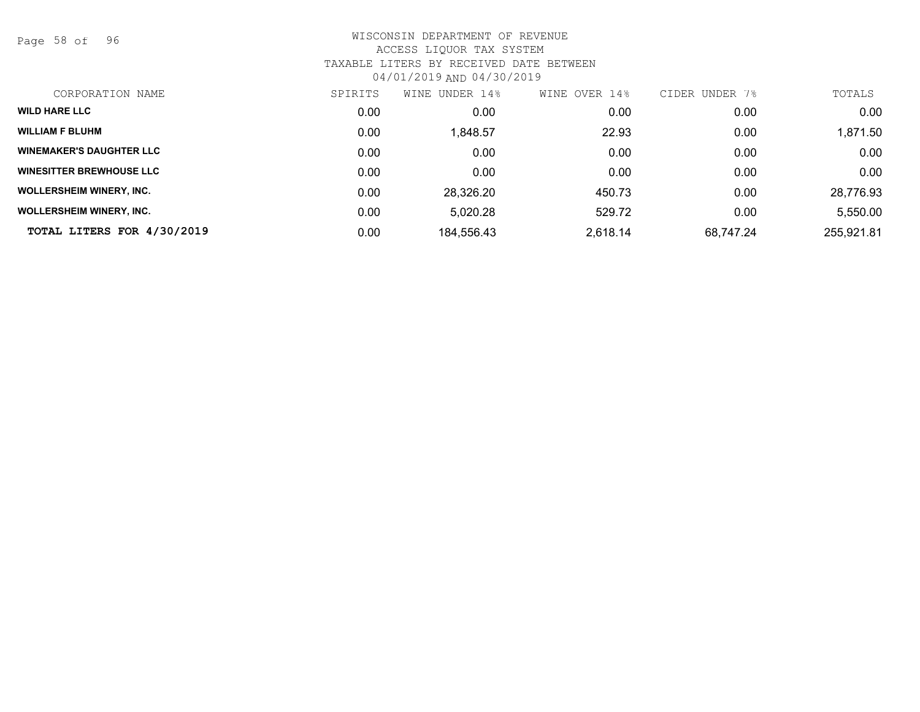# WISCONSIN DEPARTMENT OF REVENUE

ACCESS LIQUOR TAX SYSTEM

TAXABLE LITERS BY RECEIVED DATE BETWEEN

04/01/2019 AND 04/30/2019

| CORPORATION NAME | SPIRITS | WINE UNDER 14% | WINE OVER 14% | CIDER UNDER 7% | TOTALS |
|---|---|---|---|---|---|
| **WILD HARE LLC** | 0.00 | 0.00 | 0.00 | 0.00 | 0.00 |
| **WILLIAM F BLUHM** | 0.00 | 1,848.57 | 22.93 | 0.00 | 1,871.50 |
| **WINEMAKER'S DAUGHTER LLC** | 0.00 | 0.00 | 0.00 | 0.00 | 0.00 |
| **WINESITTER BREWHOUSE LLC** | 0.00 | 0.00 | 0.00 | 0.00 | 0.00 |
| **WOLLERSHEIM WINERY, INC.** | 0.00 | 28,326.20 | 450.73 | 0.00 | 28,776.93 |
| **WOLLERSHEIM WINERY, INC.** | 0.00 | 5,020.28 | 529.72 | 0.00 | 5,550.00 |
| **TOTAL LITERS FOR 4/30/2019** | 0.00 | 184,556.43 | 2,618.14 | 68,747.24 | 255,921.81 |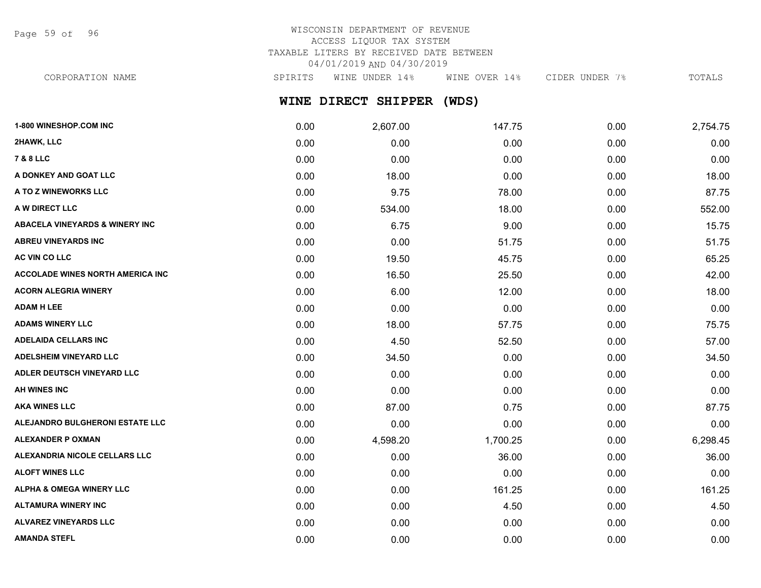WISCONSIN DEPARTMENT OF REVENUE
ACCESS LIQUOR TAX SYSTEM
TAXABLE LITERS BY RECEIVED DATE BETWEEN
04/01/2019 AND 04/30/2019

## WINE DIRECT SHIPPER (WDS)

| CORPORATION NAME | SPIRITS | WINE UNDER 14% | WINE OVER 14% | CIDER UNDER 7% | TOTALS |
|---|---|---|---|---|---|
| 1-800 WINESHOP.COM INC | 0.00 | 2,607.00 | 147.75 | 0.00 | 2,754.75 |
| 2HAWK, LLC | 0.00 | 0.00 | 0.00 | 0.00 | 0.00 |
| 7 & 8 LLC | 0.00 | 0.00 | 0.00 | 0.00 | 0.00 |
| A DONKEY AND GOAT LLC | 0.00 | 18.00 | 0.00 | 0.00 | 18.00 |
| A TO Z WINEWORKS LLC | 0.00 | 9.75 | 78.00 | 0.00 | 87.75 |
| A W DIRECT LLC | 0.00 | 534.00 | 18.00 | 0.00 | 552.00 |
| ABACELA VINEYARDS & WINERY INC | 0.00 | 6.75 | 9.00 | 0.00 | 15.75 |
| ABREU VINEYARDS INC | 0.00 | 0.00 | 51.75 | 0.00 | 51.75 |
| AC VIN CO LLC | 0.00 | 19.50 | 45.75 | 0.00 | 65.25 |
| ACCOLADE WINES NORTH AMERICA INC | 0.00 | 16.50 | 25.50 | 0.00 | 42.00 |
| ACORN ALEGRIA WINERY | 0.00 | 6.00 | 12.00 | 0.00 | 18.00 |
| ADAM H LEE | 0.00 | 0.00 | 0.00 | 0.00 | 0.00 |
| ADAMS WINERY LLC | 0.00 | 18.00 | 57.75 | 0.00 | 75.75 |
| ADELAIDA CELLARS INC | 0.00 | 4.50 | 52.50 | 0.00 | 57.00 |
| ADELSHEIM VINEYARD LLC | 0.00 | 34.50 | 0.00 | 0.00 | 34.50 |
| ADLER DEUTSCH VINEYARD LLC | 0.00 | 0.00 | 0.00 | 0.00 | 0.00 |
| AH WINES INC | 0.00 | 0.00 | 0.00 | 0.00 | 0.00 |
| AKA WINES LLC | 0.00 | 87.00 | 0.75 | 0.00 | 87.75 |
| ALEJANDRO BULGHERONI ESTATE LLC | 0.00 | 0.00 | 0.00 | 0.00 | 0.00 |
| ALEXANDER P OXMAN | 0.00 | 4,598.20 | 1,700.25 | 0.00 | 6,298.45 |
| ALEXANDRIA NICOLE CELLARS LLC | 0.00 | 0.00 | 36.00 | 0.00 | 36.00 |
| ALOFT WINES LLC | 0.00 | 0.00 | 0.00 | 0.00 | 0.00 |
| ALPHA & OMEGA WINERY LLC | 0.00 | 0.00 | 161.25 | 0.00 | 161.25 |
| ALTAMURA WINERY INC | 0.00 | 0.00 | 4.50 | 0.00 | 4.50 |
| ALVAREZ VINEYARDS LLC | 0.00 | 0.00 | 0.00 | 0.00 | 0.00 |
| AMANDA STEFL | 0.00 | 0.00 | 0.00 | 0.00 | 0.00 |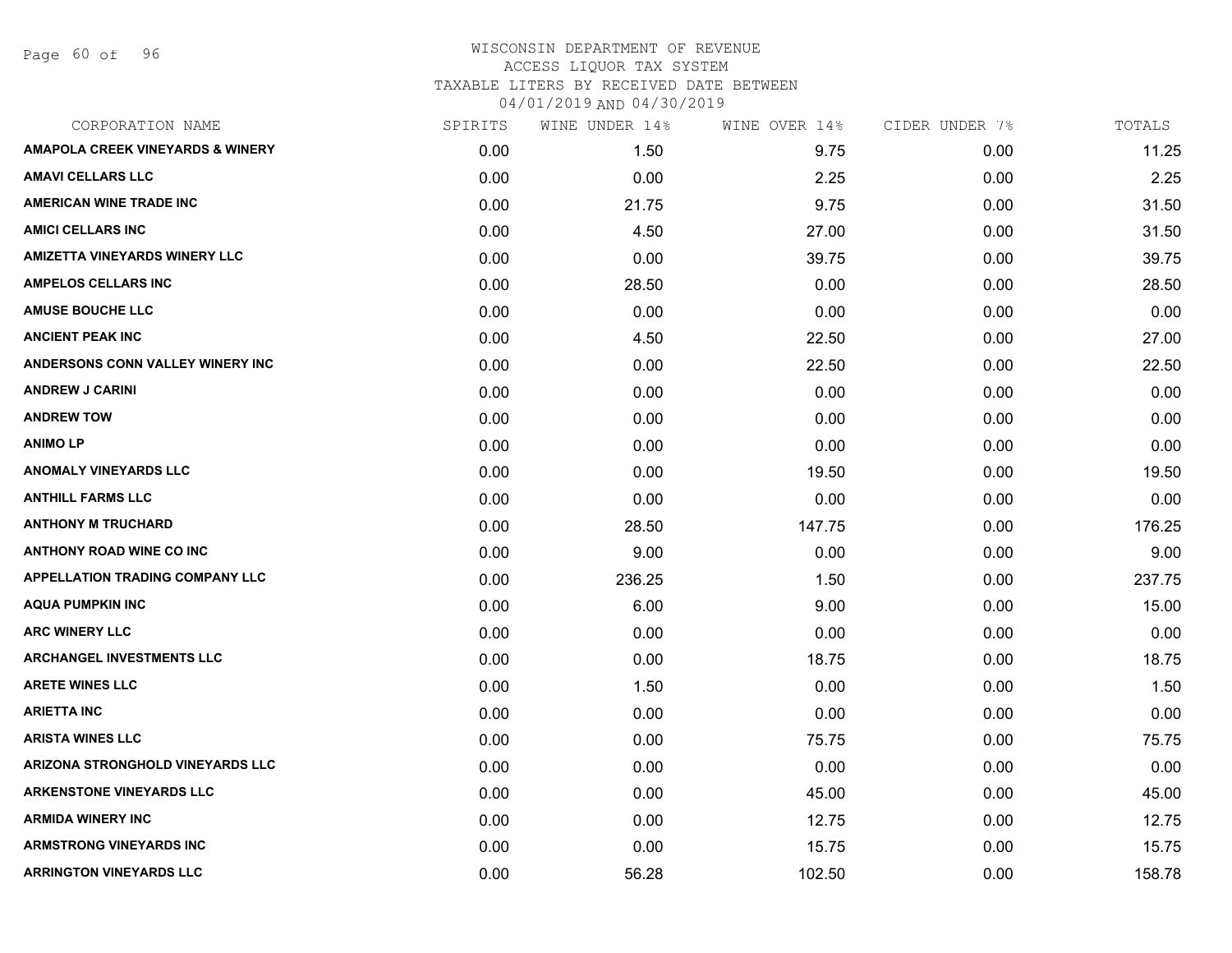WISCONSIN DEPARTMENT OF REVENUE
ACCESS LIQUOR TAX SYSTEM
TAXABLE LITERS BY RECEIVED DATE BETWEEN
04/01/2019 AND 04/30/2019

| CORPORATION NAME | SPIRITS | WINE UNDER 14% | WINE OVER 14% | CIDER UNDER 7% | TOTALS |
|---|---|---|---|---|---|
| AMAPOLA CREEK VINEYARDS & WINERY | 0.00 | 1.50 | 9.75 | 0.00 | 11.25 |
| AMAVI CELLARS LLC | 0.00 | 0.00 | 2.25 | 0.00 | 2.25 |
| AMERICAN WINE TRADE INC | 0.00 | 21.75 | 9.75 | 0.00 | 31.50 |
| AMICI CELLARS INC | 0.00 | 4.50 | 27.00 | 0.00 | 31.50 |
| AMIZETTA VINEYARDS WINERY LLC | 0.00 | 0.00 | 39.75 | 0.00 | 39.75 |
| AMPELOS CELLARS INC | 0.00 | 28.50 | 0.00 | 0.00 | 28.50 |
| AMUSE BOUCHE LLC | 0.00 | 0.00 | 0.00 | 0.00 | 0.00 |
| ANCIENT PEAK INC | 0.00 | 4.50 | 22.50 | 0.00 | 27.00 |
| ANDERSONS CONN VALLEY WINERY INC | 0.00 | 0.00 | 22.50 | 0.00 | 22.50 |
| ANDREW J CARINI | 0.00 | 0.00 | 0.00 | 0.00 | 0.00 |
| ANDREW TOW | 0.00 | 0.00 | 0.00 | 0.00 | 0.00 |
| ANIMO LP | 0.00 | 0.00 | 0.00 | 0.00 | 0.00 |
| ANOMALY VINEYARDS LLC | 0.00 | 0.00 | 19.50 | 0.00 | 19.50 |
| ANTHILL FARMS LLC | 0.00 | 0.00 | 0.00 | 0.00 | 0.00 |
| ANTHONY M TRUCHARD | 0.00 | 28.50 | 147.75 | 0.00 | 176.25 |
| ANTHONY ROAD WINE CO INC | 0.00 | 9.00 | 0.00 | 0.00 | 9.00 |
| APPELLATION TRADING COMPANY LLC | 0.00 | 236.25 | 1.50 | 0.00 | 237.75 |
| AQUA PUMPKIN INC | 0.00 | 6.00 | 9.00 | 0.00 | 15.00 |
| ARC WINERY LLC | 0.00 | 0.00 | 0.00 | 0.00 | 0.00 |
| ARCHANGEL INVESTMENTS LLC | 0.00 | 0.00 | 18.75 | 0.00 | 18.75 |
| ARETE WINES LLC | 0.00 | 1.50 | 0.00 | 0.00 | 1.50 |
| ARIETTA INC | 0.00 | 0.00 | 0.00 | 0.00 | 0.00 |
| ARISTA WINES LLC | 0.00 | 0.00 | 75.75 | 0.00 | 75.75 |
| ARIZONA STRONGHOLD VINEYARDS LLC | 0.00 | 0.00 | 0.00 | 0.00 | 0.00 |
| ARKENSTONE VINEYARDS LLC | 0.00 | 0.00 | 45.00 | 0.00 | 45.00 |
| ARMIDA WINERY INC | 0.00 | 0.00 | 12.75 | 0.00 | 12.75 |
| ARMSTRONG VINEYARDS INC | 0.00 | 0.00 | 15.75 | 0.00 | 15.75 |
| ARRINGTON VINEYARDS LLC | 0.00 | 56.28 | 102.50 | 0.00 | 158.78 |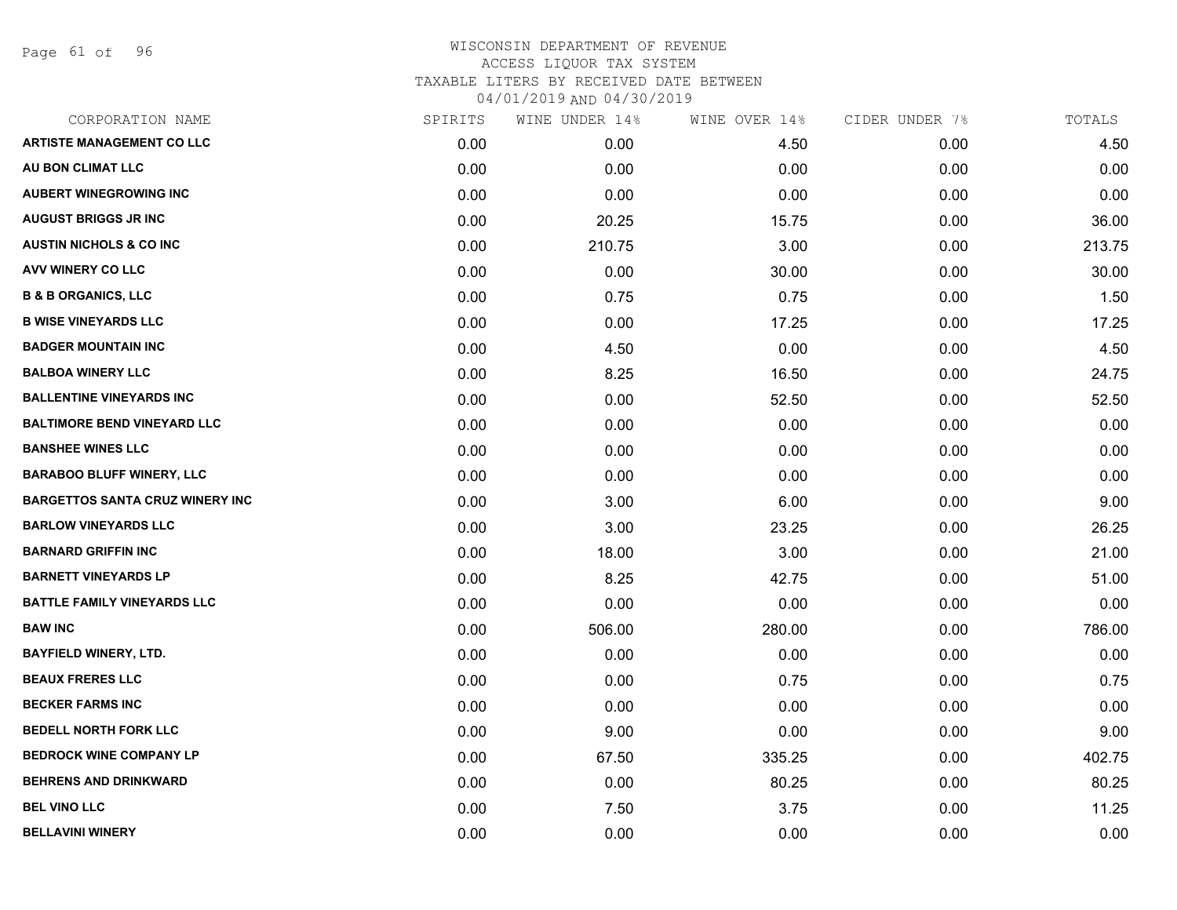WISCONSIN DEPARTMENT OF REVENUE
ACCESS LIQUOR TAX SYSTEM
TAXABLE LITERS BY RECEIVED DATE BETWEEN
04/01/2019 AND 04/30/2019

| CORPORATION NAME | SPIRITS | WINE UNDER 14% | WINE OVER 14% | CIDER UNDER 7% | TOTALS |
|---|---|---|---|---|---|
| ARTISTE MANAGEMENT CO LLC | 0.00 | 0.00 | 4.50 | 0.00 | 4.50 |
| AU BON CLIMAT LLC | 0.00 | 0.00 | 0.00 | 0.00 | 0.00 |
| AUBERT WINEGROWING INC | 0.00 | 0.00 | 0.00 | 0.00 | 0.00 |
| AUGUST BRIGGS JR INC | 0.00 | 20.25 | 15.75 | 0.00 | 36.00 |
| AUSTIN NICHOLS & CO INC | 0.00 | 210.75 | 3.00 | 0.00 | 213.75 |
| AVV WINERY CO LLC | 0.00 | 0.00 | 30.00 | 0.00 | 30.00 |
| B & B ORGANICS, LLC | 0.00 | 0.75 | 0.75 | 0.00 | 1.50 |
| B WISE VINEYARDS LLC | 0.00 | 0.00 | 17.25 | 0.00 | 17.25 |
| BADGER MOUNTAIN INC | 0.00 | 4.50 | 0.00 | 0.00 | 4.50 |
| BALBOA WINERY LLC | 0.00 | 8.25 | 16.50 | 0.00 | 24.75 |
| BALLENTINE VINEYARDS INC | 0.00 | 0.00 | 52.50 | 0.00 | 52.50 |
| BALTIMORE BEND VINEYARD LLC | 0.00 | 0.00 | 0.00 | 0.00 | 0.00 |
| BANSHEE WINES LLC | 0.00 | 0.00 | 0.00 | 0.00 | 0.00 |
| BARABOO BLUFF WINERY, LLC | 0.00 | 0.00 | 0.00 | 0.00 | 0.00 |
| BARGETTOS SANTA CRUZ WINERY INC | 0.00 | 3.00 | 6.00 | 0.00 | 9.00 |
| BARLOW VINEYARDS LLC | 0.00 | 3.00 | 23.25 | 0.00 | 26.25 |
| BARNARD GRIFFIN INC | 0.00 | 18.00 | 3.00 | 0.00 | 21.00 |
| BARNETT VINEYARDS LP | 0.00 | 8.25 | 42.75 | 0.00 | 51.00 |
| BATTLE FAMILY VINEYARDS LLC | 0.00 | 0.00 | 0.00 | 0.00 | 0.00 |
| BAW INC | 0.00 | 506.00 | 280.00 | 0.00 | 786.00 |
| BAYFIELD WINERY, LTD. | 0.00 | 0.00 | 0.00 | 0.00 | 0.00 |
| BEAUX FRERES LLC | 0.00 | 0.00 | 0.75 | 0.00 | 0.75 |
| BECKER FARMS INC | 0.00 | 0.00 | 0.00 | 0.00 | 0.00 |
| BEDELL NORTH FORK LLC | 0.00 | 9.00 | 0.00 | 0.00 | 9.00 |
| BEDROCK WINE COMPANY LP | 0.00 | 67.50 | 335.25 | 0.00 | 402.75 |
| BEHRENS AND DRINKWARD | 0.00 | 0.00 | 80.25 | 0.00 | 80.25 |
| BEL VINO LLC | 0.00 | 7.50 | 3.75 | 0.00 | 11.25 |
| BELLAVINI WINERY | 0.00 | 0.00 | 0.00 | 0.00 | 0.00 |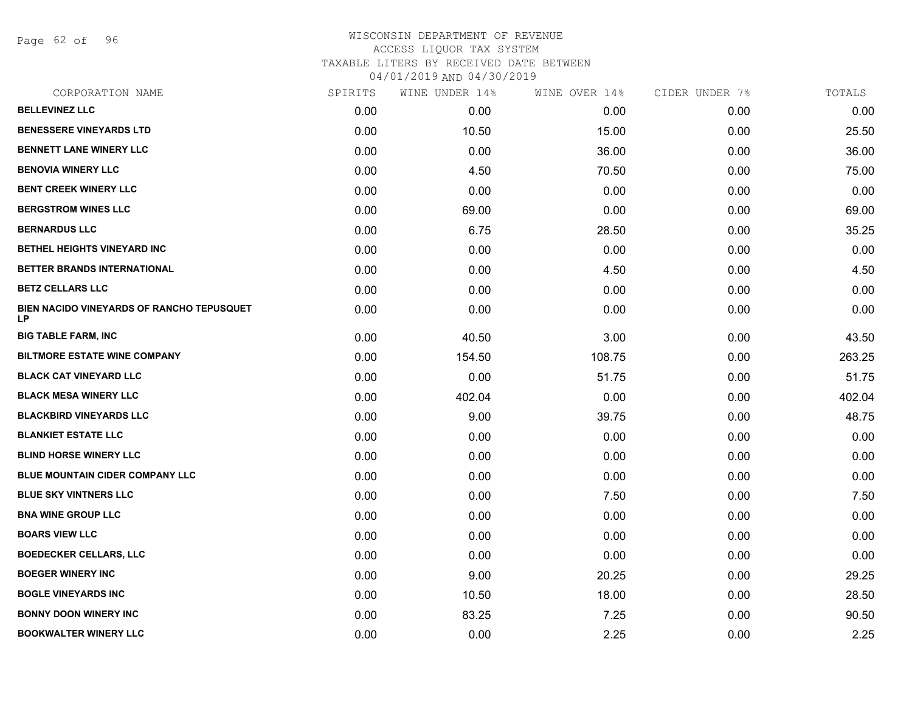# WISCONSIN DEPARTMENT OF REVENUE
## ACCESS LIQUOR TAX SYSTEM
### TAXABLE LITERS BY RECEIVED DATE BETWEEN 04/01/2019 AND 04/30/2019

| CORPORATION NAME | SPIRITS | WINE UNDER 14% | WINE OVER 14% | CIDER UNDER 7% | TOTALS |
|---|---|---|---|---|---|
| **BELLEVINEZ LLC** | 0.00 | 0.00 | 0.00 | 0.00 | 0.00 |
| **BENESSERE VINEYARDS LTD** | 0.00 | 10.50 | 15.00 | 0.00 | 25.50 |
| **BENNETT LANE WINERY LLC** | 0.00 | 0.00 | 36.00 | 0.00 | 36.00 |
| **BENOVIA WINERY LLC** | 0.00 | 4.50 | 70.50 | 0.00 | 75.00 |
| **BENT CREEK WINERY LLC** | 0.00 | 0.00 | 0.00 | 0.00 | 0.00 |
| **BERGSTROM WINES LLC** | 0.00 | 69.00 | 0.00 | 0.00 | 69.00 |
| **BERNARDUS LLC** | 0.00 | 6.75 | 28.50 | 0.00 | 35.25 |
| **BETHEL HEIGHTS VINEYARD INC** | 0.00 | 0.00 | 0.00 | 0.00 | 0.00 |
| **BETTER BRANDS INTERNATIONAL** | 0.00 | 0.00 | 4.50 | 0.00 | 4.50 |
| **BETZ CELLARS LLC** | 0.00 | 0.00 | 0.00 | 0.00 | 0.00 |
| **BIEN NACIDO VINEYARDS OF RANCHO TEPUSQUET LP** | 0.00 | 0.00 | 0.00 | 0.00 | 0.00 |
| **BIG TABLE FARM, INC** | 0.00 | 40.50 | 3.00 | 0.00 | 43.50 |
| **BILTMORE ESTATE WINE COMPANY** | 0.00 | 154.50 | 108.75 | 0.00 | 263.25 |
| **BLACK CAT VINEYARD LLC** | 0.00 | 0.00 | 51.75 | 0.00 | 51.75 |
| **BLACK MESA WINERY LLC** | 0.00 | 402.04 | 0.00 | 0.00 | 402.04 |
| **BLACKBIRD VINEYARDS LLC** | 0.00 | 9.00 | 39.75 | 0.00 | 48.75 |
| **BLANKIET ESTATE LLC** | 0.00 | 0.00 | 0.00 | 0.00 | 0.00 |
| **BLIND HORSE WINERY LLC** | 0.00 | 0.00 | 0.00 | 0.00 | 0.00 |
| **BLUE MOUNTAIN CIDER COMPANY LLC** | 0.00 | 0.00 | 0.00 | 0.00 | 0.00 |
| **BLUE SKY VINTNERS LLC** | 0.00 | 0.00 | 7.50 | 0.00 | 7.50 |
| **BNA WINE GROUP LLC** | 0.00 | 0.00 | 0.00 | 0.00 | 0.00 |
| **BOARS VIEW LLC** | 0.00 | 0.00 | 0.00 | 0.00 | 0.00 |
| **BOEDECKER CELLARS, LLC** | 0.00 | 0.00 | 0.00 | 0.00 | 0.00 |
| **BOEGER WINERY INC** | 0.00 | 9.00 | 20.25 | 0.00 | 29.25 |
| **BOGLE VINEYARDS INC** | 0.00 | 10.50 | 18.00 | 0.00 | 28.50 |
| **BONNY DOON WINERY INC** | 0.00 | 83.25 | 7.25 | 0.00 | 90.50 |
| **BOOKWALTER WINERY LLC** | 0.00 | 0.00 | 2.25 | 0.00 | 2.25 |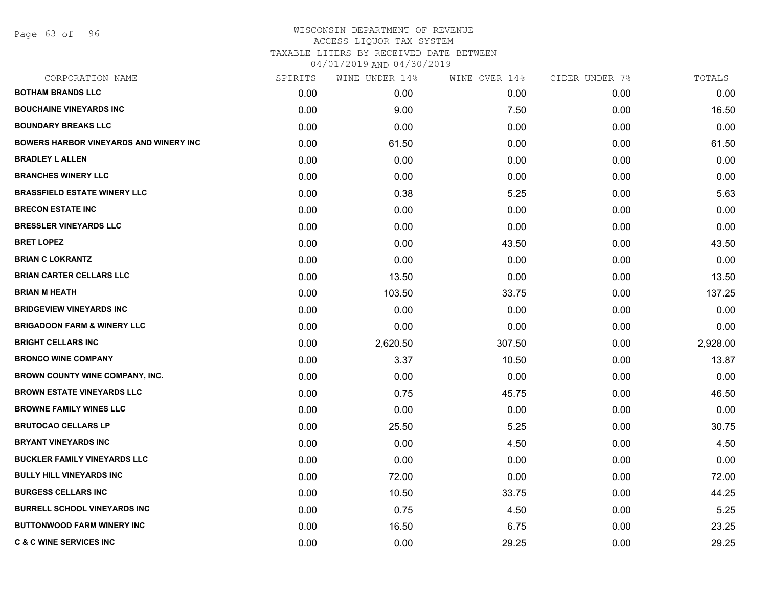# WISCONSIN DEPARTMENT OF REVENUE

ACCESS LIQUOR TAX SYSTEM

TAXABLE LITERS BY RECEIVED DATE BETWEEN

04/01/2019 AND 04/30/2019

| CORPORATION NAME | SPIRITS | WINE UNDER 14% | WINE OVER 14% | CIDER UNDER 7% | TOTALS |
|---|---|---|---|---|---|
| BOTHAM BRANDS LLC | 0.00 | 0.00 | 0.00 | 0.00 | 0.00 |
| BOUCHAINE VINEYARDS INC | 0.00 | 9.00 | 7.50 | 0.00 | 16.50 |
| BOUNDARY BREAKS LLC | 0.00 | 0.00 | 0.00 | 0.00 | 0.00 |
| BOWERS HARBOR VINEYARDS AND WINERY INC | 0.00 | 61.50 | 0.00 | 0.00 | 61.50 |
| BRADLEY L ALLEN | 0.00 | 0.00 | 0.00 | 0.00 | 0.00 |
| BRANCHES WINERY LLC | 0.00 | 0.00 | 0.00 | 0.00 | 0.00 |
| BRASSFIELD ESTATE WINERY LLC | 0.00 | 0.38 | 5.25 | 0.00 | 5.63 |
| BRECON ESTATE INC | 0.00 | 0.00 | 0.00 | 0.00 | 0.00 |
| BRESSLER VINEYARDS LLC | 0.00 | 0.00 | 0.00 | 0.00 | 0.00 |
| BRET LOPEZ | 0.00 | 0.00 | 43.50 | 0.00 | 43.50 |
| BRIAN C LOKRANTZ | 0.00 | 0.00 | 0.00 | 0.00 | 0.00 |
| BRIAN CARTER CELLARS LLC | 0.00 | 13.50 | 0.00 | 0.00 | 13.50 |
| BRIAN M HEATH | 0.00 | 103.50 | 33.75 | 0.00 | 137.25 |
| BRIDGEVIEW VINEYARDS INC | 0.00 | 0.00 | 0.00 | 0.00 | 0.00 |
| BRIGADOON FARM & WINERY LLC | 0.00 | 0.00 | 0.00 | 0.00 | 0.00 |
| BRIGHT CELLARS INC | 0.00 | 2,620.50 | 307.50 | 0.00 | 2,928.00 |
| BRONCO WINE COMPANY | 0.00 | 3.37 | 10.50 | 0.00 | 13.87 |
| BROWN COUNTY WINE COMPANY, INC. | 0.00 | 0.00 | 0.00 | 0.00 | 0.00 |
| BROWN ESTATE VINEYARDS LLC | 0.00 | 0.75 | 45.75 | 0.00 | 46.50 |
| BROWNE FAMILY WINES LLC | 0.00 | 0.00 | 0.00 | 0.00 | 0.00 |
| BRUTOCAO CELLARS LP | 0.00 | 25.50 | 5.25 | 0.00 | 30.75 |
| BRYANT VINEYARDS INC | 0.00 | 0.00 | 4.50 | 0.00 | 4.50 |
| BUCKLER FAMILY VINEYARDS LLC | 0.00 | 0.00 | 0.00 | 0.00 | 0.00 |
| BULLY HILL VINEYARDS INC | 0.00 | 72.00 | 0.00 | 0.00 | 72.00 |
| BURGESS CELLARS INC | 0.00 | 10.50 | 33.75 | 0.00 | 44.25 |
| BURRELL SCHOOL VINEYARDS INC | 0.00 | 0.75 | 4.50 | 0.00 | 5.25 |
| BUTTONWOOD FARM WINERY INC | 0.00 | 16.50 | 6.75 | 0.00 | 23.25 |
| C & C WINE SERVICES INC | 0.00 | 0.00 | 29.25 | 0.00 | 29.25 |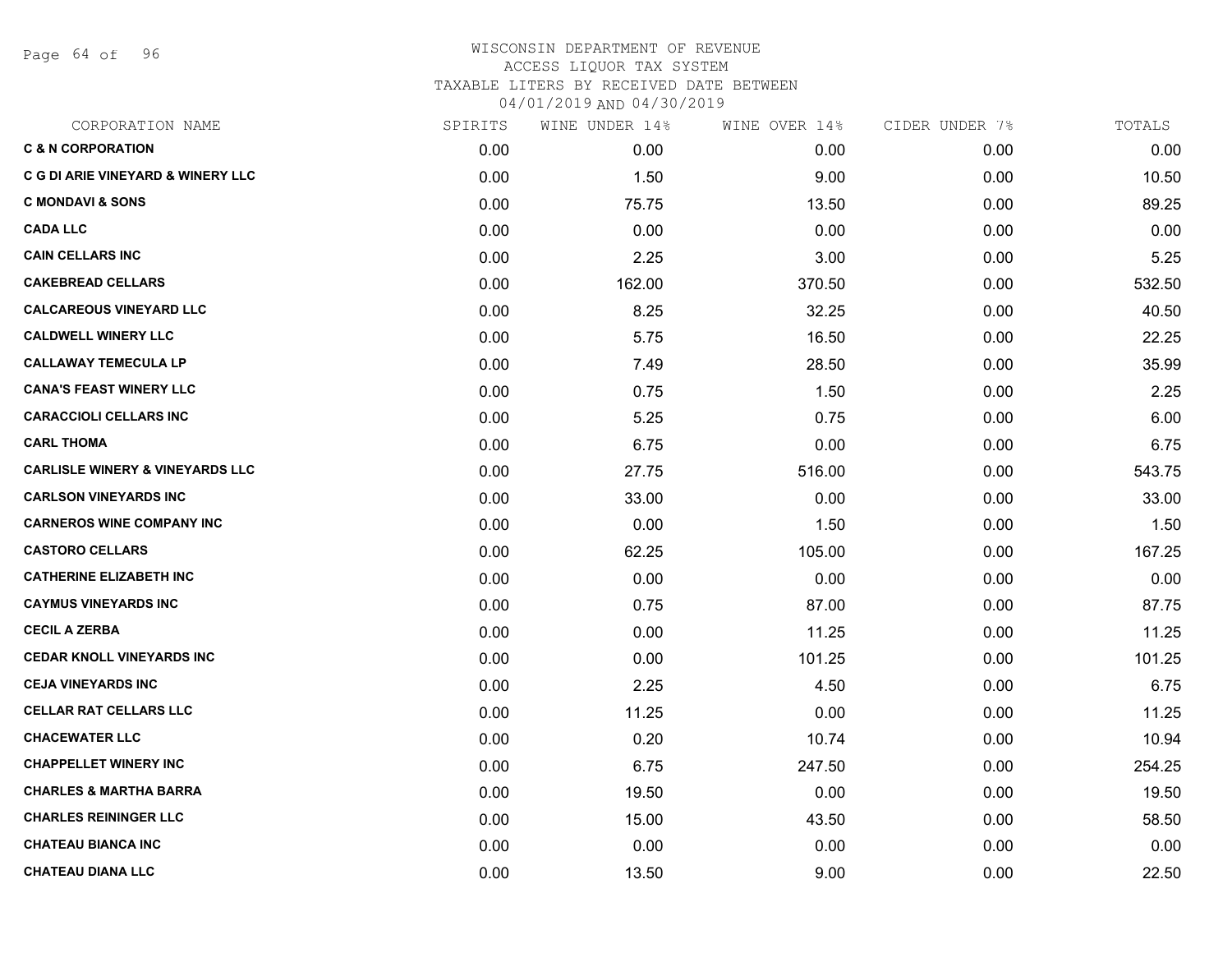WISCONSIN DEPARTMENT OF REVENUE
ACCESS LIQUOR TAX SYSTEM
TAXABLE LITERS BY RECEIVED DATE BETWEEN
04/01/2019 AND 04/30/2019

| CORPORATION NAME | SPIRITS | WINE UNDER 14% | WINE OVER 14% | CIDER UNDER 7% | TOTALS |
|---|---|---|---|---|---|
| C & N CORPORATION | 0.00 | 0.00 | 0.00 | 0.00 | 0.00 |
| C G DI ARIE VINEYARD & WINERY LLC | 0.00 | 1.50 | 9.00 | 0.00 | 10.50 |
| C MONDAVI & SONS | 0.00 | 75.75 | 13.50 | 0.00 | 89.25 |
| CADA LLC | 0.00 | 0.00 | 0.00 | 0.00 | 0.00 |
| CAIN CELLARS INC | 0.00 | 2.25 | 3.00 | 0.00 | 5.25 |
| CAKEBREAD CELLARS | 0.00 | 162.00 | 370.50 | 0.00 | 532.50 |
| CALCAREOUS VINEYARD LLC | 0.00 | 8.25 | 32.25 | 0.00 | 40.50 |
| CALDWELL WINERY LLC | 0.00 | 5.75 | 16.50 | 0.00 | 22.25 |
| CALLAWAY TEMECULA LP | 0.00 | 7.49 | 28.50 | 0.00 | 35.99 |
| CANA'S FEAST WINERY LLC | 0.00 | 0.75 | 1.50 | 0.00 | 2.25 |
| CARACCIOLI CELLARS INC | 0.00 | 5.25 | 0.75 | 0.00 | 6.00 |
| CARL THOMA | 0.00 | 6.75 | 0.00 | 0.00 | 6.75 |
| CARLISLE WINERY & VINEYARDS LLC | 0.00 | 27.75 | 516.00 | 0.00 | 543.75 |
| CARLSON VINEYARDS INC | 0.00 | 33.00 | 0.00 | 0.00 | 33.00 |
| CARNEROS WINE COMPANY INC | 0.00 | 0.00 | 1.50 | 0.00 | 1.50 |
| CASTORO CELLARS | 0.00 | 62.25 | 105.00 | 0.00 | 167.25 |
| CATHERINE ELIZABETH INC | 0.00 | 0.00 | 0.00 | 0.00 | 0.00 |
| CAYMUS VINEYARDS INC | 0.00 | 0.75 | 87.00 | 0.00 | 87.75 |
| CECIL A ZERBA | 0.00 | 0.00 | 11.25 | 0.00 | 11.25 |
| CEDAR KNOLL VINEYARDS INC | 0.00 | 0.00 | 101.25 | 0.00 | 101.25 |
| CEJA VINEYARDS INC | 0.00 | 2.25 | 4.50 | 0.00 | 6.75 |
| CELLAR RAT CELLARS LLC | 0.00 | 11.25 | 0.00 | 0.00 | 11.25 |
| CHACEWATER LLC | 0.00 | 0.20 | 10.74 | 0.00 | 10.94 |
| CHAPPELLET WINERY INC | 0.00 | 6.75 | 247.50 | 0.00 | 254.25 |
| CHARLES & MARTHA BARRA | 0.00 | 19.50 | 0.00 | 0.00 | 19.50 |
| CHARLES REININGER LLC | 0.00 | 15.00 | 43.50 | 0.00 | 58.50 |
| CHATEAU BIANCA INC | 0.00 | 0.00 | 0.00 | 0.00 | 0.00 |
| CHATEAU DIANA LLC | 0.00 | 13.50 | 9.00 | 0.00 | 22.50 |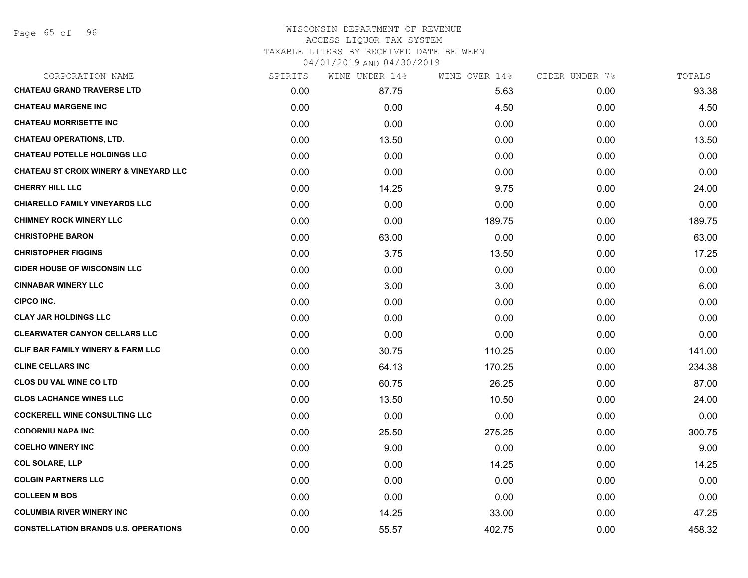WISCONSIN DEPARTMENT OF REVENUE
ACCESS LIQUOR TAX SYSTEM
TAXABLE LITERS BY RECEIVED DATE BETWEEN
04/01/2019 AND 04/30/2019

| CORPORATION NAME | SPIRITS | WINE UNDER 14% | WINE OVER 14% | CIDER UNDER 7% | TOTALS |
|---|---|---|---|---|---|
| CHATEAU GRAND TRAVERSE LTD | 0.00 | 87.75 | 5.63 | 0.00 | 93.38 |
| CHATEAU MARGENE INC | 0.00 | 0.00 | 4.50 | 0.00 | 4.50 |
| CHATEAU MORRISETTE INC | 0.00 | 0.00 | 0.00 | 0.00 | 0.00 |
| CHATEAU OPERATIONS, LTD. | 0.00 | 13.50 | 0.00 | 0.00 | 13.50 |
| CHATEAU POTELLE HOLDINGS LLC | 0.00 | 0.00 | 0.00 | 0.00 | 0.00 |
| CHATEAU ST CROIX WINERY & VINEYARD LLC | 0.00 | 0.00 | 0.00 | 0.00 | 0.00 |
| CHERRY HILL LLC | 0.00 | 14.25 | 9.75 | 0.00 | 24.00 |
| CHIARELLO FAMILY VINEYARDS LLC | 0.00 | 0.00 | 0.00 | 0.00 | 0.00 |
| CHIMNEY ROCK WINERY LLC | 0.00 | 0.00 | 189.75 | 0.00 | 189.75 |
| CHRISTOPHE BARON | 0.00 | 63.00 | 0.00 | 0.00 | 63.00 |
| CHRISTOPHER FIGGINS | 0.00 | 3.75 | 13.50 | 0.00 | 17.25 |
| CIDER HOUSE OF WISCONSIN LLC | 0.00 | 0.00 | 0.00 | 0.00 | 0.00 |
| CINNABAR WINERY LLC | 0.00 | 3.00 | 3.00 | 0.00 | 6.00 |
| CIPCO INC. | 0.00 | 0.00 | 0.00 | 0.00 | 0.00 |
| CLAY JAR HOLDINGS LLC | 0.00 | 0.00 | 0.00 | 0.00 | 0.00 |
| CLEARWATER CANYON CELLARS LLC | 0.00 | 0.00 | 0.00 | 0.00 | 0.00 |
| CLIF BAR FAMILY WINERY & FARM LLC | 0.00 | 30.75 | 110.25 | 0.00 | 141.00 |
| CLINE CELLARS INC | 0.00 | 64.13 | 170.25 | 0.00 | 234.38 |
| CLOS DU VAL WINE CO LTD | 0.00 | 60.75 | 26.25 | 0.00 | 87.00 |
| CLOS LACHANCE WINES LLC | 0.00 | 13.50 | 10.50 | 0.00 | 24.00 |
| COCKERELL WINE CONSULTING LLC | 0.00 | 0.00 | 0.00 | 0.00 | 0.00 |
| CODORNIU NAPA INC | 0.00 | 25.50 | 275.25 | 0.00 | 300.75 |
| COELHO WINERY INC | 0.00 | 9.00 | 0.00 | 0.00 | 9.00 |
| COL SOLARE, LLP | 0.00 | 0.00 | 14.25 | 0.00 | 14.25 |
| COLGIN PARTNERS LLC | 0.00 | 0.00 | 0.00 | 0.00 | 0.00 |
| COLLEEN M BOS | 0.00 | 0.00 | 0.00 | 0.00 | 0.00 |
| COLUMBIA RIVER WINERY INC | 0.00 | 14.25 | 33.00 | 0.00 | 47.25 |
| CONSTELLATION BRANDS U.S. OPERATIONS | 0.00 | 55.57 | 402.75 | 0.00 | 458.32 |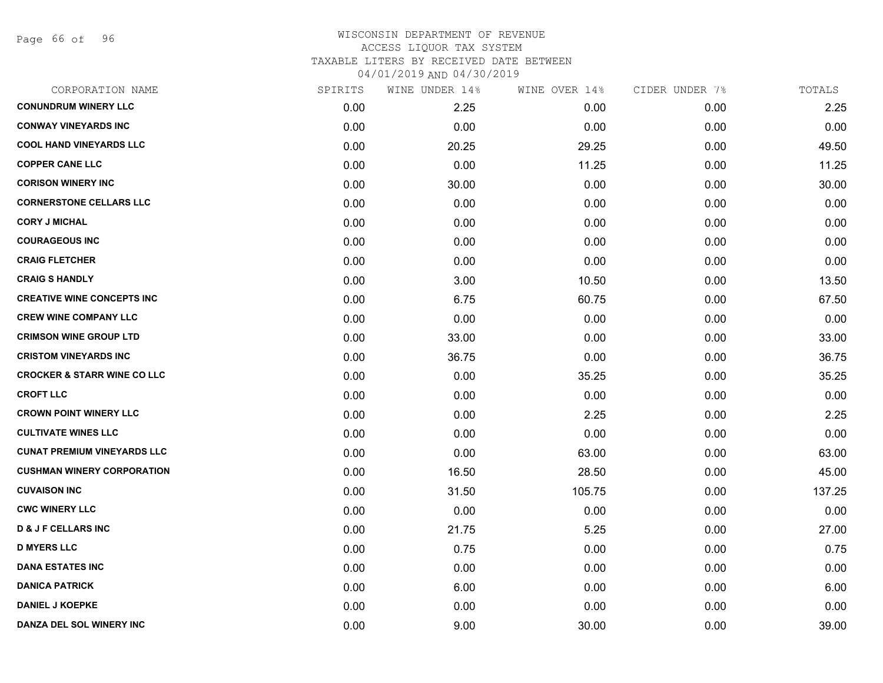# WISCONSIN DEPARTMENT OF REVENUE
## ACCESS LIQUOR TAX SYSTEM
### TAXABLE LITERS BY RECEIVED DATE BETWEEN 04/01/2019 AND 04/30/2019

| CORPORATION NAME | SPIRITS | WINE UNDER 14% | WINE OVER 14% | CIDER UNDER 7% | TOTALS |
|---|---|---|---|---|---|
| CONUNDRUM WINERY LLC | 0.00 | 2.25 | 0.00 | 0.00 | 2.25 |
| CONWAY VINEYARDS INC | 0.00 | 0.00 | 0.00 | 0.00 | 0.00 |
| COOL HAND VINEYARDS LLC | 0.00 | 20.25 | 29.25 | 0.00 | 49.50 |
| COPPER CANE LLC | 0.00 | 0.00 | 11.25 | 0.00 | 11.25 |
| CORISON WINERY INC | 0.00 | 30.00 | 0.00 | 0.00 | 30.00 |
| CORNERSTONE CELLARS LLC | 0.00 | 0.00 | 0.00 | 0.00 | 0.00 |
| CORY J MICHAL | 0.00 | 0.00 | 0.00 | 0.00 | 0.00 |
| COURAGEOUS INC | 0.00 | 0.00 | 0.00 | 0.00 | 0.00 |
| CRAIG FLETCHER | 0.00 | 0.00 | 0.00 | 0.00 | 0.00 |
| CRAIG S HANDLY | 0.00 | 3.00 | 10.50 | 0.00 | 13.50 |
| CREATIVE WINE CONCEPTS INC | 0.00 | 6.75 | 60.75 | 0.00 | 67.50 |
| CREW WINE COMPANY LLC | 0.00 | 0.00 | 0.00 | 0.00 | 0.00 |
| CRIMSON WINE GROUP LTD | 0.00 | 33.00 | 0.00 | 0.00 | 33.00 |
| CRISTOM VINEYARDS INC | 0.00 | 36.75 | 0.00 | 0.00 | 36.75 |
| CROCKER & STARR WINE CO LLC | 0.00 | 0.00 | 35.25 | 0.00 | 35.25 |
| CROFT LLC | 0.00 | 0.00 | 0.00 | 0.00 | 0.00 |
| CROWN POINT WINERY LLC | 0.00 | 0.00 | 2.25 | 0.00 | 2.25 |
| CULTIVATE WINES LLC | 0.00 | 0.00 | 0.00 | 0.00 | 0.00 |
| CUNAT PREMIUM VINEYARDS LLC | 0.00 | 0.00 | 63.00 | 0.00 | 63.00 |
| CUSHMAN WINERY CORPORATION | 0.00 | 16.50 | 28.50 | 0.00 | 45.00 |
| CUVAISON INC | 0.00 | 31.50 | 105.75 | 0.00 | 137.25 |
| CWC WINERY LLC | 0.00 | 0.00 | 0.00 | 0.00 | 0.00 |
| D & J F CELLARS INC | 0.00 | 21.75 | 5.25 | 0.00 | 27.00 |
| D MYERS LLC | 0.00 | 0.75 | 0.00 | 0.00 | 0.75 |
| DANA ESTATES INC | 0.00 | 0.00 | 0.00 | 0.00 | 0.00 |
| DANICA PATRICK | 0.00 | 6.00 | 0.00 | 0.00 | 6.00 |
| DANIEL J KOEPKE | 0.00 | 0.00 | 0.00 | 0.00 | 0.00 |
| DANZA DEL SOL WINERY INC | 0.00 | 9.00 | 30.00 | 0.00 | 39.00 |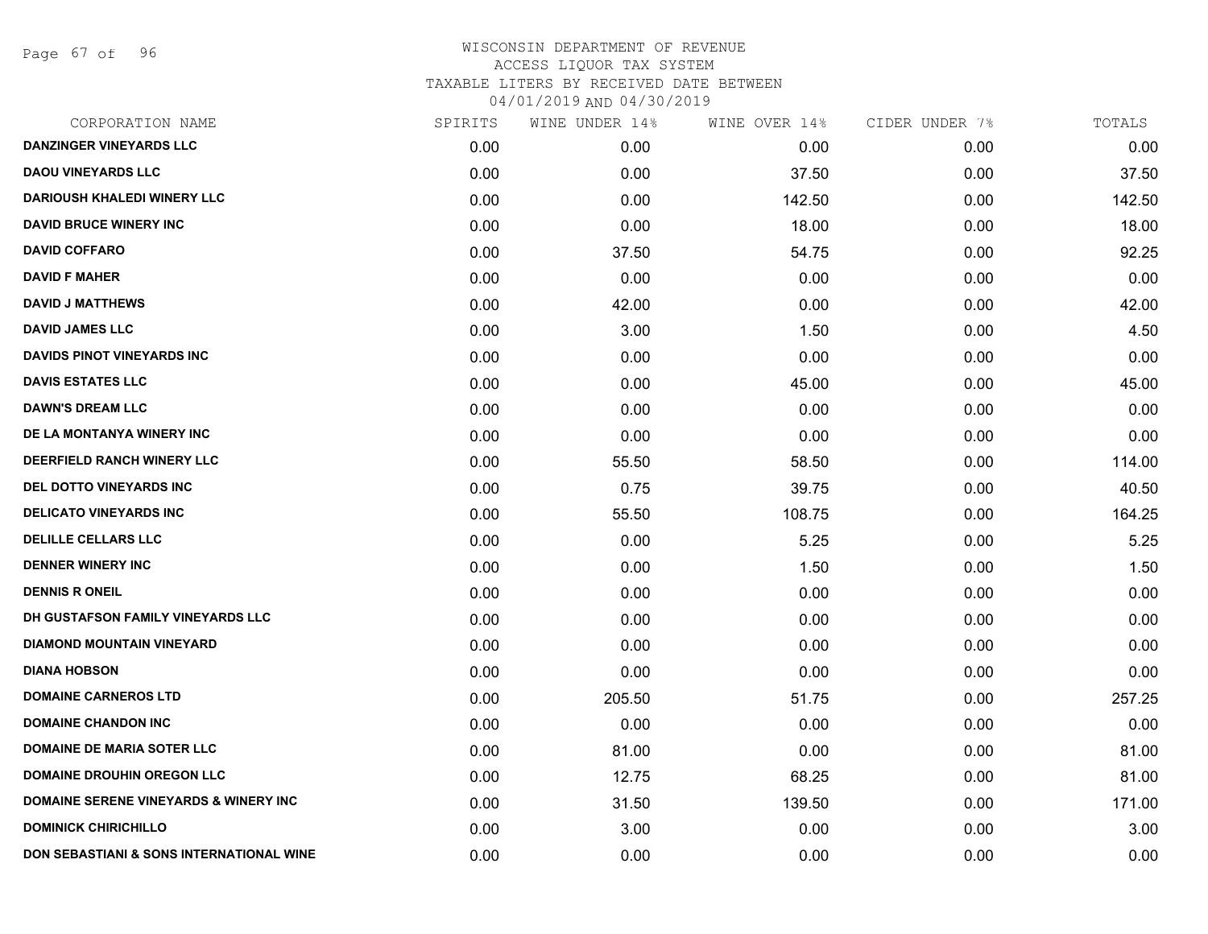# WISCONSIN DEPARTMENT OF REVENUE
ACCESS LIQUOR TAX SYSTEM
TAXABLE LITERS BY RECEIVED DATE BETWEEN
04/01/2019 AND 04/30/2019

| CORPORATION NAME | SPIRITS | WINE UNDER 14% | WINE OVER 14% | CIDER UNDER 7% | TOTALS |
|---|---|---|---|---|---|
| DANZINGER VINEYARDS LLC | 0.00 | 0.00 | 0.00 | 0.00 | 0.00 |
| DAOU VINEYARDS LLC | 0.00 | 0.00 | 37.50 | 0.00 | 37.50 |
| DARIOUSH KHALEDI WINERY LLC | 0.00 | 0.00 | 142.50 | 0.00 | 142.50 |
| DAVID BRUCE WINERY INC | 0.00 | 0.00 | 18.00 | 0.00 | 18.00 |
| DAVID COFFARO | 0.00 | 37.50 | 54.75 | 0.00 | 92.25 |
| DAVID F MAHER | 0.00 | 0.00 | 0.00 | 0.00 | 0.00 |
| DAVID J MATTHEWS | 0.00 | 42.00 | 0.00 | 0.00 | 42.00 |
| DAVID JAMES LLC | 0.00 | 3.00 | 1.50 | 0.00 | 4.50 |
| DAVIDS PINOT VINEYARDS INC | 0.00 | 0.00 | 0.00 | 0.00 | 0.00 |
| DAVIS ESTATES LLC | 0.00 | 0.00 | 45.00 | 0.00 | 45.00 |
| DAWN'S DREAM LLC | 0.00 | 0.00 | 0.00 | 0.00 | 0.00 |
| DE LA MONTANYA WINERY INC | 0.00 | 0.00 | 0.00 | 0.00 | 0.00 |
| DEERFIELD RANCH WINERY LLC | 0.00 | 55.50 | 58.50 | 0.00 | 114.00 |
| DEL DOTTO VINEYARDS INC | 0.00 | 0.75 | 39.75 | 0.00 | 40.50 |
| DELICATO VINEYARDS INC | 0.00 | 55.50 | 108.75 | 0.00 | 164.25 |
| DELILLE CELLARS LLC | 0.00 | 0.00 | 5.25 | 0.00 | 5.25 |
| DENNER WINERY INC | 0.00 | 0.00 | 1.50 | 0.00 | 1.50 |
| DENNIS R ONEIL | 0.00 | 0.00 | 0.00 | 0.00 | 0.00 |
| DH GUSTAFSON FAMILY VINEYARDS LLC | 0.00 | 0.00 | 0.00 | 0.00 | 0.00 |
| DIAMOND MOUNTAIN VINEYARD | 0.00 | 0.00 | 0.00 | 0.00 | 0.00 |
| DIANA HOBSON | 0.00 | 0.00 | 0.00 | 0.00 | 0.00 |
| DOMAINE CARNEROS LTD | 0.00 | 205.50 | 51.75 | 0.00 | 257.25 |
| DOMAINE CHANDON INC | 0.00 | 0.00 | 0.00 | 0.00 | 0.00 |
| DOMAINE DE MARIA SOTER LLC | 0.00 | 81.00 | 0.00 | 0.00 | 81.00 |
| DOMAINE DROUHIN OREGON LLC | 0.00 | 12.75 | 68.25 | 0.00 | 81.00 |
| DOMAINE SERENE VINEYARDS & WINERY INC | 0.00 | 31.50 | 139.50 | 0.00 | 171.00 |
| DOMINICK CHIRICHILLO | 0.00 | 3.00 | 0.00 | 0.00 | 3.00 |
| DON SEBASTIANI & SONS INTERNATIONAL WINE | 0.00 | 0.00 | 0.00 | 0.00 | 0.00 |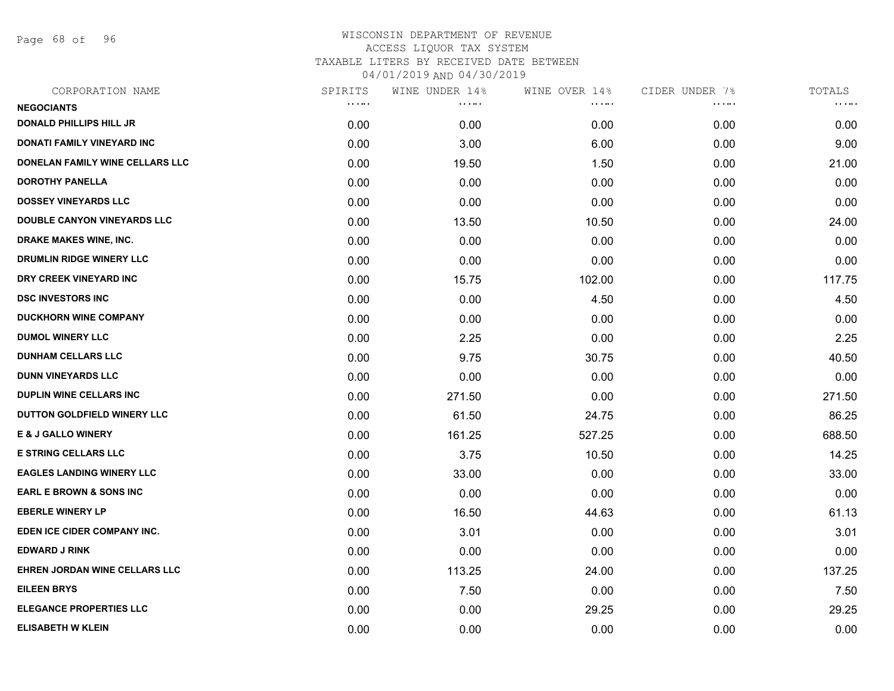WISCONSIN DEPARTMENT OF REVENUE
ACCESS LIQUOR TAX SYSTEM
TAXABLE LITERS BY RECEIVED DATE BETWEEN
04/01/2019 AND 04/30/2019

| CORPORATION NAME | SPIRITS | WINE UNDER 14% | WINE OVER 14% | CIDER UNDER 7% | TOTALS |
|---|---|---|---|---|---|
| **NEGOCIANTS** | | | | | |
| **DONALD PHILLIPS HILL JR** | 0.00 | 0.00 | 0.00 | 0.00 | 0.00 |
| **DONATI FAMILY VINEYARD INC** | 0.00 | 3.00 | 6.00 | 0.00 | 9.00 |
| **DONELAN FAMILY WINE CELLARS LLC** | 0.00 | 19.50 | 1.50 | 0.00 | 21.00 |
| **DOROTHY PANELLA** | 0.00 | 0.00 | 0.00 | 0.00 | 0.00 |
| **DOSSEY VINEYARDS LLC** | 0.00 | 0.00 | 0.00 | 0.00 | 0.00 |
| **DOUBLE CANYON VINEYARDS LLC** | 0.00 | 13.50 | 10.50 | 0.00 | 24.00 |
| **DRAKE MAKES WINE, INC.** | 0.00 | 0.00 | 0.00 | 0.00 | 0.00 |
| **DRUMLIN RIDGE WINERY LLC** | 0.00 | 0.00 | 0.00 | 0.00 | 0.00 |
| **DRY CREEK VINEYARD INC** | 0.00 | 15.75 | 102.00 | 0.00 | 117.75 |
| **DSC INVESTORS INC** | 0.00 | 0.00 | 4.50 | 0.00 | 4.50 |
| **DUCKHORN WINE COMPANY** | 0.00 | 0.00 | 0.00 | 0.00 | 0.00 |
| **DUMOL WINERY LLC** | 0.00 | 2.25 | 0.00 | 0.00 | 2.25 |
| **DUNHAM CELLARS LLC** | 0.00 | 9.75 | 30.75 | 0.00 | 40.50 |
| **DUNN VINEYARDS LLC** | 0.00 | 0.00 | 0.00 | 0.00 | 0.00 |
| **DUPLIN WINE CELLARS INC** | 0.00 | 271.50 | 0.00 | 0.00 | 271.50 |
| **DUTTON GOLDFIELD WINERY LLC** | 0.00 | 61.50 | 24.75 | 0.00 | 86.25 |
| **E & J GALLO WINERY** | 0.00 | 161.25 | 527.25 | 0.00 | 688.50 |
| **E STRING CELLARS LLC** | 0.00 | 3.75 | 10.50 | 0.00 | 14.25 |
| **EAGLES LANDING WINERY LLC** | 0.00 | 33.00 | 0.00 | 0.00 | 33.00 |
| **EARL E BROWN & SONS INC** | 0.00 | 0.00 | 0.00 | 0.00 | 0.00 |
| **EBERLE WINERY LP** | 0.00 | 16.50 | 44.63 | 0.00 | 61.13 |
| **EDEN ICE CIDER COMPANY INC.** | 0.00 | 3.01 | 0.00 | 0.00 | 3.01 |
| **EDWARD J RINK** | 0.00 | 0.00 | 0.00 | 0.00 | 0.00 |
| **EHREN JORDAN WINE CELLARS LLC** | 0.00 | 113.25 | 24.00 | 0.00 | 137.25 |
| **EILEEN BRYS** | 0.00 | 7.50 | 0.00 | 0.00 | 7.50 |
| **ELEGANCE PROPERTIES LLC** | 0.00 | 0.00 | 29.25 | 0.00 | 29.25 |
| **ELISABETH W KLEIN** | 0.00 | 0.00 | 0.00 | 0.00 | 0.00 |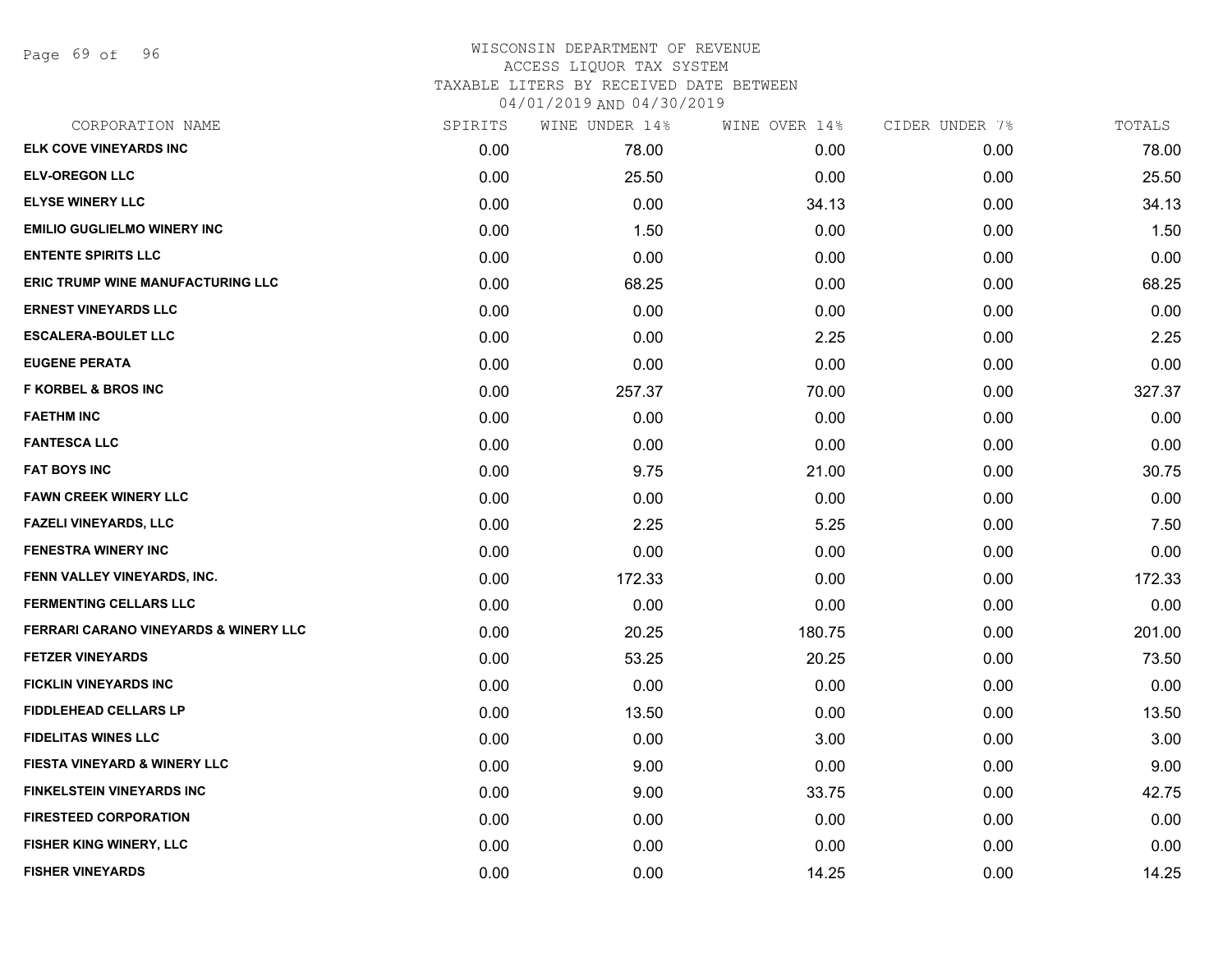WISCONSIN DEPARTMENT OF REVENUE
ACCESS LIQUOR TAX SYSTEM
TAXABLE LITERS BY RECEIVED DATE BETWEEN
04/01/2019 AND 04/30/2019

| CORPORATION NAME | SPIRITS | WINE UNDER 14% | WINE OVER 14% | CIDER UNDER 7% | TOTALS |
|---|---|---|---|---|---|
| ELK COVE VINEYARDS INC | 0.00 | 78.00 | 0.00 | 0.00 | 78.00 |
| ELV-OREGON LLC | 0.00 | 25.50 | 0.00 | 0.00 | 25.50 |
| ELYSE WINERY LLC | 0.00 | 0.00 | 34.13 | 0.00 | 34.13 |
| EMILIO GUGLIELMO WINERY INC | 0.00 | 1.50 | 0.00 | 0.00 | 1.50 |
| ENTENTE SPIRITS LLC | 0.00 | 0.00 | 0.00 | 0.00 | 0.00 |
| ERIC TRUMP WINE MANUFACTURING LLC | 0.00 | 68.25 | 0.00 | 0.00 | 68.25 |
| ERNEST VINEYARDS LLC | 0.00 | 0.00 | 0.00 | 0.00 | 0.00 |
| ESCALERA-BOULET LLC | 0.00 | 0.00 | 2.25 | 0.00 | 2.25 |
| EUGENE PERATA | 0.00 | 0.00 | 0.00 | 0.00 | 0.00 |
| F KORBEL & BROS INC | 0.00 | 257.37 | 70.00 | 0.00 | 327.37 |
| FAETHM INC | 0.00 | 0.00 | 0.00 | 0.00 | 0.00 |
| FANTESCA LLC | 0.00 | 0.00 | 0.00 | 0.00 | 0.00 |
| FAT BOYS INC | 0.00 | 9.75 | 21.00 | 0.00 | 30.75 |
| FAWN CREEK WINERY LLC | 0.00 | 0.00 | 0.00 | 0.00 | 0.00 |
| FAZELI VINEYARDS, LLC | 0.00 | 2.25 | 5.25 | 0.00 | 7.50 |
| FENESTRA WINERY INC | 0.00 | 0.00 | 0.00 | 0.00 | 0.00 |
| FENN VALLEY VINEYARDS, INC. | 0.00 | 172.33 | 0.00 | 0.00 | 172.33 |
| FERMENTING CELLARS LLC | 0.00 | 0.00 | 0.00 | 0.00 | 0.00 |
| FERRARI CARANO VINEYARDS & WINERY LLC | 0.00 | 20.25 | 180.75 | 0.00 | 201.00 |
| FETZER VINEYARDS | 0.00 | 53.25 | 20.25 | 0.00 | 73.50 |
| FICKLIN VINEYARDS INC | 0.00 | 0.00 | 0.00 | 0.00 | 0.00 |
| FIDDLEHEAD CELLARS LP | 0.00 | 13.50 | 0.00 | 0.00 | 13.50 |
| FIDELITAS WINES LLC | 0.00 | 0.00 | 3.00 | 0.00 | 3.00 |
| FIESTA VINEYARD & WINERY LLC | 0.00 | 9.00 | 0.00 | 0.00 | 9.00 |
| FINKELSTEIN VINEYARDS INC | 0.00 | 9.00 | 33.75 | 0.00 | 42.75 |
| FIRESTEED CORPORATION | 0.00 | 0.00 | 0.00 | 0.00 | 0.00 |
| FISHER KING WINERY, LLC | 0.00 | 0.00 | 0.00 | 0.00 | 0.00 |
| FISHER VINEYARDS | 0.00 | 0.00 | 14.25 | 0.00 | 14.25 |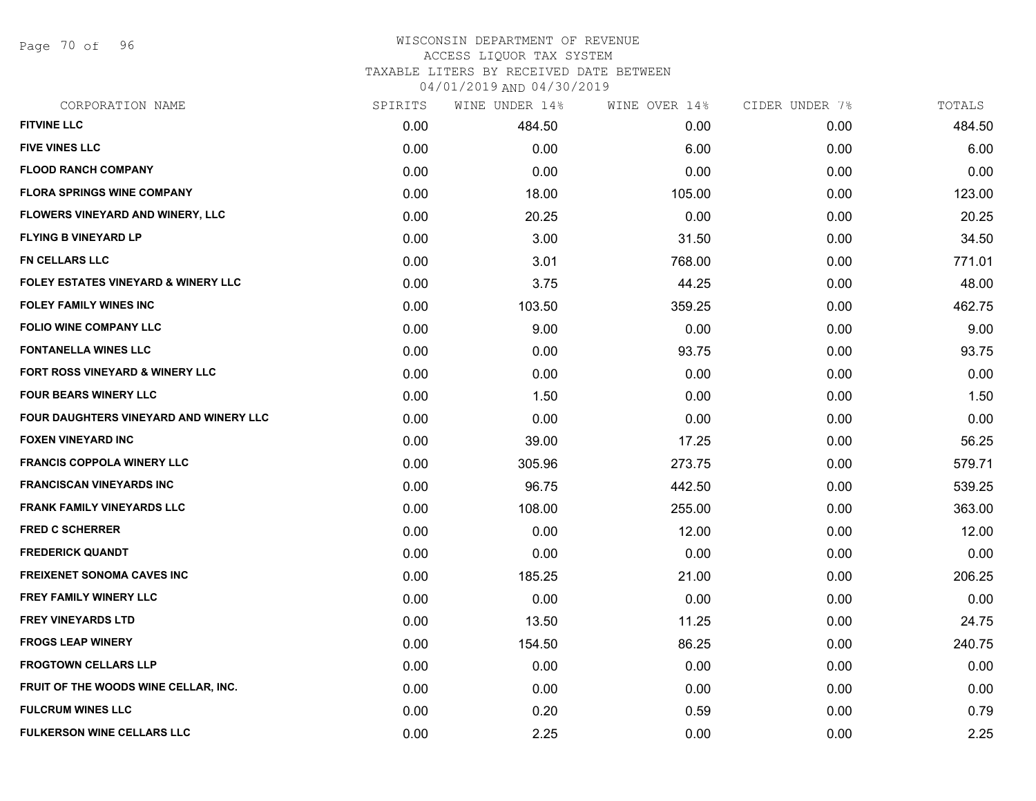# WISCONSIN DEPARTMENT OF REVENUE
## ACCESS LIQUOR TAX SYSTEM
### TAXABLE LITERS BY RECEIVED DATE BETWEEN 04/01/2019 AND 04/30/2019

| CORPORATION NAME | SPIRITS | WINE UNDER 14% | WINE OVER 14% | CIDER UNDER 7% | TOTALS |
|---|---|---|---|---|---|
| FITVINE LLC | 0.00 | 484.50 | 0.00 | 0.00 | 484.50 |
| FIVE VINES LLC | 0.00 | 0.00 | 6.00 | 0.00 | 6.00 |
| FLOOD RANCH COMPANY | 0.00 | 0.00 | 0.00 | 0.00 | 0.00 |
| FLORA SPRINGS WINE COMPANY | 0.00 | 18.00 | 105.00 | 0.00 | 123.00 |
| FLOWERS VINEYARD AND WINERY, LLC | 0.00 | 20.25 | 0.00 | 0.00 | 20.25 |
| FLYING B VINEYARD LP | 0.00 | 3.00 | 31.50 | 0.00 | 34.50 |
| FN CELLARS LLC | 0.00 | 3.01 | 768.00 | 0.00 | 771.01 |
| FOLEY ESTATES VINEYARD & WINERY LLC | 0.00 | 3.75 | 44.25 | 0.00 | 48.00 |
| FOLEY FAMILY WINES INC | 0.00 | 103.50 | 359.25 | 0.00 | 462.75 |
| FOLIO WINE COMPANY LLC | 0.00 | 9.00 | 0.00 | 0.00 | 9.00 |
| FONTANELLA WINES LLC | 0.00 | 0.00 | 93.75 | 0.00 | 93.75 |
| FORT ROSS VINEYARD & WINERY LLC | 0.00 | 0.00 | 0.00 | 0.00 | 0.00 |
| FOUR BEARS WINERY LLC | 0.00 | 1.50 | 0.00 | 0.00 | 1.50 |
| FOUR DAUGHTERS VINEYARD AND WINERY LLC | 0.00 | 0.00 | 0.00 | 0.00 | 0.00 |
| FOXEN VINEYARD INC | 0.00 | 39.00 | 17.25 | 0.00 | 56.25 |
| FRANCIS COPPOLA WINERY LLC | 0.00 | 305.96 | 273.75 | 0.00 | 579.71 |
| FRANCISCAN VINEYARDS INC | 0.00 | 96.75 | 442.50 | 0.00 | 539.25 |
| FRANK FAMILY VINEYARDS LLC | 0.00 | 108.00 | 255.00 | 0.00 | 363.00 |
| FRED C SCHERRER | 0.00 | 0.00 | 12.00 | 0.00 | 12.00 |
| FREDERICK QUANDT | 0.00 | 0.00 | 0.00 | 0.00 | 0.00 |
| FREIXENET SONOMA CAVES INC | 0.00 | 185.25 | 21.00 | 0.00 | 206.25 |
| FREY FAMILY WINERY LLC | 0.00 | 0.00 | 0.00 | 0.00 | 0.00 |
| FREY VINEYARDS LTD | 0.00 | 13.50 | 11.25 | 0.00 | 24.75 |
| FROGS LEAP WINERY | 0.00 | 154.50 | 86.25 | 0.00 | 240.75 |
| FROGTOWN CELLARS LLP | 0.00 | 0.00 | 0.00 | 0.00 | 0.00 |
| FRUIT OF THE WOODS WINE CELLAR, INC. | 0.00 | 0.00 | 0.00 | 0.00 | 0.00 |
| FULCRUM WINES LLC | 0.00 | 0.20 | 0.59 | 0.00 | 0.79 |
| FULKERSON WINE CELLARS LLC | 0.00 | 2.25 | 0.00 | 0.00 | 2.25 |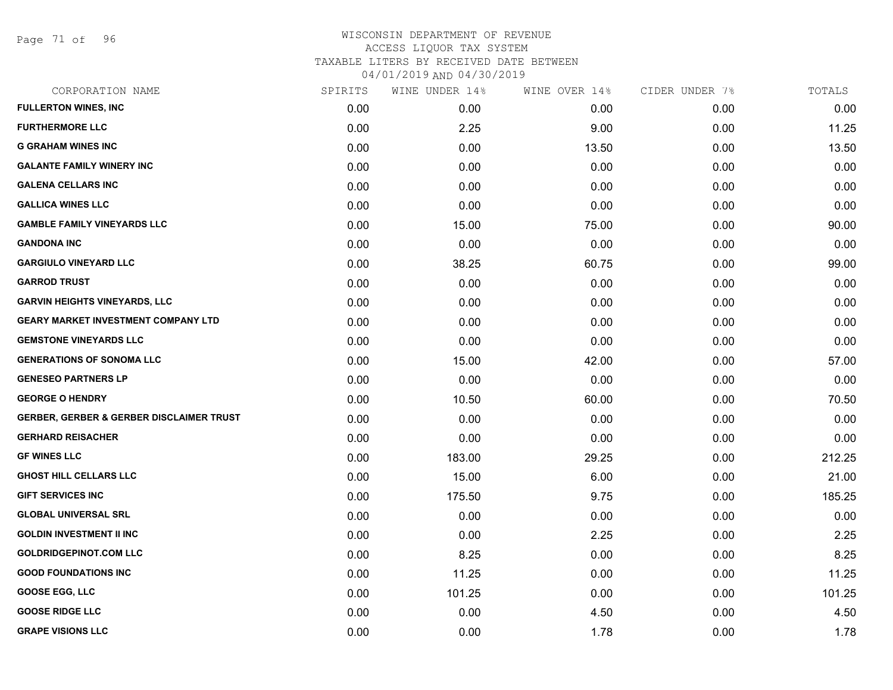# WISCONSIN DEPARTMENT OF REVENUE
## ACCESS LIQUOR TAX SYSTEM
### TAXABLE LITERS BY RECEIVED DATE BETWEEN 04/01/2019 AND 04/30/2019

| CORPORATION NAME | SPIRITS | WINE UNDER 14% | WINE OVER 14% | CIDER UNDER 7% | TOTALS |
|---|---|---|---|---|---|
| **FULLERTON WINES, INC** | 0.00 | 0.00 | 0.00 | 0.00 | 0.00 |
| **FURTHERMORE LLC** | 0.00 | 2.25 | 9.00 | 0.00 | 11.25 |
| **G GRAHAM WINES INC** | 0.00 | 0.00 | 13.50 | 0.00 | 13.50 |
| **GALANTE FAMILY WINERY INC** | 0.00 | 0.00 | 0.00 | 0.00 | 0.00 |
| **GALENA CELLARS INC** | 0.00 | 0.00 | 0.00 | 0.00 | 0.00 |
| **GALLICA WINES LLC** | 0.00 | 0.00 | 0.00 | 0.00 | 0.00 |
| **GAMBLE FAMILY VINEYARDS LLC** | 0.00 | 15.00 | 75.00 | 0.00 | 90.00 |
| **GANDONA INC** | 0.00 | 0.00 | 0.00 | 0.00 | 0.00 |
| **GARGIULO VINEYARD LLC** | 0.00 | 38.25 | 60.75 | 0.00 | 99.00 |
| **GARROD TRUST** | 0.00 | 0.00 | 0.00 | 0.00 | 0.00 |
| **GARVIN HEIGHTS VINEYARDS, LLC** | 0.00 | 0.00 | 0.00 | 0.00 | 0.00 |
| **GEARY MARKET INVESTMENT COMPANY LTD** | 0.00 | 0.00 | 0.00 | 0.00 | 0.00 |
| **GEMSTONE VINEYARDS LLC** | 0.00 | 0.00 | 0.00 | 0.00 | 0.00 |
| **GENERATIONS OF SONOMA LLC** | 0.00 | 15.00 | 42.00 | 0.00 | 57.00 |
| **GENESEO PARTNERS LP** | 0.00 | 0.00 | 0.00 | 0.00 | 0.00 |
| **GEORGE O HENDRY** | 0.00 | 10.50 | 60.00 | 0.00 | 70.50 |
| **GERBER, GERBER & GERBER DISCLAIMER TRUST** | 0.00 | 0.00 | 0.00 | 0.00 | 0.00 |
| **GERHARD REISACHER** | 0.00 | 0.00 | 0.00 | 0.00 | 0.00 |
| **GF WINES LLC** | 0.00 | 183.00 | 29.25 | 0.00 | 212.25 |
| **GHOST HILL CELLARS LLC** | 0.00 | 15.00 | 6.00 | 0.00 | 21.00 |
| **GIFT SERVICES INC** | 0.00 | 175.50 | 9.75 | 0.00 | 185.25 |
| **GLOBAL UNIVERSAL SRL** | 0.00 | 0.00 | 0.00 | 0.00 | 0.00 |
| **GOLDIN INVESTMENT II INC** | 0.00 | 0.00 | 2.25 | 0.00 | 2.25 |
| **GOLDRIDGEPINOT.COM LLC** | 0.00 | 8.25 | 0.00 | 0.00 | 8.25 |
| **GOOD FOUNDATIONS INC** | 0.00 | 11.25 | 0.00 | 0.00 | 11.25 |
| **GOOSE EGG, LLC** | 0.00 | 101.25 | 0.00 | 0.00 | 101.25 |
| **GOOSE RIDGE LLC** | 0.00 | 0.00 | 4.50 | 0.00 | 4.50 |
| **GRAPE VISIONS LLC** | 0.00 | 0.00 | 1.78 | 0.00 | 1.78 |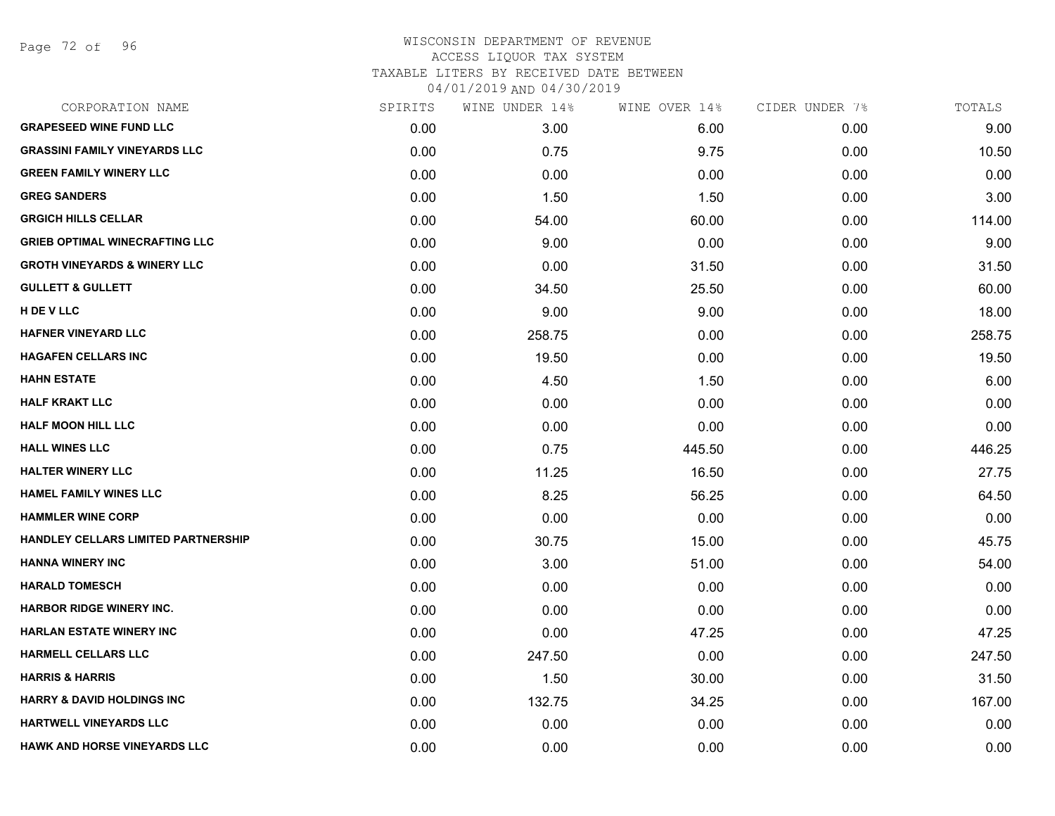# WISCONSIN DEPARTMENT OF REVENUE
## ACCESS LIQUOR TAX SYSTEM
### TAXABLE LITERS BY RECEIVED DATE BETWEEN 04/01/2019 AND 04/30/2019

| CORPORATION NAME | SPIRITS | WINE UNDER 14% | WINE OVER 14% | CIDER UNDER 7% | TOTALS |
|---|---|---|---|---|---|
| GRAPESEED WINE FUND LLC | 0.00 | 3.00 | 6.00 | 0.00 | 9.00 |
| GRASSINI FAMILY VINEYARDS LLC | 0.00 | 0.75 | 9.75 | 0.00 | 10.50 |
| GREEN FAMILY WINERY LLC | 0.00 | 0.00 | 0.00 | 0.00 | 0.00 |
| GREG SANDERS | 0.00 | 1.50 | 1.50 | 0.00 | 3.00 |
| GRGICH HILLS CELLAR | 0.00 | 54.00 | 60.00 | 0.00 | 114.00 |
| GRIEB OPTIMAL WINECRAFTING LLC | 0.00 | 9.00 | 0.00 | 0.00 | 9.00 |
| GROTH VINEYARDS & WINERY LLC | 0.00 | 0.00 | 31.50 | 0.00 | 31.50 |
| GULLETT & GULLETT | 0.00 | 34.50 | 25.50 | 0.00 | 60.00 |
| H DE V LLC | 0.00 | 9.00 | 9.00 | 0.00 | 18.00 |
| HAFNER VINEYARD LLC | 0.00 | 258.75 | 0.00 | 0.00 | 258.75 |
| HAGAFEN CELLARS INC | 0.00 | 19.50 | 0.00 | 0.00 | 19.50 |
| HAHN ESTATE | 0.00 | 4.50 | 1.50 | 0.00 | 6.00 |
| HALF KRAKT LLC | 0.00 | 0.00 | 0.00 | 0.00 | 0.00 |
| HALF MOON HILL LLC | 0.00 | 0.00 | 0.00 | 0.00 | 0.00 |
| HALL WINES LLC | 0.00 | 0.75 | 445.50 | 0.00 | 446.25 |
| HALTER WINERY LLC | 0.00 | 11.25 | 16.50 | 0.00 | 27.75 |
| HAMEL FAMILY WINES LLC | 0.00 | 8.25 | 56.25 | 0.00 | 64.50 |
| HAMMLER WINE CORP | 0.00 | 0.00 | 0.00 | 0.00 | 0.00 |
| HANDLEY CELLARS LIMITED PARTNERSHIP | 0.00 | 30.75 | 15.00 | 0.00 | 45.75 |
| HANNA WINERY INC | 0.00 | 3.00 | 51.00 | 0.00 | 54.00 |
| HARALD TOMESCH | 0.00 | 0.00 | 0.00 | 0.00 | 0.00 |
| HARBOR RIDGE WINERY INC. | 0.00 | 0.00 | 0.00 | 0.00 | 0.00 |
| HARLAN ESTATE WINERY INC | 0.00 | 0.00 | 47.25 | 0.00 | 47.25 |
| HARMELL CELLARS LLC | 0.00 | 247.50 | 0.00 | 0.00 | 247.50 |
| HARRIS & HARRIS | 0.00 | 1.50 | 30.00 | 0.00 | 31.50 |
| HARRY & DAVID HOLDINGS INC | 0.00 | 132.75 | 34.25 | 0.00 | 167.00 |
| HARTWELL VINEYARDS LLC | 0.00 | 0.00 | 0.00 | 0.00 | 0.00 |
| HAWK AND HORSE VINEYARDS LLC | 0.00 | 0.00 | 0.00 | 0.00 | 0.00 |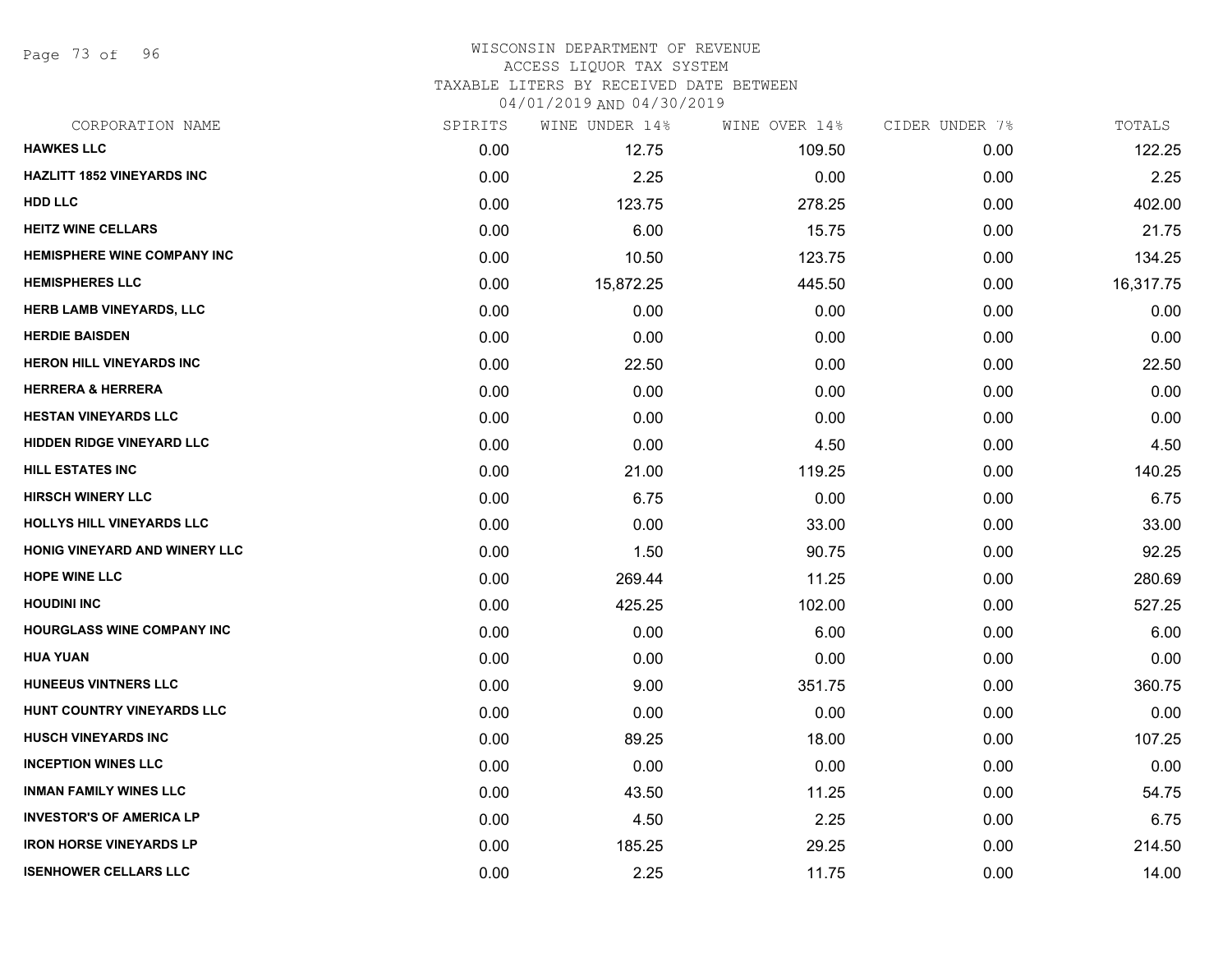# WISCONSIN DEPARTMENT OF REVENUE
## ACCESS LIQUOR TAX SYSTEM
### TAXABLE LITERS BY RECEIVED DATE BETWEEN 04/01/2019 AND 04/30/2019

| CORPORATION NAME | SPIRITS | WINE UNDER 14% | WINE OVER 14% | CIDER UNDER 7% | TOTALS |
|---|---|---|---|---|---|
| HAWKES LLC | 0.00 | 12.75 | 109.50 | 0.00 | 122.25 |
| HAZLITT 1852 VINEYARDS INC | 0.00 | 2.25 | 0.00 | 0.00 | 2.25 |
| HDD LLC | 0.00 | 123.75 | 278.25 | 0.00 | 402.00 |
| HEITZ WINE CELLARS | 0.00 | 6.00 | 15.75 | 0.00 | 21.75 |
| HEMISPHERE WINE COMPANY INC | 0.00 | 10.50 | 123.75 | 0.00 | 134.25 |
| HEMISPHERES LLC | 0.00 | 15,872.25 | 445.50 | 0.00 | 16,317.75 |
| HERB LAMB VINEYARDS, LLC | 0.00 | 0.00 | 0.00 | 0.00 | 0.00 |
| HERDIE BAISDEN | 0.00 | 0.00 | 0.00 | 0.00 | 0.00 |
| HERON HILL VINEYARDS INC | 0.00 | 22.50 | 0.00 | 0.00 | 22.50 |
| HERRERA & HERRERA | 0.00 | 0.00 | 0.00 | 0.00 | 0.00 |
| HESTAN VINEYARDS LLC | 0.00 | 0.00 | 0.00 | 0.00 | 0.00 |
| HIDDEN RIDGE VINEYARD LLC | 0.00 | 0.00 | 4.50 | 0.00 | 4.50 |
| HILL ESTATES INC | 0.00 | 21.00 | 119.25 | 0.00 | 140.25 |
| HIRSCH WINERY LLC | 0.00 | 6.75 | 0.00 | 0.00 | 6.75 |
| HOLLYS HILL VINEYARDS LLC | 0.00 | 0.00 | 33.00 | 0.00 | 33.00 |
| HONIG VINEYARD AND WINERY LLC | 0.00 | 1.50 | 90.75 | 0.00 | 92.25 |
| HOPE WINE LLC | 0.00 | 269.44 | 11.25 | 0.00 | 280.69 |
| HOUDINI INC | 0.00 | 425.25 | 102.00 | 0.00 | 527.25 |
| HOURGLASS WINE COMPANY INC | 0.00 | 0.00 | 6.00 | 0.00 | 6.00 |
| HUA YUAN | 0.00 | 0.00 | 0.00 | 0.00 | 0.00 |
| HUNEEUS VINTNERS LLC | 0.00 | 9.00 | 351.75 | 0.00 | 360.75 |
| HUNT COUNTRY VINEYARDS LLC | 0.00 | 0.00 | 0.00 | 0.00 | 0.00 |
| HUSCH VINEYARDS INC | 0.00 | 89.25 | 18.00 | 0.00 | 107.25 |
| INCEPTION WINES LLC | 0.00 | 0.00 | 0.00 | 0.00 | 0.00 |
| INMAN FAMILY WINES LLC | 0.00 | 43.50 | 11.25 | 0.00 | 54.75 |
| INVESTOR'S OF AMERICA LP | 0.00 | 4.50 | 2.25 | 0.00 | 6.75 |
| IRON HORSE VINEYARDS LP | 0.00 | 185.25 | 29.25 | 0.00 | 214.50 |
| ISENHOWER CELLARS LLC | 0.00 | 2.25 | 11.75 | 0.00 | 14.00 |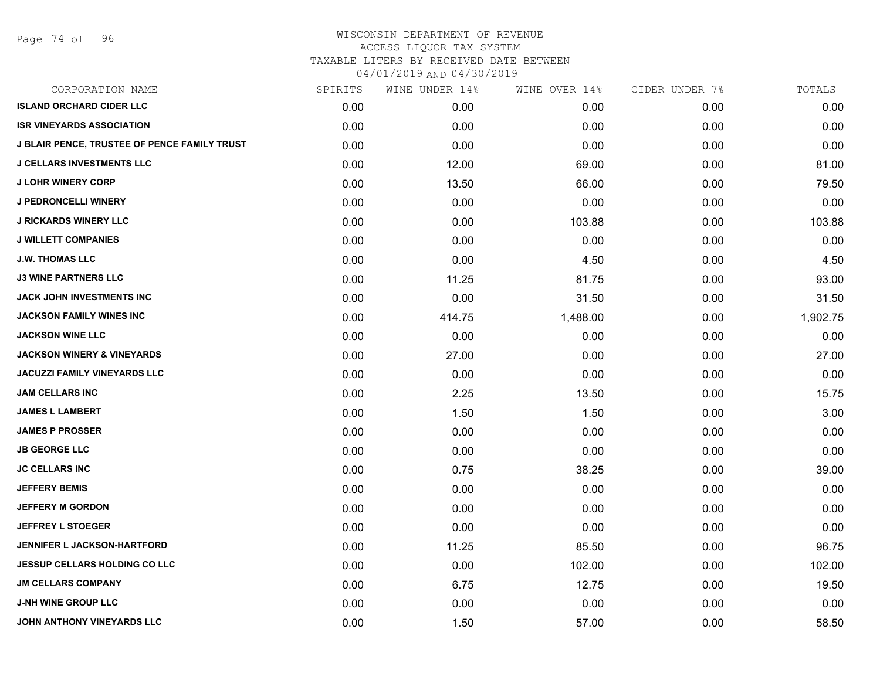# WISCONSIN DEPARTMENT OF REVENUE
ACCESS LIQUOR TAX SYSTEM
TAXABLE LITERS BY RECEIVED DATE BETWEEN
04/01/2019 AND 04/30/2019

| CORPORATION NAME | SPIRITS | WINE UNDER 14% | WINE OVER 14% | CIDER UNDER 7% | TOTALS |
|---|---|---|---|---|---|
| ISLAND ORCHARD CIDER LLC | 0.00 | 0.00 | 0.00 | 0.00 | 0.00 |
| ISR VINEYARDS ASSOCIATION | 0.00 | 0.00 | 0.00 | 0.00 | 0.00 |
| J BLAIR PENCE, TRUSTEE OF PENCE FAMILY TRUST | 0.00 | 0.00 | 0.00 | 0.00 | 0.00 |
| J CELLARS INVESTMENTS LLC | 0.00 | 12.00 | 69.00 | 0.00 | 81.00 |
| J LOHR WINERY CORP | 0.00 | 13.50 | 66.00 | 0.00 | 79.50 |
| J PEDRONCELLI WINERY | 0.00 | 0.00 | 0.00 | 0.00 | 0.00 |
| J RICKARDS WINERY LLC | 0.00 | 0.00 | 103.88 | 0.00 | 103.88 |
| J WILLETT COMPANIES | 0.00 | 0.00 | 0.00 | 0.00 | 0.00 |
| J.W. THOMAS LLC | 0.00 | 0.00 | 4.50 | 0.00 | 4.50 |
| J3 WINE PARTNERS LLC | 0.00 | 11.25 | 81.75 | 0.00 | 93.00 |
| JACK JOHN INVESTMENTS INC | 0.00 | 0.00 | 31.50 | 0.00 | 31.50 |
| JACKSON FAMILY WINES INC | 0.00 | 414.75 | 1,488.00 | 0.00 | 1,902.75 |
| JACKSON WINE LLC | 0.00 | 0.00 | 0.00 | 0.00 | 0.00 |
| JACKSON WINERY & VINEYARDS | 0.00 | 27.00 | 0.00 | 0.00 | 27.00 |
| JACUZZI FAMILY VINEYARDS LLC | 0.00 | 0.00 | 0.00 | 0.00 | 0.00 |
| JAM CELLARS INC | 0.00 | 2.25 | 13.50 | 0.00 | 15.75 |
| JAMES L LAMBERT | 0.00 | 1.50 | 1.50 | 0.00 | 3.00 |
| JAMES P PROSSER | 0.00 | 0.00 | 0.00 | 0.00 | 0.00 |
| JB GEORGE LLC | 0.00 | 0.00 | 0.00 | 0.00 | 0.00 |
| JC CELLARS INC | 0.00 | 0.75 | 38.25 | 0.00 | 39.00 |
| JEFFERY BEMIS | 0.00 | 0.00 | 0.00 | 0.00 | 0.00 |
| JEFFERY M GORDON | 0.00 | 0.00 | 0.00 | 0.00 | 0.00 |
| JEFFREY L STOEGER | 0.00 | 0.00 | 0.00 | 0.00 | 0.00 |
| JENNIFER L JACKSON-HARTFORD | 0.00 | 11.25 | 85.50 | 0.00 | 96.75 |
| JESSUP CELLARS HOLDING CO LLC | 0.00 | 0.00 | 102.00 | 0.00 | 102.00 |
| JM CELLARS COMPANY | 0.00 | 6.75 | 12.75 | 0.00 | 19.50 |
| J-NH WINE GROUP LLC | 0.00 | 0.00 | 0.00 | 0.00 | 0.00 |
| JOHN ANTHONY VINEYARDS LLC | 0.00 | 1.50 | 57.00 | 0.00 | 58.50 |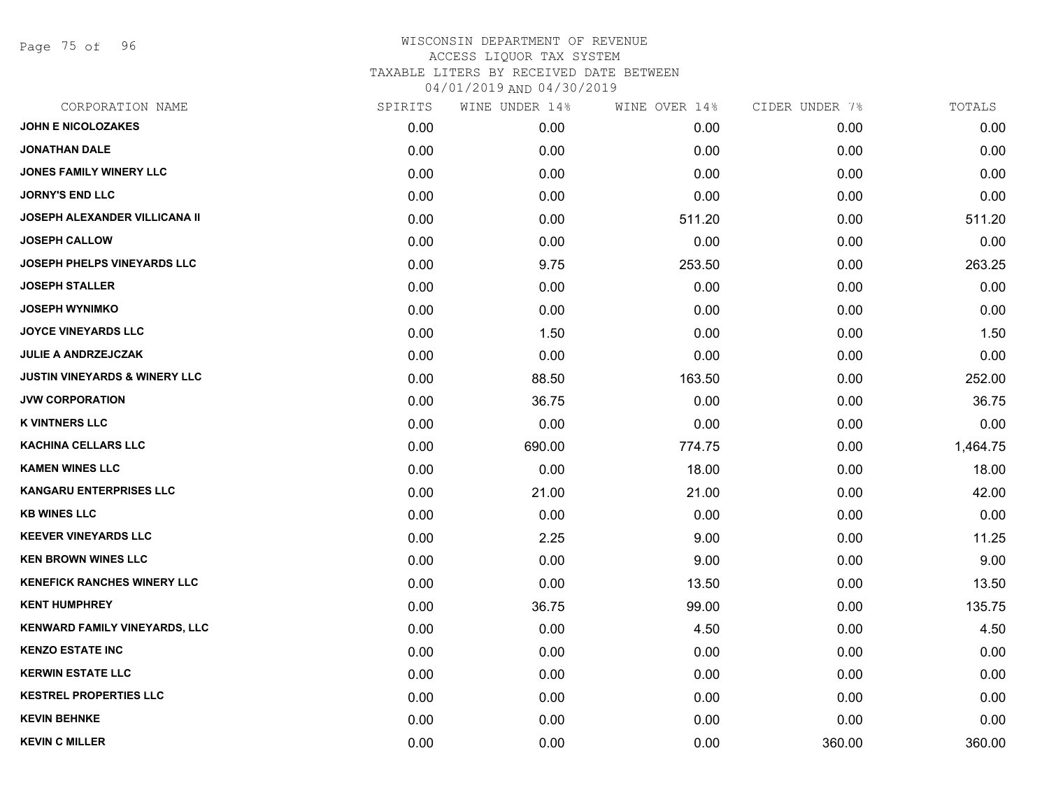WISCONSIN DEPARTMENT OF REVENUE
ACCESS LIQUOR TAX SYSTEM
TAXABLE LITERS BY RECEIVED DATE BETWEEN
04/01/2019 AND 04/30/2019

| CORPORATION NAME | SPIRITS | WINE UNDER 14% | WINE OVER 14% | CIDER UNDER 7% | TOTALS |
|---|---|---|---|---|---|
| JOHN E NICOLOZAKES | 0.00 | 0.00 | 0.00 | 0.00 | 0.00 |
| JONATHAN DALE | 0.00 | 0.00 | 0.00 | 0.00 | 0.00 |
| JONES FAMILY WINERY LLC | 0.00 | 0.00 | 0.00 | 0.00 | 0.00 |
| JORNY'S END LLC | 0.00 | 0.00 | 0.00 | 0.00 | 0.00 |
| JOSEPH ALEXANDER VILLICANA II | 0.00 | 0.00 | 511.20 | 0.00 | 511.20 |
| JOSEPH CALLOW | 0.00 | 0.00 | 0.00 | 0.00 | 0.00 |
| JOSEPH PHELPS VINEYARDS LLC | 0.00 | 9.75 | 253.50 | 0.00 | 263.25 |
| JOSEPH STALLER | 0.00 | 0.00 | 0.00 | 0.00 | 0.00 |
| JOSEPH WYNIMKO | 0.00 | 0.00 | 0.00 | 0.00 | 0.00 |
| JOYCE VINEYARDS LLC | 0.00 | 1.50 | 0.00 | 0.00 | 1.50 |
| JULIE A ANDRZEJCZAK | 0.00 | 0.00 | 0.00 | 0.00 | 0.00 |
| JUSTIN VINEYARDS & WINERY LLC | 0.00 | 88.50 | 163.50 | 0.00 | 252.00 |
| JVW CORPORATION | 0.00 | 36.75 | 0.00 | 0.00 | 36.75 |
| K VINTNERS LLC | 0.00 | 0.00 | 0.00 | 0.00 | 0.00 |
| KACHINA CELLARS LLC | 0.00 | 690.00 | 774.75 | 0.00 | 1,464.75 |
| KAMEN WINES LLC | 0.00 | 0.00 | 18.00 | 0.00 | 18.00 |
| KANGARU ENTERPRISES LLC | 0.00 | 21.00 | 21.00 | 0.00 | 42.00 |
| KB WINES LLC | 0.00 | 0.00 | 0.00 | 0.00 | 0.00 |
| KEEVER VINEYARDS LLC | 0.00 | 2.25 | 9.00 | 0.00 | 11.25 |
| KEN BROWN WINES LLC | 0.00 | 0.00 | 9.00 | 0.00 | 9.00 |
| KENEFICK RANCHES WINERY LLC | 0.00 | 0.00 | 13.50 | 0.00 | 13.50 |
| KENT HUMPHREY | 0.00 | 36.75 | 99.00 | 0.00 | 135.75 |
| KENWARD FAMILY VINEYARDS, LLC | 0.00 | 0.00 | 4.50 | 0.00 | 4.50 |
| KENZO ESTATE INC | 0.00 | 0.00 | 0.00 | 0.00 | 0.00 |
| KERWIN ESTATE LLC | 0.00 | 0.00 | 0.00 | 0.00 | 0.00 |
| KESTREL PROPERTIES LLC | 0.00 | 0.00 | 0.00 | 0.00 | 0.00 |
| KEVIN BEHNKE | 0.00 | 0.00 | 0.00 | 0.00 | 0.00 |
| KEVIN C MILLER | 0.00 | 0.00 | 0.00 | 360.00 | 360.00 |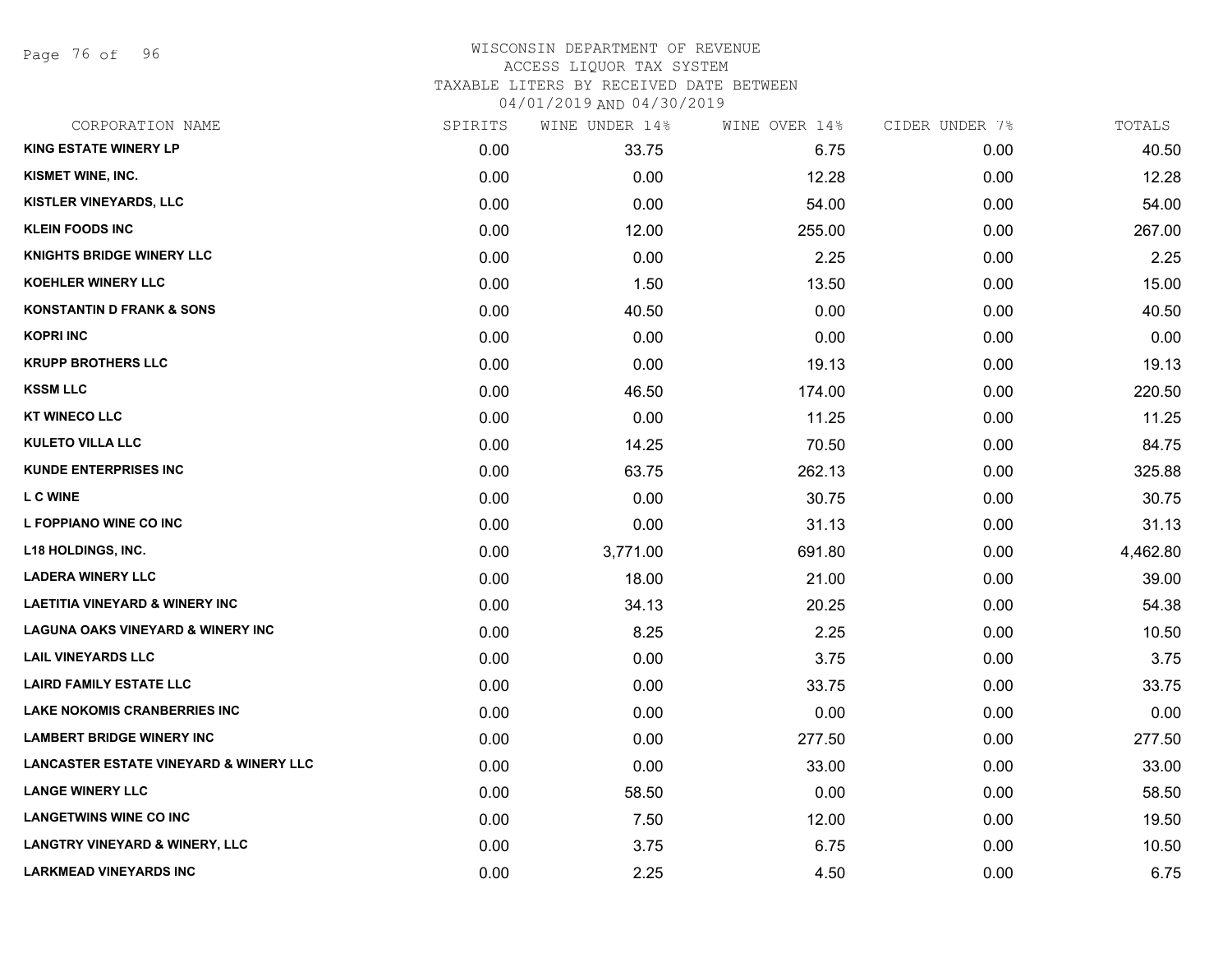# WISCONSIN DEPARTMENT OF REVENUE
ACCESS LIQUOR TAX SYSTEM
TAXABLE LITERS BY RECEIVED DATE BETWEEN
04/01/2019 AND 04/30/2019

| CORPORATION NAME | SPIRITS | WINE UNDER 14% | WINE OVER 14% | CIDER UNDER 7% | TOTALS |
|---|---|---|---|---|---|
| KING ESTATE WINERY LP | 0.00 | 33.75 | 6.75 | 0.00 | 40.50 |
| KISMET WINE, INC. | 0.00 | 0.00 | 12.28 | 0.00 | 12.28 |
| KISTLER VINEYARDS, LLC | 0.00 | 0.00 | 54.00 | 0.00 | 54.00 |
| KLEIN FOODS INC | 0.00 | 12.00 | 255.00 | 0.00 | 267.00 |
| KNIGHTS BRIDGE WINERY LLC | 0.00 | 0.00 | 2.25 | 0.00 | 2.25 |
| KOEHLER WINERY LLC | 0.00 | 1.50 | 13.50 | 0.00 | 15.00 |
| KONSTANTIN D FRANK & SONS | 0.00 | 40.50 | 0.00 | 0.00 | 40.50 |
| KOPRI INC | 0.00 | 0.00 | 0.00 | 0.00 | 0.00 |
| KRUPP BROTHERS LLC | 0.00 | 0.00 | 19.13 | 0.00 | 19.13 |
| KSSM LLC | 0.00 | 46.50 | 174.00 | 0.00 | 220.50 |
| KT WINECO LLC | 0.00 | 0.00 | 11.25 | 0.00 | 11.25 |
| KULETO VILLA LLC | 0.00 | 14.25 | 70.50 | 0.00 | 84.75 |
| KUNDE ENTERPRISES INC | 0.00 | 63.75 | 262.13 | 0.00 | 325.88 |
| L C WINE | 0.00 | 0.00 | 30.75 | 0.00 | 30.75 |
| L FOPPIANO WINE CO INC | 0.00 | 0.00 | 31.13 | 0.00 | 31.13 |
| L18 HOLDINGS, INC. | 0.00 | 3,771.00 | 691.80 | 0.00 | 4,462.80 |
| LADERA WINERY LLC | 0.00 | 18.00 | 21.00 | 0.00 | 39.00 |
| LAETITIA VINEYARD & WINERY INC | 0.00 | 34.13 | 20.25 | 0.00 | 54.38 |
| LAGUNA OAKS VINEYARD & WINERY INC | 0.00 | 8.25 | 2.25 | 0.00 | 10.50 |
| LAIL VINEYARDS LLC | 0.00 | 0.00 | 3.75 | 0.00 | 3.75 |
| LAIRD FAMILY ESTATE LLC | 0.00 | 0.00 | 33.75 | 0.00 | 33.75 |
| LAKE NOKOMIS CRANBERRIES INC | 0.00 | 0.00 | 0.00 | 0.00 | 0.00 |
| LAMBERT BRIDGE WINERY INC | 0.00 | 0.00 | 277.50 | 0.00 | 277.50 |
| LANCASTER ESTATE VINEYARD & WINERY LLC | 0.00 | 0.00 | 33.00 | 0.00 | 33.00 |
| LANGE WINERY LLC | 0.00 | 58.50 | 0.00 | 0.00 | 58.50 |
| LANGETWINS WINE CO INC | 0.00 | 7.50 | 12.00 | 0.00 | 19.50 |
| LANGTRY VINEYARD & WINERY, LLC | 0.00 | 3.75 | 6.75 | 0.00 | 10.50 |
| LARKMEAD VINEYARDS INC | 0.00 | 2.25 | 4.50 | 0.00 | 6.75 |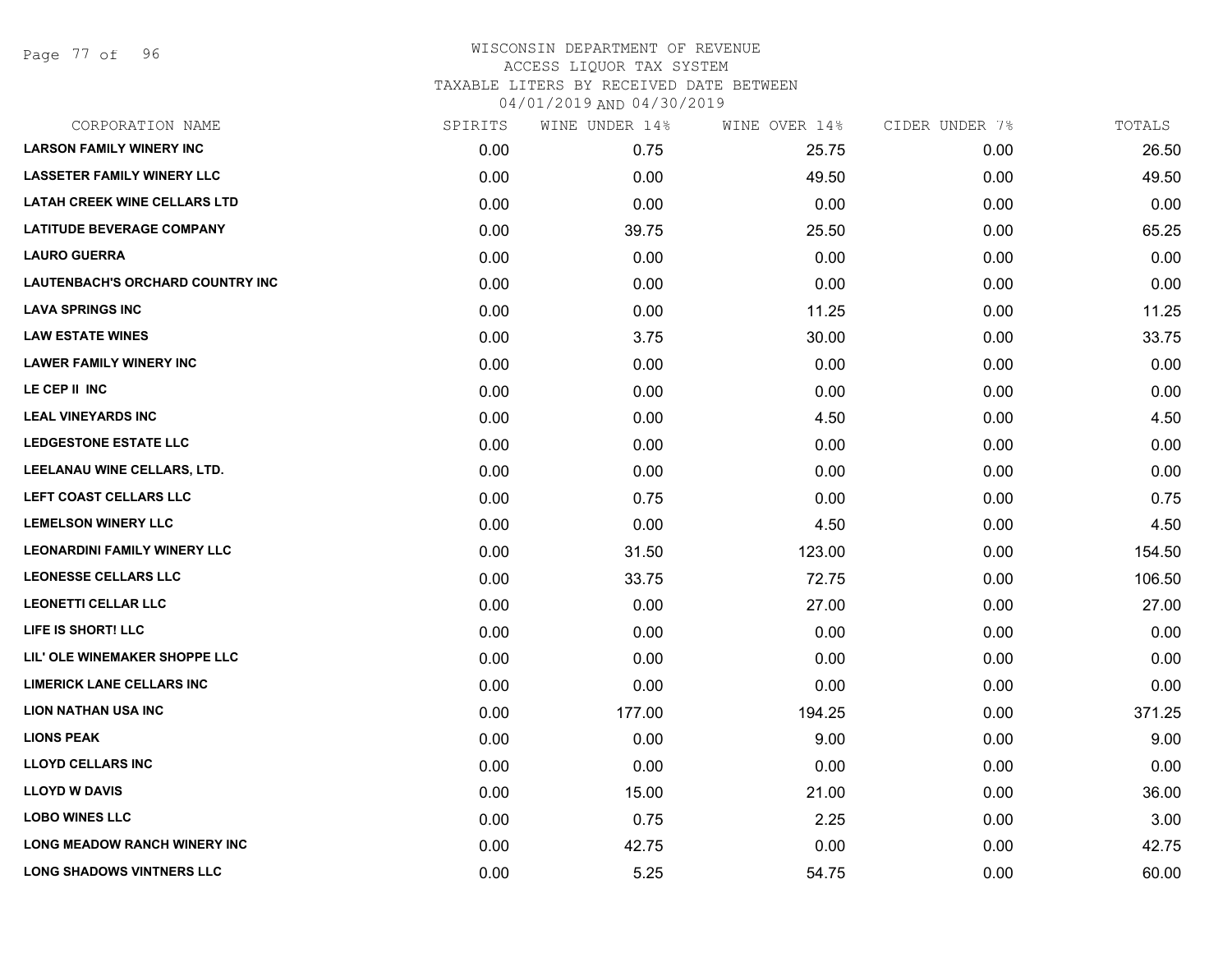WISCONSIN DEPARTMENT OF REVENUE
ACCESS LIQUOR TAX SYSTEM
TAXABLE LITERS BY RECEIVED DATE BETWEEN
04/01/2019 AND 04/30/2019

| CORPORATION NAME | SPIRITS | WINE UNDER 14% | WINE OVER 14% | CIDER UNDER 7% | TOTALS |
|---|---|---|---|---|---|
| LARSON FAMILY WINERY INC | 0.00 | 0.75 | 25.75 | 0.00 | 26.50 |
| LASSETER FAMILY WINERY LLC | 0.00 | 0.00 | 49.50 | 0.00 | 49.50 |
| LATAH CREEK WINE CELLARS LTD | 0.00 | 0.00 | 0.00 | 0.00 | 0.00 |
| LATITUDE BEVERAGE COMPANY | 0.00 | 39.75 | 25.50 | 0.00 | 65.25 |
| LAURO GUERRA | 0.00 | 0.00 | 0.00 | 0.00 | 0.00 |
| LAUTENBACH'S ORCHARD COUNTRY INC | 0.00 | 0.00 | 0.00 | 0.00 | 0.00 |
| LAVA SPRINGS INC | 0.00 | 0.00 | 11.25 | 0.00 | 11.25 |
| LAW ESTATE WINES | 0.00 | 3.75 | 30.00 | 0.00 | 33.75 |
| LAWER FAMILY WINERY INC | 0.00 | 0.00 | 0.00 | 0.00 | 0.00 |
| LE CEP II INC | 0.00 | 0.00 | 0.00 | 0.00 | 0.00 |
| LEAL VINEYARDS INC | 0.00 | 0.00 | 4.50 | 0.00 | 4.50 |
| LEDGESTONE ESTATE LLC | 0.00 | 0.00 | 0.00 | 0.00 | 0.00 |
| LEELANAU WINE CELLARS, LTD. | 0.00 | 0.00 | 0.00 | 0.00 | 0.00 |
| LEFT COAST CELLARS LLC | 0.00 | 0.75 | 0.00 | 0.00 | 0.75 |
| LEMELSON WINERY LLC | 0.00 | 0.00 | 4.50 | 0.00 | 4.50 |
| LEONARDINI FAMILY WINERY LLC | 0.00 | 31.50 | 123.00 | 0.00 | 154.50 |
| LEONESSE CELLARS LLC | 0.00 | 33.75 | 72.75 | 0.00 | 106.50 |
| LEONETTI CELLAR LLC | 0.00 | 0.00 | 27.00 | 0.00 | 27.00 |
| LIFE IS SHORT! LLC | 0.00 | 0.00 | 0.00 | 0.00 | 0.00 |
| LIL' OLE WINEMAKER SHOPPE LLC | 0.00 | 0.00 | 0.00 | 0.00 | 0.00 |
| LIMERICK LANE CELLARS INC | 0.00 | 0.00 | 0.00 | 0.00 | 0.00 |
| LION NATHAN USA INC | 0.00 | 177.00 | 194.25 | 0.00 | 371.25 |
| LIONS PEAK | 0.00 | 0.00 | 9.00 | 0.00 | 9.00 |
| LLOYD CELLARS INC | 0.00 | 0.00 | 0.00 | 0.00 | 0.00 |
| LLOYD W DAVIS | 0.00 | 15.00 | 21.00 | 0.00 | 36.00 |
| LOBO WINES LLC | 0.00 | 0.75 | 2.25 | 0.00 | 3.00 |
| LONG MEADOW RANCH WINERY INC | 0.00 | 42.75 | 0.00 | 0.00 | 42.75 |
| LONG SHADOWS VINTNERS LLC | 0.00 | 5.25 | 54.75 | 0.00 | 60.00 |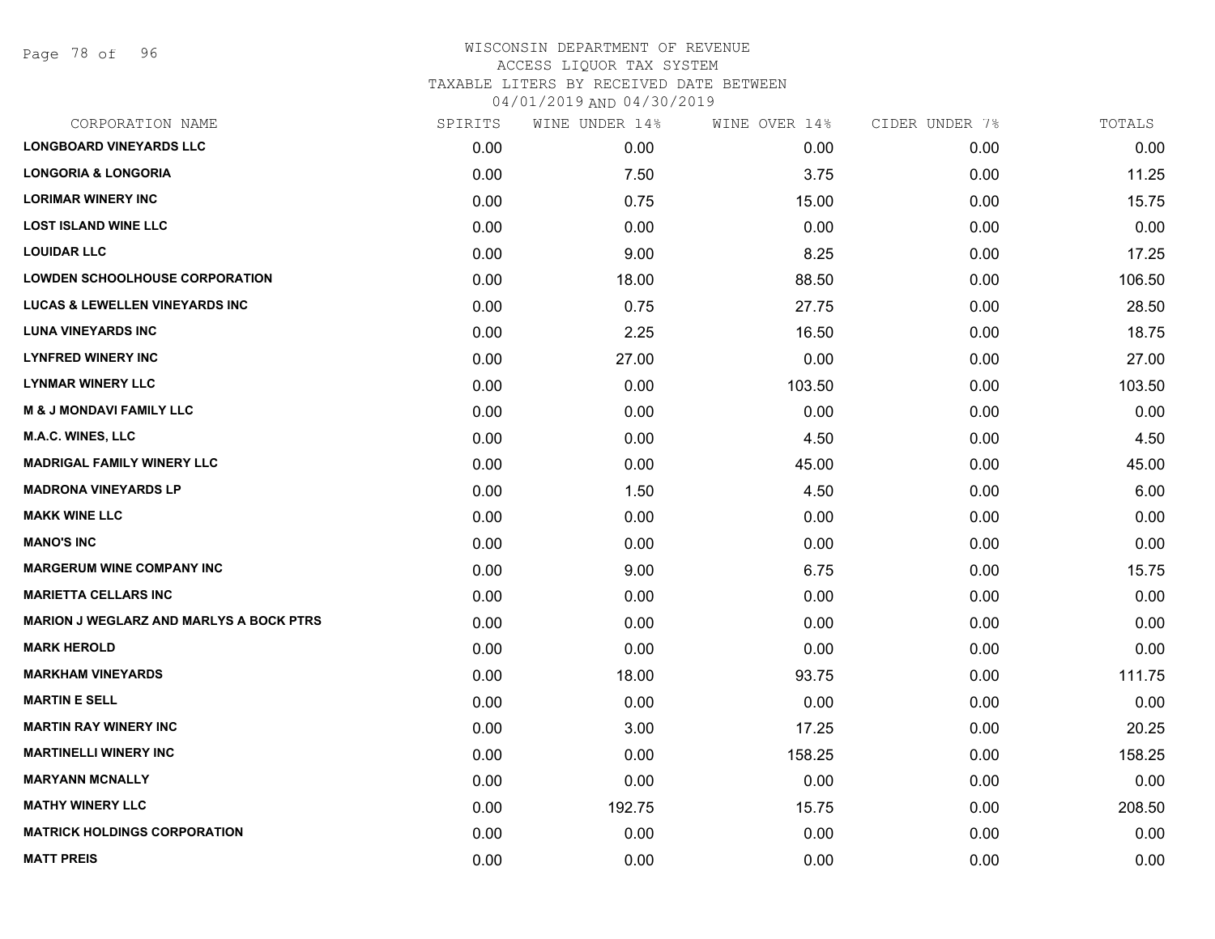WISCONSIN DEPARTMENT OF REVENUE
ACCESS LIQUOR TAX SYSTEM
TAXABLE LITERS BY RECEIVED DATE BETWEEN
04/01/2019 AND 04/30/2019

| CORPORATION NAME | SPIRITS | WINE UNDER 14% | WINE OVER 14% | CIDER UNDER 7% | TOTALS |
|---|---|---|---|---|---|
| LONGBOARD VINEYARDS LLC | 0.00 | 0.00 | 0.00 | 0.00 | 0.00 |
| LONGORIA & LONGORIA | 0.00 | 7.50 | 3.75 | 0.00 | 11.25 |
| LORIMAR WINERY INC | 0.00 | 0.75 | 15.00 | 0.00 | 15.75 |
| LOST ISLAND WINE LLC | 0.00 | 0.00 | 0.00 | 0.00 | 0.00 |
| LOUIDAR LLC | 0.00 | 9.00 | 8.25 | 0.00 | 17.25 |
| LOWDEN SCHOOLHOUSE CORPORATION | 0.00 | 18.00 | 88.50 | 0.00 | 106.50 |
| LUCAS & LEWELLEN VINEYARDS INC | 0.00 | 0.75 | 27.75 | 0.00 | 28.50 |
| LUNA VINEYARDS INC | 0.00 | 2.25 | 16.50 | 0.00 | 18.75 |
| LYNFRED WINERY INC | 0.00 | 27.00 | 0.00 | 0.00 | 27.00 |
| LYNMAR WINERY LLC | 0.00 | 0.00 | 103.50 | 0.00 | 103.50 |
| M & J MONDAVI FAMILY LLC | 0.00 | 0.00 | 0.00 | 0.00 | 0.00 |
| M.A.C. WINES, LLC | 0.00 | 0.00 | 4.50 | 0.00 | 4.50 |
| MADRIGAL FAMILY WINERY LLC | 0.00 | 0.00 | 45.00 | 0.00 | 45.00 |
| MADRONA VINEYARDS LP | 0.00 | 1.50 | 4.50 | 0.00 | 6.00 |
| MAKK WINE LLC | 0.00 | 0.00 | 0.00 | 0.00 | 0.00 |
| MANO'S INC | 0.00 | 0.00 | 0.00 | 0.00 | 0.00 |
| MARGERUM WINE COMPANY INC | 0.00 | 9.00 | 6.75 | 0.00 | 15.75 |
| MARIETTA CELLARS INC | 0.00 | 0.00 | 0.00 | 0.00 | 0.00 |
| MARION J WEGLARZ AND MARLYS A BOCK PTRS | 0.00 | 0.00 | 0.00 | 0.00 | 0.00 |
| MARK HEROLD | 0.00 | 0.00 | 0.00 | 0.00 | 0.00 |
| MARKHAM VINEYARDS | 0.00 | 18.00 | 93.75 | 0.00 | 111.75 |
| MARTIN E SELL | 0.00 | 0.00 | 0.00 | 0.00 | 0.00 |
| MARTIN RAY WINERY INC | 0.00 | 3.00 | 17.25 | 0.00 | 20.25 |
| MARTINELLI WINERY INC | 0.00 | 0.00 | 158.25 | 0.00 | 158.25 |
| MARYANN MCNALLY | 0.00 | 0.00 | 0.00 | 0.00 | 0.00 |
| MATHY WINERY LLC | 0.00 | 192.75 | 15.75 | 0.00 | 208.50 |
| MATRICK HOLDINGS CORPORATION | 0.00 | 0.00 | 0.00 | 0.00 | 0.00 |
| MATT PREIS | 0.00 | 0.00 | 0.00 | 0.00 | 0.00 |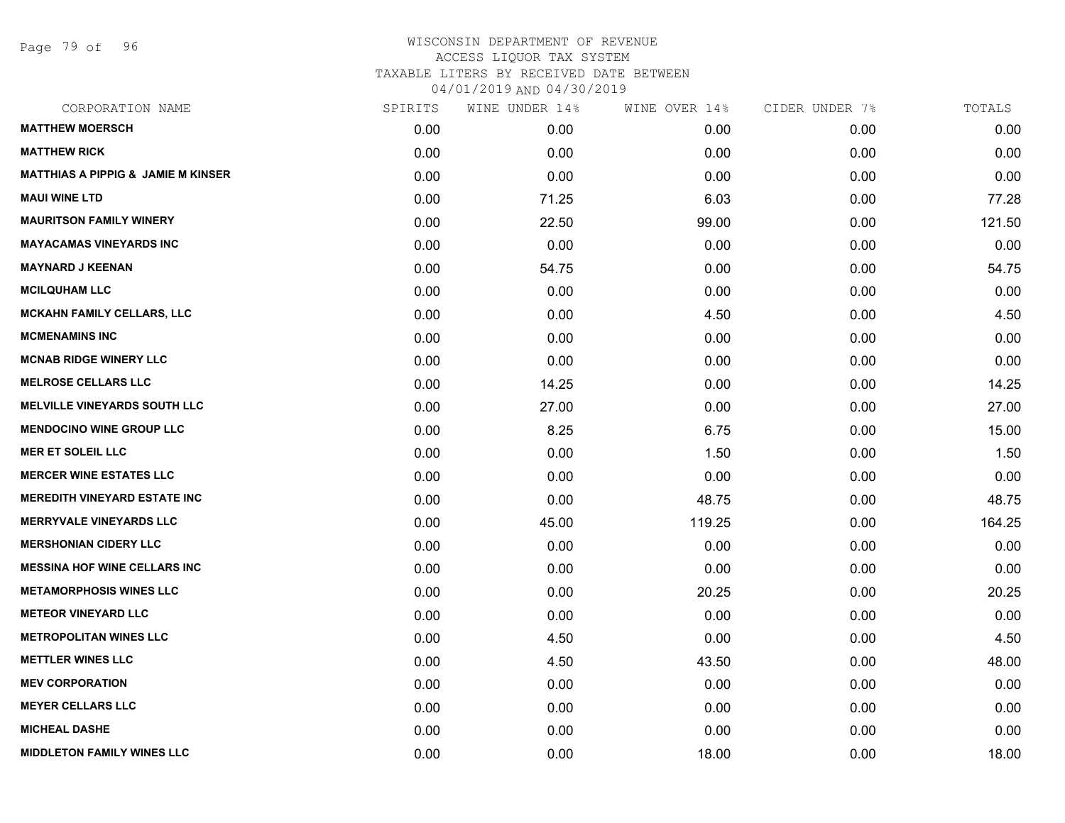# WISCONSIN DEPARTMENT OF REVENUE
ACCESS LIQUOR TAX SYSTEM
TAXABLE LITERS BY RECEIVED DATE BETWEEN
04/01/2019 AND 04/30/2019

| CORPORATION NAME | SPIRITS | WINE UNDER 14% | WINE OVER 14% | CIDER UNDER 7% | TOTALS |
|---|---|---|---|---|---|
| MATTHEW MOERSCH | 0.00 | 0.00 | 0.00 | 0.00 | 0.00 |
| MATTHEW RICK | 0.00 | 0.00 | 0.00 | 0.00 | 0.00 |
| MATTHIAS A PIPPIG & JAMIE M KINSER | 0.00 | 0.00 | 0.00 | 0.00 | 0.00 |
| MAUI WINE LTD | 0.00 | 71.25 | 6.03 | 0.00 | 77.28 |
| MAURITSON FAMILY WINERY | 0.00 | 22.50 | 99.00 | 0.00 | 121.50 |
| MAYACAMAS VINEYARDS INC | 0.00 | 0.00 | 0.00 | 0.00 | 0.00 |
| MAYNARD J KEENAN | 0.00 | 54.75 | 0.00 | 0.00 | 54.75 |
| MCILQUHAM LLC | 0.00 | 0.00 | 0.00 | 0.00 | 0.00 |
| MCKAHN FAMILY CELLARS, LLC | 0.00 | 0.00 | 4.50 | 0.00 | 4.50 |
| MCMENAMINS INC | 0.00 | 0.00 | 0.00 | 0.00 | 0.00 |
| MCNAB RIDGE WINERY LLC | 0.00 | 0.00 | 0.00 | 0.00 | 0.00 |
| MELROSE CELLARS LLC | 0.00 | 14.25 | 0.00 | 0.00 | 14.25 |
| MELVILLE VINEYARDS SOUTH LLC | 0.00 | 27.00 | 0.00 | 0.00 | 27.00 |
| MENDOCINO WINE GROUP LLC | 0.00 | 8.25 | 6.75 | 0.00 | 15.00 |
| MER ET SOLEIL LLC | 0.00 | 0.00 | 1.50 | 0.00 | 1.50 |
| MERCER WINE ESTATES LLC | 0.00 | 0.00 | 0.00 | 0.00 | 0.00 |
| MEREDITH VINEYARD ESTATE INC | 0.00 | 0.00 | 48.75 | 0.00 | 48.75 |
| MERRYVALE VINEYARDS LLC | 0.00 | 45.00 | 119.25 | 0.00 | 164.25 |
| MERSHONIAN CIDERY LLC | 0.00 | 0.00 | 0.00 | 0.00 | 0.00 |
| MESSINA HOF WINE CELLARS INC | 0.00 | 0.00 | 0.00 | 0.00 | 0.00 |
| METAMORPHOSIS WINES LLC | 0.00 | 0.00 | 20.25 | 0.00 | 20.25 |
| METEOR VINEYARD LLC | 0.00 | 0.00 | 0.00 | 0.00 | 0.00 |
| METROPOLITAN WINES LLC | 0.00 | 4.50 | 0.00 | 0.00 | 4.50 |
| METTLER WINES LLC | 0.00 | 4.50 | 43.50 | 0.00 | 48.00 |
| MEV CORPORATION | 0.00 | 0.00 | 0.00 | 0.00 | 0.00 |
| MEYER CELLARS LLC | 0.00 | 0.00 | 0.00 | 0.00 | 0.00 |
| MICHEAL DASHE | 0.00 | 0.00 | 0.00 | 0.00 | 0.00 |
| MIDDLETON FAMILY WINES LLC | 0.00 | 0.00 | 18.00 | 0.00 | 18.00 |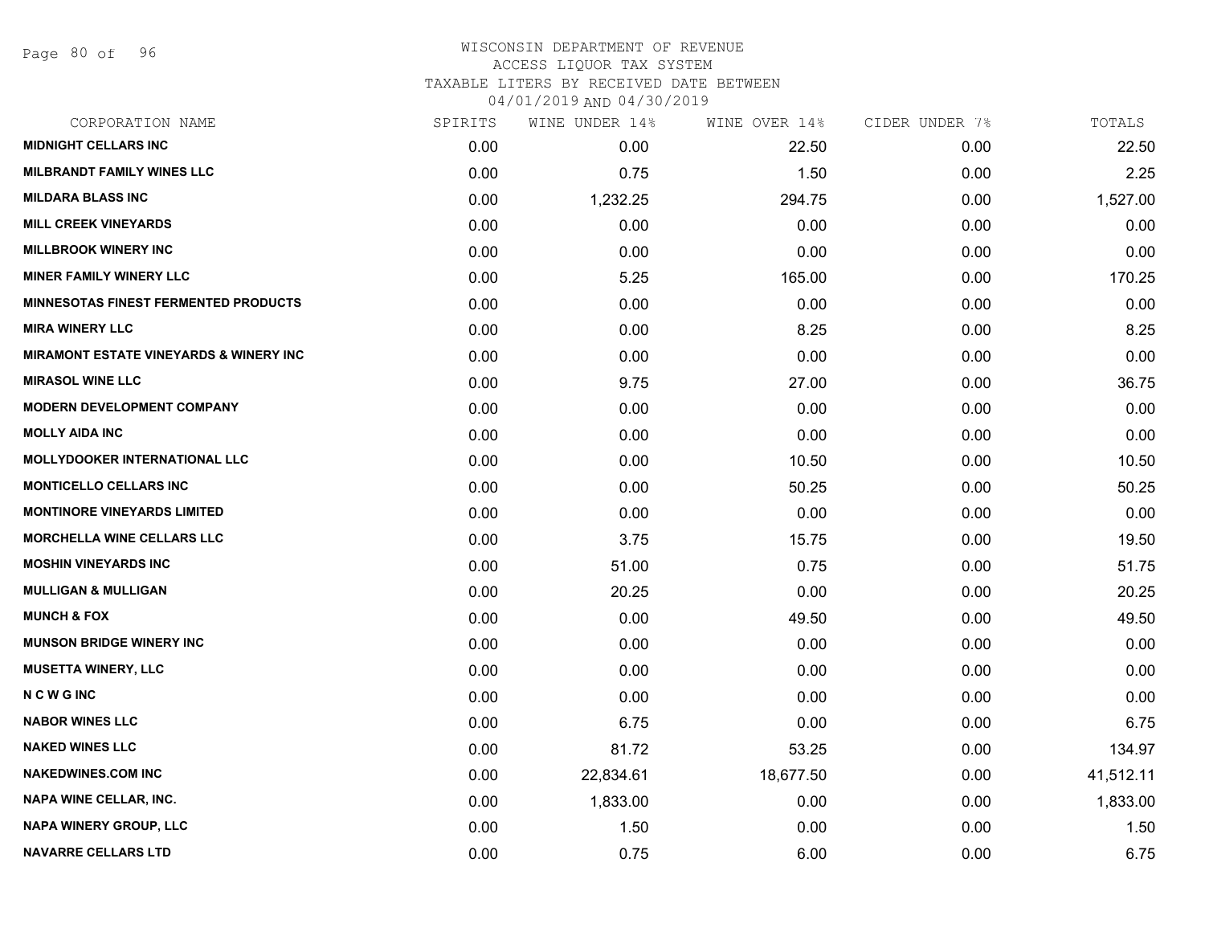WISCONSIN DEPARTMENT OF REVENUE
ACCESS LIQUOR TAX SYSTEM
TAXABLE LITERS BY RECEIVED DATE BETWEEN
04/01/2019 AND 04/30/2019

| CORPORATION NAME | SPIRITS | WINE UNDER 14% | WINE OVER 14% | CIDER UNDER 7% | TOTALS |
|---|---|---|---|---|---|
| MIDNIGHT CELLARS INC | 0.00 | 0.00 | 22.50 | 0.00 | 22.50 |
| MILBRANDT FAMILY WINES LLC | 0.00 | 0.75 | 1.50 | 0.00 | 2.25 |
| MILDARA BLASS INC | 0.00 | 1,232.25 | 294.75 | 0.00 | 1,527.00 |
| MILL CREEK VINEYARDS | 0.00 | 0.00 | 0.00 | 0.00 | 0.00 |
| MILLBROOK WINERY INC | 0.00 | 0.00 | 0.00 | 0.00 | 0.00 |
| MINER FAMILY WINERY LLC | 0.00 | 5.25 | 165.00 | 0.00 | 170.25 |
| MINNESOTAS FINEST FERMENTED PRODUCTS | 0.00 | 0.00 | 0.00 | 0.00 | 0.00 |
| MIRA WINERY LLC | 0.00 | 0.00 | 8.25 | 0.00 | 8.25 |
| MIRAMONT ESTATE VINEYARDS & WINERY INC | 0.00 | 0.00 | 0.00 | 0.00 | 0.00 |
| MIRASOL WINE LLC | 0.00 | 9.75 | 27.00 | 0.00 | 36.75 |
| MODERN DEVELOPMENT COMPANY | 0.00 | 0.00 | 0.00 | 0.00 | 0.00 |
| MOLLY AIDA INC | 0.00 | 0.00 | 0.00 | 0.00 | 0.00 |
| MOLLYDOOKER INTERNATIONAL LLC | 0.00 | 0.00 | 10.50 | 0.00 | 10.50 |
| MONTICELLO CELLARS INC | 0.00 | 0.00 | 50.25 | 0.00 | 50.25 |
| MONTINORE VINEYARDS LIMITED | 0.00 | 0.00 | 0.00 | 0.00 | 0.00 |
| MORCHELLA WINE CELLARS LLC | 0.00 | 3.75 | 15.75 | 0.00 | 19.50 |
| MOSHIN VINEYARDS INC | 0.00 | 51.00 | 0.75 | 0.00 | 51.75 |
| MULLIGAN & MULLIGAN | 0.00 | 20.25 | 0.00 | 0.00 | 20.25 |
| MUNCH & FOX | 0.00 | 0.00 | 49.50 | 0.00 | 49.50 |
| MUNSON BRIDGE WINERY INC | 0.00 | 0.00 | 0.00 | 0.00 | 0.00 |
| MUSETTA WINERY, LLC | 0.00 | 0.00 | 0.00 | 0.00 | 0.00 |
| N C W G INC | 0.00 | 0.00 | 0.00 | 0.00 | 0.00 |
| NABOR WINES LLC | 0.00 | 6.75 | 0.00 | 0.00 | 6.75 |
| NAKED WINES LLC | 0.00 | 81.72 | 53.25 | 0.00 | 134.97 |
| NAKEDWINES.COM INC | 0.00 | 22,834.61 | 18,677.50 | 0.00 | 41,512.11 |
| NAPA WINE CELLAR, INC. | 0.00 | 1,833.00 | 0.00 | 0.00 | 1,833.00 |
| NAPA WINERY GROUP, LLC | 0.00 | 1.50 | 0.00 | 0.00 | 1.50 |
| NAVARRE CELLARS LTD | 0.00 | 0.75 | 6.00 | 0.00 | 6.75 |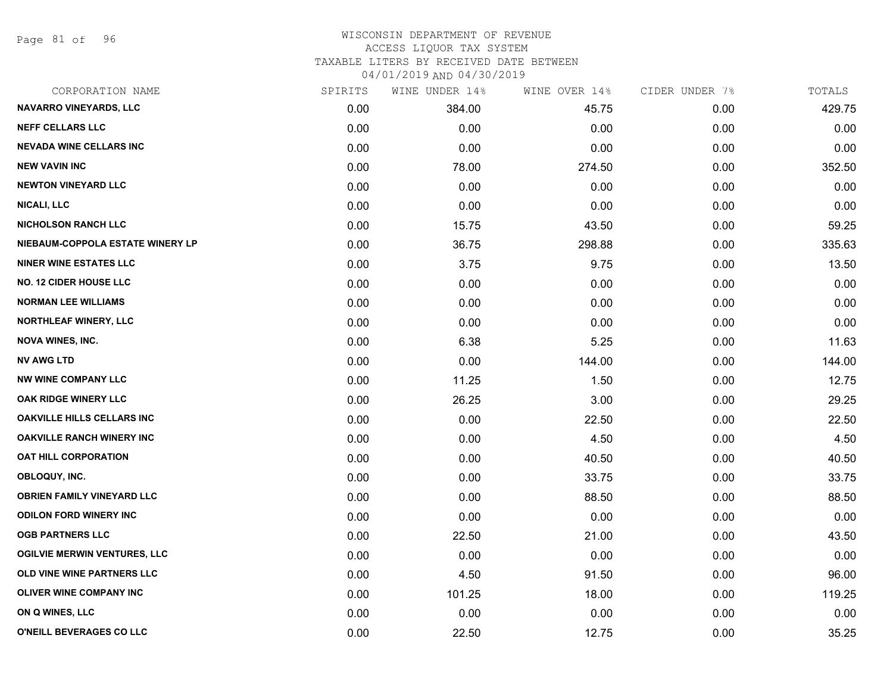WISCONSIN DEPARTMENT OF REVENUE
ACCESS LIQUOR TAX SYSTEM
TAXABLE LITERS BY RECEIVED DATE BETWEEN
04/01/2019 AND 04/30/2019

| CORPORATION NAME | SPIRITS | WINE UNDER 14% | WINE OVER 14% | CIDER UNDER 7% | TOTALS |
|---|---|---|---|---|---|
| NAVARRO VINEYARDS, LLC | 0.00 | 384.00 | 45.75 | 0.00 | 429.75 |
| NEFF CELLARS LLC | 0.00 | 0.00 | 0.00 | 0.00 | 0.00 |
| NEVADA WINE CELLARS INC | 0.00 | 0.00 | 0.00 | 0.00 | 0.00 |
| NEW VAVIN INC | 0.00 | 78.00 | 274.50 | 0.00 | 352.50 |
| NEWTON VINEYARD LLC | 0.00 | 0.00 | 0.00 | 0.00 | 0.00 |
| NICALI, LLC | 0.00 | 0.00 | 0.00 | 0.00 | 0.00 |
| NICHOLSON RANCH LLC | 0.00 | 15.75 | 43.50 | 0.00 | 59.25 |
| NIEBAUM-COPPOLA ESTATE WINERY LP | 0.00 | 36.75 | 298.88 | 0.00 | 335.63 |
| NINER WINE ESTATES LLC | 0.00 | 3.75 | 9.75 | 0.00 | 13.50 |
| NO. 12 CIDER HOUSE LLC | 0.00 | 0.00 | 0.00 | 0.00 | 0.00 |
| NORMAN LEE WILLIAMS | 0.00 | 0.00 | 0.00 | 0.00 | 0.00 |
| NORTHLEAF WINERY, LLC | 0.00 | 0.00 | 0.00 | 0.00 | 0.00 |
| NOVA WINES, INC. | 0.00 | 6.38 | 5.25 | 0.00 | 11.63 |
| NV AWG LTD | 0.00 | 0.00 | 144.00 | 0.00 | 144.00 |
| NW WINE COMPANY LLC | 0.00 | 11.25 | 1.50 | 0.00 | 12.75 |
| OAK RIDGE WINERY LLC | 0.00 | 26.25 | 3.00 | 0.00 | 29.25 |
| OAKVILLE HILLS CELLARS INC | 0.00 | 0.00 | 22.50 | 0.00 | 22.50 |
| OAKVILLE RANCH WINERY INC | 0.00 | 0.00 | 4.50 | 0.00 | 4.50 |
| OAT HILL CORPORATION | 0.00 | 0.00 | 40.50 | 0.00 | 40.50 |
| OBLOQUY, INC. | 0.00 | 0.00 | 33.75 | 0.00 | 33.75 |
| OBRIEN FAMILY VINEYARD LLC | 0.00 | 0.00 | 88.50 | 0.00 | 88.50 |
| ODILON FORD WINERY INC | 0.00 | 0.00 | 0.00 | 0.00 | 0.00 |
| OGB PARTNERS LLC | 0.00 | 22.50 | 21.00 | 0.00 | 43.50 |
| OGILVIE MERWIN VENTURES, LLC | 0.00 | 0.00 | 0.00 | 0.00 | 0.00 |
| OLD VINE WINE PARTNERS LLC | 0.00 | 4.50 | 91.50 | 0.00 | 96.00 |
| OLIVER WINE COMPANY INC | 0.00 | 101.25 | 18.00 | 0.00 | 119.25 |
| ON Q WINES, LLC | 0.00 | 0.00 | 0.00 | 0.00 | 0.00 |
| O'NEILL BEVERAGES CO LLC | 0.00 | 22.50 | 12.75 | 0.00 | 35.25 |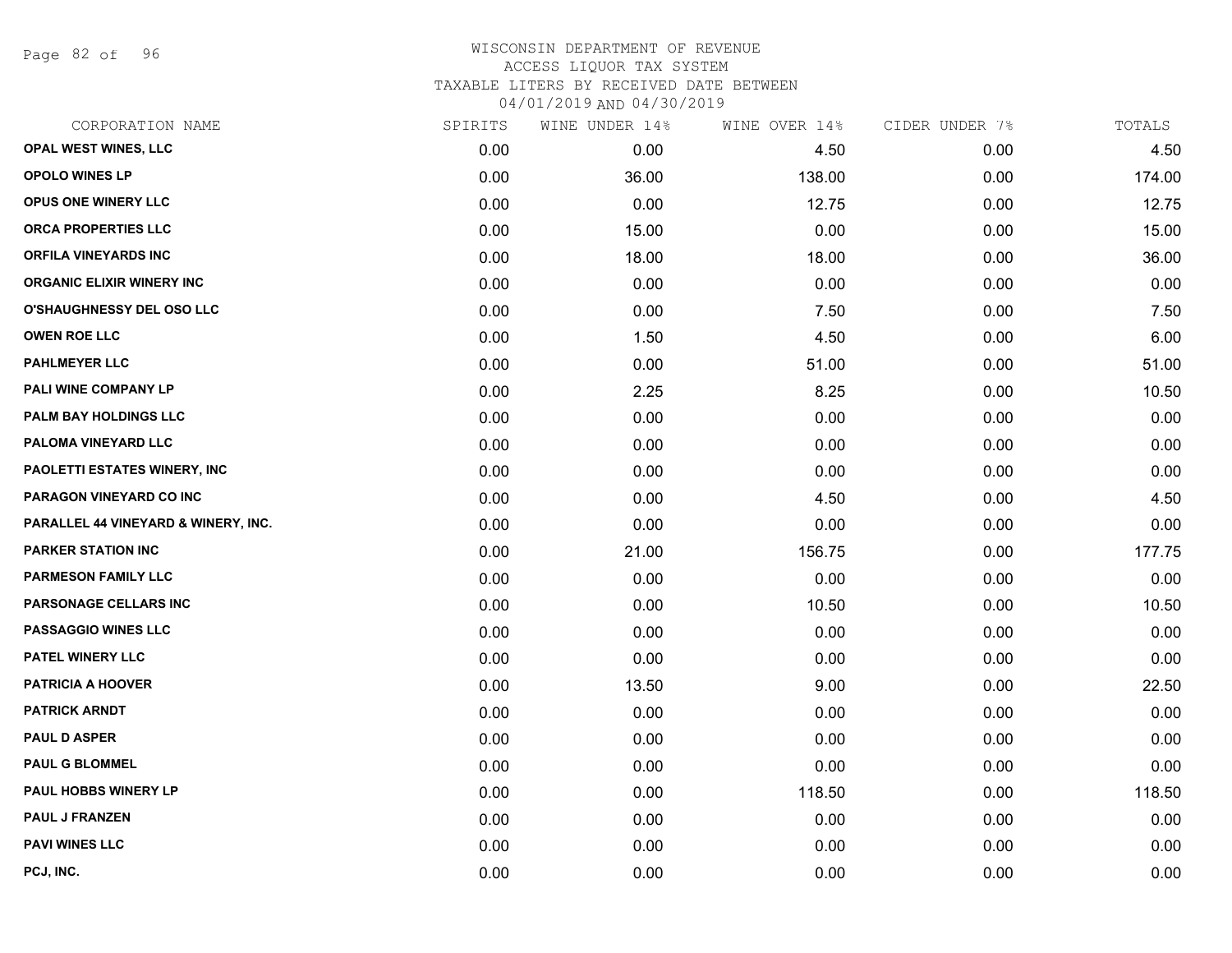WISCONSIN DEPARTMENT OF REVENUE
ACCESS LIQUOR TAX SYSTEM
TAXABLE LITERS BY RECEIVED DATE BETWEEN
04/01/2019 AND 04/30/2019

| CORPORATION NAME | SPIRITS | WINE UNDER 14% | WINE OVER 14% | CIDER UNDER 7% | TOTALS |
|---|---|---|---|---|---|
| OPAL WEST WINES, LLC | 0.00 | 0.00 | 4.50 | 0.00 | 4.50 |
| OPOLO WINES LP | 0.00 | 36.00 | 138.00 | 0.00 | 174.00 |
| OPUS ONE WINERY LLC | 0.00 | 0.00 | 12.75 | 0.00 | 12.75 |
| ORCA PROPERTIES LLC | 0.00 | 15.00 | 0.00 | 0.00 | 15.00 |
| ORFILA VINEYARDS INC | 0.00 | 18.00 | 18.00 | 0.00 | 36.00 |
| ORGANIC ELIXIR WINERY INC | 0.00 | 0.00 | 0.00 | 0.00 | 0.00 |
| O'SHAUGHNESSY DEL OSO LLC | 0.00 | 0.00 | 7.50 | 0.00 | 7.50 |
| OWEN ROE LLC | 0.00 | 1.50 | 4.50 | 0.00 | 6.00 |
| PAHLMEYER LLC | 0.00 | 0.00 | 51.00 | 0.00 | 51.00 |
| PALI WINE COMPANY LP | 0.00 | 2.25 | 8.25 | 0.00 | 10.50 |
| PALM BAY HOLDINGS LLC | 0.00 | 0.00 | 0.00 | 0.00 | 0.00 |
| PALOMA VINEYARD LLC | 0.00 | 0.00 | 0.00 | 0.00 | 0.00 |
| PAOLETTI ESTATES WINERY, INC | 0.00 | 0.00 | 0.00 | 0.00 | 0.00 |
| PARAGON VINEYARD CO INC | 0.00 | 0.00 | 4.50 | 0.00 | 4.50 |
| PARALLEL 44 VINEYARD & WINERY, INC. | 0.00 | 0.00 | 0.00 | 0.00 | 0.00 |
| PARKER STATION INC | 0.00 | 21.00 | 156.75 | 0.00 | 177.75 |
| PARMESON FAMILY LLC | 0.00 | 0.00 | 0.00 | 0.00 | 0.00 |
| PARSONAGE CELLARS INC | 0.00 | 0.00 | 10.50 | 0.00 | 10.50 |
| PASSAGGIO WINES LLC | 0.00 | 0.00 | 0.00 | 0.00 | 0.00 |
| PATEL WINERY LLC | 0.00 | 0.00 | 0.00 | 0.00 | 0.00 |
| PATRICIA A HOOVER | 0.00 | 13.50 | 9.00 | 0.00 | 22.50 |
| PATRICK ARNDT | 0.00 | 0.00 | 0.00 | 0.00 | 0.00 |
| PAUL D ASPER | 0.00 | 0.00 | 0.00 | 0.00 | 0.00 |
| PAUL G BLOMMEL | 0.00 | 0.00 | 0.00 | 0.00 | 0.00 |
| PAUL HOBBS WINERY LP | 0.00 | 0.00 | 118.50 | 0.00 | 118.50 |
| PAUL J FRANZEN | 0.00 | 0.00 | 0.00 | 0.00 | 0.00 |
| PAVI WINES LLC | 0.00 | 0.00 | 0.00 | 0.00 | 0.00 |
| PCJ, INC. | 0.00 | 0.00 | 0.00 | 0.00 | 0.00 |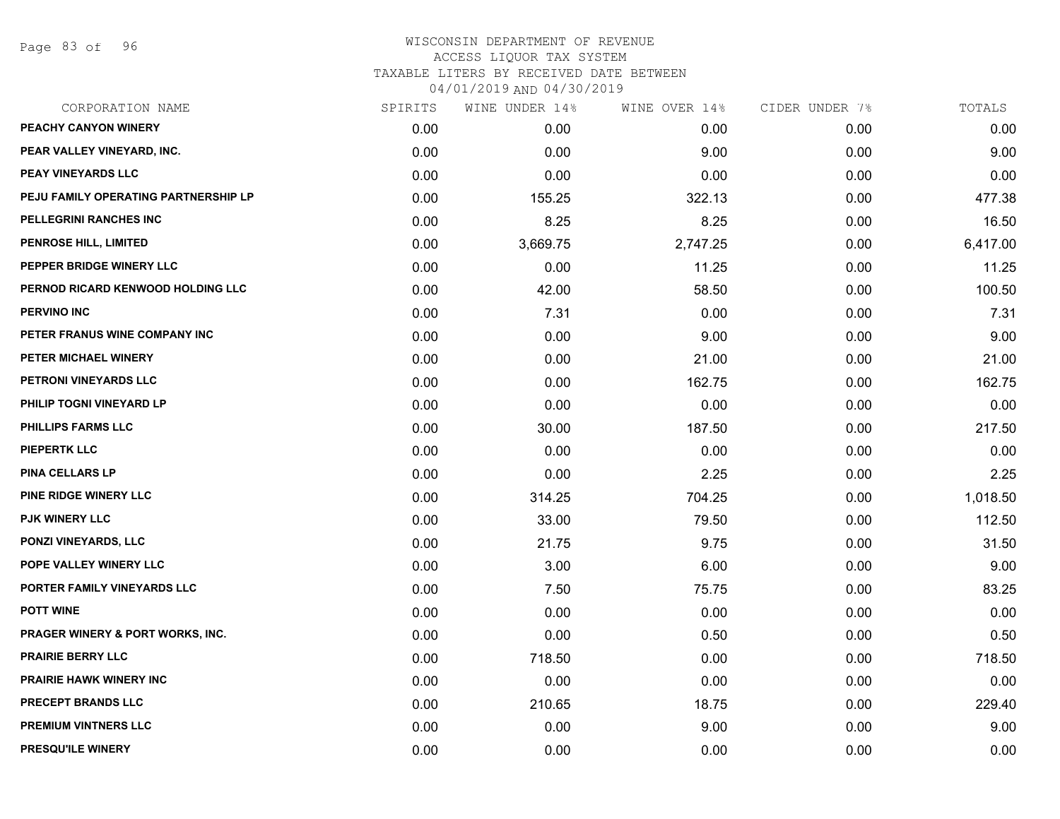WISCONSIN DEPARTMENT OF REVENUE
ACCESS LIQUOR TAX SYSTEM
TAXABLE LITERS BY RECEIVED DATE BETWEEN
04/01/2019 AND 04/30/2019

| CORPORATION NAME | SPIRITS | WINE UNDER 14% | WINE OVER 14% | CIDER UNDER 7% | TOTALS |
|---|---|---|---|---|---|
| PEACHY CANYON WINERY | 0.00 | 0.00 | 0.00 | 0.00 | 0.00 |
| PEAR VALLEY VINEYARD, INC. | 0.00 | 0.00 | 9.00 | 0.00 | 9.00 |
| PEAY VINEYARDS LLC | 0.00 | 0.00 | 0.00 | 0.00 | 0.00 |
| PEJU FAMILY OPERATING PARTNERSHIP LP | 0.00 | 155.25 | 322.13 | 0.00 | 477.38 |
| PELLEGRINI RANCHES INC | 0.00 | 8.25 | 8.25 | 0.00 | 16.50 |
| PENROSE HILL, LIMITED | 0.00 | 3,669.75 | 2,747.25 | 0.00 | 6,417.00 |
| PEPPER BRIDGE WINERY LLC | 0.00 | 0.00 | 11.25 | 0.00 | 11.25 |
| PERNOD RICARD KENWOOD HOLDING LLC | 0.00 | 42.00 | 58.50 | 0.00 | 100.50 |
| PERVINO INC | 0.00 | 7.31 | 0.00 | 0.00 | 7.31 |
| PETER FRANUS WINE COMPANY INC | 0.00 | 0.00 | 9.00 | 0.00 | 9.00 |
| PETER MICHAEL WINERY | 0.00 | 0.00 | 21.00 | 0.00 | 21.00 |
| PETRONI VINEYARDS LLC | 0.00 | 0.00 | 162.75 | 0.00 | 162.75 |
| PHILIP TOGNI VINEYARD LP | 0.00 | 0.00 | 0.00 | 0.00 | 0.00 |
| PHILLIPS FARMS LLC | 0.00 | 30.00 | 187.50 | 0.00 | 217.50 |
| PIEPERTK LLC | 0.00 | 0.00 | 0.00 | 0.00 | 0.00 |
| PINA CELLARS LP | 0.00 | 0.00 | 2.25 | 0.00 | 2.25 |
| PINE RIDGE WINERY LLC | 0.00 | 314.25 | 704.25 | 0.00 | 1,018.50 |
| PJK WINERY LLC | 0.00 | 33.00 | 79.50 | 0.00 | 112.50 |
| PONZI VINEYARDS, LLC | 0.00 | 21.75 | 9.75 | 0.00 | 31.50 |
| POPE VALLEY WINERY LLC | 0.00 | 3.00 | 6.00 | 0.00 | 9.00 |
| PORTER FAMILY VINEYARDS LLC | 0.00 | 7.50 | 75.75 | 0.00 | 83.25 |
| POTT WINE | 0.00 | 0.00 | 0.00 | 0.00 | 0.00 |
| PRAGER WINERY & PORT WORKS, INC. | 0.00 | 0.00 | 0.50 | 0.00 | 0.50 |
| PRAIRIE BERRY LLC | 0.00 | 718.50 | 0.00 | 0.00 | 718.50 |
| PRAIRIE HAWK WINERY INC | 0.00 | 0.00 | 0.00 | 0.00 | 0.00 |
| PRECEPT BRANDS LLC | 0.00 | 210.65 | 18.75 | 0.00 | 229.40 |
| PREMIUM VINTNERS LLC | 0.00 | 0.00 | 9.00 | 0.00 | 9.00 |
| PRESQU'ILE WINERY | 0.00 | 0.00 | 0.00 | 0.00 | 0.00 |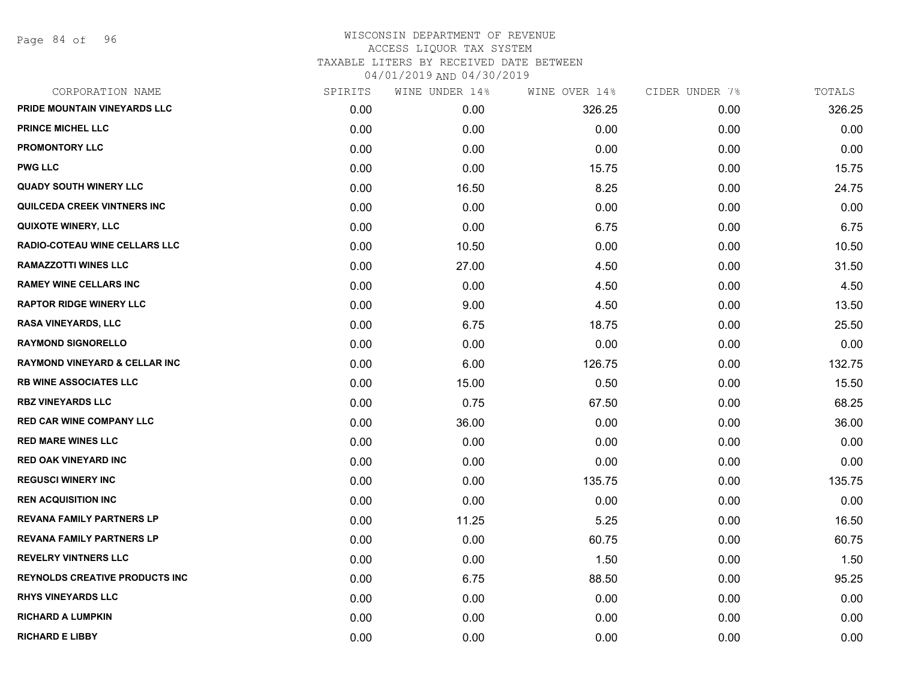# WISCONSIN DEPARTMENT OF REVENUE
## ACCESS LIQUOR TAX SYSTEM
### TAXABLE LITERS BY RECEIVED DATE BETWEEN 04/01/2019 AND 04/30/2019

| CORPORATION NAME | SPIRITS | WINE UNDER 14% | WINE OVER 14% | CIDER UNDER 7% | TOTALS |
|---|---|---|---|---|---|
| PRIDE MOUNTAIN VINEYARDS LLC | 0.00 | 0.00 | 326.25 | 0.00 | 326.25 |
| PRINCE MICHEL LLC | 0.00 | 0.00 | 0.00 | 0.00 | 0.00 |
| PROMONTORY LLC | 0.00 | 0.00 | 0.00 | 0.00 | 0.00 |
| PWG LLC | 0.00 | 0.00 | 15.75 | 0.00 | 15.75 |
| QUADY SOUTH WINERY LLC | 0.00 | 16.50 | 8.25 | 0.00 | 24.75 |
| QUILCEDA CREEK VINTNERS INC | 0.00 | 0.00 | 0.00 | 0.00 | 0.00 |
| QUIXOTE WINERY, LLC | 0.00 | 0.00 | 6.75 | 0.00 | 6.75 |
| RADIO-COTEAU WINE CELLARS LLC | 0.00 | 10.50 | 0.00 | 0.00 | 10.50 |
| RAMAZZOTTI WINES LLC | 0.00 | 27.00 | 4.50 | 0.00 | 31.50 |
| RAMEY WINE CELLARS INC | 0.00 | 0.00 | 4.50 | 0.00 | 4.50 |
| RAPTOR RIDGE WINERY LLC | 0.00 | 9.00 | 4.50 | 0.00 | 13.50 |
| RASA VINEYARDS, LLC | 0.00 | 6.75 | 18.75 | 0.00 | 25.50 |
| RAYMOND SIGNORELLO | 0.00 | 0.00 | 0.00 | 0.00 | 0.00 |
| RAYMOND VINEYARD & CELLAR INC | 0.00 | 6.00 | 126.75 | 0.00 | 132.75 |
| RB WINE ASSOCIATES LLC | 0.00 | 15.00 | 0.50 | 0.00 | 15.50 |
| RBZ VINEYARDS LLC | 0.00 | 0.75 | 67.50 | 0.00 | 68.25 |
| RED CAR WINE COMPANY LLC | 0.00 | 36.00 | 0.00 | 0.00 | 36.00 |
| RED MARE WINES LLC | 0.00 | 0.00 | 0.00 | 0.00 | 0.00 |
| RED OAK VINEYARD INC | 0.00 | 0.00 | 0.00 | 0.00 | 0.00 |
| REGUSCI WINERY INC | 0.00 | 0.00 | 135.75 | 0.00 | 135.75 |
| REN ACQUISITION INC | 0.00 | 0.00 | 0.00 | 0.00 | 0.00 |
| REVANA FAMILY PARTNERS LP | 0.00 | 11.25 | 5.25 | 0.00 | 16.50 |
| REVANA FAMILY PARTNERS LP | 0.00 | 0.00 | 60.75 | 0.00 | 60.75 |
| REVELRY VINTNERS LLC | 0.00 | 0.00 | 1.50 | 0.00 | 1.50 |
| REYNOLDS CREATIVE PRODUCTS INC | 0.00 | 6.75 | 88.50 | 0.00 | 95.25 |
| RHYS VINEYARDS LLC | 0.00 | 0.00 | 0.00 | 0.00 | 0.00 |
| RICHARD A LUMPKIN | 0.00 | 0.00 | 0.00 | 0.00 | 0.00 |
| RICHARD E LIBBY | 0.00 | 0.00 | 0.00 | 0.00 | 0.00 |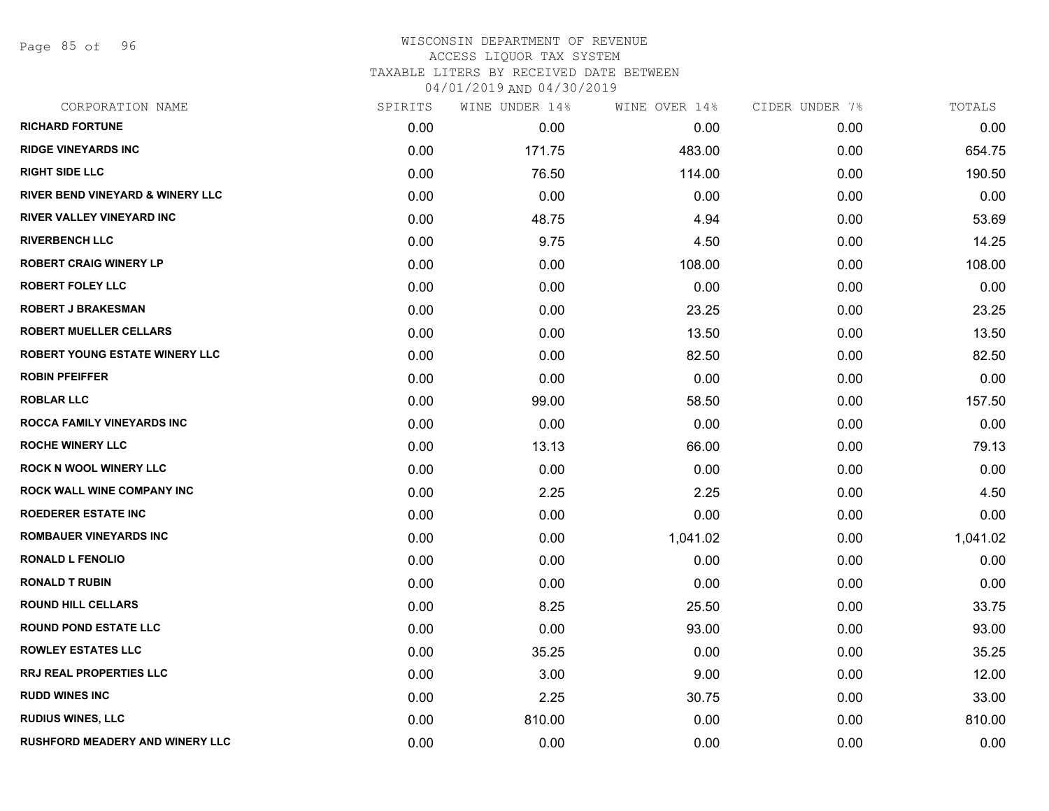WISCONSIN DEPARTMENT OF REVENUE
ACCESS LIQUOR TAX SYSTEM
TAXABLE LITERS BY RECEIVED DATE BETWEEN
04/01/2019 AND 04/30/2019

| CORPORATION NAME | SPIRITS | WINE UNDER 14% | WINE OVER 14% | CIDER UNDER 7% | TOTALS |
|---|---|---|---|---|---|
| RICHARD FORTUNE | 0.00 | 0.00 | 0.00 | 0.00 | 0.00 |
| RIDGE VINEYARDS INC | 0.00 | 171.75 | 483.00 | 0.00 | 654.75 |
| RIGHT SIDE LLC | 0.00 | 76.50 | 114.00 | 0.00 | 190.50 |
| RIVER BEND VINEYARD & WINERY LLC | 0.00 | 0.00 | 0.00 | 0.00 | 0.00 |
| RIVER VALLEY VINEYARD INC | 0.00 | 48.75 | 4.94 | 0.00 | 53.69 |
| RIVERBENCH LLC | 0.00 | 9.75 | 4.50 | 0.00 | 14.25 |
| ROBERT CRAIG WINERY LP | 0.00 | 0.00 | 108.00 | 0.00 | 108.00 |
| ROBERT FOLEY LLC | 0.00 | 0.00 | 0.00 | 0.00 | 0.00 |
| ROBERT J BRAKESMAN | 0.00 | 0.00 | 23.25 | 0.00 | 23.25 |
| ROBERT MUELLER CELLARS | 0.00 | 0.00 | 13.50 | 0.00 | 13.50 |
| ROBERT YOUNG ESTATE WINERY LLC | 0.00 | 0.00 | 82.50 | 0.00 | 82.50 |
| ROBIN PFEIFFER | 0.00 | 0.00 | 0.00 | 0.00 | 0.00 |
| ROBLAR LLC | 0.00 | 99.00 | 58.50 | 0.00 | 157.50 |
| ROCCA FAMILY VINEYARDS INC | 0.00 | 0.00 | 0.00 | 0.00 | 0.00 |
| ROCHE WINERY LLC | 0.00 | 13.13 | 66.00 | 0.00 | 79.13 |
| ROCK N WOOL WINERY LLC | 0.00 | 0.00 | 0.00 | 0.00 | 0.00 |
| ROCK WALL WINE COMPANY INC | 0.00 | 2.25 | 2.25 | 0.00 | 4.50 |
| ROEDERER ESTATE INC | 0.00 | 0.00 | 0.00 | 0.00 | 0.00 |
| ROMBAUER VINEYARDS INC | 0.00 | 0.00 | 1,041.02 | 0.00 | 1,041.02 |
| RONALD L FENOLIO | 0.00 | 0.00 | 0.00 | 0.00 | 0.00 |
| RONALD T RUBIN | 0.00 | 0.00 | 0.00 | 0.00 | 0.00 |
| ROUND HILL CELLARS | 0.00 | 8.25 | 25.50 | 0.00 | 33.75 |
| ROUND POND ESTATE LLC | 0.00 | 0.00 | 93.00 | 0.00 | 93.00 |
| ROWLEY ESTATES LLC | 0.00 | 35.25 | 0.00 | 0.00 | 35.25 |
| RRJ REAL PROPERTIES LLC | 0.00 | 3.00 | 9.00 | 0.00 | 12.00 |
| RUDD WINES INC | 0.00 | 2.25 | 30.75 | 0.00 | 33.00 |
| RUDIUS WINES, LLC | 0.00 | 810.00 | 0.00 | 0.00 | 810.00 |
| RUSHFORD MEADERY AND WINERY LLC | 0.00 | 0.00 | 0.00 | 0.00 | 0.00 |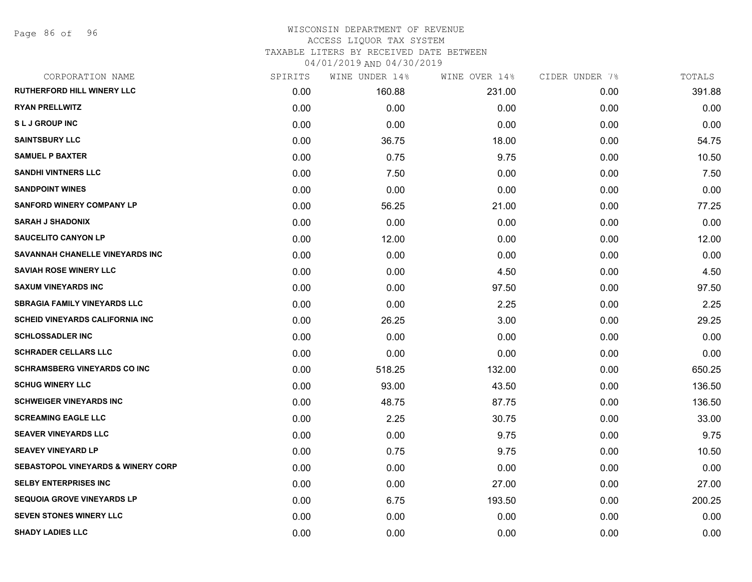# WISCONSIN DEPARTMENT OF REVENUE
## ACCESS LIQUOR TAX SYSTEM
### TAXABLE LITERS BY RECEIVED DATE BETWEEN 04/01/2019 AND 04/30/2019

| CORPORATION NAME | SPIRITS | WINE UNDER 14% | WINE OVER 14% | CIDER UNDER 7% | TOTALS |
|---|---|---|---|---|---|
| RUTHERFORD HILL WINERY LLC | 0.00 | 160.88 | 231.00 | 0.00 | 391.88 |
| RYAN PRELLWITZ | 0.00 | 0.00 | 0.00 | 0.00 | 0.00 |
| S L J GROUP INC | 0.00 | 0.00 | 0.00 | 0.00 | 0.00 |
| SAINTSBURY LLC | 0.00 | 36.75 | 18.00 | 0.00 | 54.75 |
| SAMUEL P BAXTER | 0.00 | 0.75 | 9.75 | 0.00 | 10.50 |
| SANDHI VINTNERS LLC | 0.00 | 7.50 | 0.00 | 0.00 | 7.50 |
| SANDPOINT WINES | 0.00 | 0.00 | 0.00 | 0.00 | 0.00 |
| SANFORD WINERY COMPANY LP | 0.00 | 56.25 | 21.00 | 0.00 | 77.25 |
| SARAH J SHADONIX | 0.00 | 0.00 | 0.00 | 0.00 | 0.00 |
| SAUCELITO CANYON LP | 0.00 | 12.00 | 0.00 | 0.00 | 12.00 |
| SAVANNAH CHANELLE VINEYARDS INC | 0.00 | 0.00 | 0.00 | 0.00 | 0.00 |
| SAVIAH ROSE WINERY LLC | 0.00 | 0.00 | 4.50 | 0.00 | 4.50 |
| SAXUM VINEYARDS INC | 0.00 | 0.00 | 97.50 | 0.00 | 97.50 |
| SBRAGIA FAMILY VINEYARDS LLC | 0.00 | 0.00 | 2.25 | 0.00 | 2.25 |
| SCHEID VINEYARDS CALIFORNIA INC | 0.00 | 26.25 | 3.00 | 0.00 | 29.25 |
| SCHLOSSADLER INC | 0.00 | 0.00 | 0.00 | 0.00 | 0.00 |
| SCHRADER CELLARS LLC | 0.00 | 0.00 | 0.00 | 0.00 | 0.00 |
| SCHRAMSBERG VINEYARDS CO INC | 0.00 | 518.25 | 132.00 | 0.00 | 650.25 |
| SCHUG WINERY LLC | 0.00 | 93.00 | 43.50 | 0.00 | 136.50 |
| SCHWEIGER VINEYARDS INC | 0.00 | 48.75 | 87.75 | 0.00 | 136.50 |
| SCREAMING EAGLE LLC | 0.00 | 2.25 | 30.75 | 0.00 | 33.00 |
| SEAVER VINEYARDS LLC | 0.00 | 0.00 | 9.75 | 0.00 | 9.75 |
| SEAVEY VINEYARD LP | 0.00 | 0.75 | 9.75 | 0.00 | 10.50 |
| SEBASTOPOL VINEYARDS & WINERY CORP | 0.00 | 0.00 | 0.00 | 0.00 | 0.00 |
| SELBY ENTERPRISES INC | 0.00 | 0.00 | 27.00 | 0.00 | 27.00 |
| SEQUOIA GROVE VINEYARDS LP | 0.00 | 6.75 | 193.50 | 0.00 | 200.25 |
| SEVEN STONES WINERY LLC | 0.00 | 0.00 | 0.00 | 0.00 | 0.00 |
| SHADY LADIES LLC | 0.00 | 0.00 | 0.00 | 0.00 | 0.00 |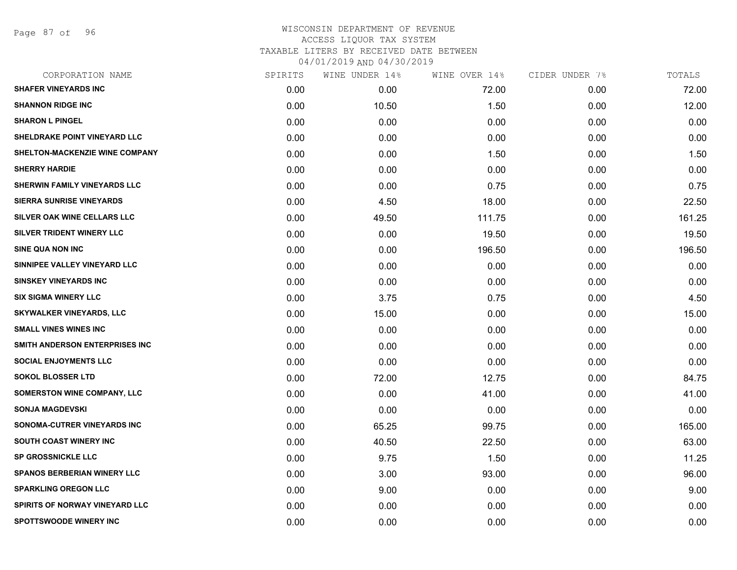WISCONSIN DEPARTMENT OF REVENUE
ACCESS LIQUOR TAX SYSTEM
TAXABLE LITERS BY RECEIVED DATE BETWEEN
04/01/2019 AND 04/30/2019

| CORPORATION NAME | SPIRITS | WINE UNDER 14% | WINE OVER 14% | CIDER UNDER 7% | TOTALS |
|---|---|---|---|---|---|
| SHAFER VINEYARDS INC | 0.00 | 0.00 | 72.00 | 0.00 | 72.00 |
| SHANNON RIDGE INC | 0.00 | 10.50 | 1.50 | 0.00 | 12.00 |
| SHARON L PINGEL | 0.00 | 0.00 | 0.00 | 0.00 | 0.00 |
| SHELDRAKE POINT VINEYARD LLC | 0.00 | 0.00 | 0.00 | 0.00 | 0.00 |
| SHELTON-MACKENZIE WINE COMPANY | 0.00 | 0.00 | 1.50 | 0.00 | 1.50 |
| SHERRY HARDIE | 0.00 | 0.00 | 0.00 | 0.00 | 0.00 |
| SHERWIN FAMILY VINEYARDS LLC | 0.00 | 0.00 | 0.75 | 0.00 | 0.75 |
| SIERRA SUNRISE VINEYARDS | 0.00 | 4.50 | 18.00 | 0.00 | 22.50 |
| SILVER OAK WINE CELLARS LLC | 0.00 | 49.50 | 111.75 | 0.00 | 161.25 |
| SILVER TRIDENT WINERY LLC | 0.00 | 0.00 | 19.50 | 0.00 | 19.50 |
| SINE QUA NON INC | 0.00 | 0.00 | 196.50 | 0.00 | 196.50 |
| SINNIPEE VALLEY VINEYARD LLC | 0.00 | 0.00 | 0.00 | 0.00 | 0.00 |
| SINSKEY VINEYARDS INC | 0.00 | 0.00 | 0.00 | 0.00 | 0.00 |
| SIX SIGMA WINERY LLC | 0.00 | 3.75 | 0.75 | 0.00 | 4.50 |
| SKYWALKER VINEYARDS, LLC | 0.00 | 15.00 | 0.00 | 0.00 | 15.00 |
| SMALL VINES WINES INC | 0.00 | 0.00 | 0.00 | 0.00 | 0.00 |
| SMITH ANDERSON ENTERPRISES INC | 0.00 | 0.00 | 0.00 | 0.00 | 0.00 |
| SOCIAL ENJOYMENTS LLC | 0.00 | 0.00 | 0.00 | 0.00 | 0.00 |
| SOKOL BLOSSER LTD | 0.00 | 72.00 | 12.75 | 0.00 | 84.75 |
| SOMERSTON WINE COMPANY, LLC | 0.00 | 0.00 | 41.00 | 0.00 | 41.00 |
| SONJA MAGDEVSKI | 0.00 | 0.00 | 0.00 | 0.00 | 0.00 |
| SONOMA-CUTRER VINEYARDS INC | 0.00 | 65.25 | 99.75 | 0.00 | 165.00 |
| SOUTH COAST WINERY INC | 0.00 | 40.50 | 22.50 | 0.00 | 63.00 |
| SP GROSSNICKLE LLC | 0.00 | 9.75 | 1.50 | 0.00 | 11.25 |
| SPANOS BERBERIAN WINERY LLC | 0.00 | 3.00 | 93.00 | 0.00 | 96.00 |
| SPARKLING OREGON LLC | 0.00 | 9.00 | 0.00 | 0.00 | 9.00 |
| SPIRITS OF NORWAY VINEYARD LLC | 0.00 | 0.00 | 0.00 | 0.00 | 0.00 |
| SPOTTSWOODE WINERY INC | 0.00 | 0.00 | 0.00 | 0.00 | 0.00 |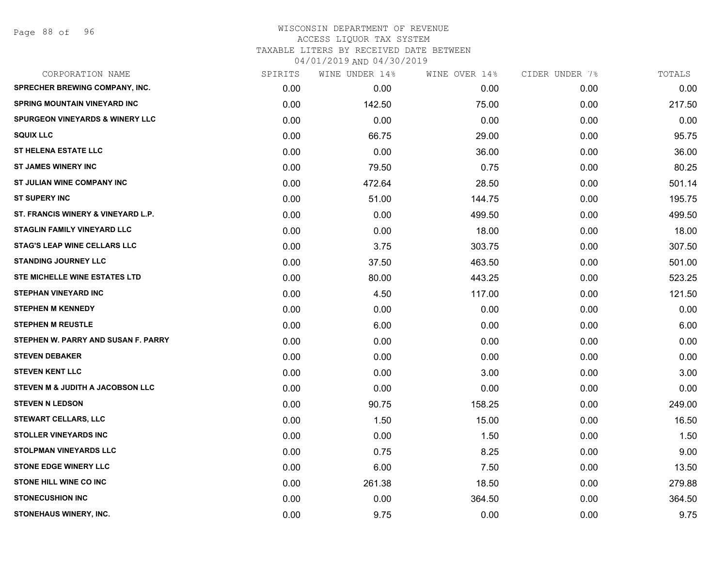WISCONSIN DEPARTMENT OF REVENUE
ACCESS LIQUOR TAX SYSTEM
TAXABLE LITERS BY RECEIVED DATE BETWEEN
04/01/2019 AND 04/30/2019

| CORPORATION NAME | SPIRITS | WINE UNDER 14% | WINE OVER 14% | CIDER UNDER 7% | TOTALS |
|---|---|---|---|---|---|
| SPRECHER BREWING COMPANY, INC. | 0.00 | 0.00 | 0.00 | 0.00 | 0.00 |
| SPRING MOUNTAIN VINEYARD INC | 0.00 | 142.50 | 75.00 | 0.00 | 217.50 |
| SPURGEON VINEYARDS & WINERY LLC | 0.00 | 0.00 | 0.00 | 0.00 | 0.00 |
| SQUIX LLC | 0.00 | 66.75 | 29.00 | 0.00 | 95.75 |
| ST HELENA ESTATE LLC | 0.00 | 0.00 | 36.00 | 0.00 | 36.00 |
| ST JAMES WINERY INC | 0.00 | 79.50 | 0.75 | 0.00 | 80.25 |
| ST JULIAN WINE COMPANY INC | 0.00 | 472.64 | 28.50 | 0.00 | 501.14 |
| ST SUPERY INC | 0.00 | 51.00 | 144.75 | 0.00 | 195.75 |
| ST. FRANCIS WINERY & VINEYARD L.P. | 0.00 | 0.00 | 499.50 | 0.00 | 499.50 |
| STAGLIN FAMILY VINEYARD LLC | 0.00 | 0.00 | 18.00 | 0.00 | 18.00 |
| STAG'S LEAP WINE CELLARS LLC | 0.00 | 3.75 | 303.75 | 0.00 | 307.50 |
| STANDING JOURNEY LLC | 0.00 | 37.50 | 463.50 | 0.00 | 501.00 |
| STE MICHELLE WINE ESTATES LTD | 0.00 | 80.00 | 443.25 | 0.00 | 523.25 |
| STEPHAN VINEYARD INC | 0.00 | 4.50 | 117.00 | 0.00 | 121.50 |
| STEPHEN M KENNEDY | 0.00 | 0.00 | 0.00 | 0.00 | 0.00 |
| STEPHEN M REUSTLE | 0.00 | 6.00 | 0.00 | 0.00 | 6.00 |
| STEPHEN W. PARRY AND SUSAN F. PARRY | 0.00 | 0.00 | 0.00 | 0.00 | 0.00 |
| STEVEN DEBAKER | 0.00 | 0.00 | 0.00 | 0.00 | 0.00 |
| STEVEN KENT LLC | 0.00 | 0.00 | 3.00 | 0.00 | 3.00 |
| STEVEN M & JUDITH A JACOBSON LLC | 0.00 | 0.00 | 0.00 | 0.00 | 0.00 |
| STEVEN N LEDSON | 0.00 | 90.75 | 158.25 | 0.00 | 249.00 |
| STEWART CELLARS, LLC | 0.00 | 1.50 | 15.00 | 0.00 | 16.50 |
| STOLLER VINEYARDS INC | 0.00 | 0.00 | 1.50 | 0.00 | 1.50 |
| STOLPMAN VINEYARDS LLC | 0.00 | 0.75 | 8.25 | 0.00 | 9.00 |
| STONE EDGE WINERY LLC | 0.00 | 6.00 | 7.50 | 0.00 | 13.50 |
| STONE HILL WINE CO INC | 0.00 | 261.38 | 18.50 | 0.00 | 279.88 |
| STONECUSHION INC | 0.00 | 0.00 | 364.50 | 0.00 | 364.50 |
| STONEHAUS WINERY, INC. | 0.00 | 9.75 | 0.00 | 0.00 | 9.75 |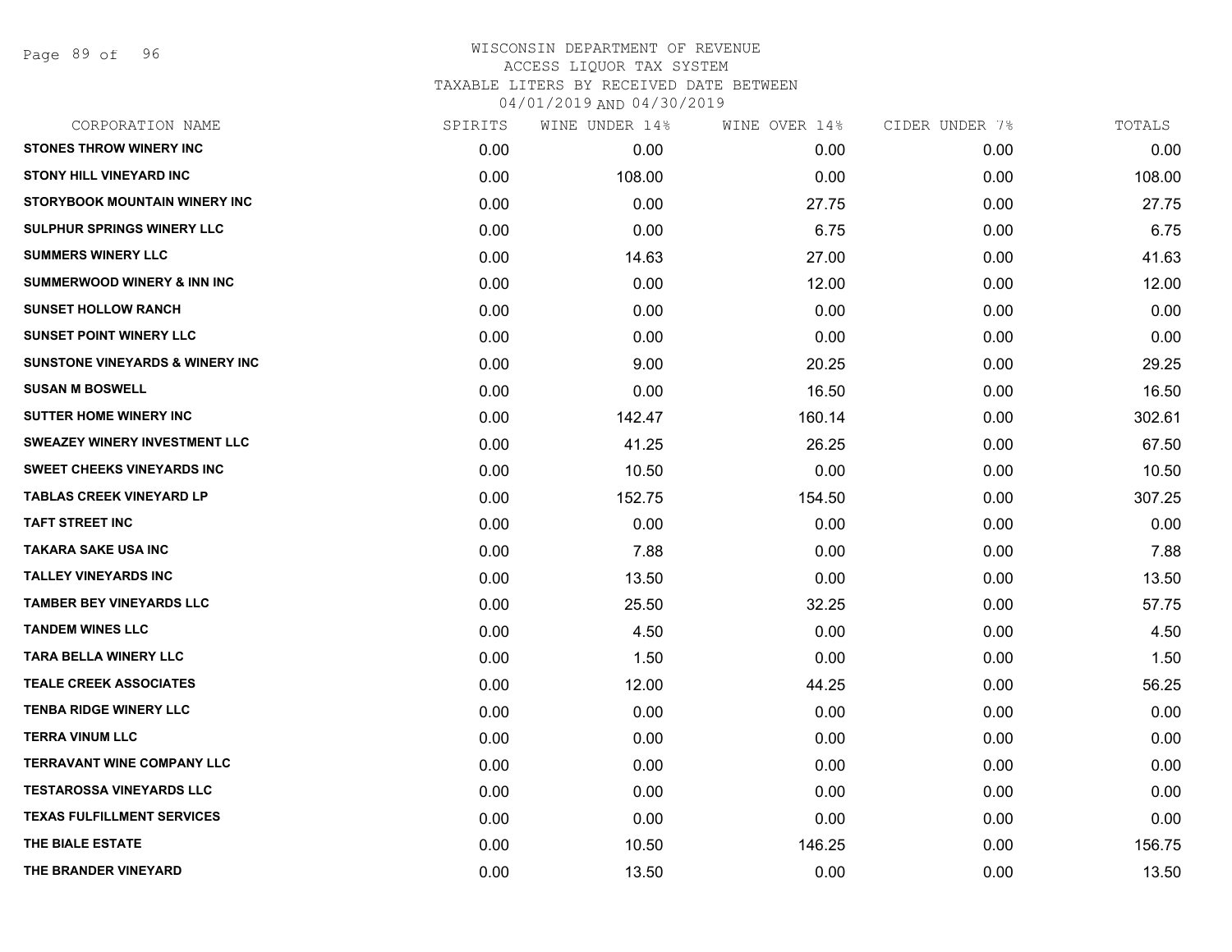WISCONSIN DEPARTMENT OF REVENUE
ACCESS LIQUOR TAX SYSTEM
TAXABLE LITERS BY RECEIVED DATE BETWEEN
04/01/2019 AND 04/30/2019

| CORPORATION NAME | SPIRITS | WINE UNDER 14% | WINE OVER 14% | CIDER UNDER 7% | TOTALS |
|---|---|---|---|---|---|
| STONES THROW WINERY INC | 0.00 | 0.00 | 0.00 | 0.00 | 0.00 |
| STONY HILL VINEYARD INC | 0.00 | 108.00 | 0.00 | 0.00 | 108.00 |
| STORYBOOK MOUNTAIN WINERY INC | 0.00 | 0.00 | 27.75 | 0.00 | 27.75 |
| SULPHUR SPRINGS WINERY LLC | 0.00 | 0.00 | 6.75 | 0.00 | 6.75 |
| SUMMERS WINERY LLC | 0.00 | 14.63 | 27.00 | 0.00 | 41.63 |
| SUMMERWOOD WINERY & INN INC | 0.00 | 0.00 | 12.00 | 0.00 | 12.00 |
| SUNSET HOLLOW RANCH | 0.00 | 0.00 | 0.00 | 0.00 | 0.00 |
| SUNSET POINT WINERY LLC | 0.00 | 0.00 | 0.00 | 0.00 | 0.00 |
| SUNSTONE VINEYARDS & WINERY INC | 0.00 | 9.00 | 20.25 | 0.00 | 29.25 |
| SUSAN M BOSWELL | 0.00 | 0.00 | 16.50 | 0.00 | 16.50 |
| SUTTER HOME WINERY INC | 0.00 | 142.47 | 160.14 | 0.00 | 302.61 |
| SWEAZEY WINERY INVESTMENT LLC | 0.00 | 41.25 | 26.25 | 0.00 | 67.50 |
| SWEET CHEEKS VINEYARDS INC | 0.00 | 10.50 | 0.00 | 0.00 | 10.50 |
| TABLAS CREEK VINEYARD LP | 0.00 | 152.75 | 154.50 | 0.00 | 307.25 |
| TAFT STREET INC | 0.00 | 0.00 | 0.00 | 0.00 | 0.00 |
| TAKARA SAKE USA INC | 0.00 | 7.88 | 0.00 | 0.00 | 7.88 |
| TALLEY VINEYARDS INC | 0.00 | 13.50 | 0.00 | 0.00 | 13.50 |
| TAMBER BEY VINEYARDS LLC | 0.00 | 25.50 | 32.25 | 0.00 | 57.75 |
| TANDEM WINES LLC | 0.00 | 4.50 | 0.00 | 0.00 | 4.50 |
| TARA BELLA WINERY LLC | 0.00 | 1.50 | 0.00 | 0.00 | 1.50 |
| TEALE CREEK ASSOCIATES | 0.00 | 12.00 | 44.25 | 0.00 | 56.25 |
| TENBA RIDGE WINERY LLC | 0.00 | 0.00 | 0.00 | 0.00 | 0.00 |
| TERRA VINUM LLC | 0.00 | 0.00 | 0.00 | 0.00 | 0.00 |
| TERRAVANT WINE COMPANY LLC | 0.00 | 0.00 | 0.00 | 0.00 | 0.00 |
| TESTAROSSA VINEYARDS LLC | 0.00 | 0.00 | 0.00 | 0.00 | 0.00 |
| TEXAS FULFILLMENT SERVICES | 0.00 | 0.00 | 0.00 | 0.00 | 0.00 |
| THE BIALE ESTATE | 0.00 | 10.50 | 146.25 | 0.00 | 156.75 |
| THE BRANDER VINEYARD | 0.00 | 13.50 | 0.00 | 0.00 | 13.50 |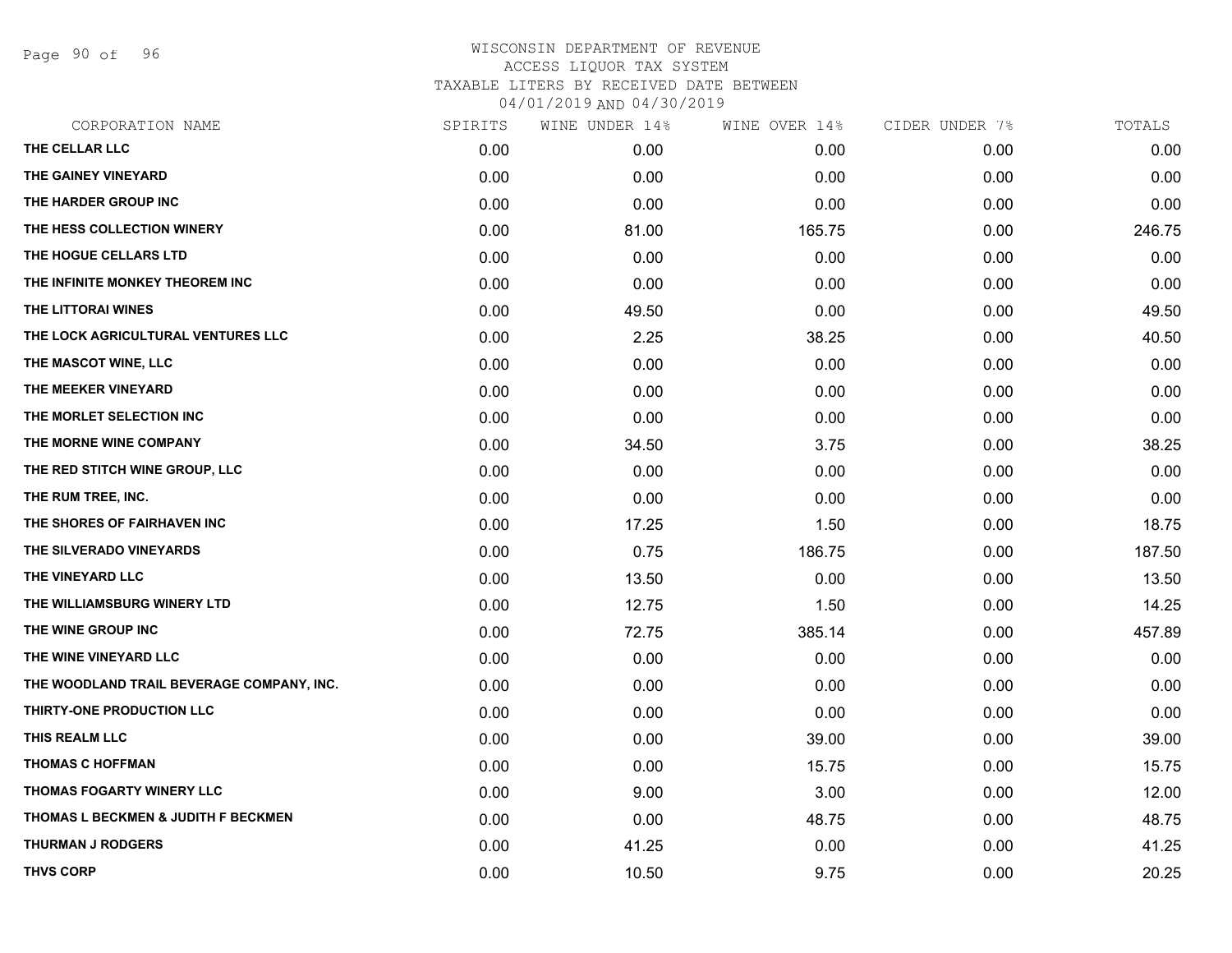WISCONSIN DEPARTMENT OF REVENUE
ACCESS LIQUOR TAX SYSTEM
TAXABLE LITERS BY RECEIVED DATE BETWEEN
04/01/2019 AND 04/30/2019

| CORPORATION NAME | SPIRITS | WINE UNDER 14% | WINE OVER 14% | CIDER UNDER 7% | TOTALS |
|---|---|---|---|---|---|
| THE CELLAR LLC | 0.00 | 0.00 | 0.00 | 0.00 | 0.00 |
| THE GAINEY VINEYARD | 0.00 | 0.00 | 0.00 | 0.00 | 0.00 |
| THE HARDER GROUP INC | 0.00 | 0.00 | 0.00 | 0.00 | 0.00 |
| THE HESS COLLECTION WINERY | 0.00 | 81.00 | 165.75 | 0.00 | 246.75 |
| THE HOGUE CELLARS LTD | 0.00 | 0.00 | 0.00 | 0.00 | 0.00 |
| THE INFINITE MONKEY THEOREM INC | 0.00 | 0.00 | 0.00 | 0.00 | 0.00 |
| THE LITTORAI WINES | 0.00 | 49.50 | 0.00 | 0.00 | 49.50 |
| THE LOCK AGRICULTURAL VENTURES LLC | 0.00 | 2.25 | 38.25 | 0.00 | 40.50 |
| THE MASCOT WINE, LLC | 0.00 | 0.00 | 0.00 | 0.00 | 0.00 |
| THE MEEKER VINEYARD | 0.00 | 0.00 | 0.00 | 0.00 | 0.00 |
| THE MORLET SELECTION INC | 0.00 | 0.00 | 0.00 | 0.00 | 0.00 |
| THE MORNE WINE COMPANY | 0.00 | 34.50 | 3.75 | 0.00 | 38.25 |
| THE RED STITCH WINE GROUP, LLC | 0.00 | 0.00 | 0.00 | 0.00 | 0.00 |
| THE RUM TREE, INC. | 0.00 | 0.00 | 0.00 | 0.00 | 0.00 |
| THE SHORES OF FAIRHAVEN INC | 0.00 | 17.25 | 1.50 | 0.00 | 18.75 |
| THE SILVERADO VINEYARDS | 0.00 | 0.75 | 186.75 | 0.00 | 187.50 |
| THE VINEYARD LLC | 0.00 | 13.50 | 0.00 | 0.00 | 13.50 |
| THE WILLIAMSBURG WINERY LTD | 0.00 | 12.75 | 1.50 | 0.00 | 14.25 |
| THE WINE GROUP INC | 0.00 | 72.75 | 385.14 | 0.00 | 457.89 |
| THE WINE VINEYARD LLC | 0.00 | 0.00 | 0.00 | 0.00 | 0.00 |
| THE WOODLAND TRAIL BEVERAGE COMPANY, INC. | 0.00 | 0.00 | 0.00 | 0.00 | 0.00 |
| THIRTY-ONE PRODUCTION LLC | 0.00 | 0.00 | 0.00 | 0.00 | 0.00 |
| THIS REALM LLC | 0.00 | 0.00 | 39.00 | 0.00 | 39.00 |
| THOMAS C HOFFMAN | 0.00 | 0.00 | 15.75 | 0.00 | 15.75 |
| THOMAS FOGARTY WINERY LLC | 0.00 | 9.00 | 3.00 | 0.00 | 12.00 |
| THOMAS L BECKMEN & JUDITH F BECKMEN | 0.00 | 0.00 | 48.75 | 0.00 | 48.75 |
| THURMAN J RODGERS | 0.00 | 41.25 | 0.00 | 0.00 | 41.25 |
| THVS CORP | 0.00 | 10.50 | 9.75 | 0.00 | 20.25 |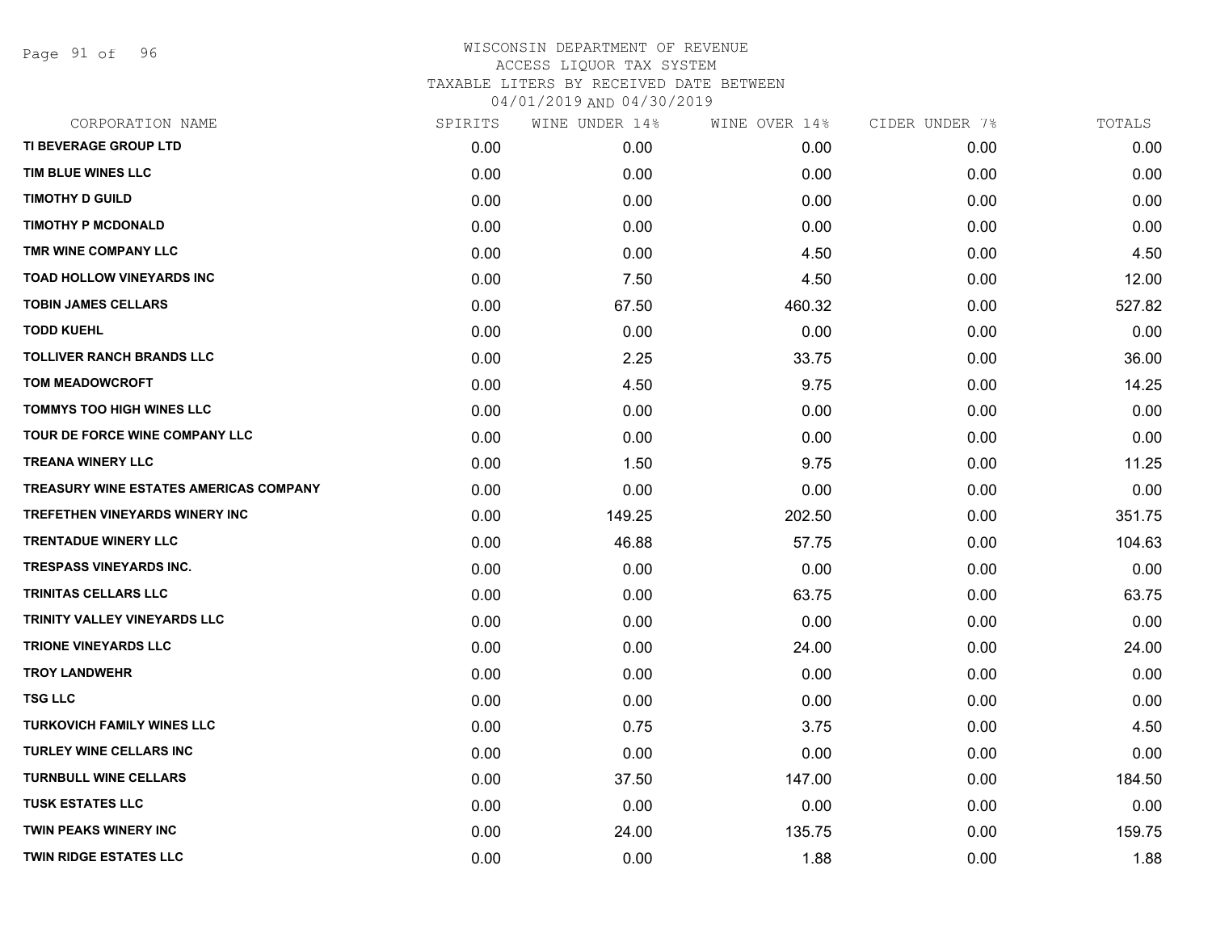WISCONSIN DEPARTMENT OF REVENUE
ACCESS LIQUOR TAX SYSTEM
TAXABLE LITERS BY RECEIVED DATE BETWEEN
04/01/2019 AND 04/30/2019

| CORPORATION NAME | SPIRITS | WINE UNDER 14% | WINE OVER 14% | CIDER UNDER 7% | TOTALS |
|---|---|---|---|---|---|
| TI BEVERAGE GROUP LTD | 0.00 | 0.00 | 0.00 | 0.00 | 0.00 |
| TIM BLUE WINES LLC | 0.00 | 0.00 | 0.00 | 0.00 | 0.00 |
| TIMOTHY D GUILD | 0.00 | 0.00 | 0.00 | 0.00 | 0.00 |
| TIMOTHY P MCDONALD | 0.00 | 0.00 | 0.00 | 0.00 | 0.00 |
| TMR WINE COMPANY LLC | 0.00 | 0.00 | 4.50 | 0.00 | 4.50 |
| TOAD HOLLOW VINEYARDS INC | 0.00 | 7.50 | 4.50 | 0.00 | 12.00 |
| TOBIN JAMES CELLARS | 0.00 | 67.50 | 460.32 | 0.00 | 527.82 |
| TODD KUEHL | 0.00 | 0.00 | 0.00 | 0.00 | 0.00 |
| TOLLIVER RANCH BRANDS LLC | 0.00 | 2.25 | 33.75 | 0.00 | 36.00 |
| TOM MEADOWCROFT | 0.00 | 4.50 | 9.75 | 0.00 | 14.25 |
| TOMMYS TOO HIGH WINES LLC | 0.00 | 0.00 | 0.00 | 0.00 | 0.00 |
| TOUR DE FORCE WINE COMPANY LLC | 0.00 | 0.00 | 0.00 | 0.00 | 0.00 |
| TREANA WINERY LLC | 0.00 | 1.50 | 9.75 | 0.00 | 11.25 |
| TREASURY WINE ESTATES AMERICAS COMPANY | 0.00 | 0.00 | 0.00 | 0.00 | 0.00 |
| TREFETHEN VINEYARDS WINERY INC | 0.00 | 149.25 | 202.50 | 0.00 | 351.75 |
| TRENTADUE WINERY LLC | 0.00 | 46.88 | 57.75 | 0.00 | 104.63 |
| TRESPASS VINEYARDS INC. | 0.00 | 0.00 | 0.00 | 0.00 | 0.00 |
| TRINITAS CELLARS LLC | 0.00 | 0.00 | 63.75 | 0.00 | 63.75 |
| TRINITY VALLEY VINEYARDS LLC | 0.00 | 0.00 | 0.00 | 0.00 | 0.00 |
| TRIONE VINEYARDS LLC | 0.00 | 0.00 | 24.00 | 0.00 | 24.00 |
| TROY LANDWEHR | 0.00 | 0.00 | 0.00 | 0.00 | 0.00 |
| TSG LLC | 0.00 | 0.00 | 0.00 | 0.00 | 0.00 |
| TURKOVICH FAMILY WINES LLC | 0.00 | 0.75 | 3.75 | 0.00 | 4.50 |
| TURLEY WINE CELLARS INC | 0.00 | 0.00 | 0.00 | 0.00 | 0.00 |
| TURNBULL WINE CELLARS | 0.00 | 37.50 | 147.00 | 0.00 | 184.50 |
| TUSK ESTATES LLC | 0.00 | 0.00 | 0.00 | 0.00 | 0.00 |
| TWIN PEAKS WINERY INC | 0.00 | 24.00 | 135.75 | 0.00 | 159.75 |
| TWIN RIDGE ESTATES LLC | 0.00 | 0.00 | 1.88 | 0.00 | 1.88 |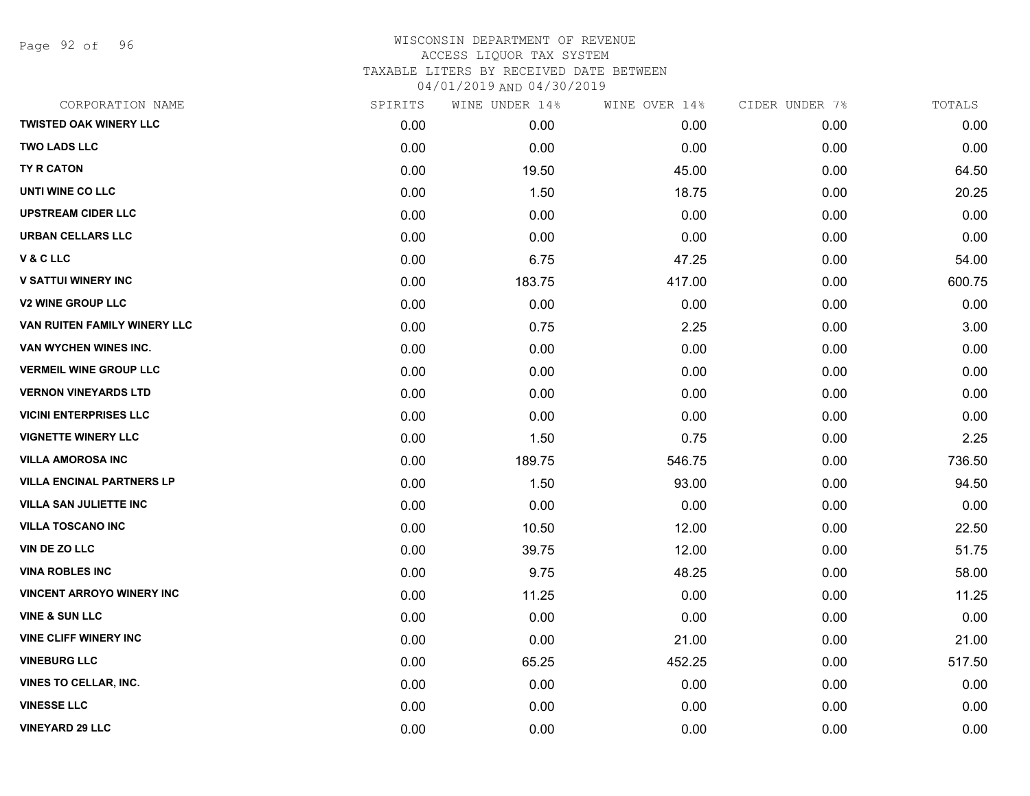# WISCONSIN DEPARTMENT OF REVENUE
## ACCESS LIQUOR TAX SYSTEM
### TAXABLE LITERS BY RECEIVED DATE BETWEEN 04/01/2019 AND 04/30/2019

| CORPORATION NAME | SPIRITS | WINE UNDER 14% | WINE OVER 14% | CIDER UNDER 7% | TOTALS |
|---|---|---|---|---|---|
| TWISTED OAK WINERY LLC | 0.00 | 0.00 | 0.00 | 0.00 | 0.00 |
| TWO LADS LLC | 0.00 | 0.00 | 0.00 | 0.00 | 0.00 |
| TY R CATON | 0.00 | 19.50 | 45.00 | 0.00 | 64.50 |
| UNTI WINE CO LLC | 0.00 | 1.50 | 18.75 | 0.00 | 20.25 |
| UPSTREAM CIDER LLC | 0.00 | 0.00 | 0.00 | 0.00 | 0.00 |
| URBAN CELLARS LLC | 0.00 | 0.00 | 0.00 | 0.00 | 0.00 |
| V & C LLC | 0.00 | 6.75 | 47.25 | 0.00 | 54.00 |
| V SATTUI WINERY INC | 0.00 | 183.75 | 417.00 | 0.00 | 600.75 |
| V2 WINE GROUP LLC | 0.00 | 0.00 | 0.00 | 0.00 | 0.00 |
| VAN RUITEN FAMILY WINERY LLC | 0.00 | 0.75 | 2.25 | 0.00 | 3.00 |
| VAN WYCHEN WINES INC. | 0.00 | 0.00 | 0.00 | 0.00 | 0.00 |
| VERMEIL WINE GROUP LLC | 0.00 | 0.00 | 0.00 | 0.00 | 0.00 |
| VERNON VINEYARDS LTD | 0.00 | 0.00 | 0.00 | 0.00 | 0.00 |
| VICINI ENTERPRISES LLC | 0.00 | 0.00 | 0.00 | 0.00 | 0.00 |
| VIGNETTE WINERY LLC | 0.00 | 1.50 | 0.75 | 0.00 | 2.25 |
| VILLA AMOROSA INC | 0.00 | 189.75 | 546.75 | 0.00 | 736.50 |
| VILLA ENCINAL PARTNERS LP | 0.00 | 1.50 | 93.00 | 0.00 | 94.50 |
| VILLA SAN JULIETTE INC | 0.00 | 0.00 | 0.00 | 0.00 | 0.00 |
| VILLA TOSCANO INC | 0.00 | 10.50 | 12.00 | 0.00 | 22.50 |
| VIN DE ZO LLC | 0.00 | 39.75 | 12.00 | 0.00 | 51.75 |
| VINA ROBLES INC | 0.00 | 9.75 | 48.25 | 0.00 | 58.00 |
| VINCENT ARROYO WINERY INC | 0.00 | 11.25 | 0.00 | 0.00 | 11.25 |
| VINE & SUN LLC | 0.00 | 0.00 | 0.00 | 0.00 | 0.00 |
| VINE CLIFF WINERY INC | 0.00 | 0.00 | 21.00 | 0.00 | 21.00 |
| VINEBURG LLC | 0.00 | 65.25 | 452.25 | 0.00 | 517.50 |
| VINES TO CELLAR, INC. | 0.00 | 0.00 | 0.00 | 0.00 | 0.00 |
| VINESSE LLC | 0.00 | 0.00 | 0.00 | 0.00 | 0.00 |
| VINEYARD 29 LLC | 0.00 | 0.00 | 0.00 | 0.00 | 0.00 |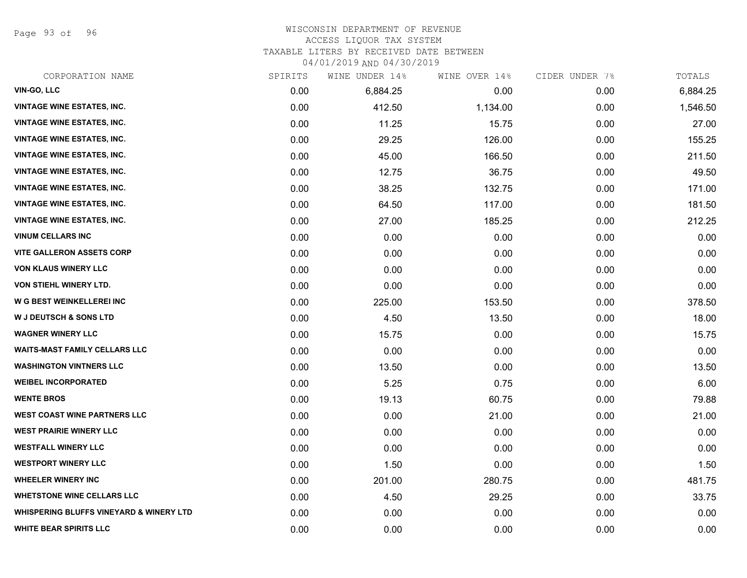WISCONSIN DEPARTMENT OF REVENUE
ACCESS LIQUOR TAX SYSTEM
TAXABLE LITERS BY RECEIVED DATE BETWEEN
04/01/2019 AND 04/30/2019

| CORPORATION NAME | SPIRITS | WINE UNDER 14% | WINE OVER 14% | CIDER UNDER 7% | TOTALS |
|---|---|---|---|---|---|
| VIN-GO, LLC | 0.00 | 6,884.25 | 0.00 | 0.00 | 6,884.25 |
| VINTAGE WINE ESTATES, INC. | 0.00 | 412.50 | 1,134.00 | 0.00 | 1,546.50 |
| VINTAGE WINE ESTATES, INC. | 0.00 | 11.25 | 15.75 | 0.00 | 27.00 |
| VINTAGE WINE ESTATES, INC. | 0.00 | 29.25 | 126.00 | 0.00 | 155.25 |
| VINTAGE WINE ESTATES, INC. | 0.00 | 45.00 | 166.50 | 0.00 | 211.50 |
| VINTAGE WINE ESTATES, INC. | 0.00 | 12.75 | 36.75 | 0.00 | 49.50 |
| VINTAGE WINE ESTATES, INC. | 0.00 | 38.25 | 132.75 | 0.00 | 171.00 |
| VINTAGE WINE ESTATES, INC. | 0.00 | 64.50 | 117.00 | 0.00 | 181.50 |
| VINTAGE WINE ESTATES, INC. | 0.00 | 27.00 | 185.25 | 0.00 | 212.25 |
| VINUM CELLARS INC | 0.00 | 0.00 | 0.00 | 0.00 | 0.00 |
| VITE GALLERON ASSETS CORP | 0.00 | 0.00 | 0.00 | 0.00 | 0.00 |
| VON KLAUS WINERY LLC | 0.00 | 0.00 | 0.00 | 0.00 | 0.00 |
| VON STIEHL WINERY LTD. | 0.00 | 0.00 | 0.00 | 0.00 | 0.00 |
| W G BEST WEINKELLEREI INC | 0.00 | 225.00 | 153.50 | 0.00 | 378.50 |
| W J DEUTSCH & SONS LTD | 0.00 | 4.50 | 13.50 | 0.00 | 18.00 |
| WAGNER WINERY LLC | 0.00 | 15.75 | 0.00 | 0.00 | 15.75 |
| WAITS-MAST FAMILY CELLARS LLC | 0.00 | 0.00 | 0.00 | 0.00 | 0.00 |
| WASHINGTON VINTNERS LLC | 0.00 | 13.50 | 0.00 | 0.00 | 13.50 |
| WEIBEL INCORPORATED | 0.00 | 5.25 | 0.75 | 0.00 | 6.00 |
| WENTE BROS | 0.00 | 19.13 | 60.75 | 0.00 | 79.88 |
| WEST COAST WINE PARTNERS LLC | 0.00 | 0.00 | 21.00 | 0.00 | 21.00 |
| WEST PRAIRIE WINERY LLC | 0.00 | 0.00 | 0.00 | 0.00 | 0.00 |
| WESTFALL WINERY LLC | 0.00 | 0.00 | 0.00 | 0.00 | 0.00 |
| WESTPORT WINERY LLC | 0.00 | 1.50 | 0.00 | 0.00 | 1.50 |
| WHEELER WINERY INC | 0.00 | 201.00 | 280.75 | 0.00 | 481.75 |
| WHETSTONE WINE CELLARS LLC | 0.00 | 4.50 | 29.25 | 0.00 | 33.75 |
| WHISPERING BLUFFS VINEYARD & WINERY LTD | 0.00 | 0.00 | 0.00 | 0.00 | 0.00 |
| WHITE BEAR SPIRITS LLC | 0.00 | 0.00 | 0.00 | 0.00 | 0.00 |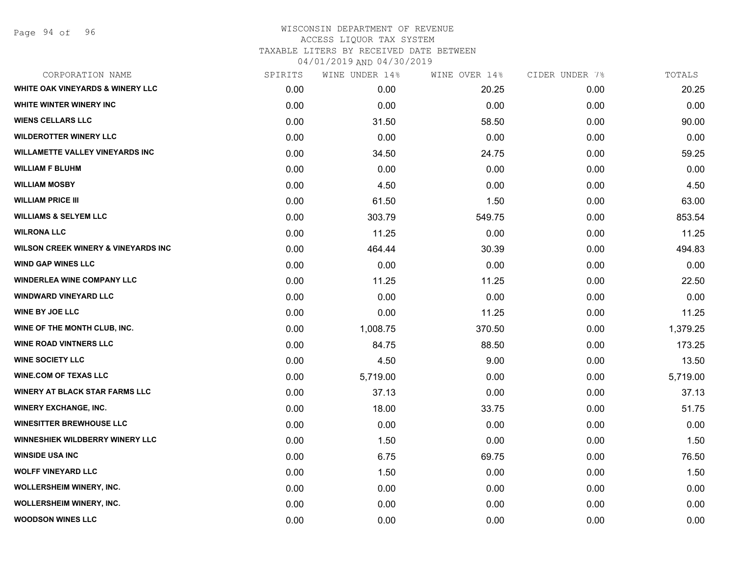# WISCONSIN DEPARTMENT OF REVENUE
## ACCESS LIQUOR TAX SYSTEM
## TAXABLE LITERS BY RECEIVED DATE BETWEEN 04/01/2019 AND 04/30/2019

| CORPORATION NAME | SPIRITS | WINE UNDER 14% | WINE OVER 14% | CIDER UNDER 7% | TOTALS |
|---|---|---|---|---|---|
| WHITE OAK VINEYARDS & WINERY LLC | 0.00 | 0.00 | 20.25 | 0.00 | 20.25 |
| WHITE WINTER WINERY INC | 0.00 | 0.00 | 0.00 | 0.00 | 0.00 |
| WIENS CELLARS LLC | 0.00 | 31.50 | 58.50 | 0.00 | 90.00 |
| WILDEROTTER WINERY LLC | 0.00 | 0.00 | 0.00 | 0.00 | 0.00 |
| WILLAMETTE VALLEY VINEYARDS INC | 0.00 | 34.50 | 24.75 | 0.00 | 59.25 |
| WILLIAM F BLUHM | 0.00 | 0.00 | 0.00 | 0.00 | 0.00 |
| WILLIAM MOSBY | 0.00 | 4.50 | 0.00 | 0.00 | 4.50 |
| WILLIAM PRICE III | 0.00 | 61.50 | 1.50 | 0.00 | 63.00 |
| WILLIAMS & SELYEM LLC | 0.00 | 303.79 | 549.75 | 0.00 | 853.54 |
| WILRONA LLC | 0.00 | 11.25 | 0.00 | 0.00 | 11.25 |
| WILSON CREEK WINERY & VINEYARDS INC | 0.00 | 464.44 | 30.39 | 0.00 | 494.83 |
| WIND GAP WINES LLC | 0.00 | 0.00 | 0.00 | 0.00 | 0.00 |
| WINDERLEA WINE COMPANY LLC | 0.00 | 11.25 | 11.25 | 0.00 | 22.50 |
| WINDWARD VINEYARD LLC | 0.00 | 0.00 | 0.00 | 0.00 | 0.00 |
| WINE BY JOE LLC | 0.00 | 0.00 | 11.25 | 0.00 | 11.25 |
| WINE OF THE MONTH CLUB, INC. | 0.00 | 1,008.75 | 370.50 | 0.00 | 1,379.25 |
| WINE ROAD VINTNERS LLC | 0.00 | 84.75 | 88.50 | 0.00 | 173.25 |
| WINE SOCIETY LLC | 0.00 | 4.50 | 9.00 | 0.00 | 13.50 |
| WINE.COM OF TEXAS LLC | 0.00 | 5,719.00 | 0.00 | 0.00 | 5,719.00 |
| WINERY AT BLACK STAR FARMS LLC | 0.00 | 37.13 | 0.00 | 0.00 | 37.13 |
| WINERY EXCHANGE, INC. | 0.00 | 18.00 | 33.75 | 0.00 | 51.75 |
| WINESITTER BREWHOUSE LLC | 0.00 | 0.00 | 0.00 | 0.00 | 0.00 |
| WINNESHIEK WILDBERRY WINERY LLC | 0.00 | 1.50 | 0.00 | 0.00 | 1.50 |
| WINSIDE USA INC | 0.00 | 6.75 | 69.75 | 0.00 | 76.50 |
| WOLFF VINEYARD LLC | 0.00 | 1.50 | 0.00 | 0.00 | 1.50 |
| WOLLERSHEIM WINERY, INC. | 0.00 | 0.00 | 0.00 | 0.00 | 0.00 |
| WOLLERSHEIM WINERY, INC. | 0.00 | 0.00 | 0.00 | 0.00 | 0.00 |
| WOODSON WINES LLC | 0.00 | 0.00 | 0.00 | 0.00 | 0.00 |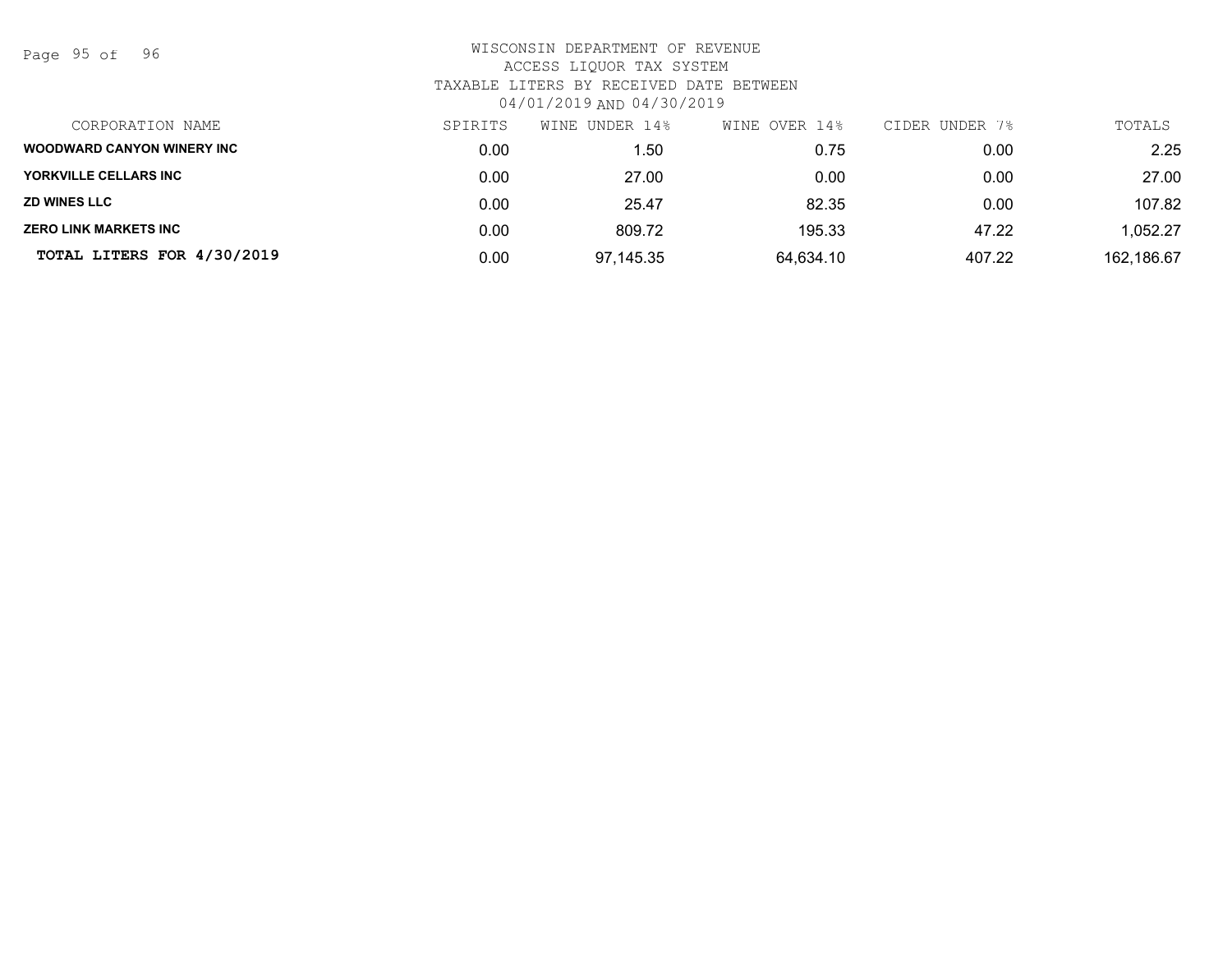# WISCONSIN DEPARTMENT OF REVENUE

## ACCESS LIQUOR TAX SYSTEM

### TAXABLE LITERS BY RECEIVED DATE BETWEEN 04/01/2019 AND 04/30/2019

| CORPORATION NAME | SPIRITS | WINE UNDER 14% | WINE OVER 14% | CIDER UNDER 7% | TOTALS |
|---|---|---|---|---|---|
| **WOODWARD CANYON WINERY INC** | 0.00 | 1.50 | 0.75 | 0.00 | 2.25 |
| **YORKVILLE CELLARS INC** | 0.00 | 27.00 | 0.00 | 0.00 | 27.00 |
| **ZD WINES LLC** | 0.00 | 25.47 | 82.35 | 0.00 | 107.82 |
| **ZERO LINK MARKETS INC** | 0.00 | 809.72 | 195.33 | 47.22 | 1,052.27 |
| **TOTAL LITERS FOR 4/30/2019** | 0.00 | 97,145.35 | 64,634.10 | 407.22 | 162,186.67 |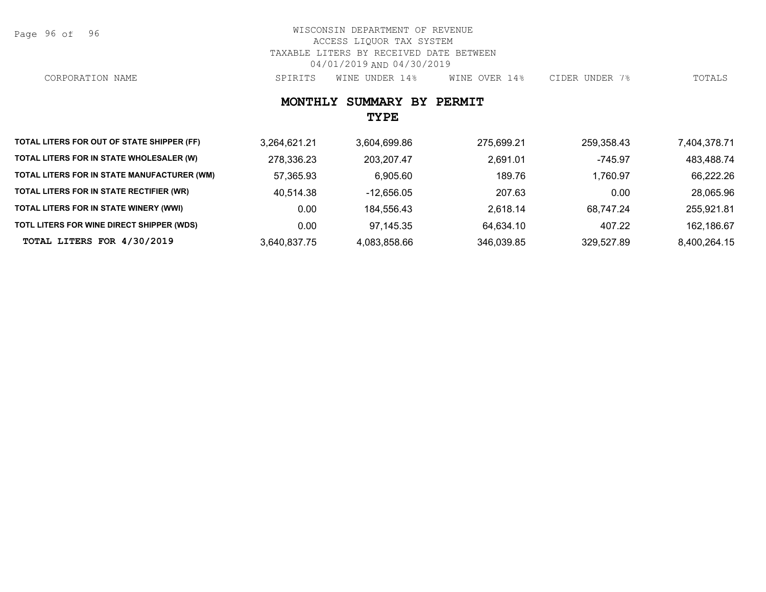WISCONSIN DEPARTMENT OF REVENUE
ACCESS LIQUOR TAX SYSTEM
TAXABLE LITERS BY RECEIVED DATE BETWEEN
04/01/2019 AND 04/30/2019

## MONTHLY SUMMARY BY PERMIT TYPE

| CORPORATION NAME | SPIRITS | WINE UNDER 14% | WINE OVER 14% | CIDER UNDER 7% | TOTALS |
|---|---|---|---|---|---|
| TOTAL LITERS FOR OUT OF STATE SHIPPER (FF) | 3,264,621.21 | 3,604,699.86 | 275,699.21 | 259,358.43 | 7,404,378.71 |
| TOTAL LITERS FOR IN STATE WHOLESALER (W) | 278,336.23 | 203,207.47 | 2,691.01 | -745.97 | 483,488.74 |
| TOTAL LITERS FOR IN STATE MANUFACTURER (WM) | 57,365.93 | 6,905.60 | 189.76 | 1,760.97 | 66,222.26 |
| TOTAL LITERS FOR IN STATE RECTIFIER (WR) | 40,514.38 | -12,656.05 | 207.63 | 0.00 | 28,065.96 |
| TOTAL LITERS FOR IN STATE WINERY (WWI) | 0.00 | 184,556.43 | 2,618.14 | 68,747.24 | 255,921.81 |
| TOTL LITERS FOR WINE DIRECT SHIPPER (WDS) | 0.00 | 97,145.35 | 64,634.10 | 407.22 | 162,186.67 |
| **TOTAL LITERS FOR 4/30/2019** | 3,640,837.75 | 4,083,858.66 | 346,039.85 | 329,527.89 | 8,400,264.15 |